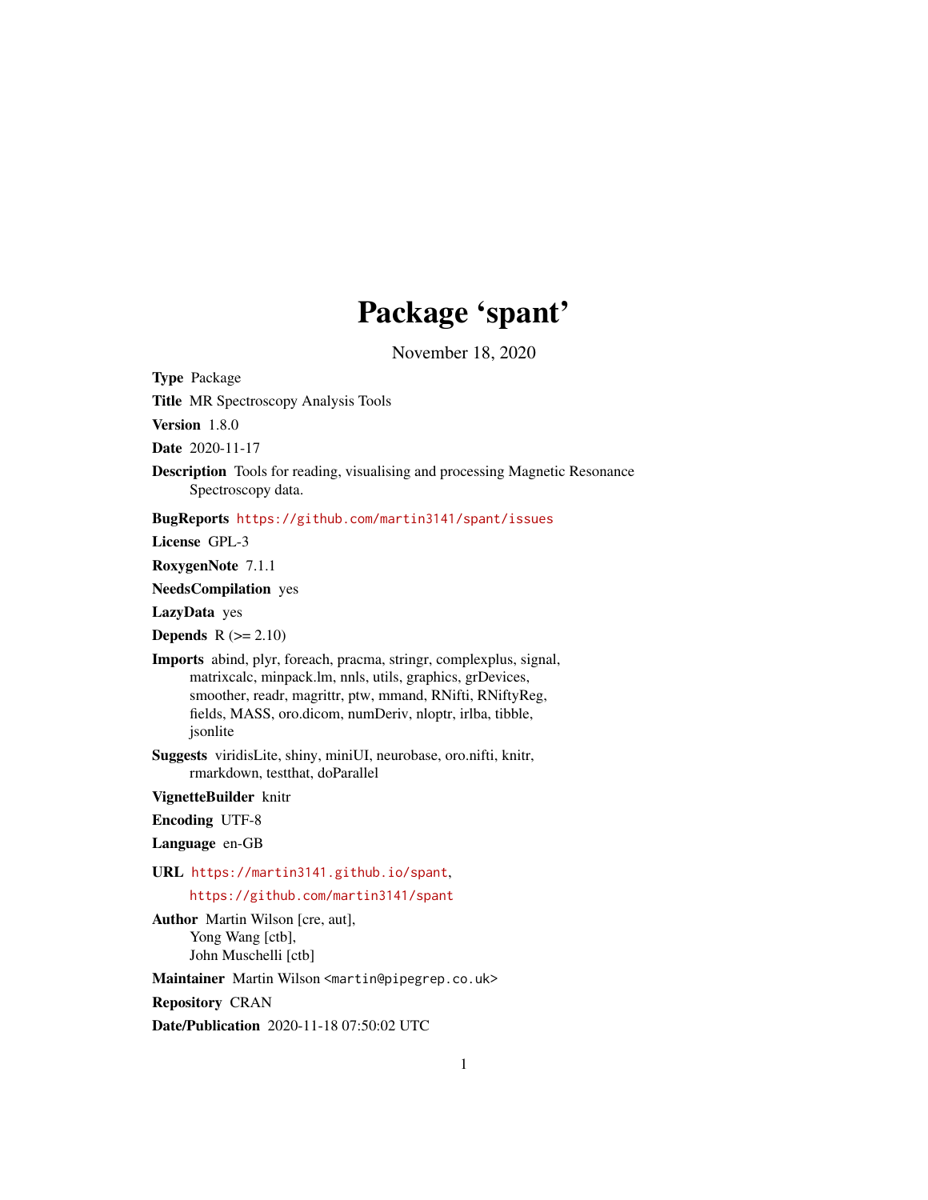# Package 'spant'

November 18, 2020

**Type** Package

**Title** MR Spectroscopy Analysis Tools

**Version** 1.8.0

**Date** 2020-11-17

**Description** Tools for reading, visualising and processing Magnetic Resonance Spectroscopy data.

**BugReports** https://github.com/martin3141/spant/issues

**License** GPL-3

**RoxygenNote** 7.1.1

**NeedsCompilation** yes

**LazyData** yes

**Depends** R (>= 2.10)

**Imports** abind, plyr, foreach, pracma, stringr, complexplus, signal, matrixcalc, minpack.lm, nnls, utils, graphics, grDevices, smoother, readr, magrittr, ptw, mmand, RNifti, RNiftyReg, fields, MASS, oro.dicom, numDeriv, nloptr, irlba, tibble, jsonlite

**Suggests** viridisLite, shiny, miniUI, neurobase, oro.nifti, knitr, rmarkdown, testthat, doParallel

**VignetteBuilder** knitr

**Encoding** UTF-8

**Language** en-GB

**URL** https://martin3141.github.io/spant, https://github.com/martin3141/spant

**Author** Martin Wilson [cre, aut], Yong Wang [ctb], John Muschelli [ctb]

**Maintainer** Martin Wilson <martin@pipegrep.co.uk>

**Repository** CRAN

**Date/Publication** 2020-11-18 07:50:02 UTC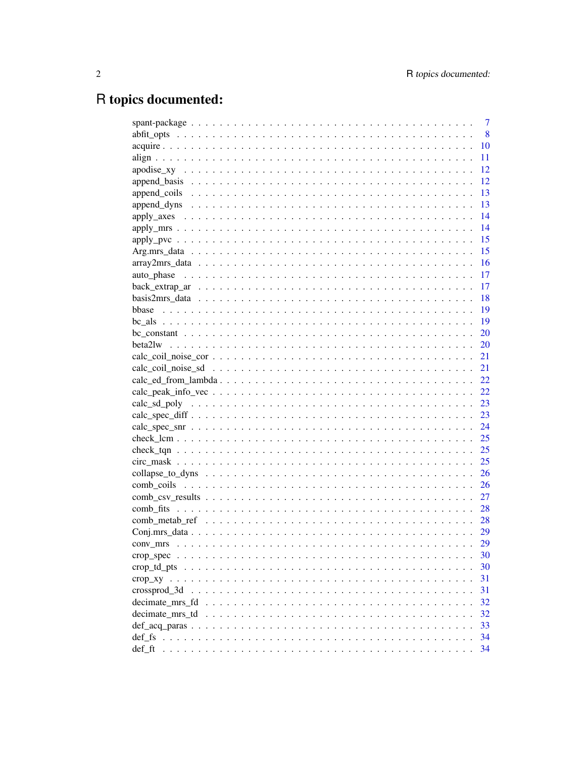# R topics documented:

| | |
|---|---|
| spant-package | 7 |
| abfit_opts | 8 |
| acquire | 10 |
| align | 11 |
| apodise_xy | 12 |
| append_basis | 12 |
| append_coils | 13 |
| append_dyns | 13 |
| apply_axes | 14 |
| apply_mrs | 14 |
| apply_pvc | 15 |
| Arg.mrs_data | 15 |
| array2mrs_data | 16 |
| auto_phase | 17 |
| back_extrap_ar | 17 |
| basis2mrs_data | 18 |
| bbase | 19 |
| bc_als | 19 |
| bc_constant | 20 |
| beta2lw | 20 |
| calc_coil_noise_cor | 21 |
| calc_coil_noise_sd | 21 |
| calc_ed_from_lambda | 22 |
| calc_peak_info_vec | 22 |
| calc_sd_poly | 23 |
| calc_spec_diff | 23 |
| calc_spec_snr | 24 |
| check_lcm | 25 |
| check_tqn | 25 |
| circ_mask | 25 |
| collapse_to_dyns | 26 |
| comb_coils | 26 |
| comb_csv_results | 27 |
| comb_fits | 28 |
| comb_metab_ref | 28 |
| Conj.mrs_data | 29 |
| conv_mrs | 29 |
| crop_spec | 30 |
| crop_td_pts | 30 |
| crop_xy | 31 |
| crossprod_3d | 31 |
| decimate_mrs_fd | 32 |
| decimate_mrs_td | 32 |
| def_acq_paras | 33 |
| def_fs | 34 |
| def_ft | 34 |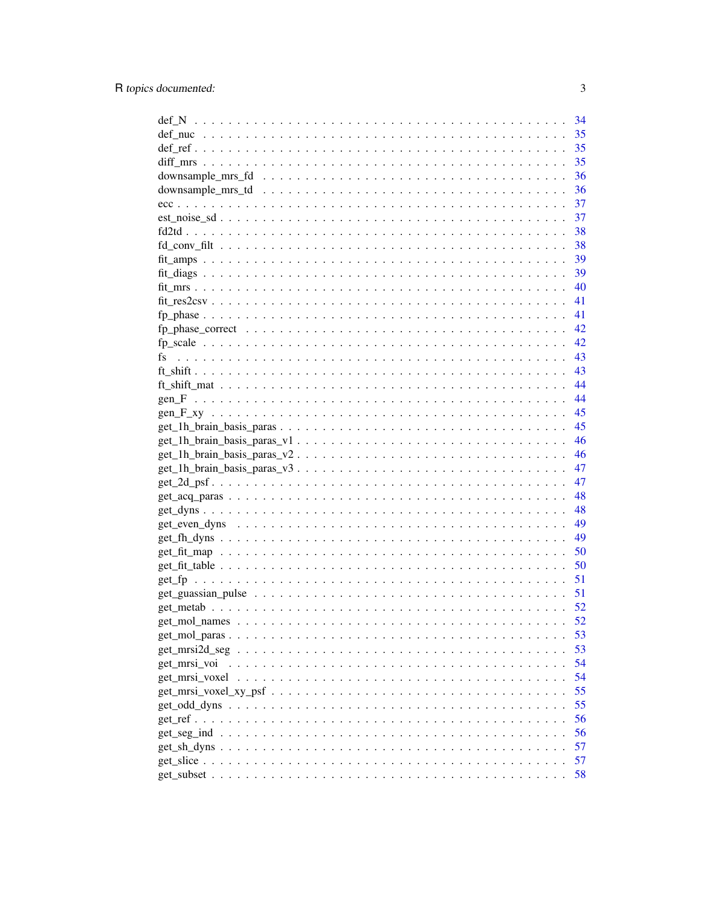| | |
|---|---|
| def_N | 34 |
| def_nuc | 35 |
| def_ref | 35 |
| diff_mrs | 35 |
| downsample_mrs_fd | 36 |
| downsample_mrs_td | 36 |
| ecc | 37 |
| est_noise_sd | 37 |
| fd2td | 38 |
| fd_conv_filt | 38 |
| fit_amps | 39 |
| fit_diags | 39 |
| fit_mrs | 40 |
| fit_res2csv | 41 |
| fp_phase | 41 |
| fp_phase_correct | 42 |
| fp_scale | 42 |
| fs | 43 |
| ft_shift | 43 |
| ft_shift_mat | 44 |
| gen_F | 44 |
| gen_F_xy | 45 |
| get_1h_brain_basis_paras | 45 |
| get_1h_brain_basis_paras_v1 | 46 |
| get_1h_brain_basis_paras_v2 | 46 |
| get_1h_brain_basis_paras_v3 | 47 |
| get_2d_psf | 47 |
| get_acq_paras | 48 |
| get_dyns | 48 |
| get_even_dyns | 49 |
| get_fh_dyns | 49 |
| get_fit_map | 50 |
| get_fit_table | 50 |
| get_fp | 51 |
| get_guassian_pulse | 51 |
| get_metab | 52 |
| get_mol_names | 52 |
| get_mol_paras | 53 |
| get_mrsi2d_seg | 53 |
| get_mrsi_voi | 54 |
| get_mrsi_voxel | 54 |
| get_mrsi_voxel_xy_psf | 55 |
| get_odd_dyns | 55 |
| get_ref | 56 |
| get_seg_ind | 56 |
| get_sh_dyns | 57 |
| get_slice | 57 |
| get_subset | 58 |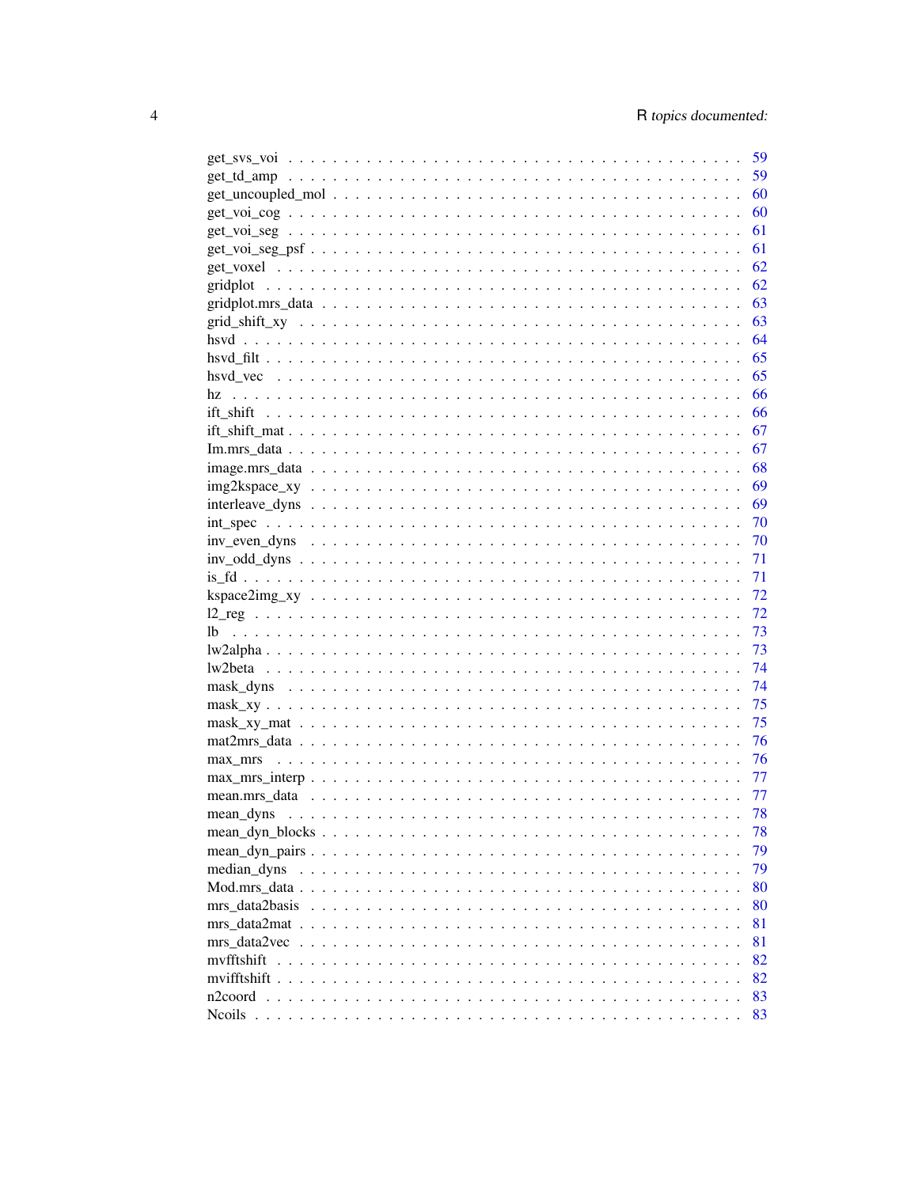get_svs_voi . . . . . . . . . . . . . . . . . . . . . . . . . . . . . . . . . . . . . . . 59
get_td_amp . . . . . . . . . . . . . . . . . . . . . . . . . . . . . . . . . . . . . . . 59
get_uncoupled_mol . . . . . . . . . . . . . . . . . . . . . . . . . . . . . . . . . . . . 60
get_voi_cog . . . . . . . . . . . . . . . . . . . . . . . . . . . . . . . . . . . . . . . 60
get_voi_seg . . . . . . . . . . . . . . . . . . . . . . . . . . . . . . . . . . . . . . . 61
get_voi_seg_psf . . . . . . . . . . . . . . . . . . . . . . . . . . . . . . . . . . . . . 61
get_voxel . . . . . . . . . . . . . . . . . . . . . . . . . . . . . . . . . . . . . . . . 62
gridplot . . . . . . . . . . . . . . . . . . . . . . . . . . . . . . . . . . . . . . . . 62
gridplot.mrs_data . . . . . . . . . . . . . . . . . . . . . . . . . . . . . . . . . . . . 63
grid_shift_xy . . . . . . . . . . . . . . . . . . . . . . . . . . . . . . . . . . . . . . 63
hsvd . . . . . . . . . . . . . . . . . . . . . . . . . . . . . . . . . . . . . . . . . . 64
hsvd_filt . . . . . . . . . . . . . . . . . . . . . . . . . . . . . . . . . . . . . . . . 65
hsvd_vec . . . . . . . . . . . . . . . . . . . . . . . . . . . . . . . . . . . . . . . . 65
hz . . . . . . . . . . . . . . . . . . . . . . . . . . . . . . . . . . . . . . . . . . . 66
ift_shift . . . . . . . . . . . . . . . . . . . . . . . . . . . . . . . . . . . . . . . . 66
ift_shift_mat . . . . . . . . . . . . . . . . . . . . . . . . . . . . . . . . . . . . . . 67
Im.mrs_data . . . . . . . . . . . . . . . . . . . . . . . . . . . . . . . . . . . . . . . 67
image.mrs_data . . . . . . . . . . . . . . . . . . . . . . . . . . . . . . . . . . . . . 68
img2kspace_xy . . . . . . . . . . . . . . . . . . . . . . . . . . . . . . . . . . . . . . 69
interleave_dyns . . . . . . . . . . . . . . . . . . . . . . . . . . . . . . . . . . . . . 69
int_spec . . . . . . . . . . . . . . . . . . . . . . . . . . . . . . . . . . . . . . . . 70
inv_even_dyns . . . . . . . . . . . . . . . . . . . . . . . . . . . . . . . . . . . . . . 70
inv_odd_dyns . . . . . . . . . . . . . . . . . . . . . . . . . . . . . . . . . . . . . . 71
is_fd . . . . . . . . . . . . . . . . . . . . . . . . . . . . . . . . . . . . . . . . . . 71
kspace2img_xy . . . . . . . . . . . . . . . . . . . . . . . . . . . . . . . . . . . . . . 72
l2_reg . . . . . . . . . . . . . . . . . . . . . . . . . . . . . . . . . . . . . . . . . 72
lb . . . . . . . . . . . . . . . . . . . . . . . . . . . . . . . . . . . . . . . . . . . 73
lw2alpha . . . . . . . . . . . . . . . . . . . . . . . . . . . . . . . . . . . . . . . . 73
lw2beta . . . . . . . . . . . . . . . . . . . . . . . . . . . . . . . . . . . . . . . . . 74
mask_dyns . . . . . . . . . . . . . . . . . . . . . . . . . . . . . . . . . . . . . . . . 74
mask_xy . . . . . . . . . . . . . . . . . . . . . . . . . . . . . . . . . . . . . . . . . 75
mask_xy_mat . . . . . . . . . . . . . . . . . . . . . . . . . . . . . . . . . . . . . . . 75
mat2mrs_data . . . . . . . . . . . . . . . . . . . . . . . . . . . . . . . . . . . . . . 76
max_mrs . . . . . . . . . . . . . . . . . . . . . . . . . . . . . . . . . . . . . . . . . 76
max_mrs_interp . . . . . . . . . . . . . . . . . . . . . . . . . . . . . . . . . . . . . 77
mean.mrs_data . . . . . . . . . . . . . . . . . . . . . . . . . . . . . . . . . . . . . . 77
mean_dyns . . . . . . . . . . . . . . . . . . . . . . . . . . . . . . . . . . . . . . . . 78
mean_dyn_blocks . . . . . . . . . . . . . . . . . . . . . . . . . . . . . . . . . . . . . 78
mean_dyn_pairs . . . . . . . . . . . . . . . . . . . . . . . . . . . . . . . . . . . . . 79
median_dyns . . . . . . . . . . . . . . . . . . . . . . . . . . . . . . . . . . . . . . . 79
Mod.mrs_data . . . . . . . . . . . . . . . . . . . . . . . . . . . . . . . . . . . . . . 80
mrs_data2basis . . . . . . . . . . . . . . . . . . . . . . . . . . . . . . . . . . . . . 80
mrs_data2mat . . . . . . . . . . . . . . . . . . . . . . . . . . . . . . . . . . . . . . 81
mrs_data2vec . . . . . . . . . . . . . . . . . . . . . . . . . . . . . . . . . . . . . . 81
mvfftshift . . . . . . . . . . . . . . . . . . . . . . . . . . . . . . . . . . . . . . . . 82
mvifftshift . . . . . . . . . . . . . . . . . . . . . . . . . . . . . . . . . . . . . . . 82
n2coord . . . . . . . . . . . . . . . . . . . . . . . . . . . . . . . . . . . . . . . . . 83
Ncoils . . . . . . . . . . . . . . . . . . . . . . . . . . . . . . . . . . . . . . . . . . 83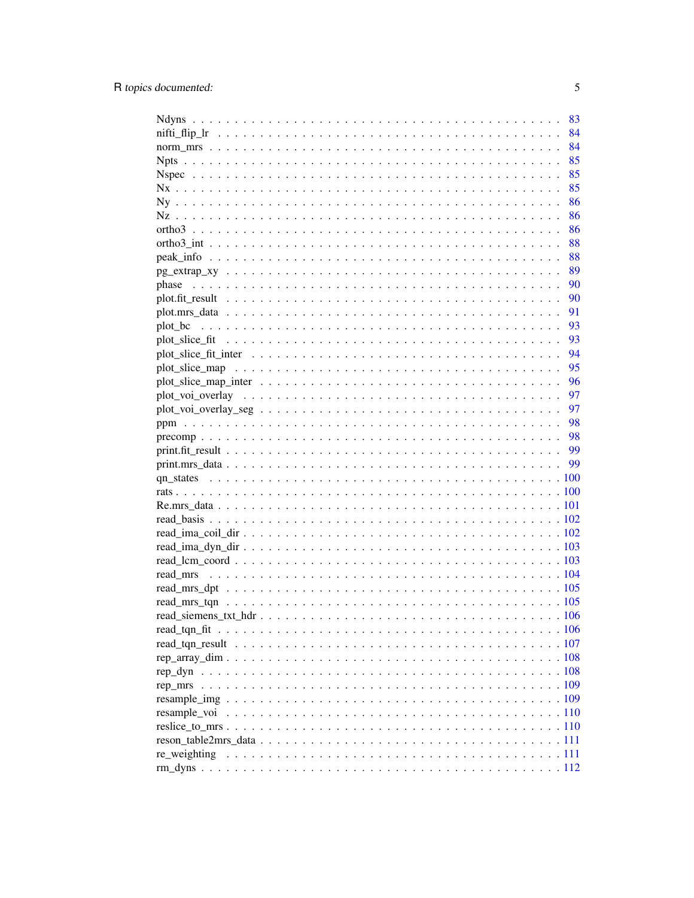Ndyns . . . . . . . . . . . . . . . . . . . . . . . . . . . . . . . . . . . . . . . . . . 83
nifti_flip_lr . . . . . . . . . . . . . . . . . . . . . . . . . . . . . . . . . . . . . . . 84
norm_mrs . . . . . . . . . . . . . . . . . . . . . . . . . . . . . . . . . . . . . . . . . 84
Npts . . . . . . . . . . . . . . . . . . . . . . . . . . . . . . . . . . . . . . . . . . . 85
Nspec . . . . . . . . . . . . . . . . . . . . . . . . . . . . . . . . . . . . . . . . . . 85
Nx . . . . . . . . . . . . . . . . . . . . . . . . . . . . . . . . . . . . . . . . . . . . 85
Ny . . . . . . . . . . . . . . . . . . . . . . . . . . . . . . . . . . . . . . . . . . . . 86
Nz . . . . . . . . . . . . . . . . . . . . . . . . . . . . . . . . . . . . . . . . . . . . 86
ortho3 . . . . . . . . . . . . . . . . . . . . . . . . . . . . . . . . . . . . . . . . . . 86
ortho3_int . . . . . . . . . . . . . . . . . . . . . . . . . . . . . . . . . . . . . . . . 88
peak_info . . . . . . . . . . . . . . . . . . . . . . . . . . . . . . . . . . . . . . . . 88
pg_extrap_xy . . . . . . . . . . . . . . . . . . . . . . . . . . . . . . . . . . . . . . 89
phase . . . . . . . . . . . . . . . . . . . . . . . . . . . . . . . . . . . . . . . . . . 90
plot.fit_result . . . . . . . . . . . . . . . . . . . . . . . . . . . . . . . . . . . . . 90
plot.mrs_data . . . . . . . . . . . . . . . . . . . . . . . . . . . . . . . . . . . . . 91
plot_bc . . . . . . . . . . . . . . . . . . . . . . . . . . . . . . . . . . . . . . . . . 93
plot_slice_fit . . . . . . . . . . . . . . . . . . . . . . . . . . . . . . . . . . . . . 93
plot_slice_fit_inter . . . . . . . . . . . . . . . . . . . . . . . . . . . . . . . . . 94
plot_slice_map . . . . . . . . . . . . . . . . . . . . . . . . . . . . . . . . . . . . 95
plot_slice_map_inter . . . . . . . . . . . . . . . . . . . . . . . . . . . . . . . . 96
plot_voi_overlay . . . . . . . . . . . . . . . . . . . . . . . . . . . . . . . . . . . 97
plot_voi_overlay_seg . . . . . . . . . . . . . . . . . . . . . . . . . . . . . . . . 97
ppm . . . . . . . . . . . . . . . . . . . . . . . . . . . . . . . . . . . . . . . . . . . 98
precomp . . . . . . . . . . . . . . . . . . . . . . . . . . . . . . . . . . . . . . . . . 98
print.fit_result . . . . . . . . . . . . . . . . . . . . . . . . . . . . . . . . . . . . 99
print.mrs_data . . . . . . . . . . . . . . . . . . . . . . . . . . . . . . . . . . . . . 99
qn_states . . . . . . . . . . . . . . . . . . . . . . . . . . . . . . . . . . . . . . . 100
rats . . . . . . . . . . . . . . . . . . . . . . . . . . . . . . . . . . . . . . . . . . . 100
Re.mrs_data . . . . . . . . . . . . . . . . . . . . . . . . . . . . . . . . . . . . . 101
read_basis . . . . . . . . . . . . . . . . . . . . . . . . . . . . . . . . . . . . . . 102
read_ima_coil_dir . . . . . . . . . . . . . . . . . . . . . . . . . . . . . . . . . . 102
read_ima_dyn_dir . . . . . . . . . . . . . . . . . . . . . . . . . . . . . . . . . . 103
read_lcm_coord . . . . . . . . . . . . . . . . . . . . . . . . . . . . . . . . . . . 103
read_mrs . . . . . . . . . . . . . . . . . . . . . . . . . . . . . . . . . . . . . . . 104
read_mrs_dpt . . . . . . . . . . . . . . . . . . . . . . . . . . . . . . . . . . . . 105
read_mrs_tqn . . . . . . . . . . . . . . . . . . . . . . . . . . . . . . . . . . . . 105
read_siemens_txt_hdr . . . . . . . . . . . . . . . . . . . . . . . . . . . . . . . 106
read_tqn_fit . . . . . . . . . . . . . . . . . . . . . . . . . . . . . . . . . . . . . 106
read_tqn_result . . . . . . . . . . . . . . . . . . . . . . . . . . . . . . . . . . . 107
rep_array_dim . . . . . . . . . . . . . . . . . . . . . . . . . . . . . . . . . . . . 108
rep_dyn . . . . . . . . . . . . . . . . . . . . . . . . . . . . . . . . . . . . . . . . 108
rep_mrs . . . . . . . . . . . . . . . . . . . . . . . . . . . . . . . . . . . . . . . . 109
resample_img . . . . . . . . . . . . . . . . . . . . . . . . . . . . . . . . . . . . . 109
resample_voi . . . . . . . . . . . . . . . . . . . . . . . . . . . . . . . . . . . . . 110
reslice_to_mrs . . . . . . . . . . . . . . . . . . . . . . . . . . . . . . . . . . . . 110
reson_table2mrs_data . . . . . . . . . . . . . . . . . . . . . . . . . . . . . . . 111
re_weighting . . . . . . . . . . . . . . . . . . . . . . . . . . . . . . . . . . . . . 111
rm_dyns . . . . . . . . . . . . . . . . . . . . . . . . . . . . . . . . . . . . . . . . 112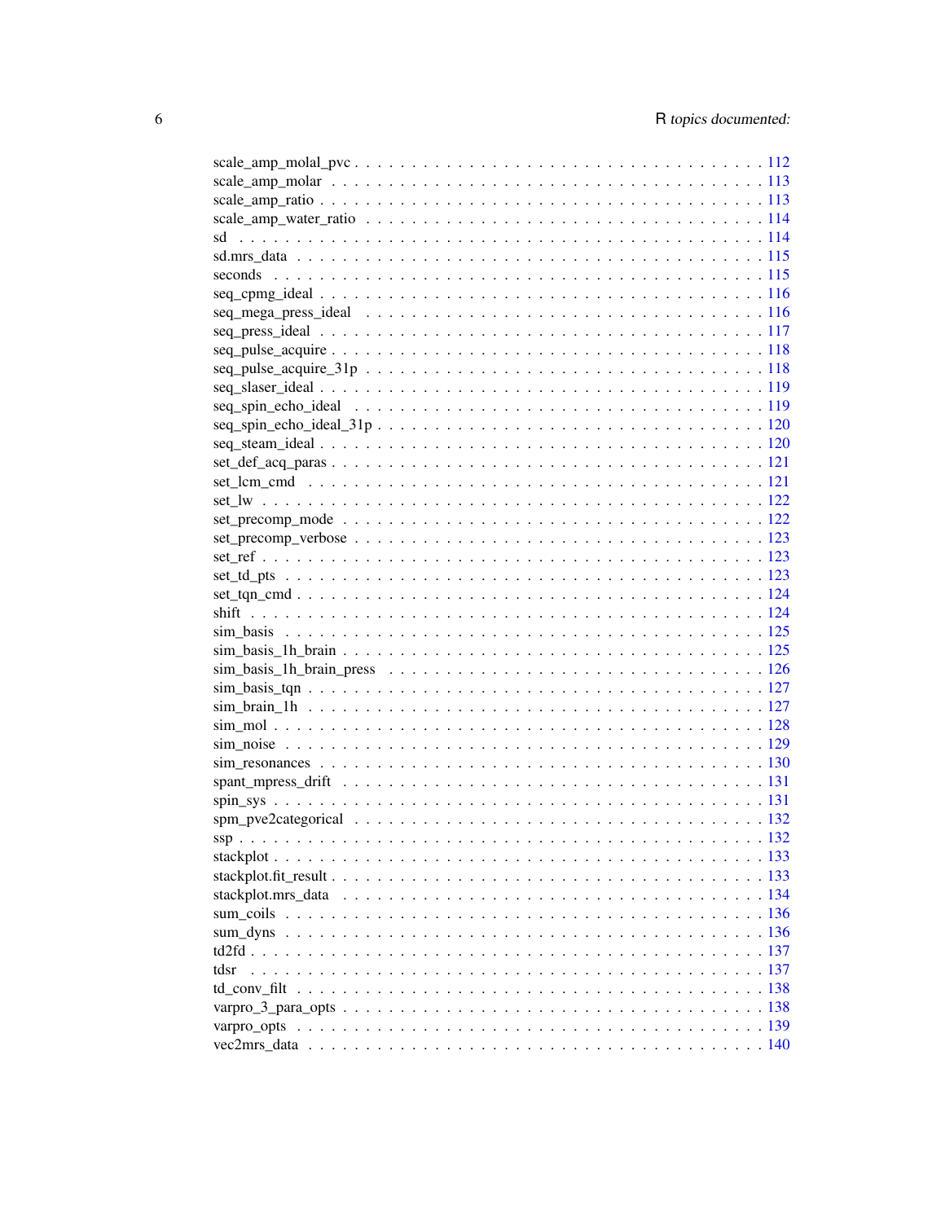scale_amp_molal_pvc . . . . . . . . . . . . . . . . . . . . . . . . . . . . . . . . . . . . 112
scale_amp_molar . . . . . . . . . . . . . . . . . . . . . . . . . . . . . . . . . . . . . . 113
scale_amp_ratio . . . . . . . . . . . . . . . . . . . . . . . . . . . . . . . . . . . . . . . 113
scale_amp_water_ratio . . . . . . . . . . . . . . . . . . . . . . . . . . . . . . . . . . . 114
sd . . . . . . . . . . . . . . . . . . . . . . . . . . . . . . . . . . . . . . . . . . . . . 114
sd.mrs_data . . . . . . . . . . . . . . . . . . . . . . . . . . . . . . . . . . . . . . . . . 115
seconds . . . . . . . . . . . . . . . . . . . . . . . . . . . . . . . . . . . . . . . . . . . 115
seq_cpmg_ideal . . . . . . . . . . . . . . . . . . . . . . . . . . . . . . . . . . . . . . . 116
seq_mega_press_ideal . . . . . . . . . . . . . . . . . . . . . . . . . . . . . . . . . . . 116
seq_press_ideal . . . . . . . . . . . . . . . . . . . . . . . . . . . . . . . . . . . . . . . 117
seq_pulse_acquire . . . . . . . . . . . . . . . . . . . . . . . . . . . . . . . . . . . . . . 118
seq_pulse_acquire_31p . . . . . . . . . . . . . . . . . . . . . . . . . . . . . . . . . . . 118
seq_slaser_ideal . . . . . . . . . . . . . . . . . . . . . . . . . . . . . . . . . . . . . . . 119
seq_spin_echo_ideal . . . . . . . . . . . . . . . . . . . . . . . . . . . . . . . . . . . . . 119
seq_spin_echo_ideal_31p . . . . . . . . . . . . . . . . . . . . . . . . . . . . . . . . . . 120
seq_steam_ideal . . . . . . . . . . . . . . . . . . . . . . . . . . . . . . . . . . . . . . . 120
set_def_acq_paras . . . . . . . . . . . . . . . . . . . . . . . . . . . . . . . . . . . . . . 121
set_lcm_cmd . . . . . . . . . . . . . . . . . . . . . . . . . . . . . . . . . . . . . . . . . 121
set_lw . . . . . . . . . . . . . . . . . . . . . . . . . . . . . . . . . . . . . . . . . . . . 122
set_precomp_mode . . . . . . . . . . . . . . . . . . . . . . . . . . . . . . . . . . . . . . 122
set_precomp_verbose . . . . . . . . . . . . . . . . . . . . . . . . . . . . . . . . . . . . 123
set_ref . . . . . . . . . . . . . . . . . . . . . . . . . . . . . . . . . . . . . . . . . . . . 123
set_td_pts . . . . . . . . . . . . . . . . . . . . . . . . . . . . . . . . . . . . . . . . . . 123
set_tqn_cmd . . . . . . . . . . . . . . . . . . . . . . . . . . . . . . . . . . . . . . . . . 124
shift . . . . . . . . . . . . . . . . . . . . . . . . . . . . . . . . . . . . . . . . . . . . . 124
sim_basis . . . . . . . . . . . . . . . . . . . . . . . . . . . . . . . . . . . . . . . . . . . 125
sim_basis_1h_brain . . . . . . . . . . . . . . . . . . . . . . . . . . . . . . . . . . . . . 125
sim_basis_1h_brain_press . . . . . . . . . . . . . . . . . . . . . . . . . . . . . . . . . 126
sim_basis_tqn . . . . . . . . . . . . . . . . . . . . . . . . . . . . . . . . . . . . . . . . . 127
sim_brain_1h . . . . . . . . . . . . . . . . . . . . . . . . . . . . . . . . . . . . . . . . . 127
sim_mol . . . . . . . . . . . . . . . . . . . . . . . . . . . . . . . . . . . . . . . . . . . . 128
sim_noise . . . . . . . . . . . . . . . . . . . . . . . . . . . . . . . . . . . . . . . . . . . 129
sim_resonances . . . . . . . . . . . . . . . . . . . . . . . . . . . . . . . . . . . . . . . . 130
spant_mpress_drift . . . . . . . . . . . . . . . . . . . . . . . . . . . . . . . . . . . . . . 131
spin_sys . . . . . . . . . . . . . . . . . . . . . . . . . . . . . . . . . . . . . . . . . . . . 131
spm_pve2categorical . . . . . . . . . . . . . . . . . . . . . . . . . . . . . . . . . . . . . 132
ssp . . . . . . . . . . . . . . . . . . . . . . . . . . . . . . . . . . . . . . . . . . . . . . 132
stackplot . . . . . . . . . . . . . . . . . . . . . . . . . . . . . . . . . . . . . . . . . . . 133
stackplot.fit_result . . . . . . . . . . . . . . . . . . . . . . . . . . . . . . . . . . . . . . 133
stackplot.mrs_data . . . . . . . . . . . . . . . . . . . . . . . . . . . . . . . . . . . . . . 134
sum_coils . . . . . . . . . . . . . . . . . . . . . . . . . . . . . . . . . . . . . . . . . . . 136
sum_dyns . . . . . . . . . . . . . . . . . . . . . . . . . . . . . . . . . . . . . . . . . . . 136
td2fd . . . . . . . . . . . . . . . . . . . . . . . . . . . . . . . . . . . . . . . . . . . . . 137
tdsr . . . . . . . . . . . . . . . . . . . . . . . . . . . . . . . . . . . . . . . . . . . . . . 137
td_conv_filt . . . . . . . . . . . . . . . . . . . . . . . . . . . . . . . . . . . . . . . . . . 138
varpro_3_para_opts . . . . . . . . . . . . . . . . . . . . . . . . . . . . . . . . . . . . . . 138
varpro_opts . . . . . . . . . . . . . . . . . . . . . . . . . . . . . . . . . . . . . . . . . . 139
vec2mrs_data . . . . . . . . . . . . . . . . . . . . . . . . . . . . . . . . . . . . . . . . . 140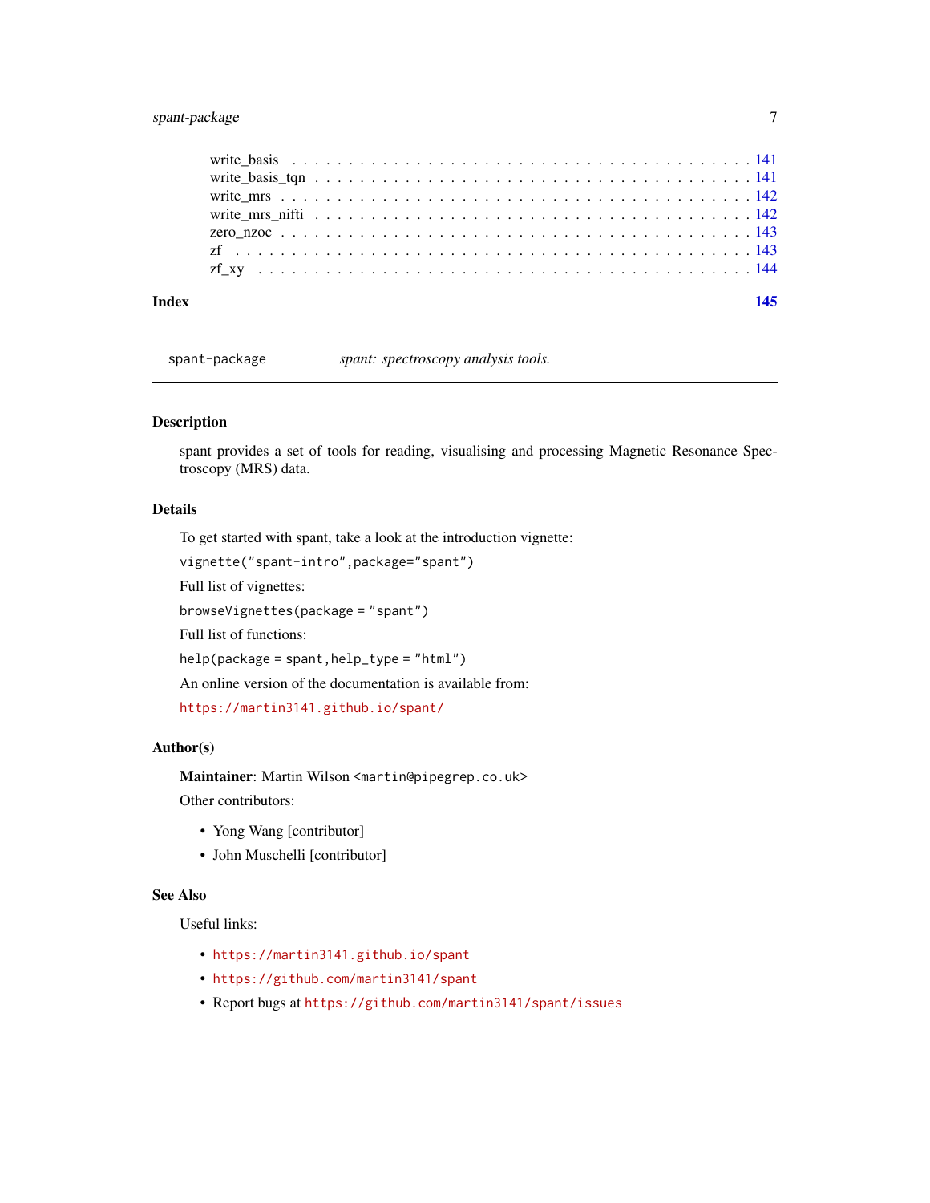write_basis . . . . . . . . . . . . . . . . . . . . . . . . . . . . . . . . . . . . . . . 141
write_basis_tqn . . . . . . . . . . . . . . . . . . . . . . . . . . . . . . . . . . . . . 141
write_mrs . . . . . . . . . . . . . . . . . . . . . . . . . . . . . . . . . . . . . . . . 142
write_mrs_nifti . . . . . . . . . . . . . . . . . . . . . . . . . . . . . . . . . . . . . 142
zero_nzoc . . . . . . . . . . . . . . . . . . . . . . . . . . . . . . . . . . . . . . . . 143
zf . . . . . . . . . . . . . . . . . . . . . . . . . . . . . . . . . . . . . . . . . . . . 143
zf_xy . . . . . . . . . . . . . . . . . . . . . . . . . . . . . . . . . . . . . . . . . . 144

**Index** 145

---

`spant-package` *spant: spectroscopy analysis tools.*

---

## Description

spant provides a set of tools for reading, visualising and processing Magnetic Resonance Spectroscopy (MRS) data.

## Details

To get started with spant, take a look at the introduction vignette:

`vignette("spant-intro",package="spant")`

Full list of vignettes:

`browseVignettes(package = "spant")`

Full list of functions:

`help(package = spant,help_type = "html")`

An online version of the documentation is available from:

https://martin3141.github.io/spant/

## Author(s)

**Maintainer**: Martin Wilson <martin@pipegrep.co.uk>

Other contributors:

- Yong Wang [contributor]
- John Muschelli [contributor]

## See Also

Useful links:

- https://martin3141.github.io/spant
- https://github.com/martin3141/spant
- Report bugs at https://github.com/martin3141/spant/issues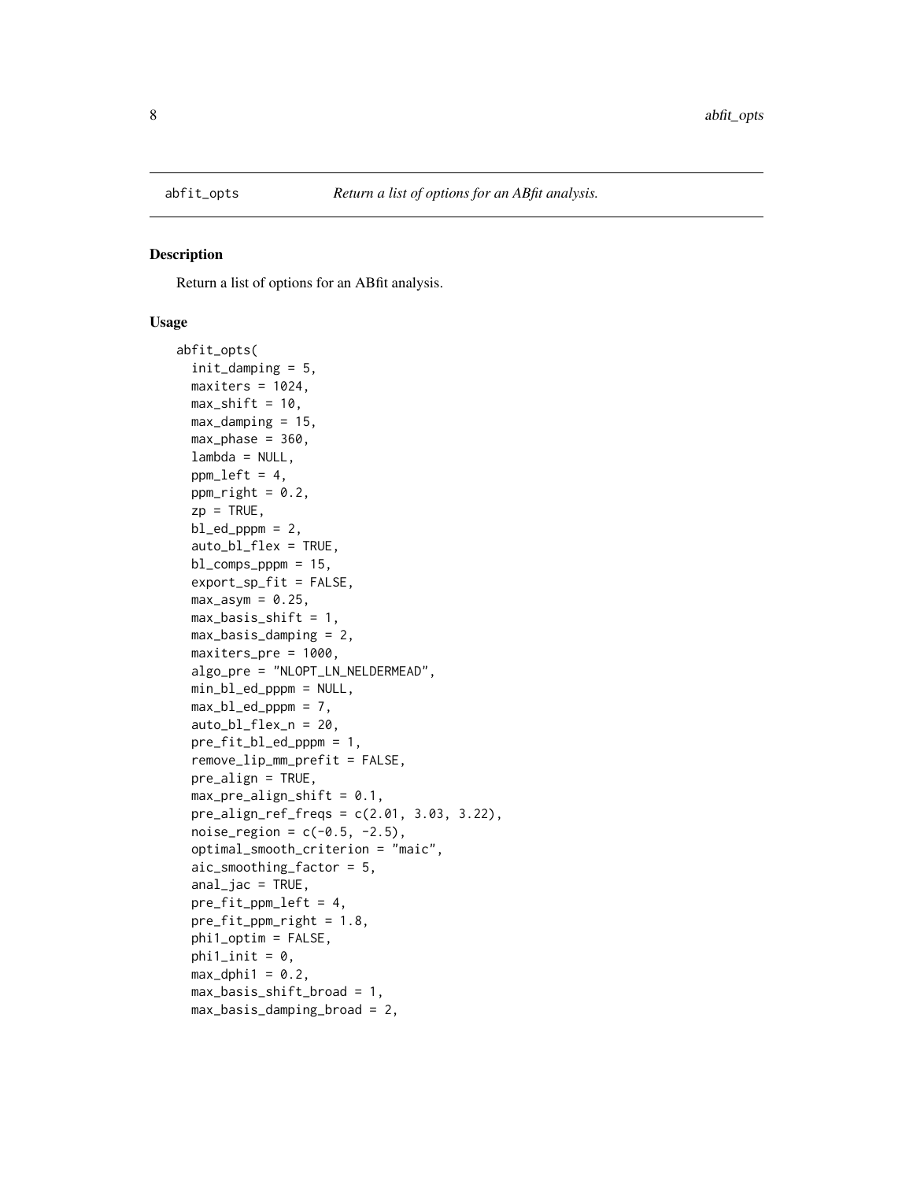abfit_opts *Return a list of options for an ABfit analysis.*

## Description

Return a list of options for an ABfit analysis.

## Usage

```
abfit_opts(
  init_damping = 5,
  maxiters = 1024,
  max_shift = 10,
  max_damping = 15,
  max_phase = 360,
  lambda = NULL,
  ppm_left = 4,
  ppm_right = 0.2,
  zp = TRUE,
  bl_ed_pppm = 2,
  auto_bl_flex = TRUE,
  bl_comps_pppm = 15,
  export_sp_fit = FALSE,
  max_asym = 0.25,
  max_basis_shift = 1,
  max_basis_damping = 2,
  maxiters_pre = 1000,
  algo_pre = "NLOPT_LN_NELDERMEAD",
  min_bl_ed_pppm = NULL,
  max_bl_ed_pppm = 7,
  auto_bl_flex_n = 20,
  pre_fit_bl_ed_pppm = 1,
  remove_lip_mm_prefit = FALSE,
  pre_align = TRUE,
  max_pre_align_shift = 0.1,
  pre_align_ref_freqs = c(2.01, 3.03, 3.22),
  noise_region = c(-0.5, -2.5),
  optimal_smooth_criterion = "maic",
  aic_smoothing_factor = 5,
  anal_jac = TRUE,
  pre_fit_ppm_left = 4,
  pre_fit_ppm_right = 1.8,
  phi1_optim = FALSE,
  phi1_init = 0,
  max_dphi1 = 0.2,
  max_basis_shift_broad = 1,
  max_basis_damping_broad = 2,
```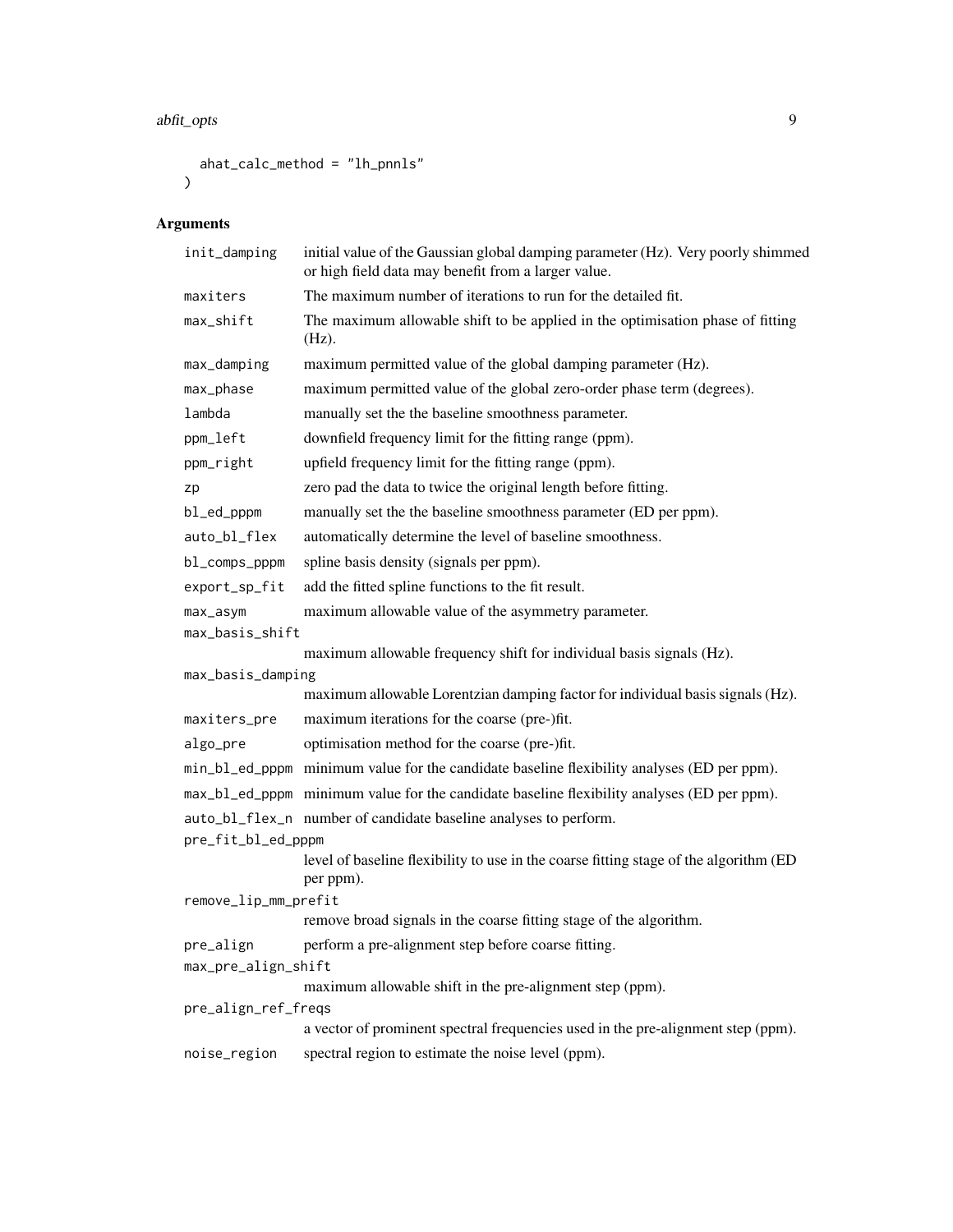```
  ahat_calc_method = "lh_pnnls"
)
```

## Arguments

| Argument | Description |
|---|---|
| init_damping | initial value of the Gaussian global damping parameter (Hz). Very poorly shimmed or high field data may benefit from a larger value. |
| maxiters | The maximum number of iterations to run for the detailed fit. |
| max_shift | The maximum allowable shift to be applied in the optimisation phase of fitting (Hz). |
| max_damping | maximum permitted value of the global damping parameter (Hz). |
| max_phase | maximum permitted value of the global zero-order phase term (degrees). |
| lambda | manually set the the baseline smoothness parameter. |
| ppm_left | downfield frequency limit for the fitting range (ppm). |
| ppm_right | upfield frequency limit for the fitting range (ppm). |
| zp | zero pad the data to twice the original length before fitting. |
| bl_ed_pppm | manually set the the baseline smoothness parameter (ED per ppm). |
| auto_bl_flex | automatically determine the level of baseline smoothness. |
| bl_comps_pppm | spline basis density (signals per ppm). |
| export_sp_fit | add the fitted spline functions to the fit result. |
| max_asym | maximum allowable value of the asymmetry parameter. |
| max_basis_shift | maximum allowable frequency shift for individual basis signals (Hz). |
| max_basis_damping | maximum allowable Lorentzian damping factor for individual basis signals (Hz). |
| maxiters_pre | maximum iterations for the coarse (pre-)fit. |
| algo_pre | optimisation method for the coarse (pre-)fit. |
| min_bl_ed_pppm | minimum value for the candidate baseline flexibility analyses (ED per ppm). |
| max_bl_ed_pppm | minimum value for the candidate baseline flexibility analyses (ED per ppm). |
| auto_bl_flex_n | number of candidate baseline analyses to perform. |
| pre_fit_bl_ed_pppm | level of baseline flexibility to use in the coarse fitting stage of the algorithm (ED per ppm). |
| remove_lip_mm_prefit | remove broad signals in the coarse fitting stage of the algorithm. |
| pre_align | perform a pre-alignment step before coarse fitting. |
| max_pre_align_shift | maximum allowable shift in the pre-alignment step (ppm). |
| pre_align_ref_freqs | a vector of prominent spectral frequencies used in the pre-alignment step (ppm). |
| noise_region | spectral region to estimate the noise level (ppm). |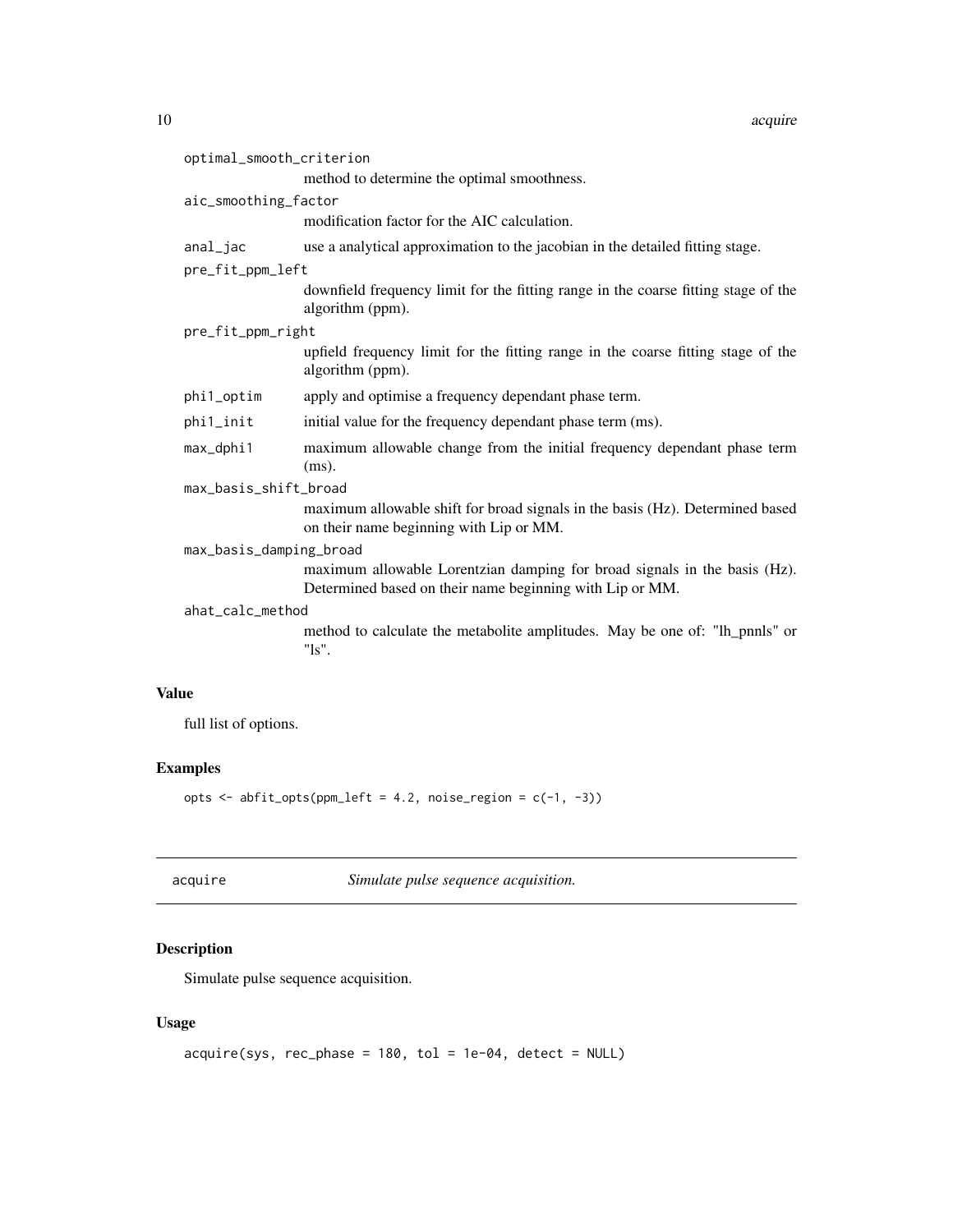optimal_smooth_criterion
: method to determine the optimal smoothness.

aic_smoothing_factor
: modification factor for the AIC calculation.

anal_jac
: use a analytical approximation to the jacobian in the detailed fitting stage.

pre_fit_ppm_left
: downfield frequency limit for the fitting range in the coarse fitting stage of the algorithm (ppm).

pre_fit_ppm_right
: upfield frequency limit for the fitting range in the coarse fitting stage of the algorithm (ppm).

phi1_optim
: apply and optimise a frequency dependant phase term.

phi1_init
: initial value for the frequency dependant phase term (ms).

max_dphi1
: maximum allowable change from the initial frequency dependant phase term (ms).

max_basis_shift_broad
: maximum allowable shift for broad signals in the basis (Hz). Determined based on their name beginning with Lip or MM.

max_basis_damping_broad
: maximum allowable Lorentzian damping for broad signals in the basis (Hz). Determined based on their name beginning with Lip or MM.

ahat_calc_method
: method to calculate the metabolite amplitudes. May be one of: "lh_pnnls" or "ls".

### Value

full list of options.

### Examples

```
opts <- abfit_opts(ppm_left = 4.2, noise_region = c(-1, -3))
```

---

## acquire — *Simulate pulse sequence acquisition.*

---

### Description

Simulate pulse sequence acquisition.

### Usage

```
acquire(sys, rec_phase = 180, tol = 1e-04, detect = NULL)
```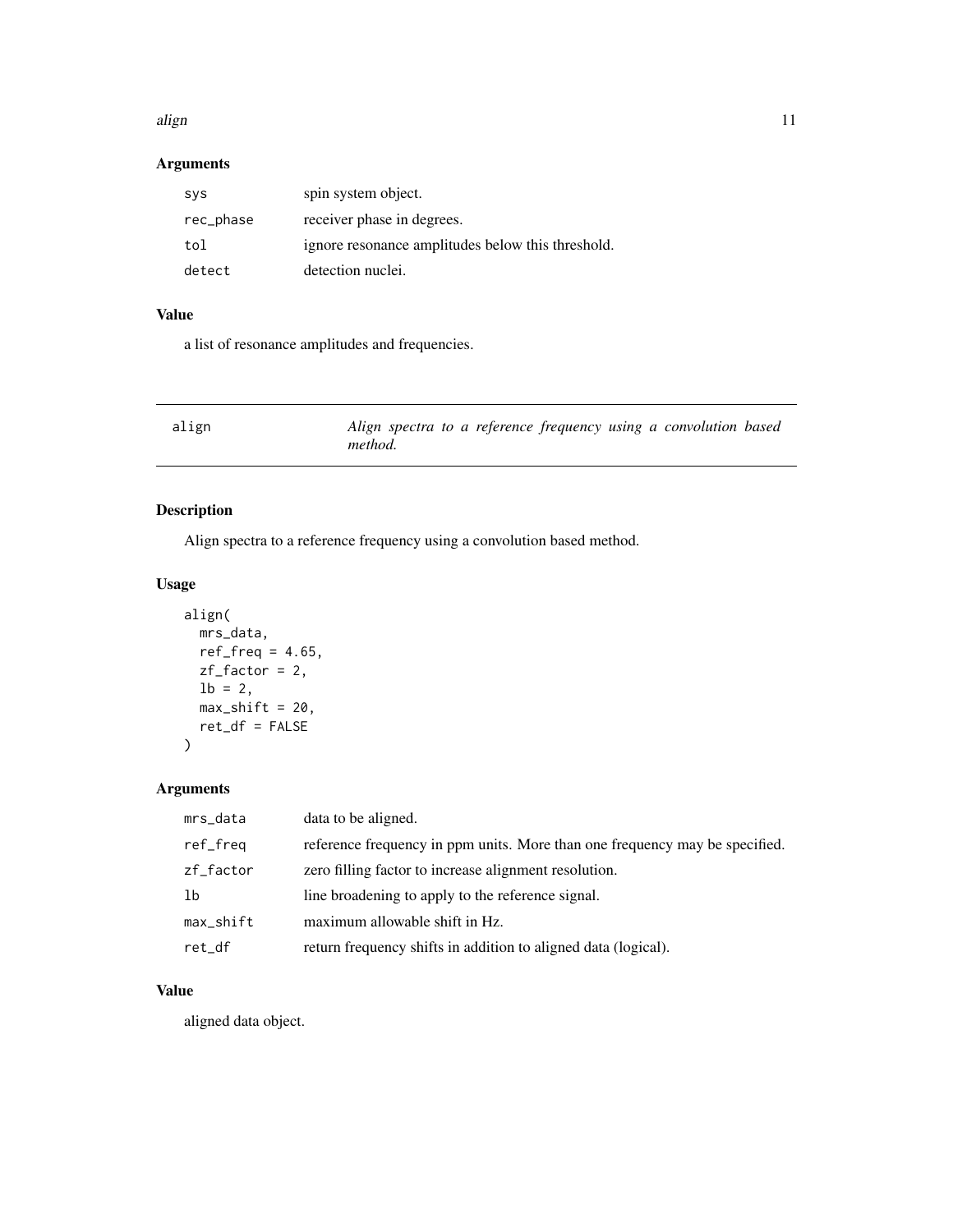### Arguments

| | |
|---|---|
| sys | spin system object. |
| rec_phase | receiver phase in degrees. |
| tol | ignore resonance amplitudes below this threshold. |
| detect | detection nuclei. |

### Value

a list of resonance amplitudes and frequencies.

---

## align — *Align spectra to a reference frequency using a convolution based method.*

### Description

Align spectra to a reference frequency using a convolution based method.

### Usage

```
align(
  mrs_data,
  ref_freq = 4.65,
  zf_factor = 2,
  lb = 2,
  max_shift = 20,
  ret_df = FALSE
)
```

### Arguments

| | |
|---|---|
| mrs_data | data to be aligned. |
| ref_freq | reference frequency in ppm units. More than one frequency may be specified. |
| zf_factor | zero filling factor to increase alignment resolution. |
| lb | line broadening to apply to the reference signal. |
| max_shift | maximum allowable shift in Hz. |
| ret_df | return frequency shifts in addition to aligned data (logical). |

### Value

aligned data object.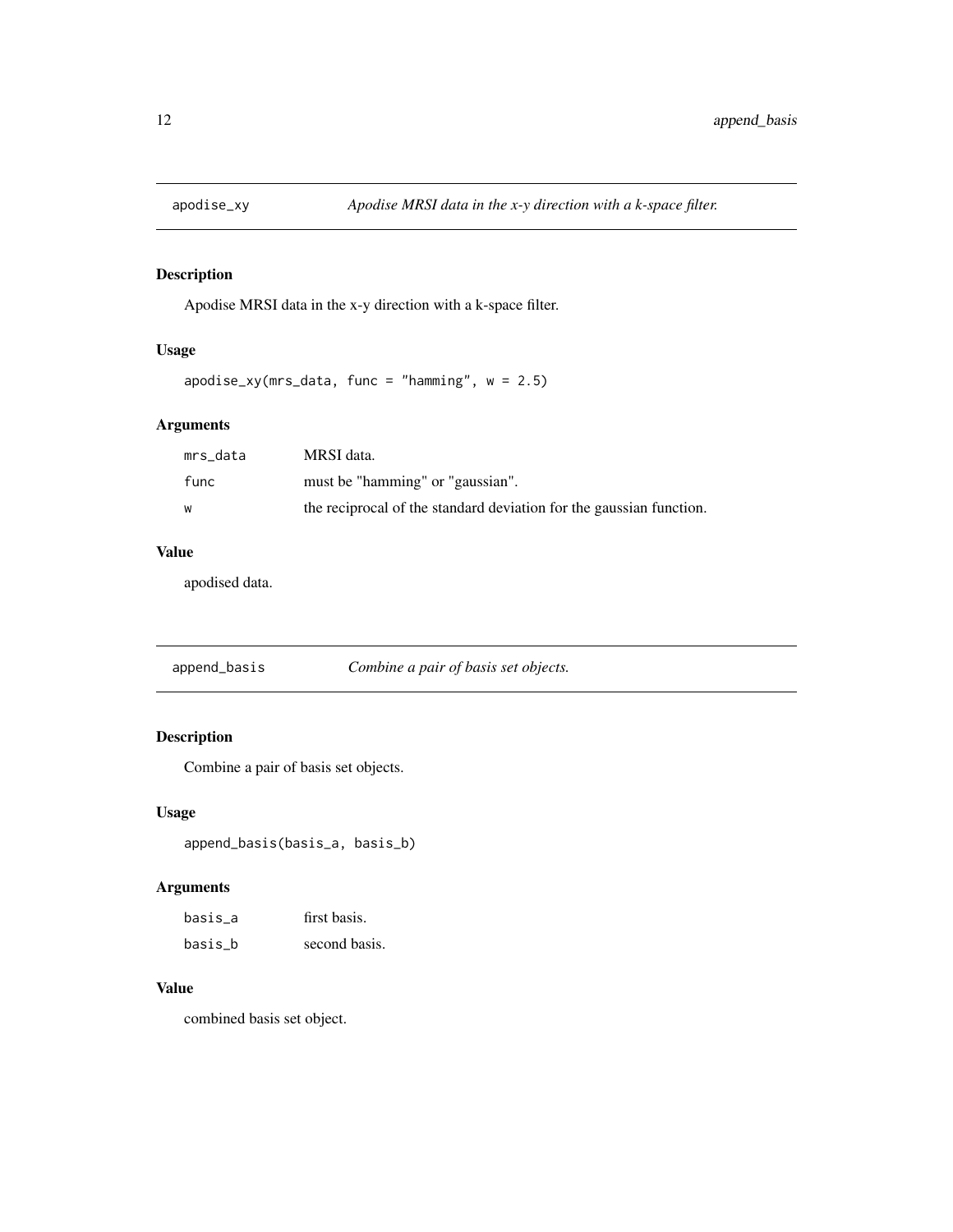## apodise_xy — *Apodise MRSI data in the x-y direction with a k-space filter.*

### Description

Apodise MRSI data in the x-y direction with a k-space filter.

### Usage

```
apodise_xy(mrs_data, func = "hamming", w = 2.5)
```

### Arguments

| | |
|---|---|
| mrs_data | MRSI data. |
| func | must be "hamming" or "gaussian". |
| w | the reciprocal of the standard deviation for the gaussian function. |

### Value

apodised data.

## append_basis — *Combine a pair of basis set objects.*

### Description

Combine a pair of basis set objects.

### Usage

```
append_basis(basis_a, basis_b)
```

### Arguments

| | |
|---|---|
| basis_a | first basis. |
| basis_b | second basis. |

### Value

combined basis set object.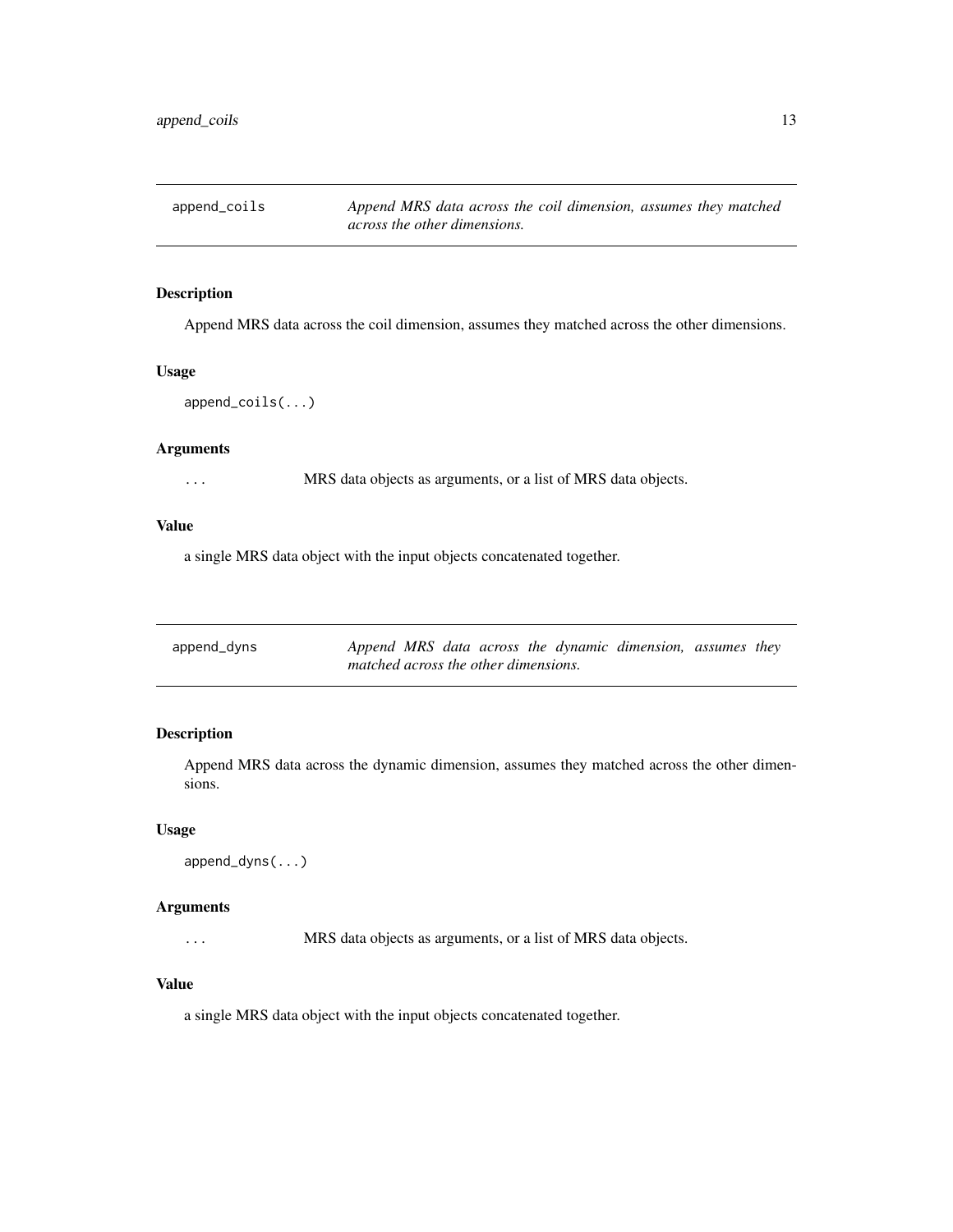## append_coils

*Append MRS data across the coil dimension, assumes they matched across the other dimensions.*

### Description

Append MRS data across the coil dimension, assumes they matched across the other dimensions.

### Usage

```
append_coils(...)
```

### Arguments

| | |
|---|---|
| ... | MRS data objects as arguments, or a list of MRS data objects. |

### Value

a single MRS data object with the input objects concatenated together.

## append_dyns

*Append MRS data across the dynamic dimension, assumes they matched across the other dimensions.*

### Description

Append MRS data across the dynamic dimension, assumes they matched across the other dimensions.

### Usage

```
append_dyns(...)
```

### Arguments

| | |
|---|---|
| ... | MRS data objects as arguments, or a list of MRS data objects. |

### Value

a single MRS data object with the input objects concatenated together.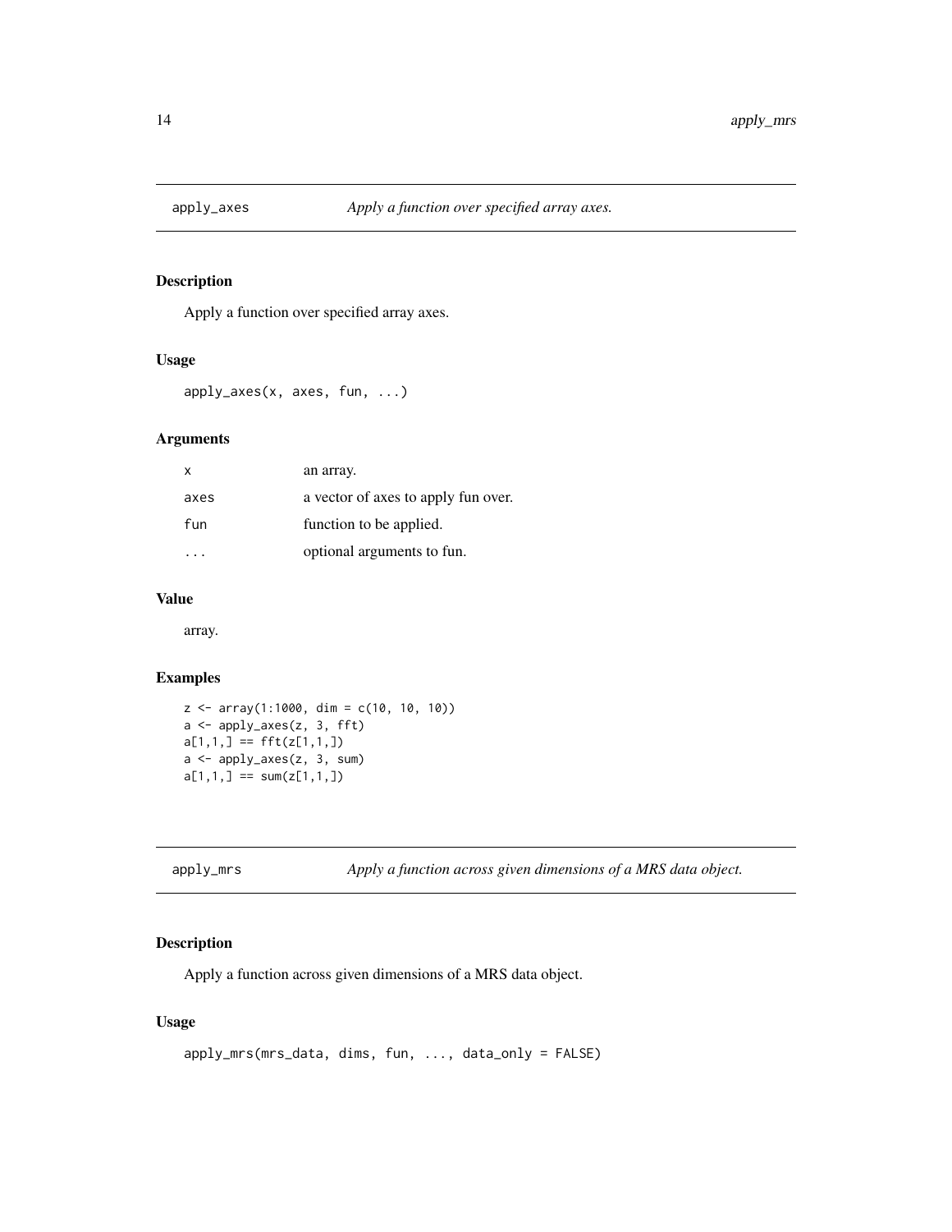## apply_axes — *Apply a function over specified array axes.*

### Description

Apply a function over specified array axes.

### Usage

```
apply_axes(x, axes, fun, ...)
```

### Arguments

| | |
|---|---|
| x | an array. |
| axes | a vector of axes to apply fun over. |
| fun | function to be applied. |
| ... | optional arguments to fun. |

### Value

array.

### Examples

```
z <- array(1:1000, dim = c(10, 10, 10))
a <- apply_axes(z, 3, fft)
a[1,1,] == fft(z[1,1,])
a <- apply_axes(z, 3, sum)
a[1,1,] == sum(z[1,1,])
```

## apply_mrs — *Apply a function across given dimensions of a MRS data object.*

### Description

Apply a function across given dimensions of a MRS data object.

### Usage

```
apply_mrs(mrs_data, dims, fun, ..., data_only = FALSE)
```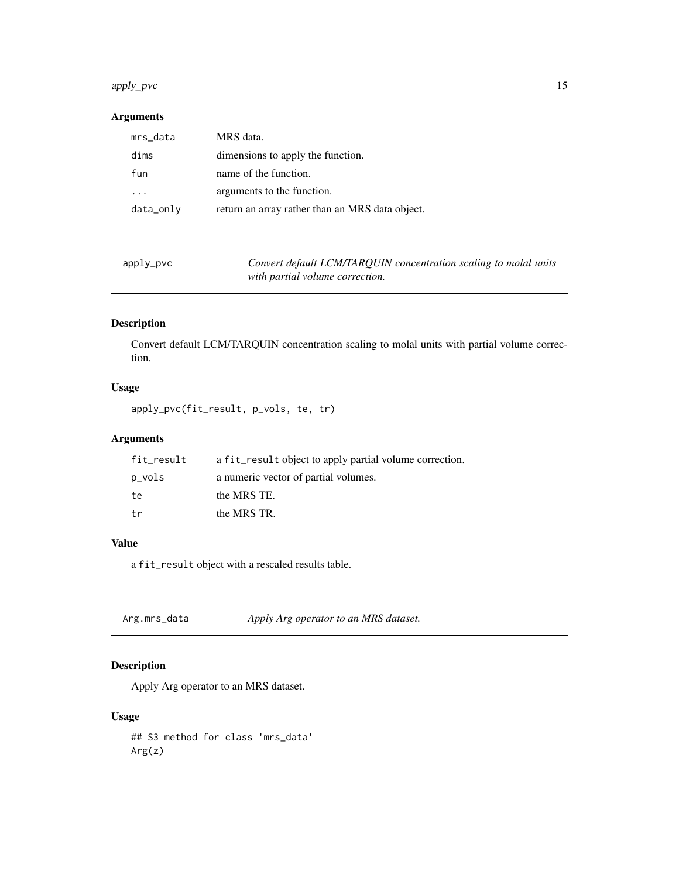### Arguments

| | |
|---|---|
| `mrs_data` | MRS data. |
| `dims` | dimensions to apply the function. |
| `fun` | name of the function. |
| `...` | arguments to the function. |
| `data_only` | return an array rather than an MRS data object. |

---

## apply_pvc — *Convert default LCM/TARQUIN concentration scaling to molal units with partial volume correction.*

### Description

Convert default LCM/TARQUIN concentration scaling to molal units with partial volume correction.

### Usage

```
apply_pvc(fit_result, p_vols, te, tr)
```

### Arguments

| | |
|---|---|
| `fit_result` | a `fit_result` object to apply partial volume correction. |
| `p_vols` | a numeric vector of partial volumes. |
| `te` | the MRS TE. |
| `tr` | the MRS TR. |

### Value

a `fit_result` object with a rescaled results table.

---

## Arg.mrs_data — *Apply Arg operator to an MRS dataset.*

### Description

Apply Arg operator to an MRS dataset.

### Usage

```
## S3 method for class 'mrs_data'
Arg(z)
```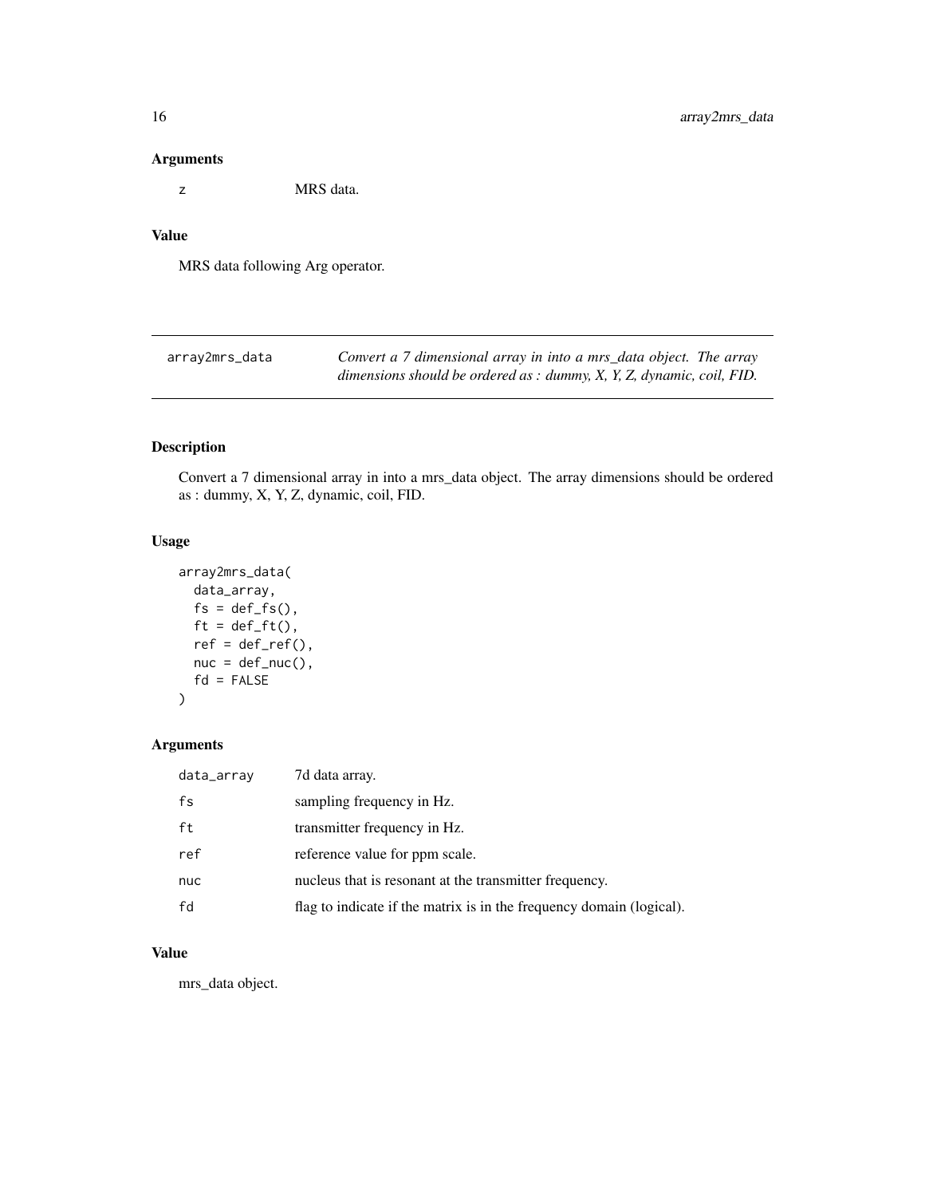### Arguments

| | |
|---|---|
| z | MRS data. |

### Value

MRS data following Arg operator.

---

## array2mrs_data

*Convert a 7 dimensional array in into a mrs_data object. The array dimensions should be ordered as : dummy, X, Y, Z, dynamic, coil, FID.*

### Description

Convert a 7 dimensional array in into a mrs_data object. The array dimensions should be ordered as : dummy, X, Y, Z, dynamic, coil, FID.

### Usage

```
array2mrs_data(
  data_array,
  fs = def_fs(),
  ft = def_ft(),
  ref = def_ref(),
  nuc = def_nuc(),
  fd = FALSE
)
```

### Arguments

| | |
|---|---|
| data_array | 7d data array. |
| fs | sampling frequency in Hz. |
| ft | transmitter frequency in Hz. |
| ref | reference value for ppm scale. |
| nuc | nucleus that is resonant at the transmitter frequency. |
| fd | flag to indicate if the matrix is in the frequency domain (logical). |

### Value

mrs_data object.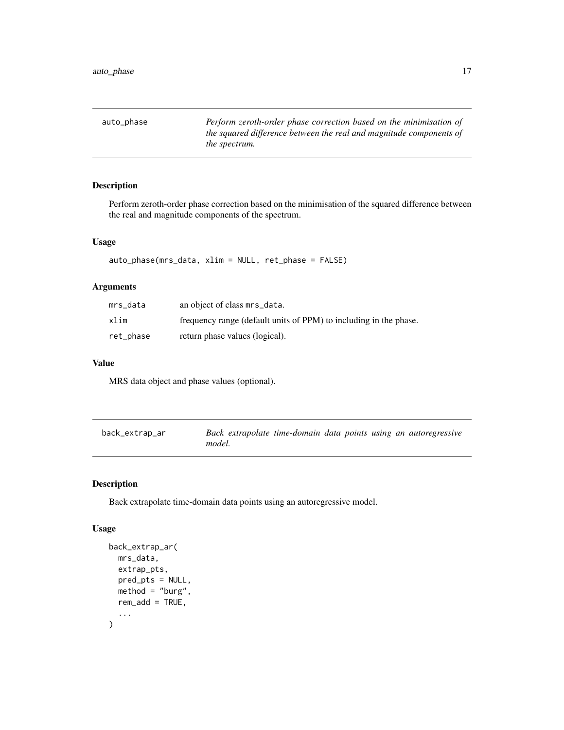## auto_phase

*Perform zeroth-order phase correction based on the minimisation of the squared difference between the real and magnitude components of the spectrum.*

### Description

Perform zeroth-order phase correction based on the minimisation of the squared difference between the real and magnitude components of the spectrum.

### Usage

```
auto_phase(mrs_data, xlim = NULL, ret_phase = FALSE)
```

### Arguments

| | |
|---|---|
| mrs_data | an object of class mrs_data. |
| xlim | frequency range (default units of PPM) to including in the phase. |
| ret_phase | return phase values (logical). |

### Value

MRS data object and phase values (optional).

## back_extrap_ar

*Back extrapolate time-domain data points using an autoregressive model.*

### Description

Back extrapolate time-domain data points using an autoregressive model.

### Usage

```
back_extrap_ar(
  mrs_data,
  extrap_pts,
  pred_pts = NULL,
  method = "burg",
  rem_add = TRUE,
  ...
)
```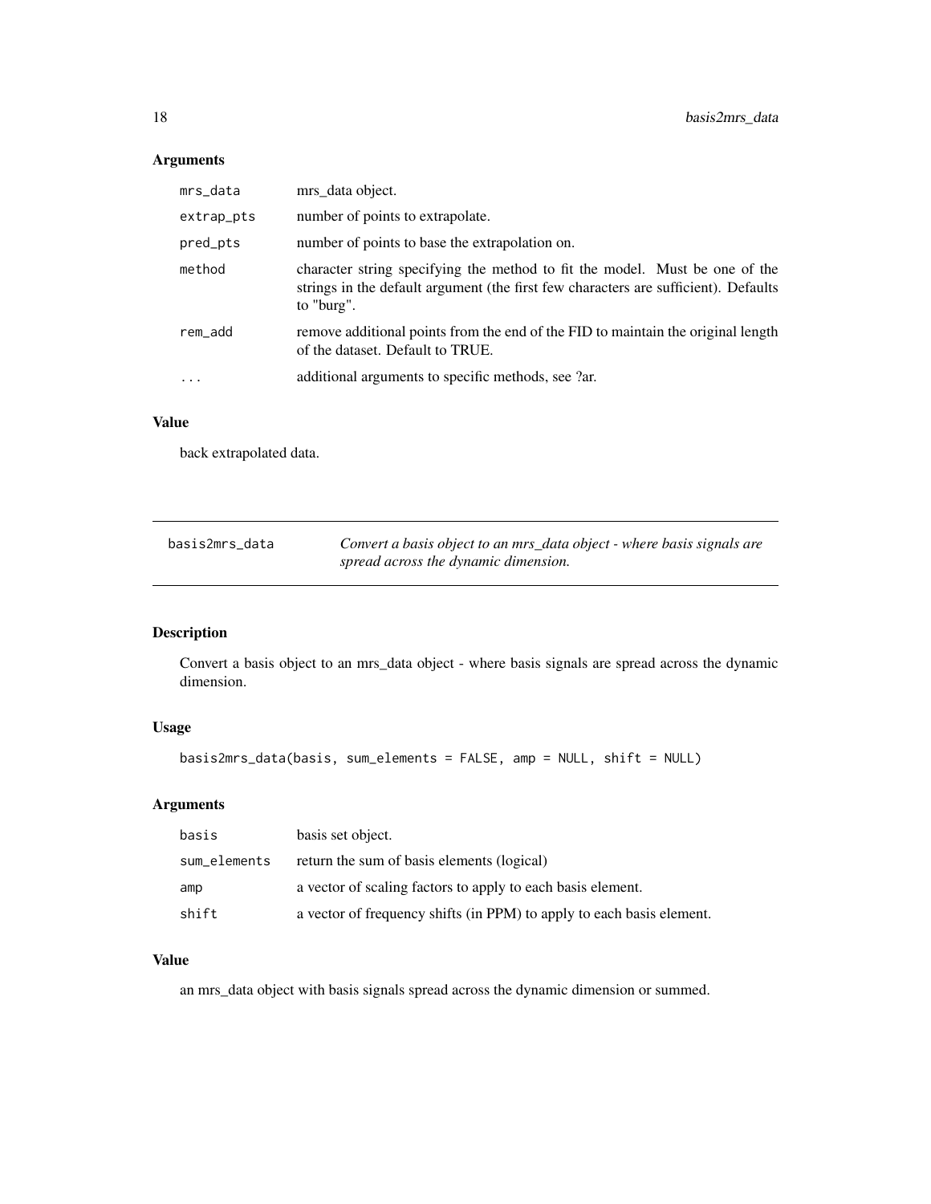### Arguments

| | |
|---|---|
| mrs_data | mrs_data object. |
| extrap_pts | number of points to extrapolate. |
| pred_pts | number of points to base the extrapolation on. |
| method | character string specifying the method to fit the model. Must be one of the strings in the default argument (the first few characters are sufficient). Defaults to "burg". |
| rem_add | remove additional points from the end of the FID to maintain the original length of the dataset. Default to TRUE. |
| ... | additional arguments to specific methods, see ?ar. |

### Value

back extrapolated data.

---

## basis2mrs_data

*Convert a basis object to an mrs_data object - where basis signals are spread across the dynamic dimension.*

---

### Description

Convert a basis object to an mrs_data object - where basis signals are spread across the dynamic dimension.

### Usage

```
basis2mrs_data(basis, sum_elements = FALSE, amp = NULL, shift = NULL)
```

### Arguments

| | |
|---|---|
| basis | basis set object. |
| sum_elements | return the sum of basis elements (logical) |
| amp | a vector of scaling factors to apply to each basis element. |
| shift | a vector of frequency shifts (in PPM) to apply to each basis element. |

### Value

an mrs_data object with basis signals spread across the dynamic dimension or summed.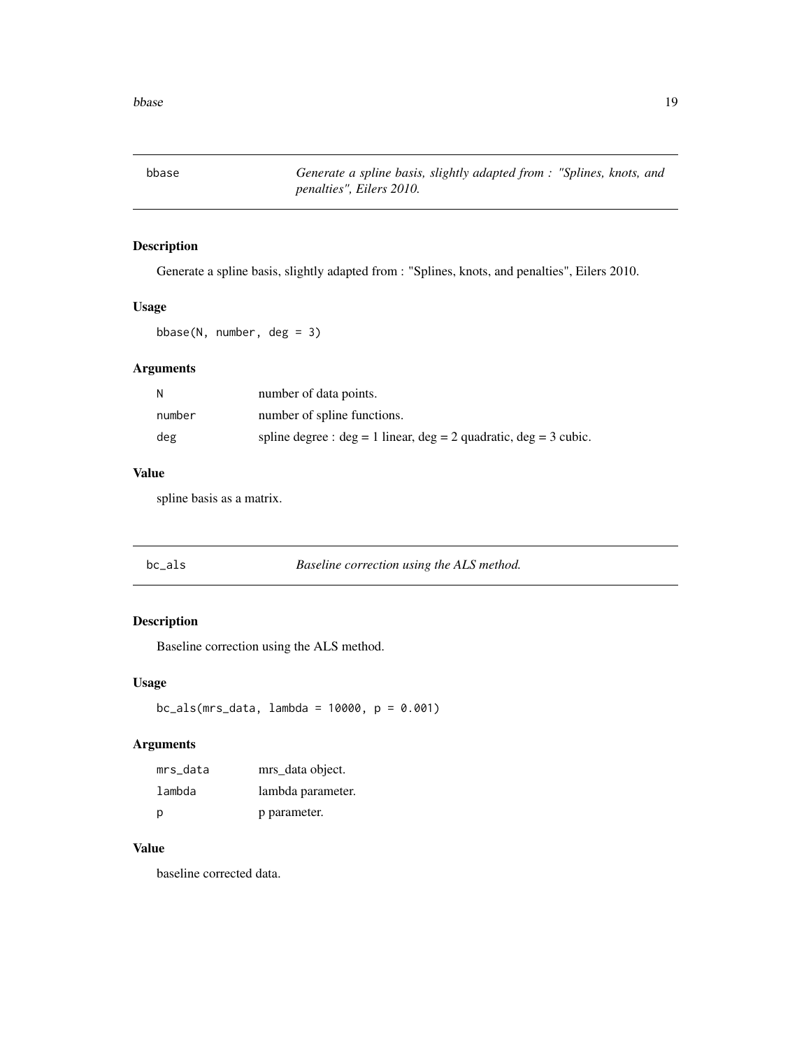## bbase

*Generate a spline basis, slightly adapted from : "Splines, knots, and penalties", Eilers 2010.*

### Description

Generate a spline basis, slightly adapted from : "Splines, knots, and penalties", Eilers 2010.

### Usage

```
bbase(N, number, deg = 3)
```

### Arguments

| | |
|---|---|
| N | number of data points. |
| number | number of spline functions. |
| deg | spline degree : deg = 1 linear, deg = 2 quadratic, deg = 3 cubic. |

### Value

spline basis as a matrix.

## bc_als

*Baseline correction using the ALS method.*

### Description

Baseline correction using the ALS method.

### Usage

```
bc_als(mrs_data, lambda = 10000, p = 0.001)
```

### Arguments

| | |
|---|---|
| mrs_data | mrs_data object. |
| lambda | lambda parameter. |
| p | p parameter. |

### Value

baseline corrected data.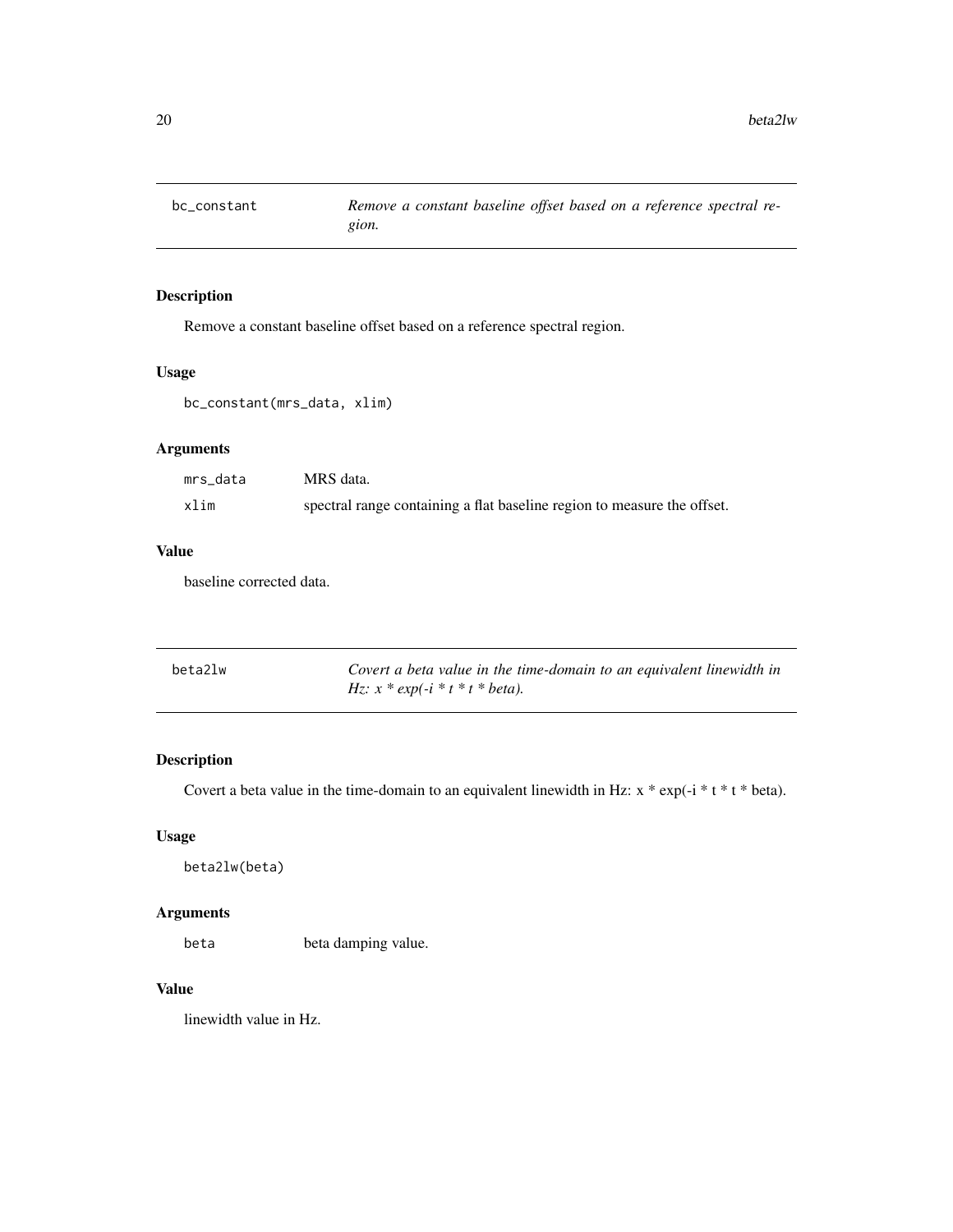## bc_constant

*Remove a constant baseline offset based on a reference spectral region.*

### Description

Remove a constant baseline offset based on a reference spectral region.

### Usage

```
bc_constant(mrs_data, xlim)
```

### Arguments

| | |
|---|---|
| mrs_data | MRS data. |
| xlim | spectral range containing a flat baseline region to measure the offset. |

### Value

baseline corrected data.

## beta2lw

*Covert a beta value in the time-domain to an equivalent linewidth in Hz: x * exp(-i * t * t * beta).*

### Description

Covert a beta value in the time-domain to an equivalent linewidth in Hz: x * exp(-i * t * t * beta).

### Usage

```
beta2lw(beta)
```

### Arguments

| | |
|---|---|
| beta | beta damping value. |

### Value

linewidth value in Hz.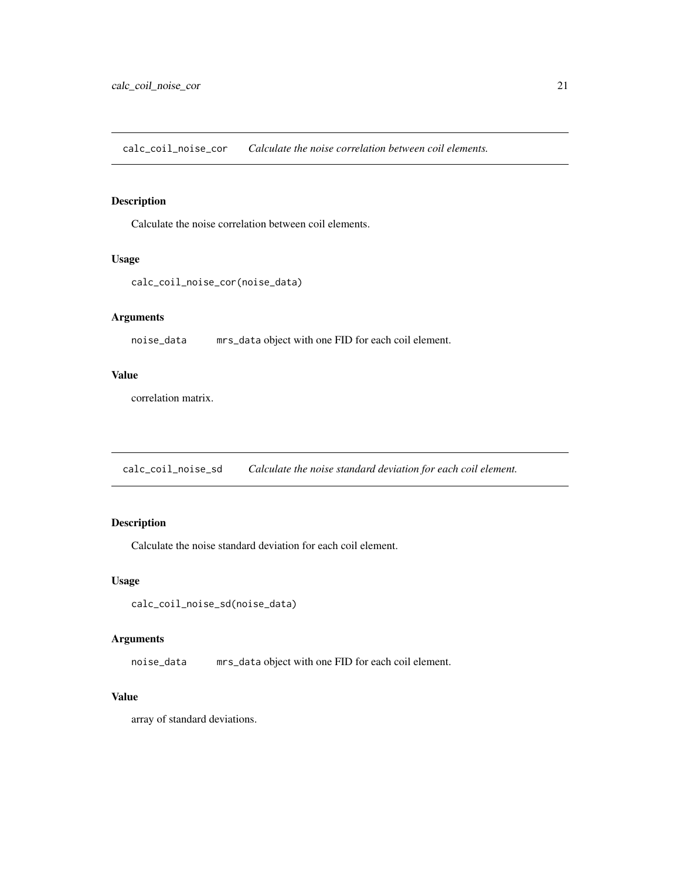## calc_coil_noise_cor *Calculate the noise correlation between coil elements.*

### Description

Calculate the noise correlation between coil elements.

### Usage

```
calc_coil_noise_cor(noise_data)
```

### Arguments

| | |
|---|---|
| noise_data | mrs_data object with one FID for each coil element. |

### Value

correlation matrix.

## calc_coil_noise_sd *Calculate the noise standard deviation for each coil element.*

### Description

Calculate the noise standard deviation for each coil element.

### Usage

```
calc_coil_noise_sd(noise_data)
```

### Arguments

| | |
|---|---|
| noise_data | mrs_data object with one FID for each coil element. |

### Value

array of standard deviations.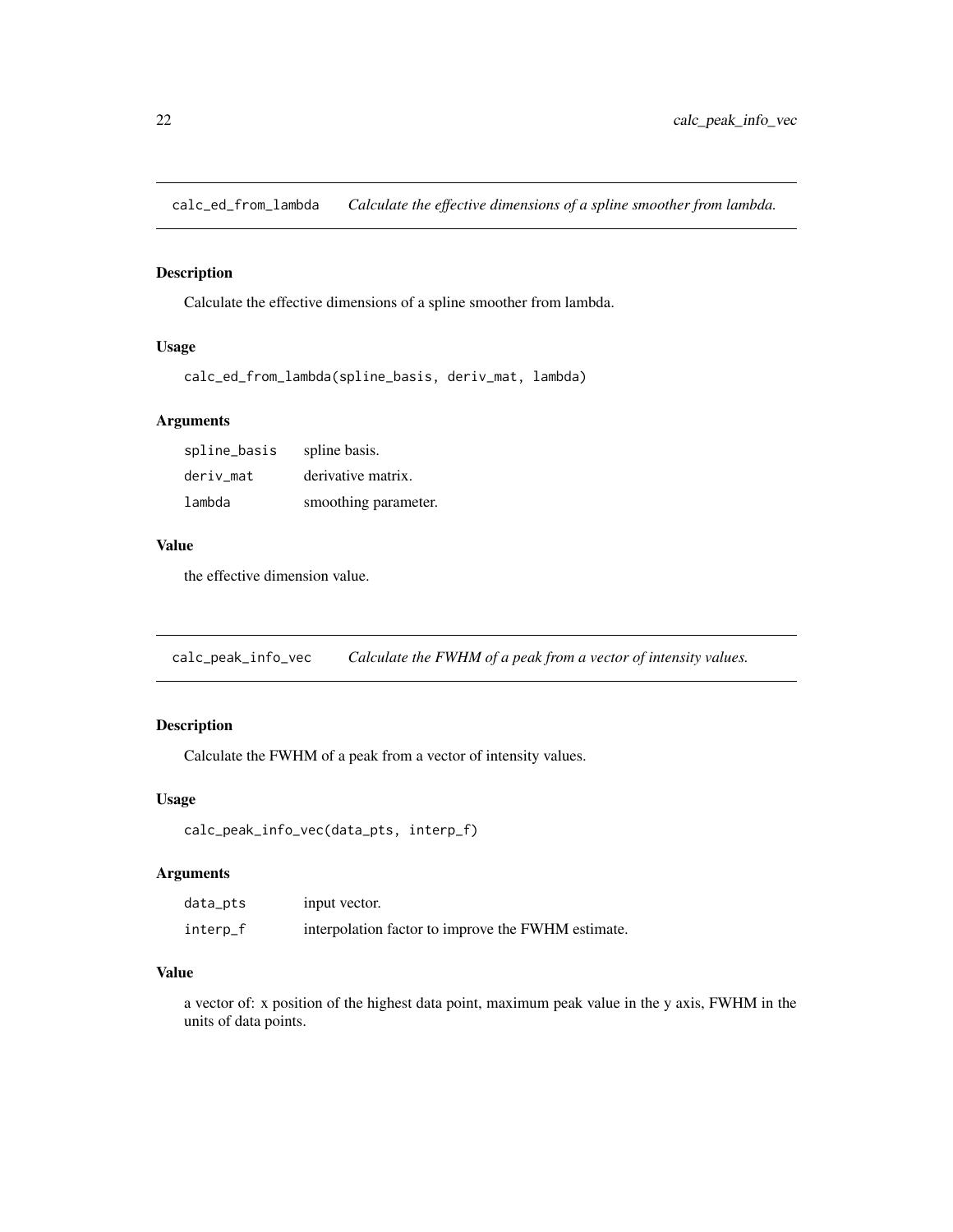## calc_ed_from_lambda — *Calculate the effective dimensions of a spline smoother from lambda.*

### Description

Calculate the effective dimensions of a spline smoother from lambda.

### Usage

```
calc_ed_from_lambda(spline_basis, deriv_mat, lambda)
```

### Arguments

| | |
|---|---|
| spline_basis | spline basis. |
| deriv_mat | derivative matrix. |
| lambda | smoothing parameter. |

### Value

the effective dimension value.

## calc_peak_info_vec — *Calculate the FWHM of a peak from a vector of intensity values.*

### Description

Calculate the FWHM of a peak from a vector of intensity values.

### Usage

```
calc_peak_info_vec(data_pts, interp_f)
```

### Arguments

| | |
|---|---|
| data_pts | input vector. |
| interp_f | interpolation factor to improve the FWHM estimate. |

### Value

a vector of: x position of the highest data point, maximum peak value in the y axis, FWHM in the units of data points.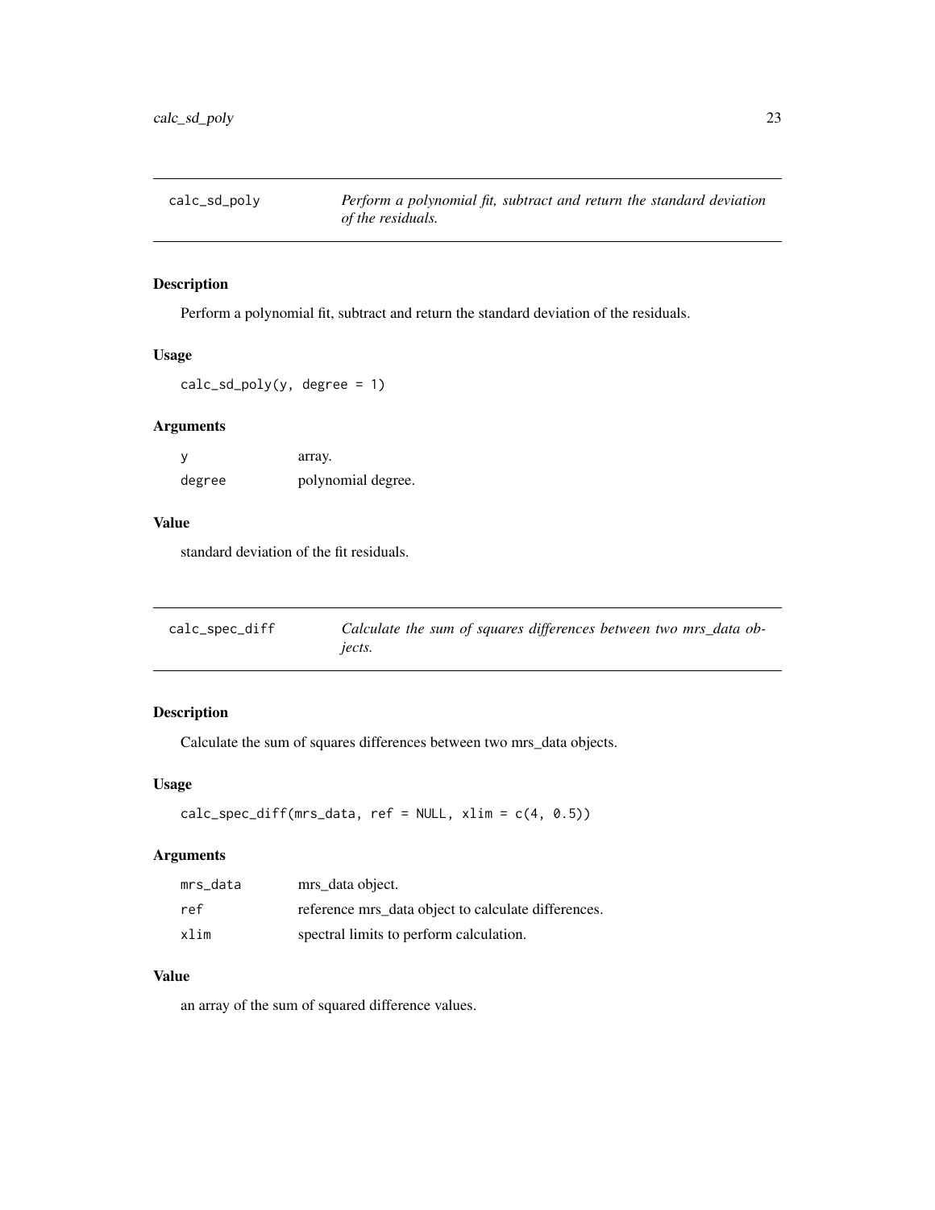## calc_sd_poly

*Perform a polynomial fit, subtract and return the standard deviation of the residuals.*

### Description

Perform a polynomial fit, subtract and return the standard deviation of the residuals.

### Usage

```
calc_sd_poly(y, degree = 1)
```

### Arguments

| | |
|---|---|
| y | array. |
| degree | polynomial degree. |

### Value

standard deviation of the fit residuals.

## calc_spec_diff

*Calculate the sum of squares differences between two mrs_data objects.*

### Description

Calculate the sum of squares differences between two mrs_data objects.

### Usage

```
calc_spec_diff(mrs_data, ref = NULL, xlim = c(4, 0.5))
```

### Arguments

| | |
|---|---|
| mrs_data | mrs_data object. |
| ref | reference mrs_data object to calculate differences. |
| xlim | spectral limits to perform calculation. |

### Value

an array of the sum of squared difference values.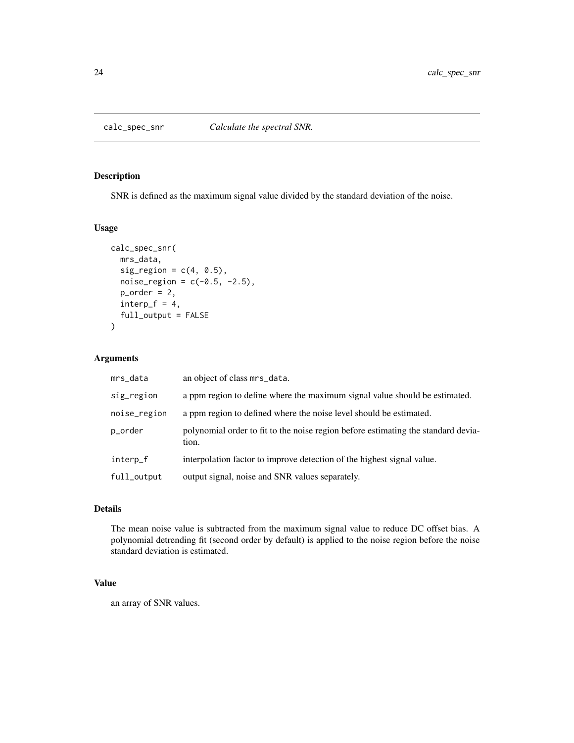## calc_spec_snr *Calculate the spectral SNR.*

### Description

SNR is defined as the maximum signal value divided by the standard deviation of the noise.

### Usage

```
calc_spec_snr(
  mrs_data,
  sig_region = c(4, 0.5),
  noise_region = c(-0.5, -2.5),
  p_order = 2,
  interp_f = 4,
  full_output = FALSE
)
```

### Arguments

| | |
|---|---|
| mrs_data | an object of class mrs_data. |
| sig_region | a ppm region to define where the maximum signal value should be estimated. |
| noise_region | a ppm region to defined where the noise level should be estimated. |
| p_order | polynomial order to fit to the noise region before estimating the standard deviation. |
| interp_f | interpolation factor to improve detection of the highest signal value. |
| full_output | output signal, noise and SNR values separately. |

### Details

The mean noise value is subtracted from the maximum signal value to reduce DC offset bias. A polynomial detrending fit (second order by default) is applied to the noise region before the noise standard deviation is estimated.

### Value

an array of SNR values.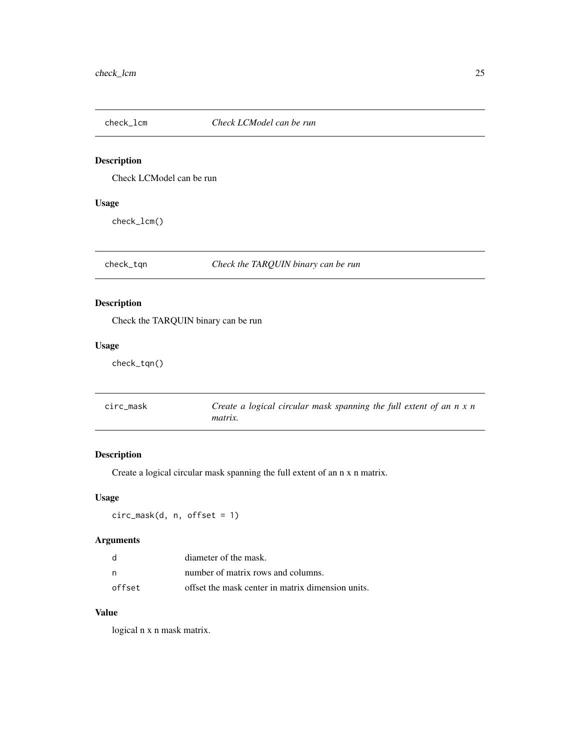## check_lcm — *Check LCModel can be run*

### Description

Check LCModel can be run

### Usage

```
check_lcm()
```

## check_tqn — *Check the TARQUIN binary can be run*

### Description

Check the TARQUIN binary can be run

### Usage

```
check_tqn()
```

## circ_mask — *Create a logical circular mask spanning the full extent of an n x n matrix.*

### Description

Create a logical circular mask spanning the full extent of an n x n matrix.

### Usage

```
circ_mask(d, n, offset = 1)
```

### Arguments

| | |
|---|---|
| d | diameter of the mask. |
| n | number of matrix rows and columns. |
| offset | offset the mask center in matrix dimension units. |

### Value

logical n x n mask matrix.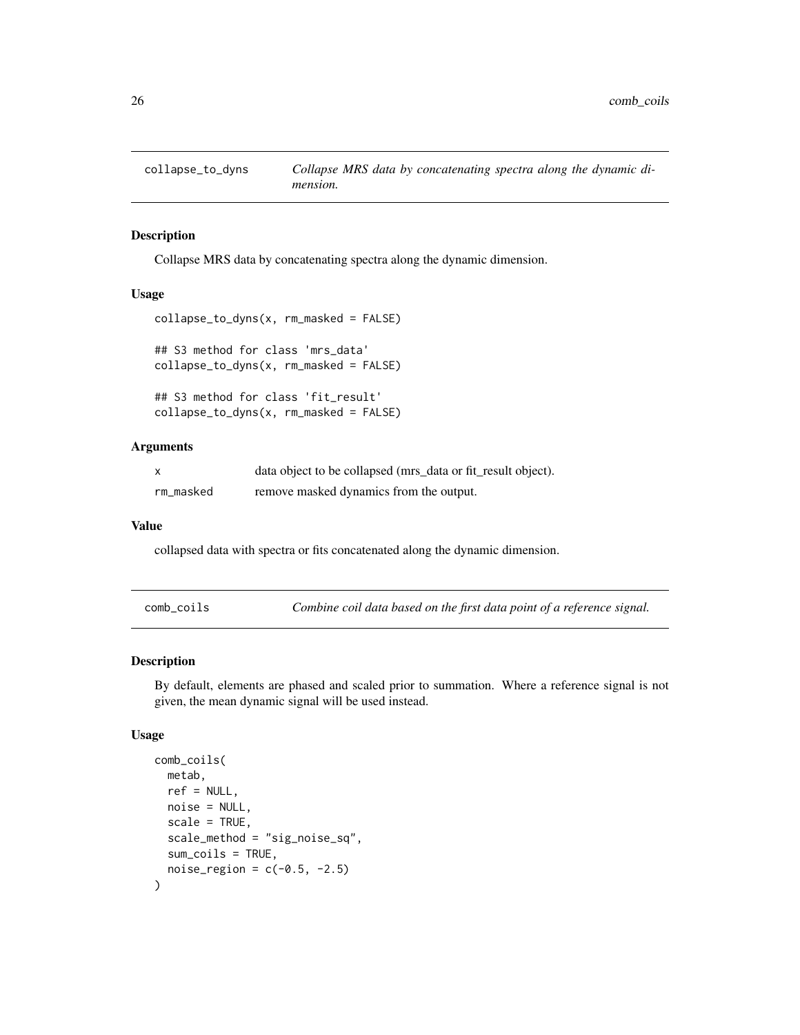## collapse_to_dyns

*Collapse MRS data by concatenating spectra along the dynamic dimension.*

### Description

Collapse MRS data by concatenating spectra along the dynamic dimension.

### Usage

```
collapse_to_dyns(x, rm_masked = FALSE)

## S3 method for class 'mrs_data'
collapse_to_dyns(x, rm_masked = FALSE)

## S3 method for class 'fit_result'
collapse_to_dyns(x, rm_masked = FALSE)
```

### Arguments

| | |
|---|---|
| x | data object to be collapsed (mrs_data or fit_result object). |
| rm_masked | remove masked dynamics from the output. |

### Value

collapsed data with spectra or fits concatenated along the dynamic dimension.

## comb_coils

*Combine coil data based on the first data point of a reference signal.*

### Description

By default, elements are phased and scaled prior to summation. Where a reference signal is not given, the mean dynamic signal will be used instead.

### Usage

```
comb_coils(
  metab,
  ref = NULL,
  noise = NULL,
  scale = TRUE,
  scale_method = "sig_noise_sq",
  sum_coils = TRUE,
  noise_region = c(-0.5, -2.5)
)
```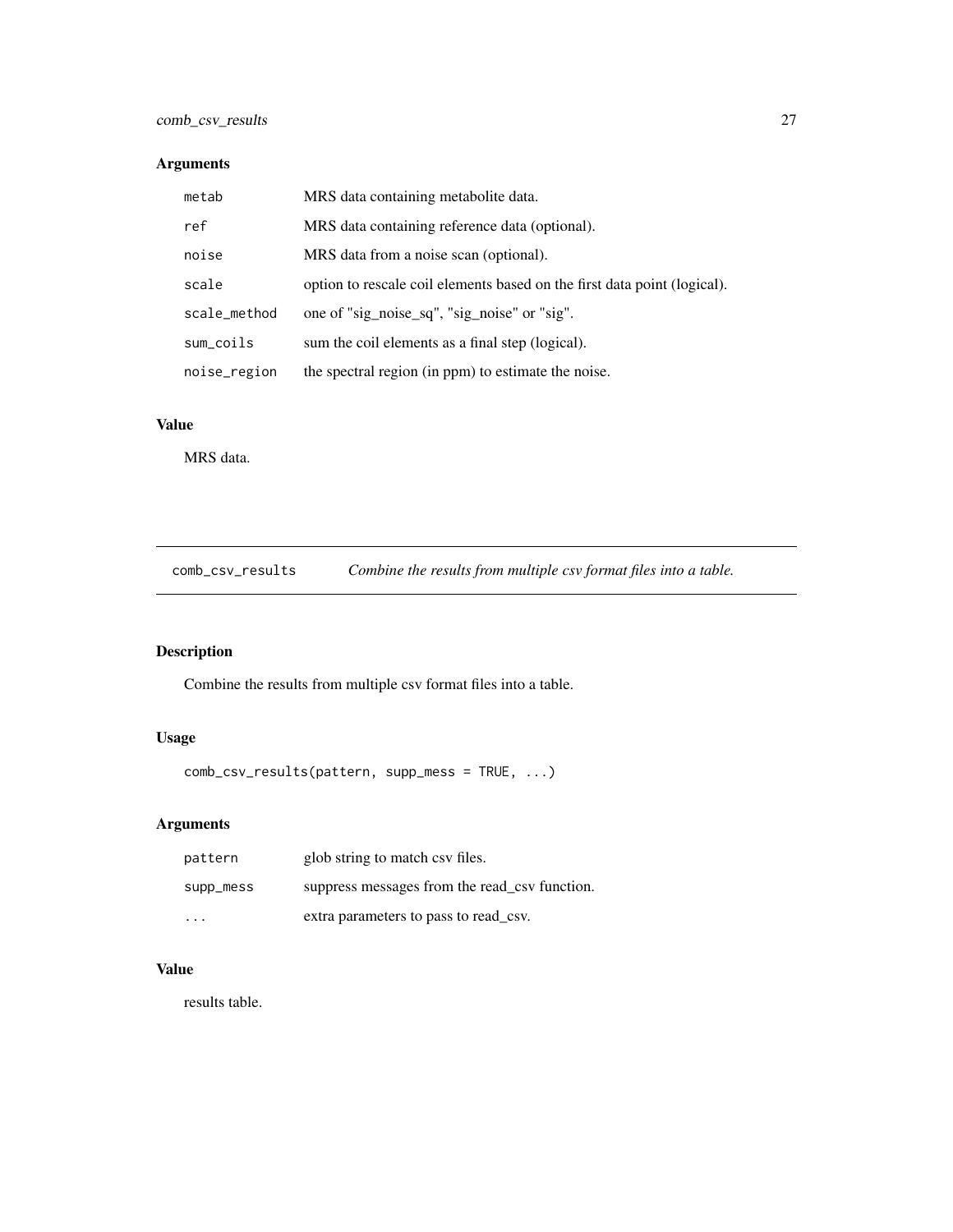## Arguments

| | |
|---|---|
| `metab` | MRS data containing metabolite data. |
| `ref` | MRS data containing reference data (optional). |
| `noise` | MRS data from a noise scan (optional). |
| `scale` | option to rescale coil elements based on the first data point (logical). |
| `scale_method` | one of "sig_noise_sq", "sig_noise" or "sig". |
| `sum_coils` | sum the coil elements as a final step (logical). |
| `noise_region` | the spectral region (in ppm) to estimate the noise. |

## Value

MRS data.

---

# `comb_csv_results` *Combine the results from multiple csv format files into a table.*

---

## Description

Combine the results from multiple csv format files into a table.

## Usage

```
comb_csv_results(pattern, supp_mess = TRUE, ...)
```

## Arguments

| | |
|---|---|
| `pattern` | glob string to match csv files. |
| `supp_mess` | suppress messages from the read_csv function. |
| `...` | extra parameters to pass to read_csv. |

## Value

results table.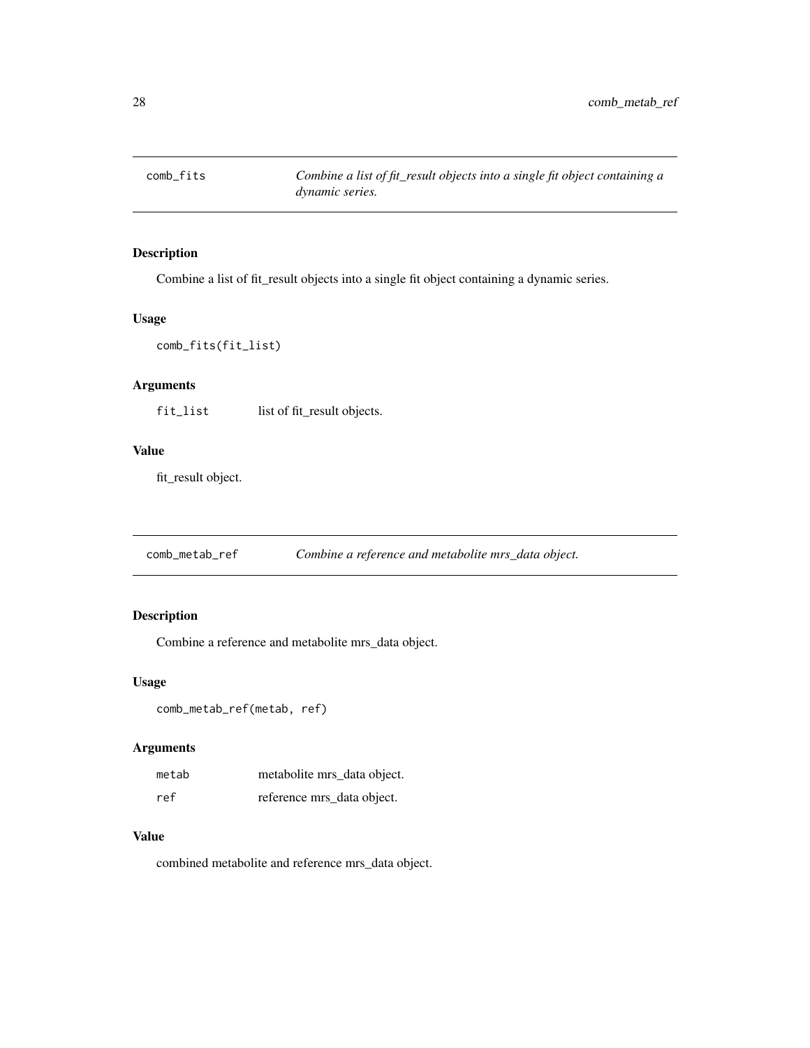## comb_fits — *Combine a list of fit_result objects into a single fit object containing a dynamic series.*

### Description

Combine a list of fit_result objects into a single fit object containing a dynamic series.

### Usage

```
comb_fits(fit_list)
```

### Arguments

| | |
|---|---|
| `fit_list` | list of fit_result objects. |

### Value

fit_result object.

## comb_metab_ref — *Combine a reference and metabolite mrs_data object.*

### Description

Combine a reference and metabolite mrs_data object.

### Usage

```
comb_metab_ref(metab, ref)
```

### Arguments

| | |
|---|---|
| `metab` | metabolite mrs_data object. |
| `ref` | reference mrs_data object. |

### Value

combined metabolite and reference mrs_data object.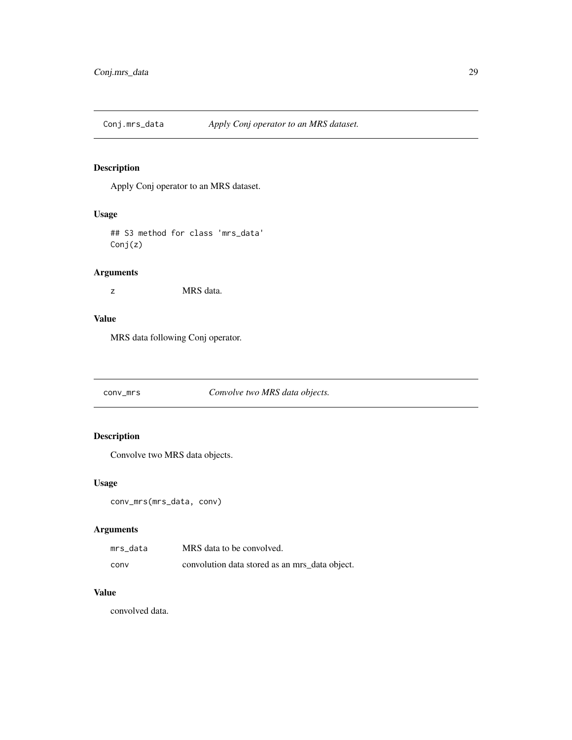## Conj.mrs_data — *Apply Conj operator to an MRS dataset.*

### Description

Apply Conj operator to an MRS dataset.

### Usage

```
## S3 method for class 'mrs_data'
Conj(z)
```

### Arguments

| | |
|---|---|
| z | MRS data. |

### Value

MRS data following Conj operator.

## conv_mrs — *Convolve two MRS data objects.*

### Description

Convolve two MRS data objects.

### Usage

```
conv_mrs(mrs_data, conv)
```

### Arguments

| | |
|---|---|
| mrs_data | MRS data to be convolved. |
| conv | convolution data stored as an mrs_data object. |

### Value

convolved data.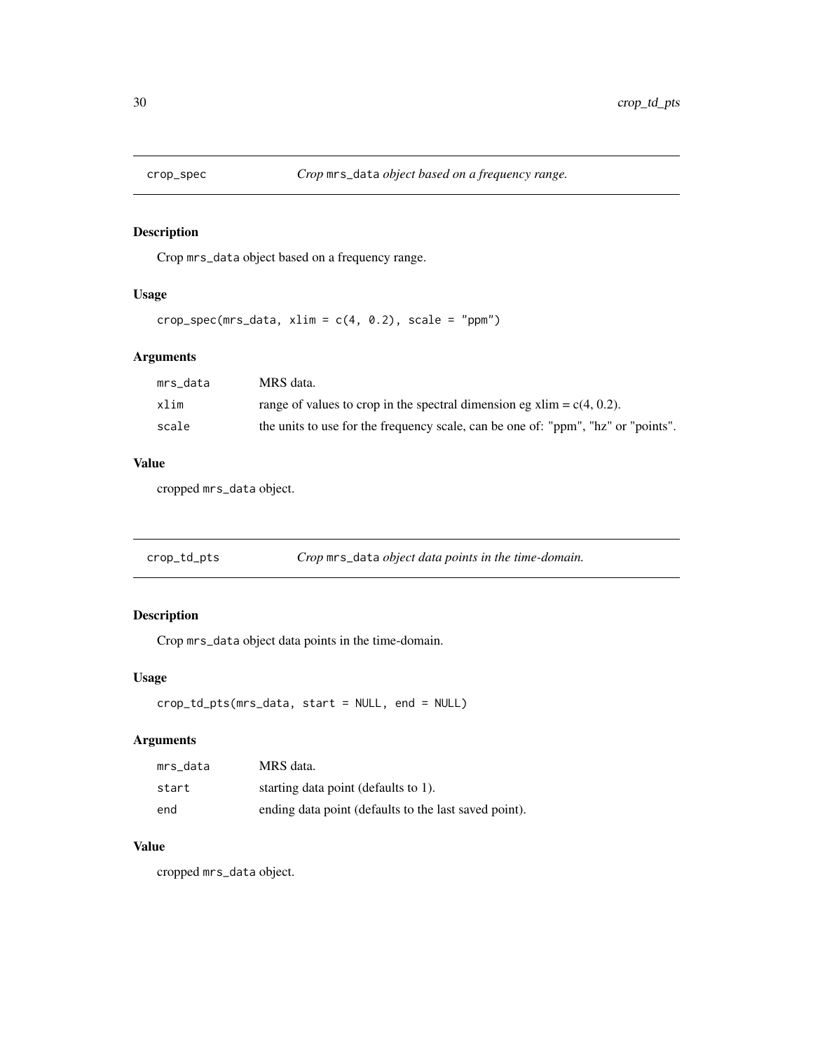## crop_spec — *Crop* `mrs_data` *object based on a frequency range.*

### Description

Crop `mrs_data` object based on a frequency range.

### Usage

```
crop_spec(mrs_data, xlim = c(4, 0.2), scale = "ppm")
```

### Arguments

| | |
|---|---|
| `mrs_data` | MRS data. |
| `xlim` | range of values to crop in the spectral dimension eg xlim = c(4, 0.2). |
| `scale` | the units to use for the frequency scale, can be one of: "ppm", "hz" or "points". |

### Value

cropped `mrs_data` object.

## crop_td_pts — *Crop* `mrs_data` *object data points in the time-domain.*

### Description

Crop `mrs_data` object data points in the time-domain.

### Usage

```
crop_td_pts(mrs_data, start = NULL, end = NULL)
```

### Arguments

| | |
|---|---|
| `mrs_data` | MRS data. |
| `start` | starting data point (defaults to 1). |
| `end` | ending data point (defaults to the last saved point). |

### Value

cropped `mrs_data` object.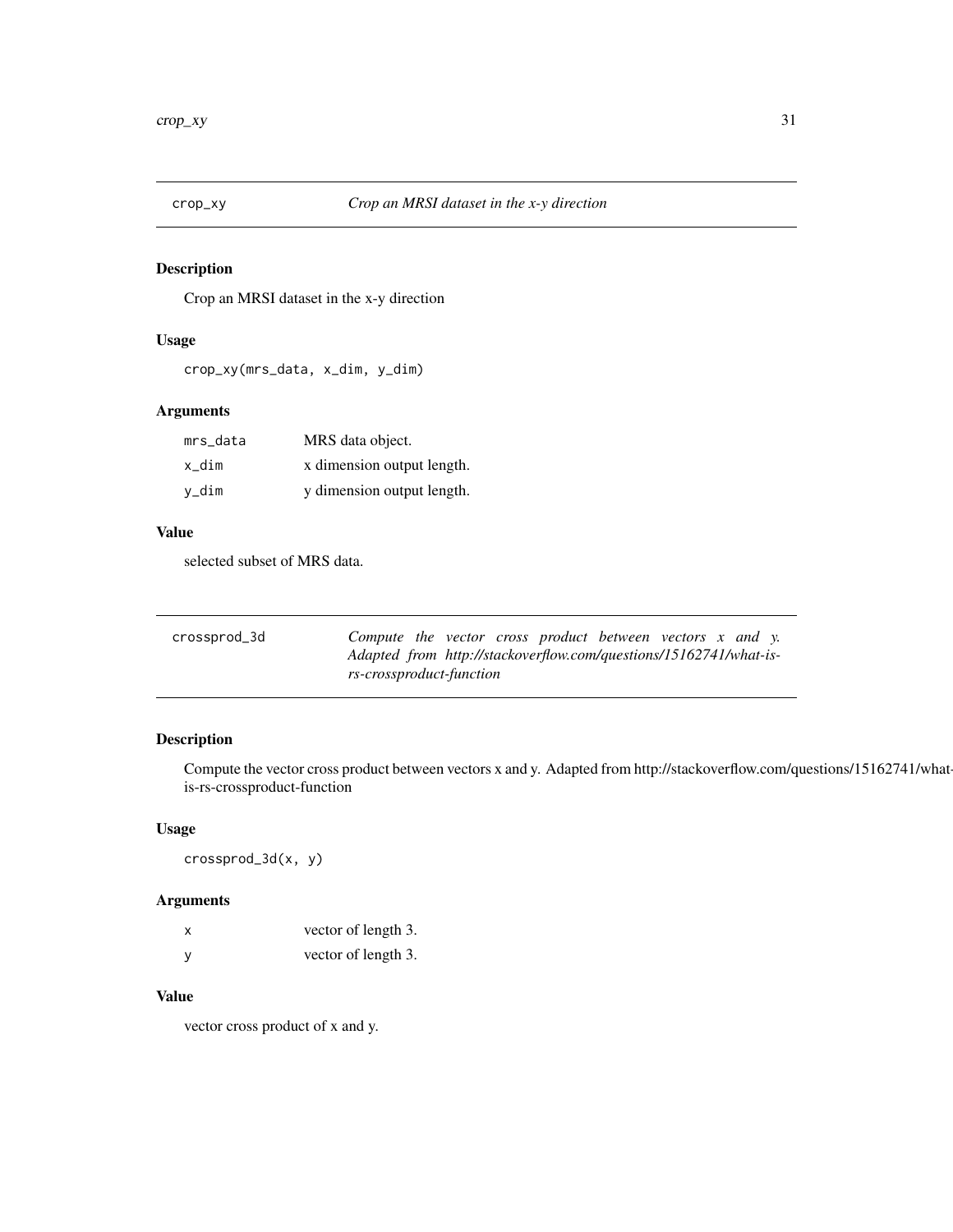## crop_xy — *Crop an MRSI dataset in the x-y direction*

### Description

Crop an MRSI dataset in the x-y direction

### Usage

```
crop_xy(mrs_data, x_dim, y_dim)
```

### Arguments

| | |
|---|---|
| mrs_data | MRS data object. |
| x_dim | x dimension output length. |
| y_dim | y dimension output length. |

### Value

selected subset of MRS data.

## crossprod_3d — *Compute the vector cross product between vectors x and y. Adapted from http://stackoverflow.com/questions/15162741/what-is-rs-crossproduct-function*

### Description

Compute the vector cross product between vectors x and y. Adapted from http://stackoverflow.com/questions/15162741/what-is-rs-crossproduct-function

### Usage

```
crossprod_3d(x, y)
```

### Arguments

| | |
|---|---|
| x | vector of length 3. |
| y | vector of length 3. |

### Value

vector cross product of x and y.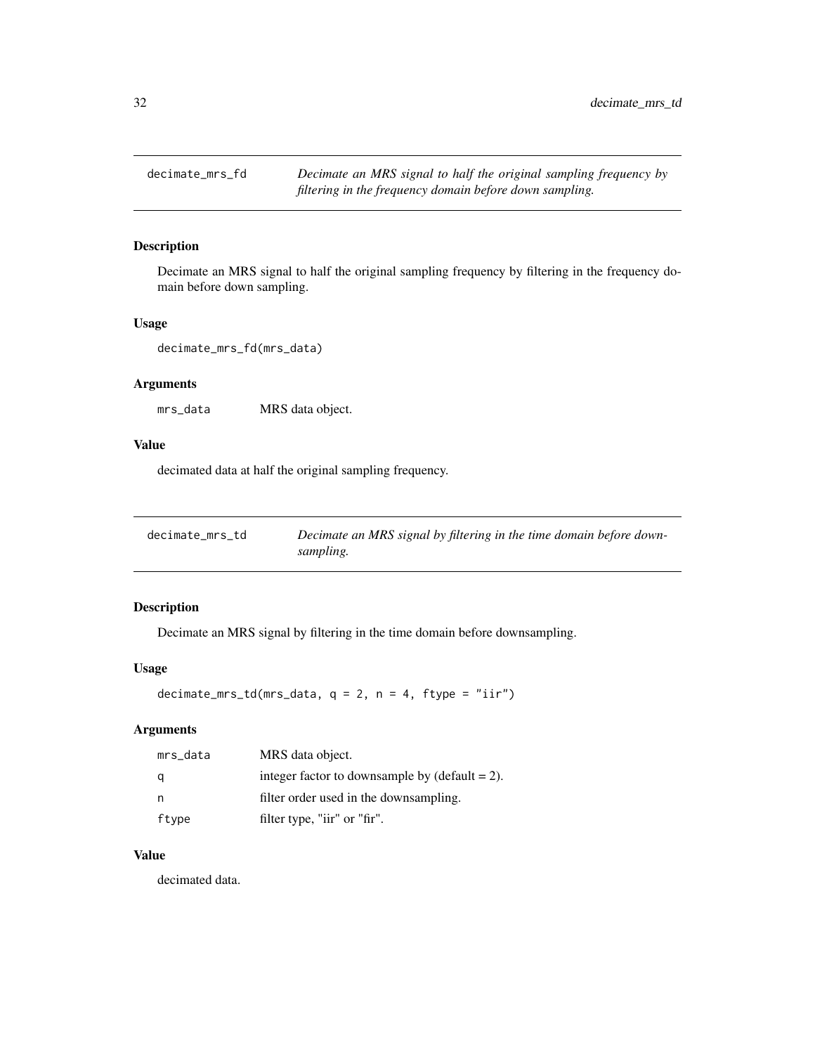## decimate_mrs_fd

*Decimate an MRS signal to half the original sampling frequency by filtering in the frequency domain before down sampling.*

### Description

Decimate an MRS signal to half the original sampling frequency by filtering in the frequency domain before down sampling.

### Usage

```
decimate_mrs_fd(mrs_data)
```

### Arguments

| | |
|---|---|
| mrs_data | MRS data object. |

### Value

decimated data at half the original sampling frequency.

## decimate_mrs_td

*Decimate an MRS signal by filtering in the time domain before down-sampling.*

### Description

Decimate an MRS signal by filtering in the time domain before downsampling.

### Usage

```
decimate_mrs_td(mrs_data, q = 2, n = 4, ftype = "iir")
```

### Arguments

| | |
|---|---|
| mrs_data | MRS data object. |
| q | integer factor to downsample by (default = 2). |
| n | filter order used in the downsampling. |
| ftype | filter type, "iir" or "fir". |

### Value

decimated data.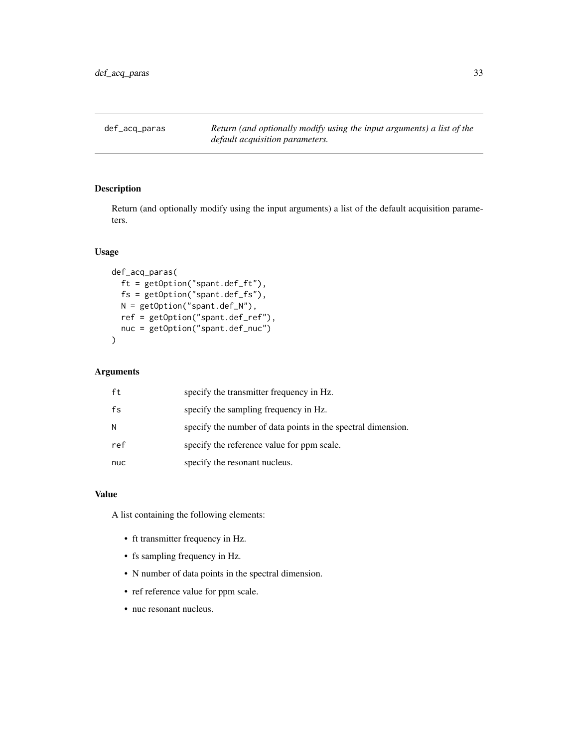# def_acq_paras

*Return (and optionally modify using the input arguments) a list of the default acquisition parameters.*

## Description

Return (and optionally modify using the input arguments) a list of the default acquisition parameters.

## Usage

```
def_acq_paras(
  ft = getOption("spant.def_ft"),
  fs = getOption("spant.def_fs"),
  N = getOption("spant.def_N"),
  ref = getOption("spant.def_ref"),
  nuc = getOption("spant.def_nuc")
)
```

## Arguments

| | |
|---|---|
| ft | specify the transmitter frequency in Hz. |
| fs | specify the sampling frequency in Hz. |
| N | specify the number of data points in the spectral dimension. |
| ref | specify the reference value for ppm scale. |
| nuc | specify the resonant nucleus. |

## Value

A list containing the following elements:

- ft transmitter frequency in Hz.
- fs sampling frequency in Hz.
- N number of data points in the spectral dimension.
- ref reference value for ppm scale.
- nuc resonant nucleus.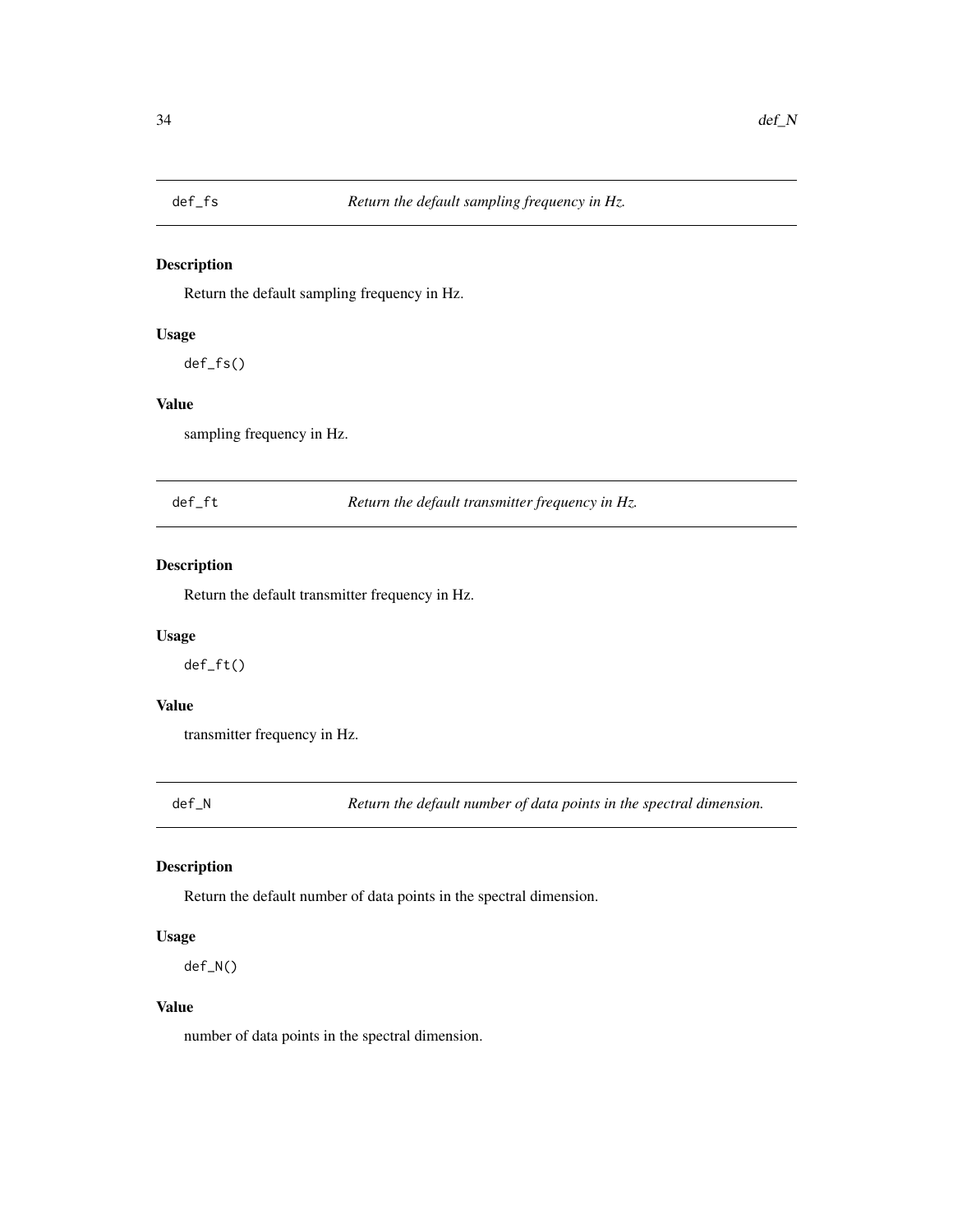## def_fs — *Return the default sampling frequency in Hz.*

### Description

Return the default sampling frequency in Hz.

### Usage

```
def_fs()
```

### Value

sampling frequency in Hz.

## def_ft — *Return the default transmitter frequency in Hz.*

### Description

Return the default transmitter frequency in Hz.

### Usage

```
def_ft()
```

### Value

transmitter frequency in Hz.

## def_N — *Return the default number of data points in the spectral dimension.*

### Description

Return the default number of data points in the spectral dimension.

### Usage

```
def_N()
```

### Value

number of data points in the spectral dimension.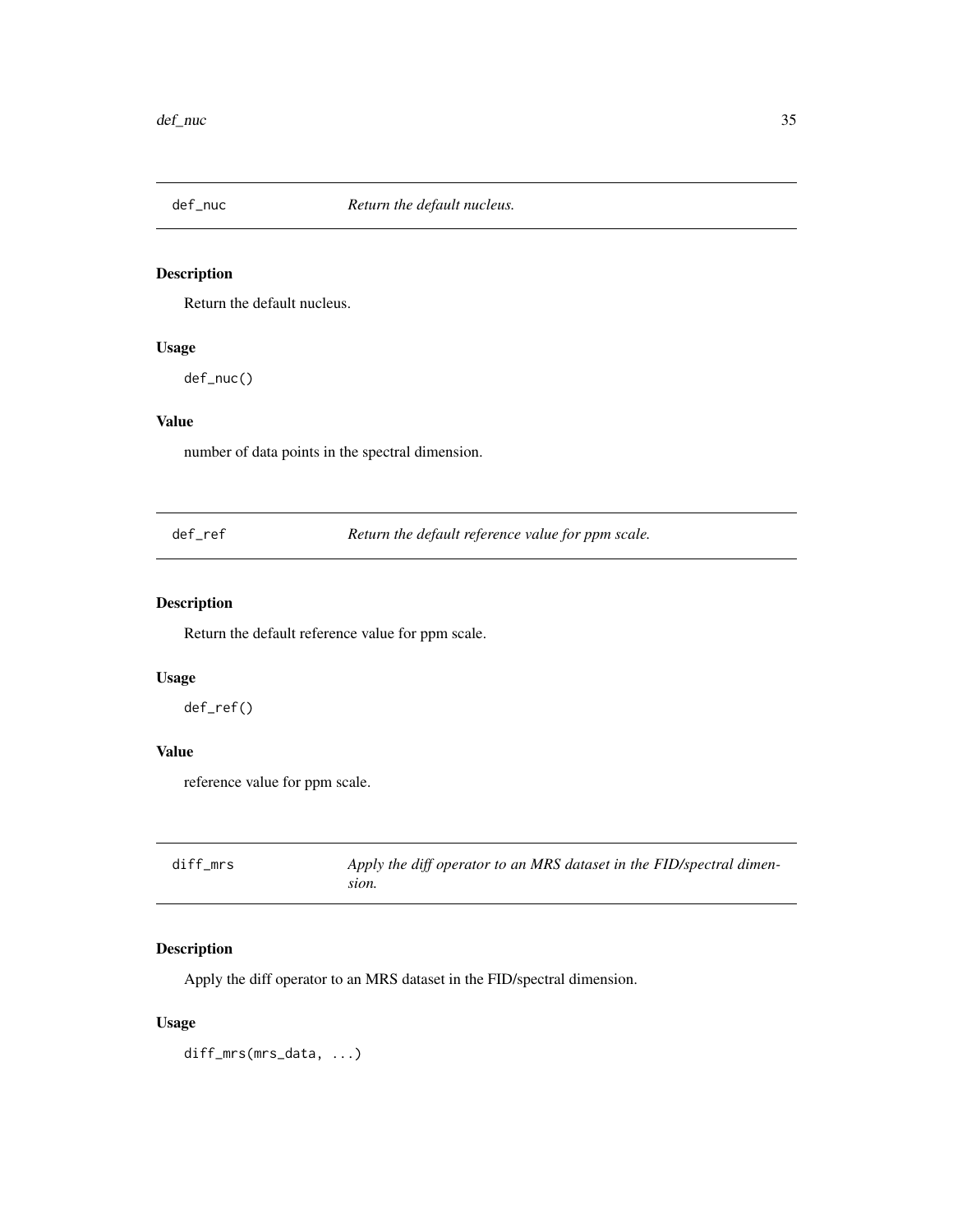## def_nuc *Return the default nucleus.*

### Description

Return the default nucleus.

### Usage

```
def_nuc()
```

### Value

number of data points in the spectral dimension.

## def_ref *Return the default reference value for ppm scale.*

### Description

Return the default reference value for ppm scale.

### Usage

```
def_ref()
```

### Value

reference value for ppm scale.

## diff_mrs *Apply the diff operator to an MRS dataset in the FID/spectral dimension.*

### Description

Apply the diff operator to an MRS dataset in the FID/spectral dimension.

### Usage

```
diff_mrs(mrs_data, ...)
```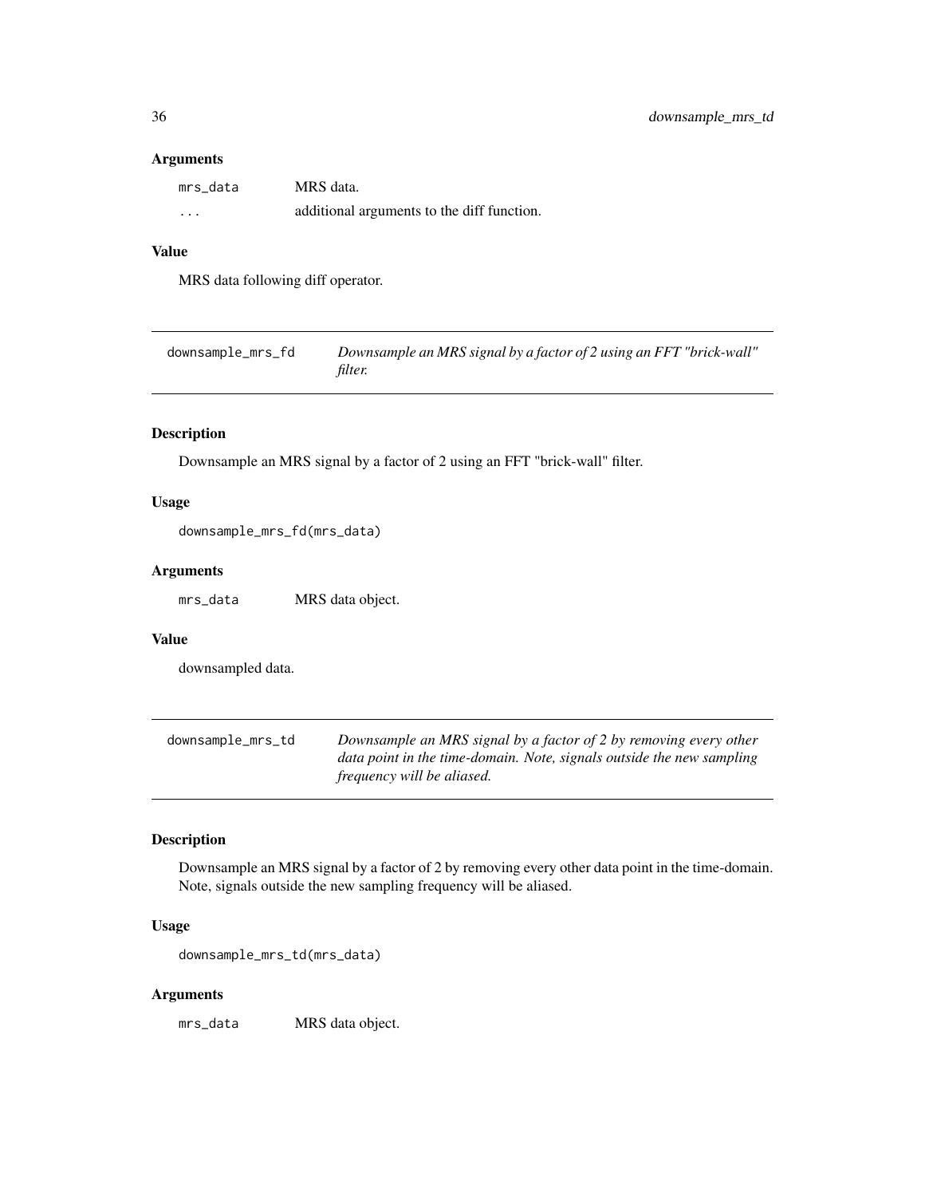### Arguments

| | |
|---|---|
| `mrs_data` | MRS data. |
| `...` | additional arguments to the diff function. |

### Value

MRS data following diff operator.

---

## downsample_mrs_fd — *Downsample an MRS signal by a factor of 2 using an FFT "brick-wall" filter.*

### Description

Downsample an MRS signal by a factor of 2 using an FFT "brick-wall" filter.

### Usage

```
downsample_mrs_fd(mrs_data)
```

### Arguments

| | |
|---|---|
| `mrs_data` | MRS data object. |

### Value

downsampled data.

---

## downsample_mrs_td — *Downsample an MRS signal by a factor of 2 by removing every other data point in the time-domain. Note, signals outside the new sampling frequency will be aliased.*

### Description

Downsample an MRS signal by a factor of 2 by removing every other data point in the time-domain. Note, signals outside the new sampling frequency will be aliased.

### Usage

```
downsample_mrs_td(mrs_data)
```

### Arguments

| | |
|---|---|
| `mrs_data` | MRS data object. |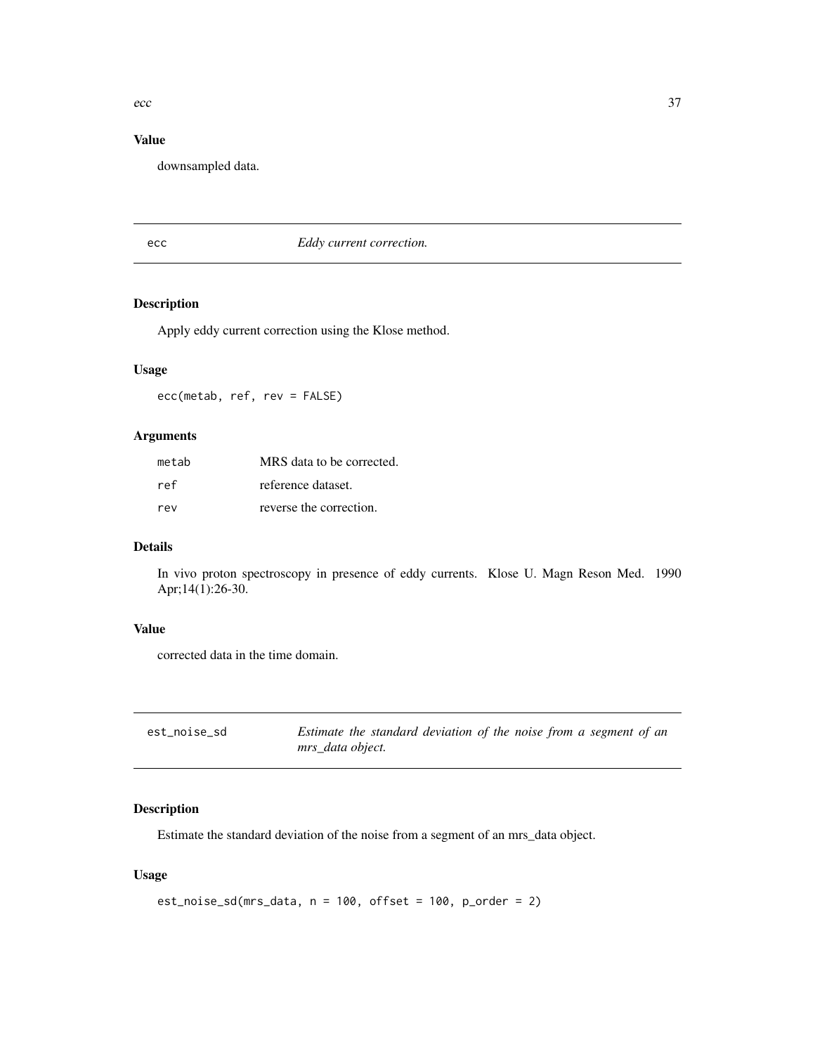### Value

downsampled data.

---

## ecc — *Eddy current correction.*

### Description

Apply eddy current correction using the Klose method.

### Usage

```
ecc(metab, ref, rev = FALSE)
```

### Arguments

| | |
|---|---|
| `metab` | MRS data to be corrected. |
| `ref` | reference dataset. |
| `rev` | reverse the correction. |

### Details

In vivo proton spectroscopy in presence of eddy currents. Klose U. Magn Reson Med. 1990 Apr;14(1):26-30.

### Value

corrected data in the time domain.

---

## est_noise_sd — *Estimate the standard deviation of the noise from a segment of an mrs_data object.*

### Description

Estimate the standard deviation of the noise from a segment of an mrs_data object.

### Usage

```
est_noise_sd(mrs_data, n = 100, offset = 100, p_order = 2)
```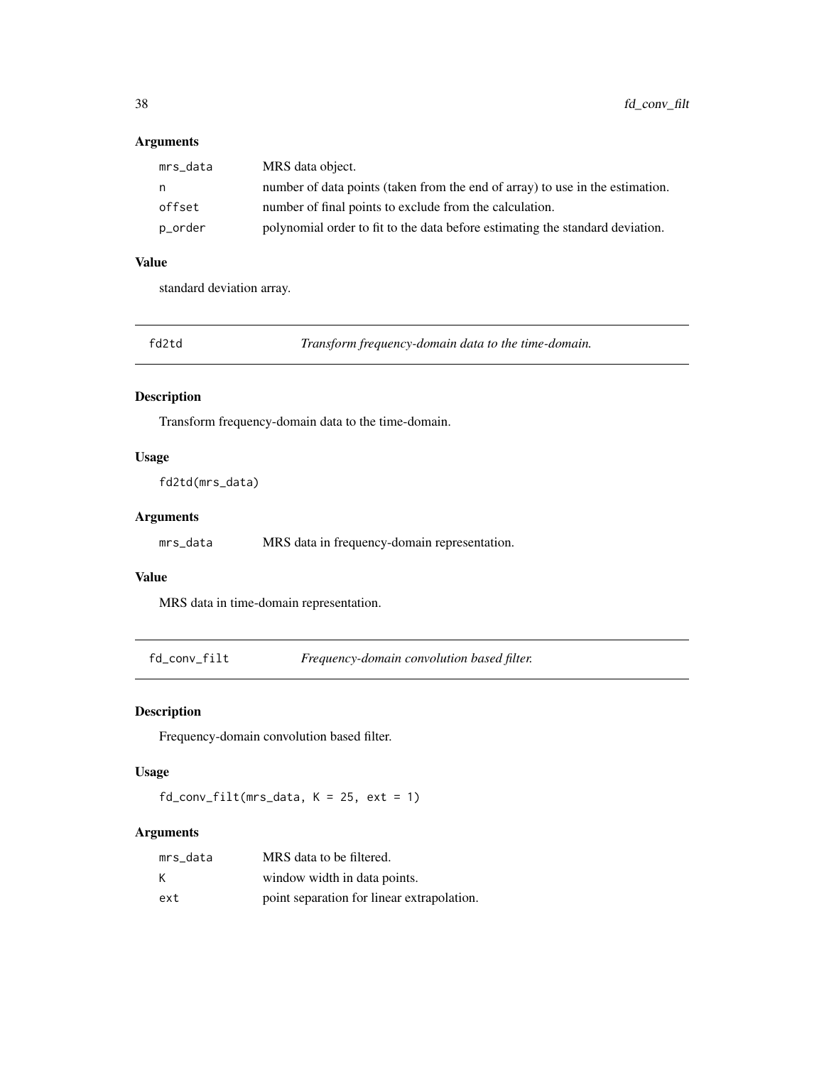### Arguments

| | |
|---|---|
| `mrs_data` | MRS data object. |
| `n` | number of data points (taken from the end of array) to use in the estimation. |
| `offset` | number of final points to exclude from the calculation. |
| `p_order` | polynomial order to fit to the data before estimating the standard deviation. |

### Value

standard deviation array.

---

## fd2td — *Transform frequency-domain data to the time-domain.*

### Description

Transform frequency-domain data to the time-domain.

### Usage

```
fd2td(mrs_data)
```

### Arguments

| | |
|---|---|
| `mrs_data` | MRS data in frequency-domain representation. |

### Value

MRS data in time-domain representation.

---

## fd_conv_filt — *Frequency-domain convolution based filter.*

### Description

Frequency-domain convolution based filter.

### Usage

```
fd_conv_filt(mrs_data, K = 25, ext = 1)
```

### Arguments

| | |
|---|---|
| `mrs_data` | MRS data to be filtered. |
| `K` | window width in data points. |
| `ext` | point separation for linear extrapolation. |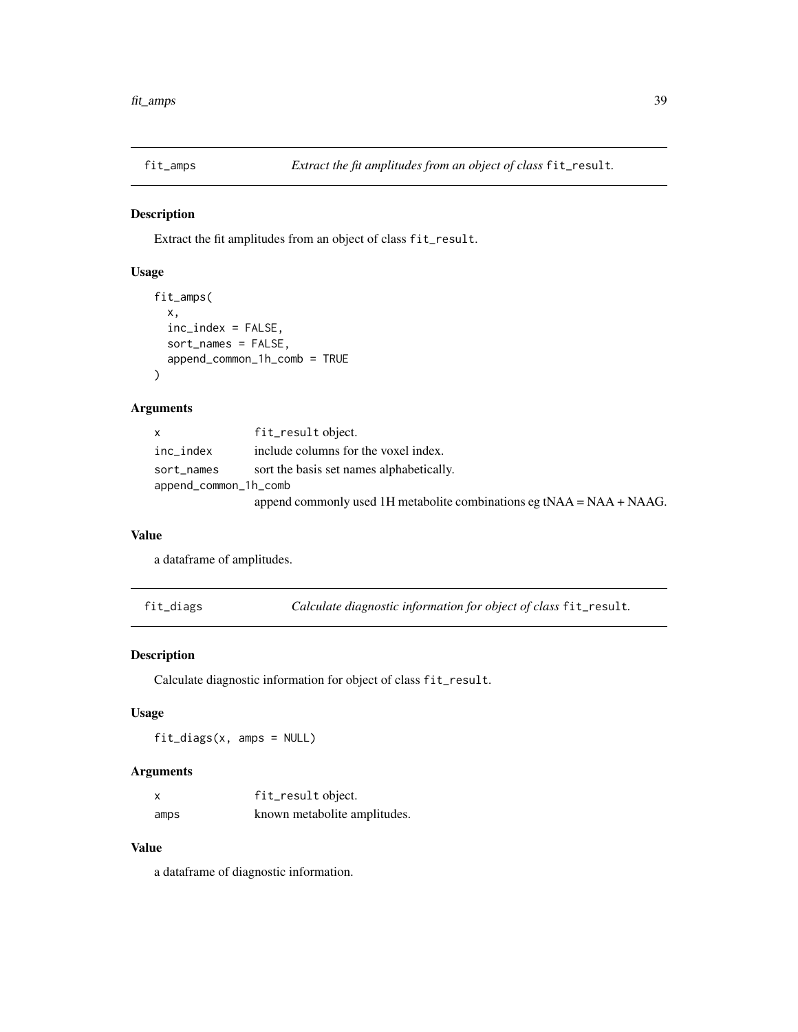## fit_amps — *Extract the fit amplitudes from an object of class* `fit_result`.

### Description

Extract the fit amplitudes from an object of class `fit_result`.

### Usage

```
fit_amps(
  x,
  inc_index = FALSE,
  sort_names = FALSE,
  append_common_1h_comb = TRUE
)
```

### Arguments

| | |
|---|---|
| `x` | `fit_result` object. |
| `inc_index` | include columns for the voxel index. |
| `sort_names` | sort the basis set names alphabetically. |
| `append_common_1h_comb` | append commonly used 1H metabolite combinations eg tNAA = NAA + NAAG. |

### Value

a dataframe of amplitudes.

## fit_diags — *Calculate diagnostic information for object of class* `fit_result`.

### Description

Calculate diagnostic information for object of class `fit_result`.

### Usage

```
fit_diags(x, amps = NULL)
```

### Arguments

| | |
|---|---|
| `x` | `fit_result` object. |
| `amps` | known metabolite amplitudes. |

### Value

a dataframe of diagnostic information.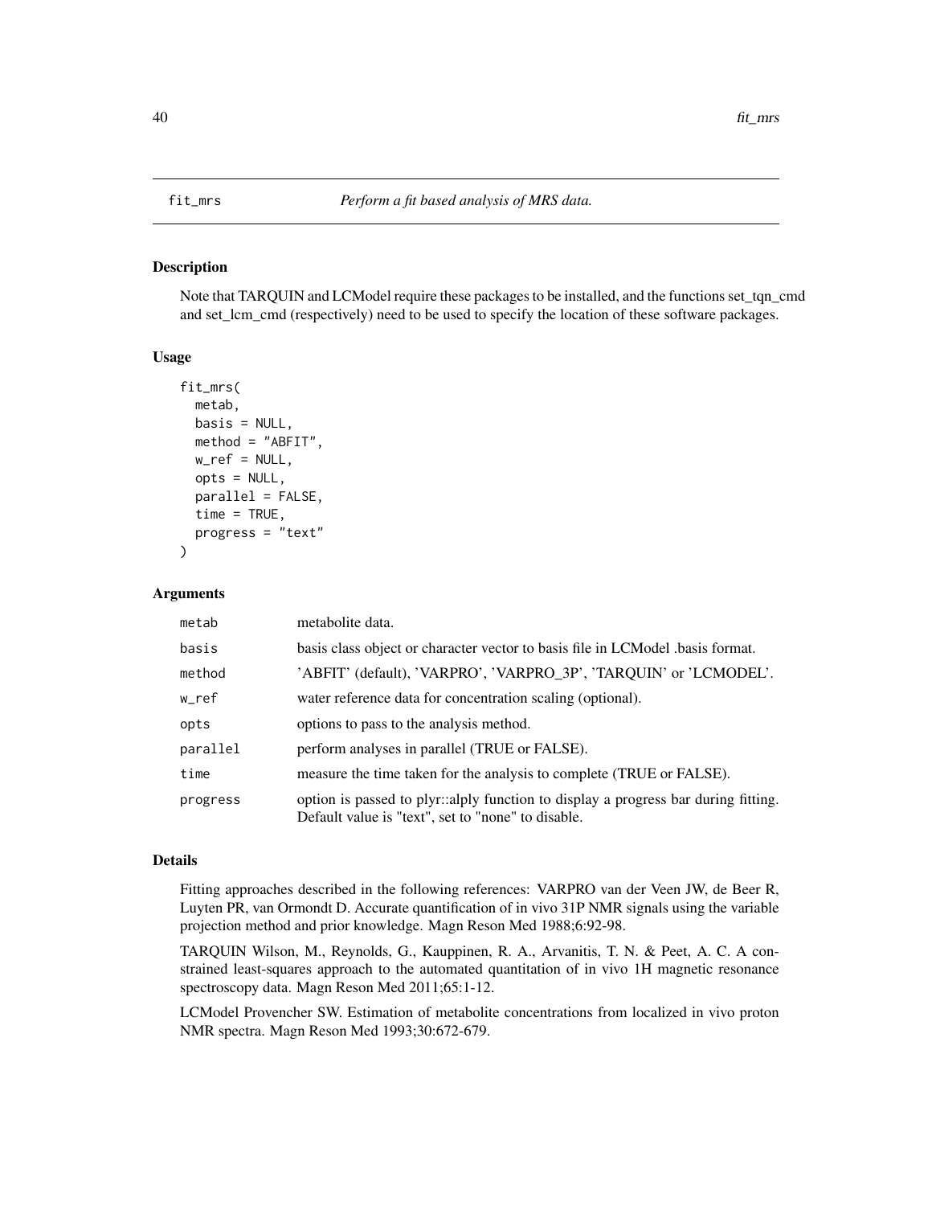# fit_mrs — *Perform a fit based analysis of MRS data.*

## Description

Note that TARQUIN and LCModel require these packages to be installed, and the functions set_tqn_cmd and set_lcm_cmd (respectively) need to be used to specify the location of these software packages.

## Usage

```
fit_mrs(
  metab,
  basis = NULL,
  method = "ABFIT",
  w_ref = NULL,
  opts = NULL,
  parallel = FALSE,
  time = TRUE,
  progress = "text"
)
```

## Arguments

| Argument | Description |
| --- | --- |
| metab | metabolite data. |
| basis | basis class object or character vector to basis file in LCModel .basis format. |
| method | 'ABFIT' (default), 'VARPRO', 'VARPRO_3P', 'TARQUIN' or 'LCMODEL'. |
| w_ref | water reference data for concentration scaling (optional). |
| opts | options to pass to the analysis method. |
| parallel | perform analyses in parallel (TRUE or FALSE). |
| time | measure the time taken for the analysis to complete (TRUE or FALSE). |
| progress | option is passed to plyr::alply function to display a progress bar during fitting. Default value is "text", set to "none" to disable. |

## Details

Fitting approaches described in the following references: VARPRO van der Veen JW, de Beer R, Luyten PR, van Ormondt D. Accurate quantification of in vivo 31P NMR signals using the variable projection method and prior knowledge. Magn Reson Med 1988;6:92-98.

TARQUIN Wilson, M., Reynolds, G., Kauppinen, R. A., Arvanitis, T. N. & Peet, A. C. A constrained least-squares approach to the automated quantitation of in vivo 1H magnetic resonance spectroscopy data. Magn Reson Med 2011;65:1-12.

LCModel Provencher SW. Estimation of metabolite concentrations from localized in vivo proton NMR spectra. Magn Reson Med 1993;30:672-679.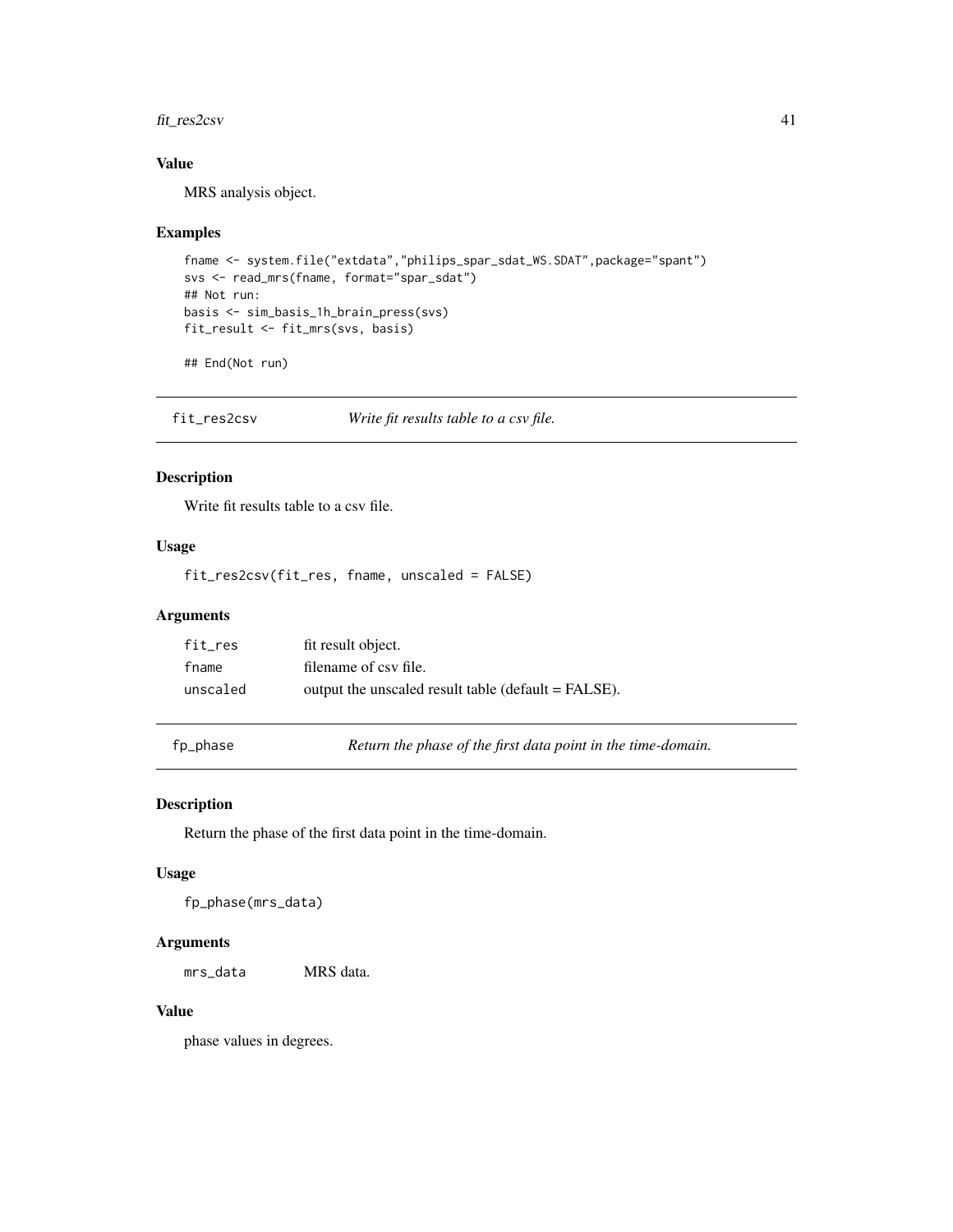### Value

MRS analysis object.

### Examples

```
fname <- system.file("extdata","philips_spar_sdat_WS.SDAT",package="spant")
svs <- read_mrs(fname, format="spar_sdat")
## Not run:
basis <- sim_basis_1h_brain_press(svs)
fit_result <- fit_mrs(svs, basis)

## End(Not run)
```

## fit_res2csv — *Write fit results table to a csv file.*

### Description

Write fit results table to a csv file.

### Usage

```
fit_res2csv(fit_res, fname, unscaled = FALSE)
```

### Arguments

| | |
|---|---|
| fit_res | fit result object. |
| fname | filename of csv file. |
| unscaled | output the unscaled result table (default = FALSE). |

## fp_phase — *Return the phase of the first data point in the time-domain.*

### Description

Return the phase of the first data point in the time-domain.

### Usage

```
fp_phase(mrs_data)
```

### Arguments

| | |
|---|---|
| mrs_data | MRS data. |

### Value

phase values in degrees.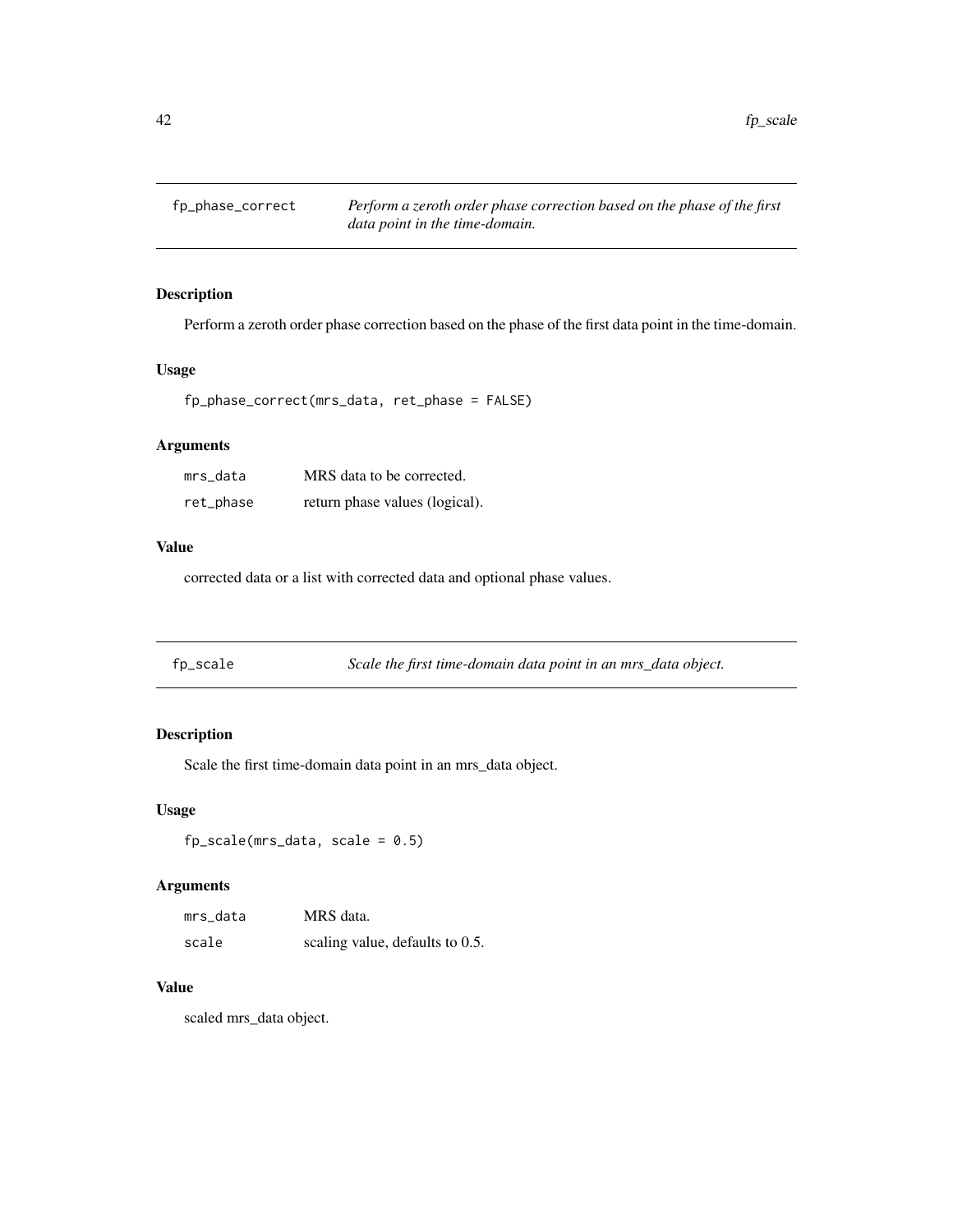## fp_phase_correct — *Perform a zeroth order phase correction based on the phase of the first data point in the time-domain.*

### Description

Perform a zeroth order phase correction based on the phase of the first data point in the time-domain.

### Usage

```
fp_phase_correct(mrs_data, ret_phase = FALSE)
```

### Arguments

| | |
|---|---|
| mrs_data | MRS data to be corrected. |
| ret_phase | return phase values (logical). |

### Value

corrected data or a list with corrected data and optional phase values.

## fp_scale — *Scale the first time-domain data point in an mrs_data object.*

### Description

Scale the first time-domain data point in an mrs_data object.

### Usage

```
fp_scale(mrs_data, scale = 0.5)
```

### Arguments

| | |
|---|---|
| mrs_data | MRS data. |
| scale | scaling value, defaults to 0.5. |

### Value

scaled mrs_data object.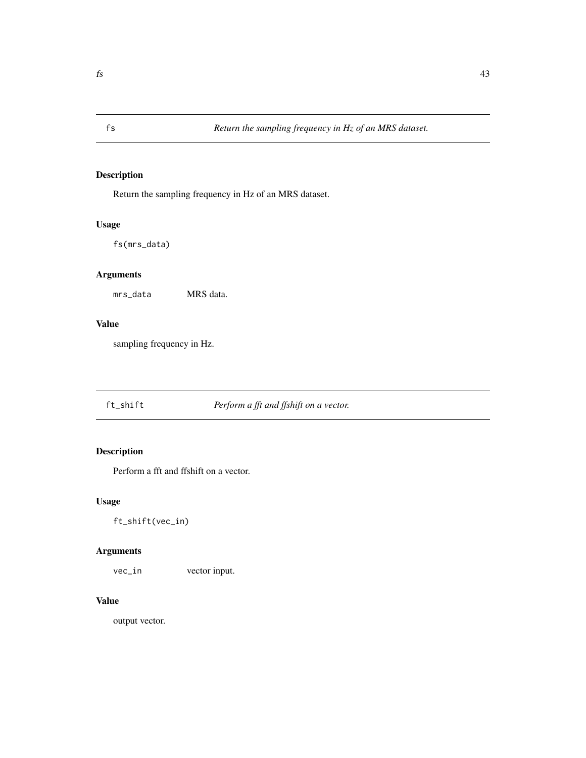## fs — *Return the sampling frequency in Hz of an MRS dataset.*

### Description

Return the sampling frequency in Hz of an MRS dataset.

### Usage

```
fs(mrs_data)
```

### Arguments

| | |
|---|---|
| `mrs_data` | MRS data. |

### Value

sampling frequency in Hz.

## ft_shift — *Perform a fft and ffshift on a vector.*

### Description

Perform a fft and ffshift on a vector.

### Usage

```
ft_shift(vec_in)
```

### Arguments

| | |
|---|---|
| `vec_in` | vector input. |

### Value

output vector.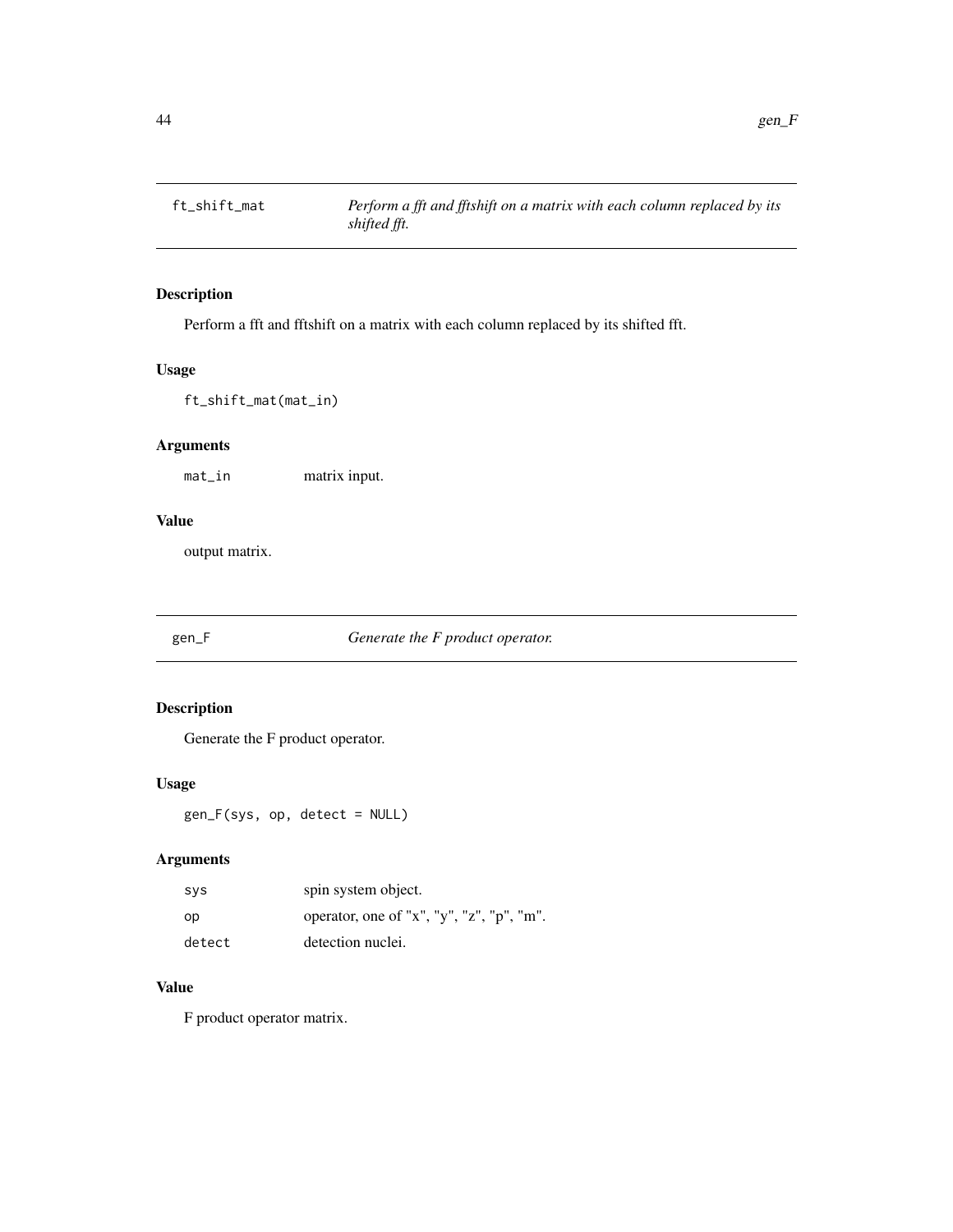## ft_shift_mat — *Perform a fft and fftshift on a matrix with each column replaced by its shifted fft.*

### Description

Perform a fft and fftshift on a matrix with each column replaced by its shifted fft.

### Usage

```
ft_shift_mat(mat_in)
```

### Arguments

| | |
|---|---|
| mat_in | matrix input. |

### Value

output matrix.

## gen_F — *Generate the F product operator.*

### Description

Generate the F product operator.

### Usage

```
gen_F(sys, op, detect = NULL)
```

### Arguments

| | |
|---|---|
| sys | spin system object. |
| op | operator, one of "x", "y", "z", "p", "m". |
| detect | detection nuclei. |

### Value

F product operator matrix.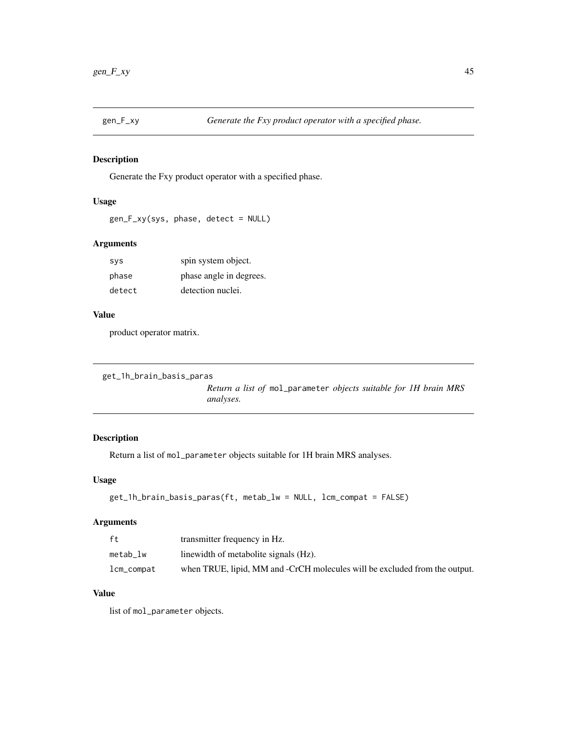## gen_F_xy — *Generate the Fxy product operator with a specified phase.*

### Description

Generate the Fxy product operator with a specified phase.

### Usage

```
gen_F_xy(sys, phase, detect = NULL)
```

### Arguments

| | |
|---|---|
| `sys` | spin system object. |
| `phase` | phase angle in degrees. |
| `detect` | detection nuclei. |

### Value

product operator matrix.

## get_1h_brain_basis_paras — *Return a list of `mol_parameter` objects suitable for 1H brain MRS analyses.*

### Description

Return a list of `mol_parameter` objects suitable for 1H brain MRS analyses.

### Usage

```
get_1h_brain_basis_paras(ft, metab_lw = NULL, lcm_compat = FALSE)
```

### Arguments

| | |
|---|---|
| `ft` | transmitter frequency in Hz. |
| `metab_lw` | linewidth of metabolite signals (Hz). |
| `lcm_compat` | when TRUE, lipid, MM and -CrCH molecules will be excluded from the output. |

### Value

list of `mol_parameter` objects.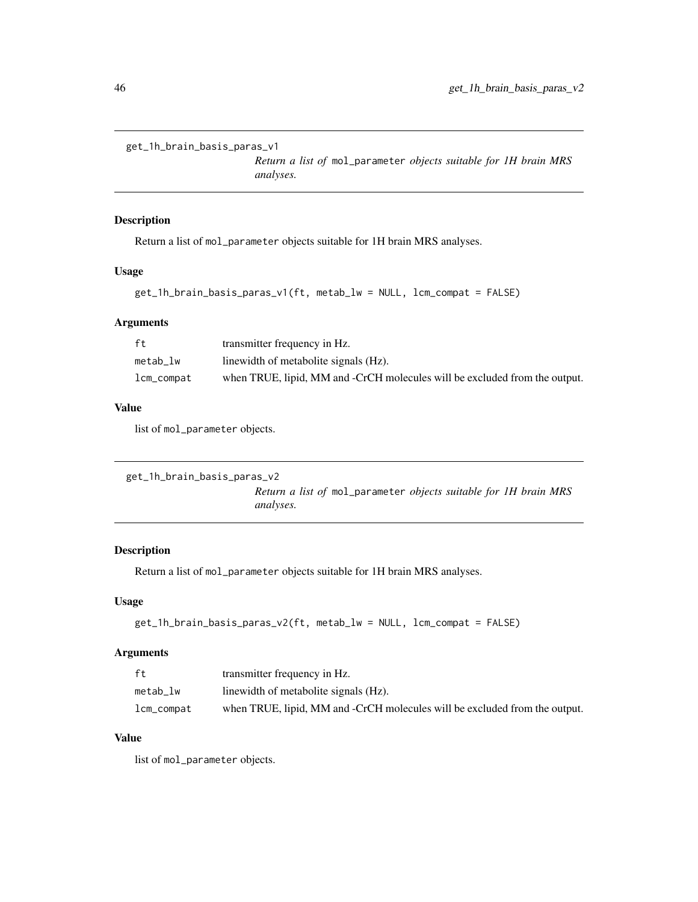## get_1h_brain_basis_paras_v1

*Return a list of* `mol_parameter` *objects suitable for 1H brain MRS analyses.*

### Description

Return a list of `mol_parameter` objects suitable for 1H brain MRS analyses.

### Usage

```
get_1h_brain_basis_paras_v1(ft, metab_lw = NULL, lcm_compat = FALSE)
```

### Arguments

| | |
|---|---|
| `ft` | transmitter frequency in Hz. |
| `metab_lw` | linewidth of metabolite signals (Hz). |
| `lcm_compat` | when TRUE, lipid, MM and -CrCH molecules will be excluded from the output. |

### Value

list of `mol_parameter` objects.

## get_1h_brain_basis_paras_v2

*Return a list of* `mol_parameter` *objects suitable for 1H brain MRS analyses.*

### Description

Return a list of `mol_parameter` objects suitable for 1H brain MRS analyses.

### Usage

```
get_1h_brain_basis_paras_v2(ft, metab_lw = NULL, lcm_compat = FALSE)
```

### Arguments

| | |
|---|---|
| `ft` | transmitter frequency in Hz. |
| `metab_lw` | linewidth of metabolite signals (Hz). |
| `lcm_compat` | when TRUE, lipid, MM and -CrCH molecules will be excluded from the output. |

### Value

list of `mol_parameter` objects.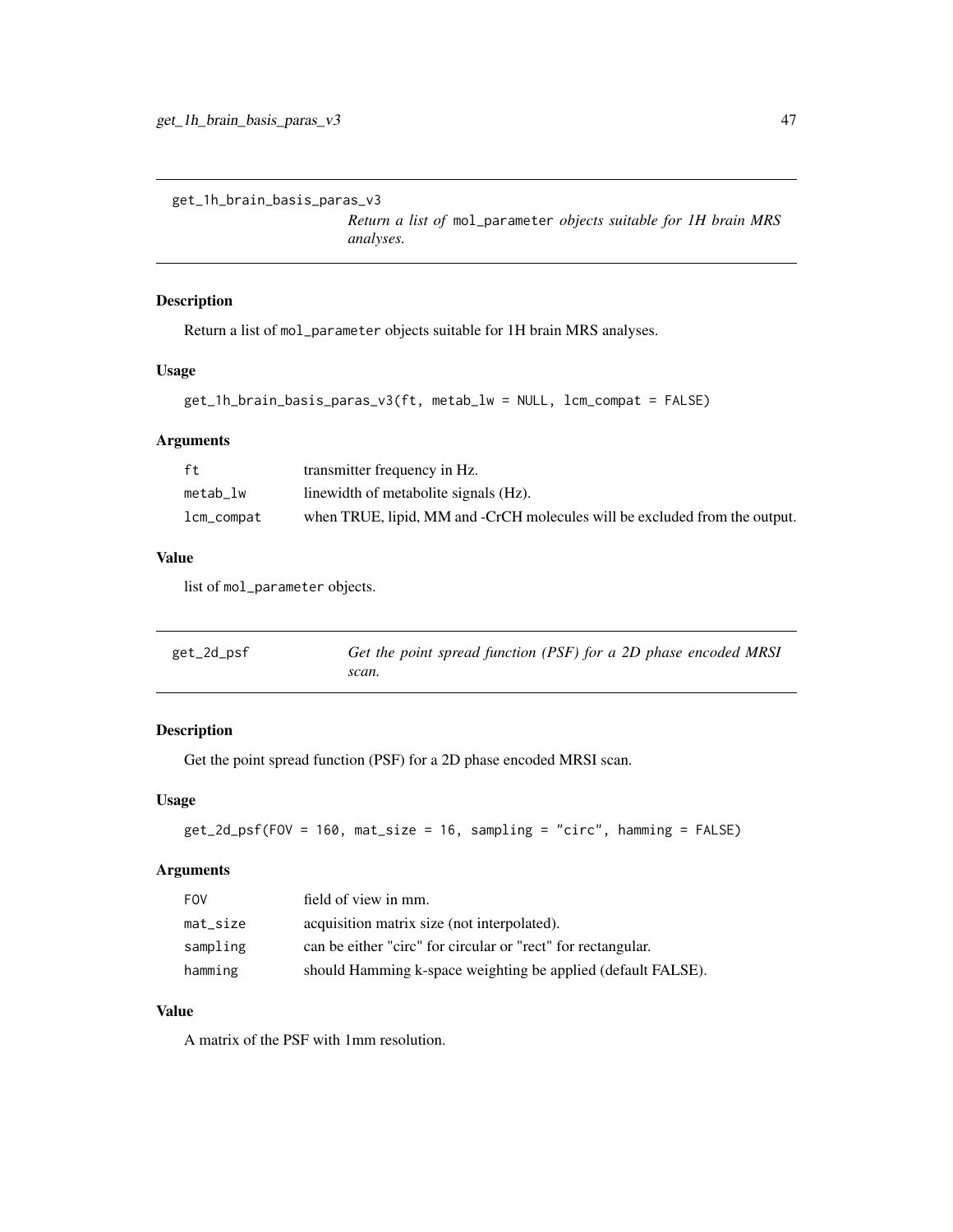## get_1h_brain_basis_paras_v3

*Return a list of* `mol_parameter` *objects suitable for 1H brain MRS analyses.*

### Description

Return a list of `mol_parameter` objects suitable for 1H brain MRS analyses.

### Usage

```
get_1h_brain_basis_paras_v3(ft, metab_lw = NULL, lcm_compat = FALSE)
```

### Arguments

| | |
|---|---|
| `ft` | transmitter frequency in Hz. |
| `metab_lw` | linewidth of metabolite signals (Hz). |
| `lcm_compat` | when TRUE, lipid, MM and -CrCH molecules will be excluded from the output. |

### Value

list of `mol_parameter` objects.

## get_2d_psf

*Get the point spread function (PSF) for a 2D phase encoded MRSI scan.*

### Description

Get the point spread function (PSF) for a 2D phase encoded MRSI scan.

### Usage

```
get_2d_psf(FOV = 160, mat_size = 16, sampling = "circ", hamming = FALSE)
```

### Arguments

| | |
|---|---|
| `FOV` | field of view in mm. |
| `mat_size` | acquisition matrix size (not interpolated). |
| `sampling` | can be either "circ" for circular or "rect" for rectangular. |
| `hamming` | should Hamming k-space weighting be applied (default FALSE). |

### Value

A matrix of the PSF with 1mm resolution.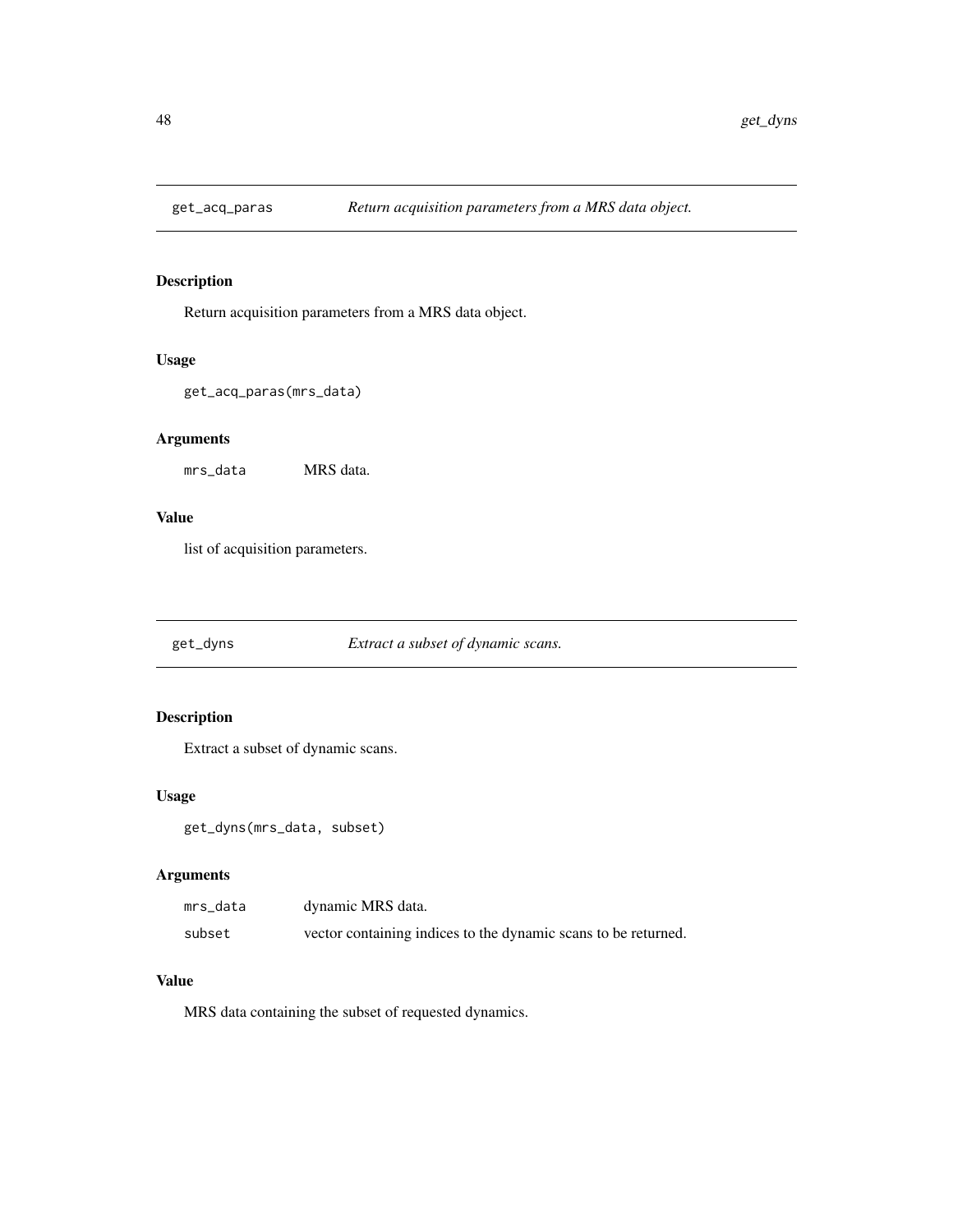## get_acq_paras

*Return acquisition parameters from a MRS data object.*

### Description

Return acquisition parameters from a MRS data object.

### Usage

```
get_acq_paras(mrs_data)
```

### Arguments

| | |
|---|---|
| mrs_data | MRS data. |

### Value

list of acquisition parameters.

## get_dyns

*Extract a subset of dynamic scans.*

### Description

Extract a subset of dynamic scans.

### Usage

```
get_dyns(mrs_data, subset)
```

### Arguments

| | |
|---|---|
| mrs_data | dynamic MRS data. |
| subset | vector containing indices to the dynamic scans to be returned. |

### Value

MRS data containing the subset of requested dynamics.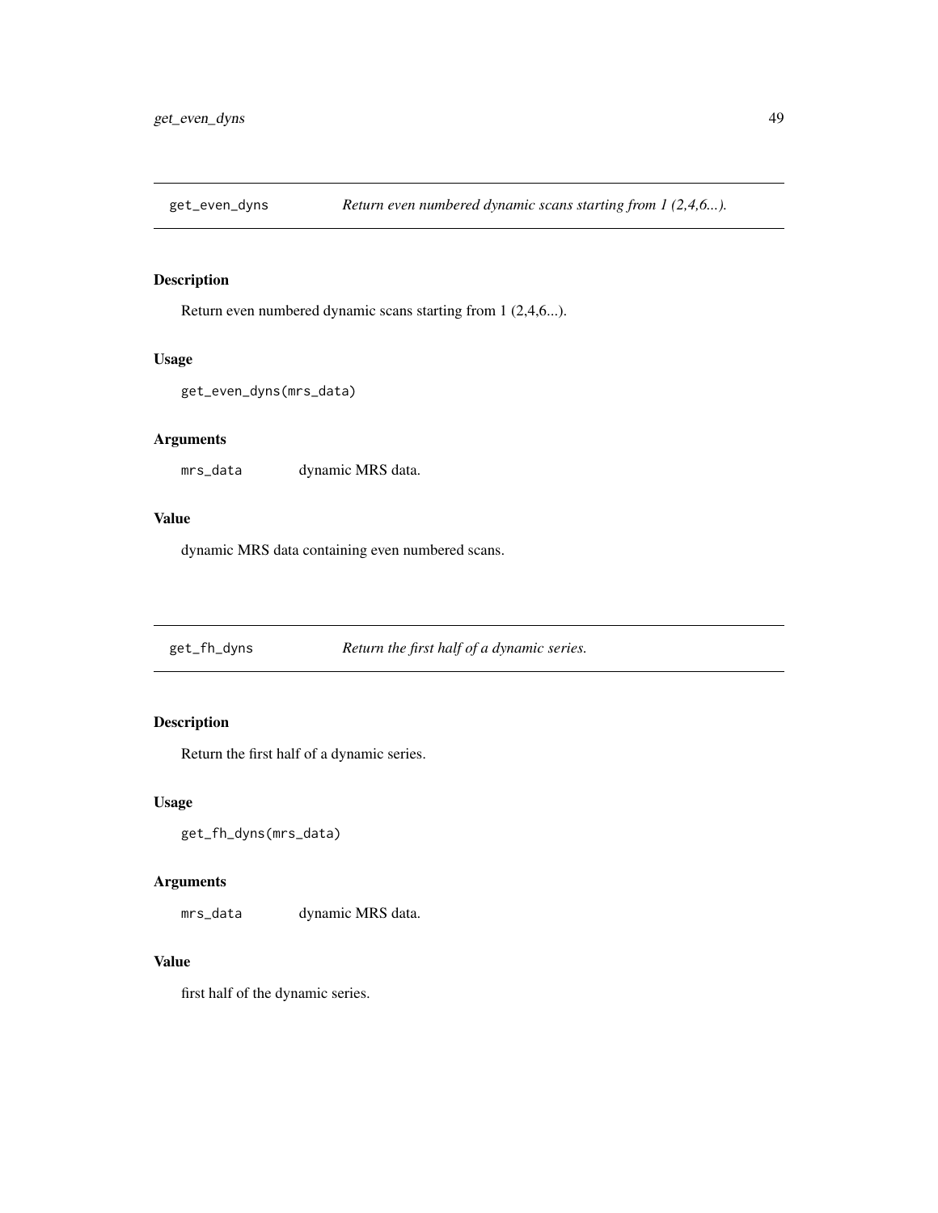## get_even_dyns — *Return even numbered dynamic scans starting from 1 (2,4,6...).*

### Description

Return even numbered dynamic scans starting from 1 (2,4,6...).

### Usage

```
get_even_dyns(mrs_data)
```

### Arguments

| | |
|---|---|
| `mrs_data` | dynamic MRS data. |

### Value

dynamic MRS data containing even numbered scans.

## get_fh_dyns — *Return the first half of a dynamic series.*

### Description

Return the first half of a dynamic series.

### Usage

```
get_fh_dyns(mrs_data)
```

### Arguments

| | |
|---|---|
| `mrs_data` | dynamic MRS data. |

### Value

first half of the dynamic series.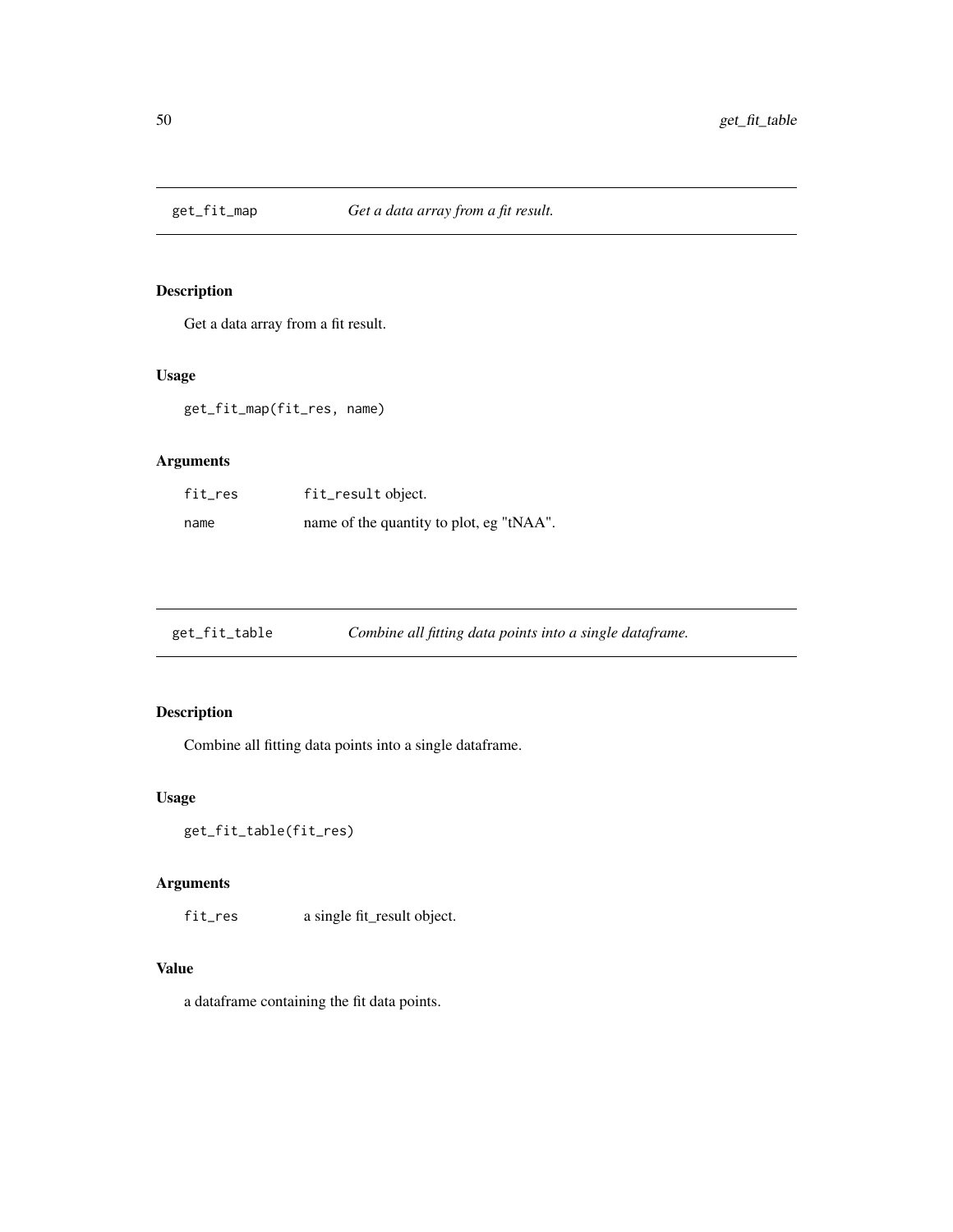## get_fit_map *Get a data array from a fit result.*

### Description

Get a data array from a fit result.

### Usage

```
get_fit_map(fit_res, name)
```

### Arguments

| | |
|---|---|
| fit_res | fit_result object. |
| name | name of the quantity to plot, eg "tNAA". |

## get_fit_table *Combine all fitting data points into a single dataframe.*

### Description

Combine all fitting data points into a single dataframe.

### Usage

```
get_fit_table(fit_res)
```

### Arguments

| | |
|---|---|
| fit_res | a single fit_result object. |

### Value

a dataframe containing the fit data points.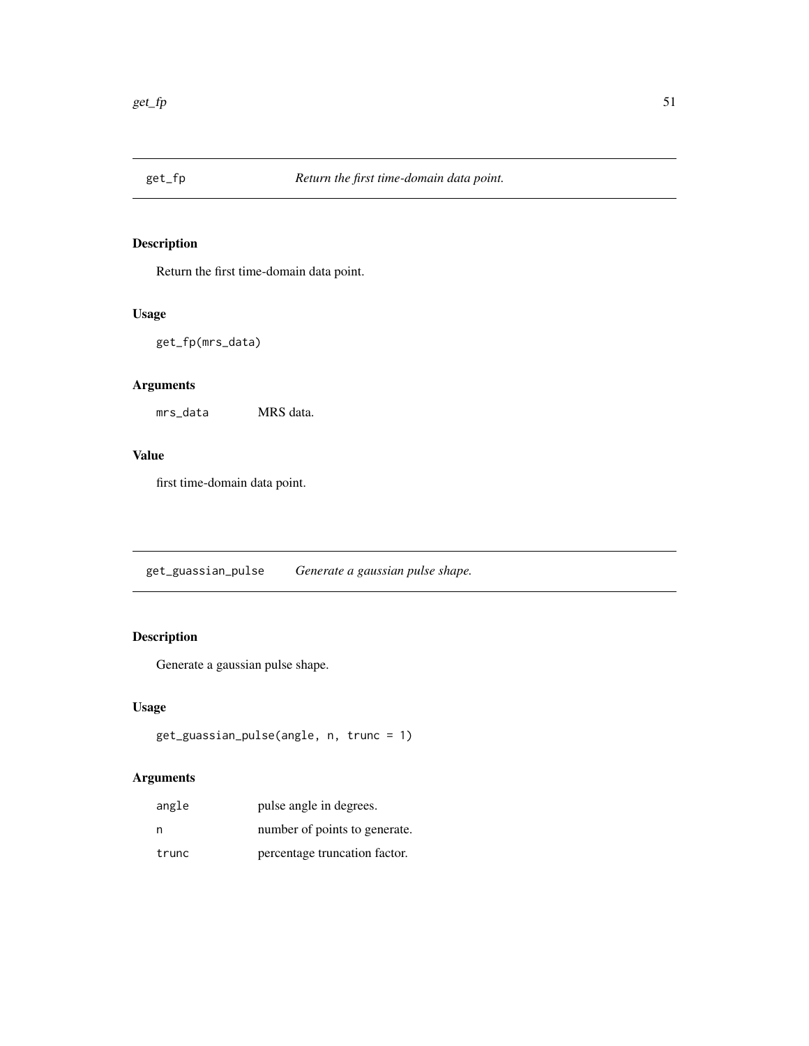## get_fp *Return the first time-domain data point.*

### Description

Return the first time-domain data point.

### Usage

```
get_fp(mrs_data)
```

### Arguments

| | |
|---|---|
| mrs_data | MRS data. |

### Value

first time-domain data point.

## get_guassian_pulse *Generate a gaussian pulse shape.*

### Description

Generate a gaussian pulse shape.

### Usage

```
get_guassian_pulse(angle, n, trunc = 1)
```

### Arguments

| | |
|---|---|
| angle | pulse angle in degrees. |
| n | number of points to generate. |
| trunc | percentage truncation factor. |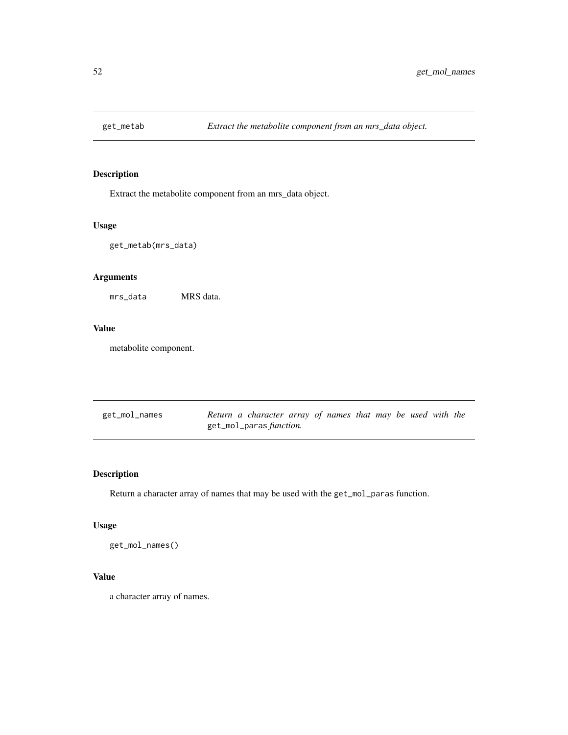## get_metab — *Extract the metabolite component from an mrs_data object.*

### Description

Extract the metabolite component from an mrs_data object.

### Usage

```
get_metab(mrs_data)
```

### Arguments

| | |
|---|---|
| mrs_data | MRS data. |

### Value

metabolite component.

## get_mol_names — *Return a character array of names that may be used with the get_mol_paras function.*

### Description

Return a character array of names that may be used with the `get_mol_paras` function.

### Usage

```
get_mol_names()
```

### Value

a character array of names.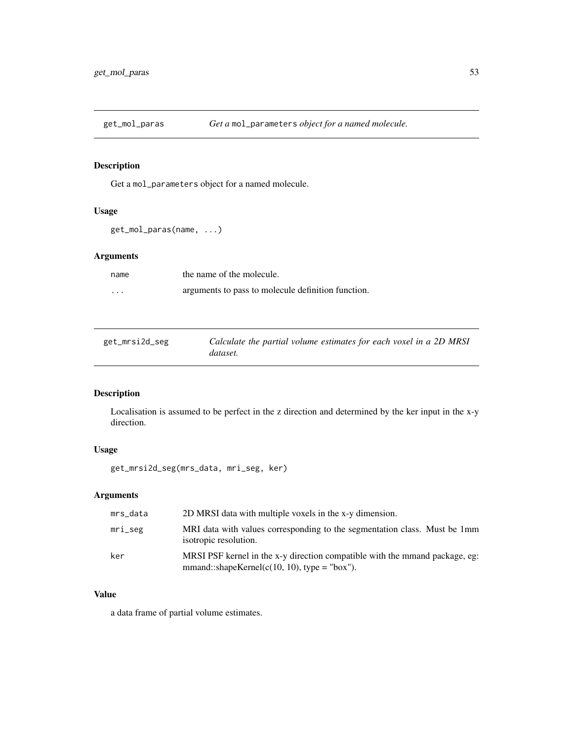## get_mol_paras — *Get a* `mol_parameters` *object for a named molecule.*

### Description

Get a `mol_parameters` object for a named molecule.

### Usage

```
get_mol_paras(name, ...)
```

### Arguments

| | |
|---|---|
| `name` | the name of the molecule. |
| `...` | arguments to pass to molecule definition function. |

## get_mrsi2d_seg — *Calculate the partial volume estimates for each voxel in a 2D MRSI dataset.*

### Description

Localisation is assumed to be perfect in the z direction and determined by the ker input in the x-y direction.

### Usage

```
get_mrsi2d_seg(mrs_data, mri_seg, ker)
```

### Arguments

| | |
|---|---|
| `mrs_data` | 2D MRSI data with multiple voxels in the x-y dimension. |
| `mri_seg` | MRI data with values corresponding to the segmentation class. Must be 1mm isotropic resolution. |
| `ker` | MRSI PSF kernel in the x-y direction compatible with the mmand package, eg: mmand::shapeKernel(c(10, 10), type = "box"). |

### Value

a data frame of partial volume estimates.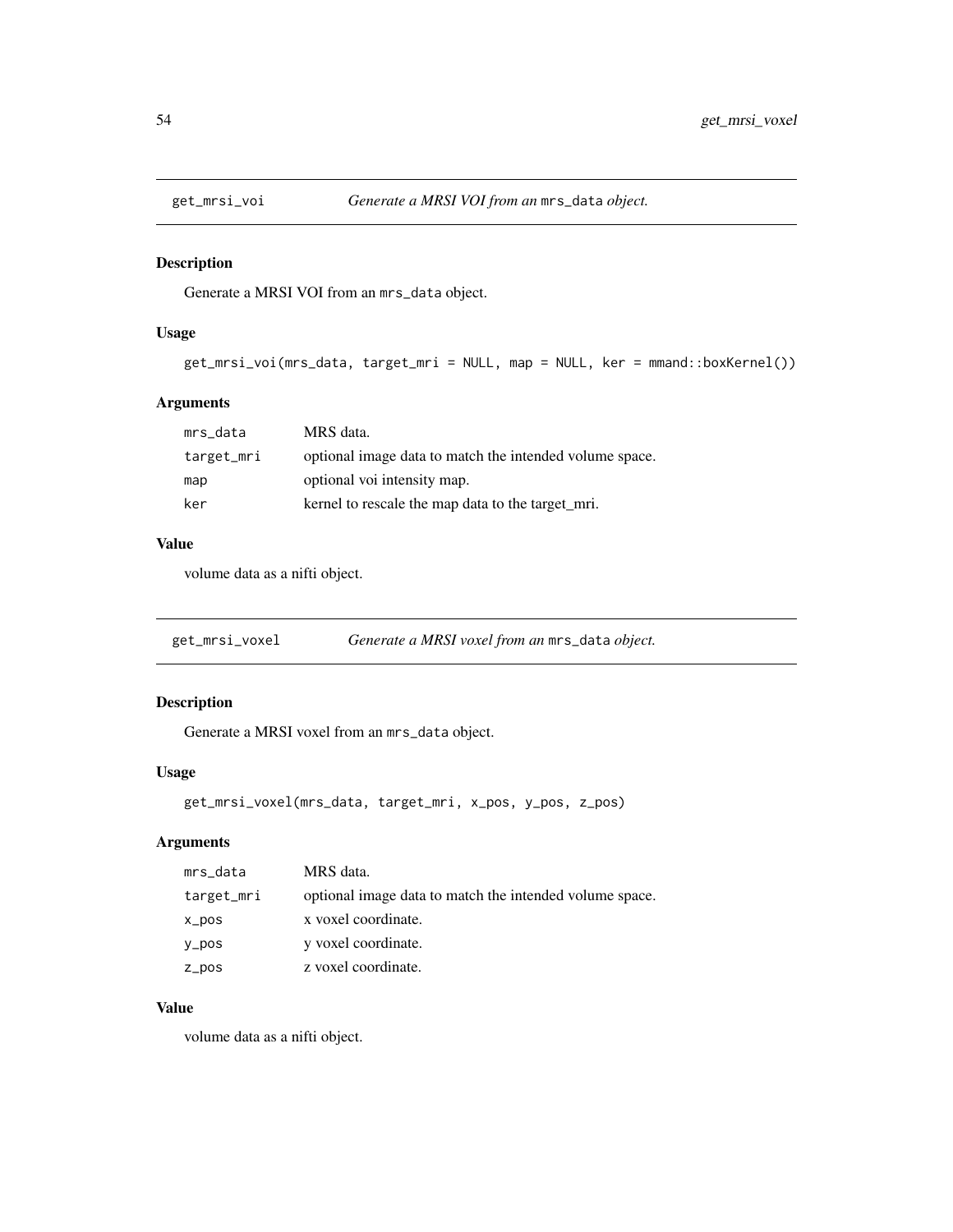## get_mrsi_voi — *Generate a MRSI VOI from an* `mrs_data` *object.*

### Description

Generate a MRSI VOI from an `mrs_data` object.

### Usage

```
get_mrsi_voi(mrs_data, target_mri = NULL, map = NULL, ker = mmand::boxKernel())
```

### Arguments

| | |
|---|---|
| `mrs_data` | MRS data. |
| `target_mri` | optional image data to match the intended volume space. |
| `map` | optional voi intensity map. |
| `ker` | kernel to rescale the map data to the target_mri. |

### Value

volume data as a nifti object.

## get_mrsi_voxel — *Generate a MRSI voxel from an* `mrs_data` *object.*

### Description

Generate a MRSI voxel from an `mrs_data` object.

### Usage

```
get_mrsi_voxel(mrs_data, target_mri, x_pos, y_pos, z_pos)
```

### Arguments

| | |
|---|---|
| `mrs_data` | MRS data. |
| `target_mri` | optional image data to match the intended volume space. |
| `x_pos` | x voxel coordinate. |
| `y_pos` | y voxel coordinate. |
| `z_pos` | z voxel coordinate. |

### Value

volume data as a nifti object.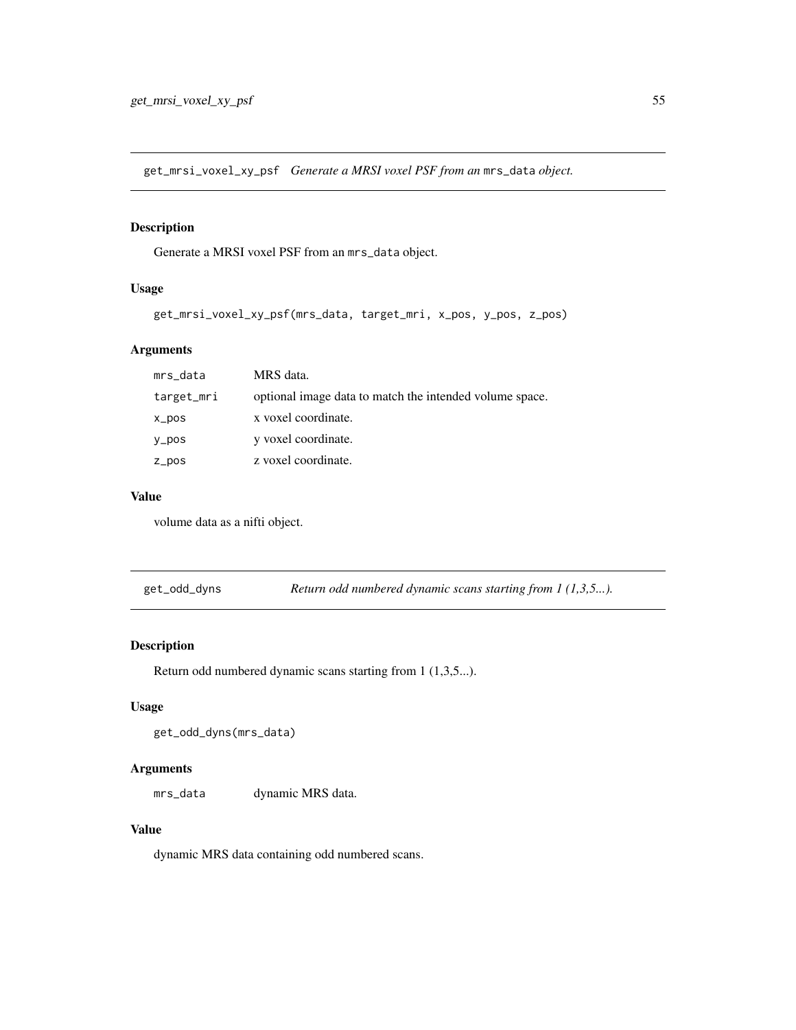## get_mrsi_voxel_xy_psf    *Generate a MRSI voxel PSF from an* `mrs_data` *object.*

### Description

Generate a MRSI voxel PSF from an `mrs_data` object.

### Usage

```
get_mrsi_voxel_xy_psf(mrs_data, target_mri, x_pos, y_pos, z_pos)
```

### Arguments

| | |
|---|---|
| `mrs_data` | MRS data. |
| `target_mri` | optional image data to match the intended volume space. |
| `x_pos` | x voxel coordinate. |
| `y_pos` | y voxel coordinate. |
| `z_pos` | z voxel coordinate. |

### Value

volume data as a nifti object.

## get_odd_dyns    *Return odd numbered dynamic scans starting from 1 (1,3,5...).*

### Description

Return odd numbered dynamic scans starting from 1 (1,3,5...).

### Usage

```
get_odd_dyns(mrs_data)
```

### Arguments

| | |
|---|---|
| `mrs_data` | dynamic MRS data. |

### Value

dynamic MRS data containing odd numbered scans.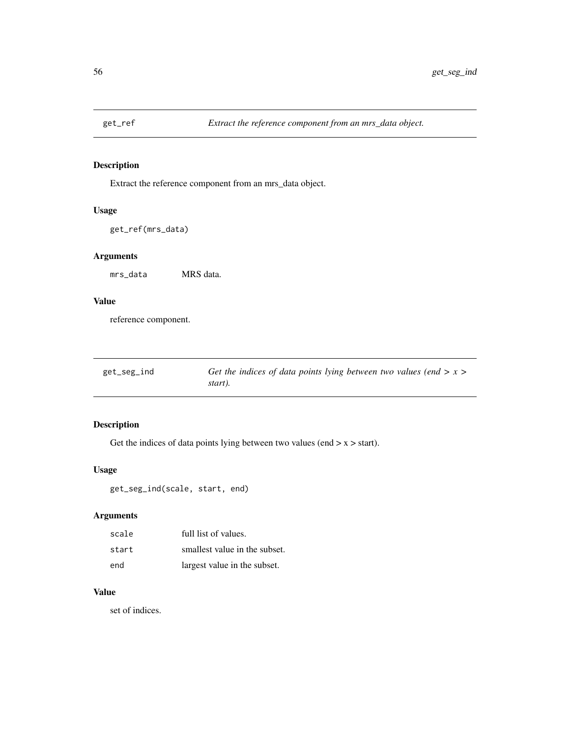## get_ref — *Extract the reference component from an mrs_data object.*

### Description

Extract the reference component from an mrs_data object.

### Usage

```
get_ref(mrs_data)
```

### Arguments

| | |
|---|---|
| mrs_data | MRS data. |

### Value

reference component.

## get_seg_ind — *Get the indices of data points lying between two values (end > x > start).*

### Description

Get the indices of data points lying between two values (end > x > start).

### Usage

```
get_seg_ind(scale, start, end)
```

### Arguments

| | |
|---|---|
| scale | full list of values. |
| start | smallest value in the subset. |
| end | largest value in the subset. |

### Value

set of indices.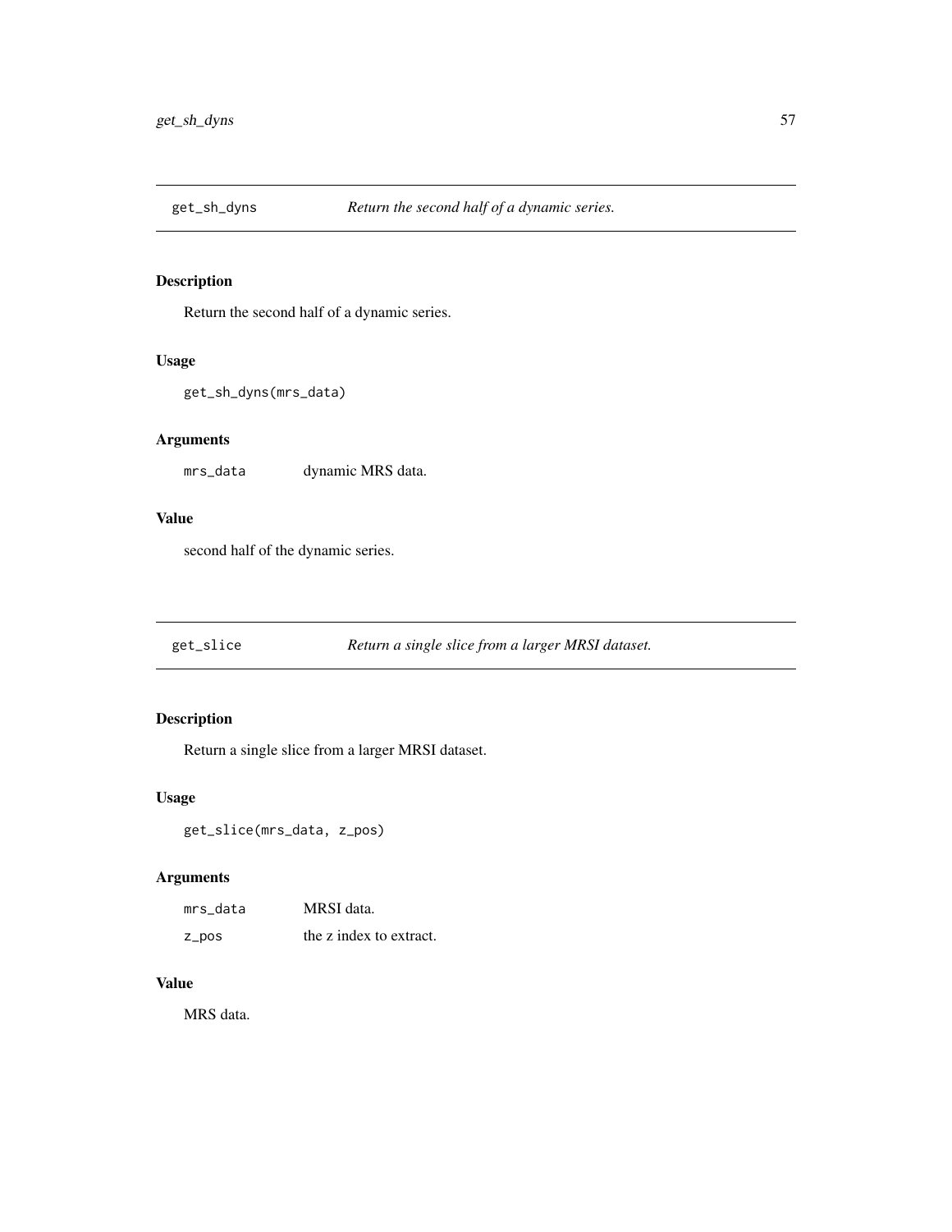## get_sh_dyns — *Return the second half of a dynamic series.*

### Description

Return the second half of a dynamic series.

### Usage

```
get_sh_dyns(mrs_data)
```

### Arguments

| | |
|---|---|
| `mrs_data` | dynamic MRS data. |

### Value

second half of the dynamic series.

## get_slice — *Return a single slice from a larger MRSI dataset.*

### Description

Return a single slice from a larger MRSI dataset.

### Usage

```
get_slice(mrs_data, z_pos)
```

### Arguments

| | |
|---|---|
| `mrs_data` | MRSI data. |
| `z_pos` | the z index to extract. |

### Value

MRS data.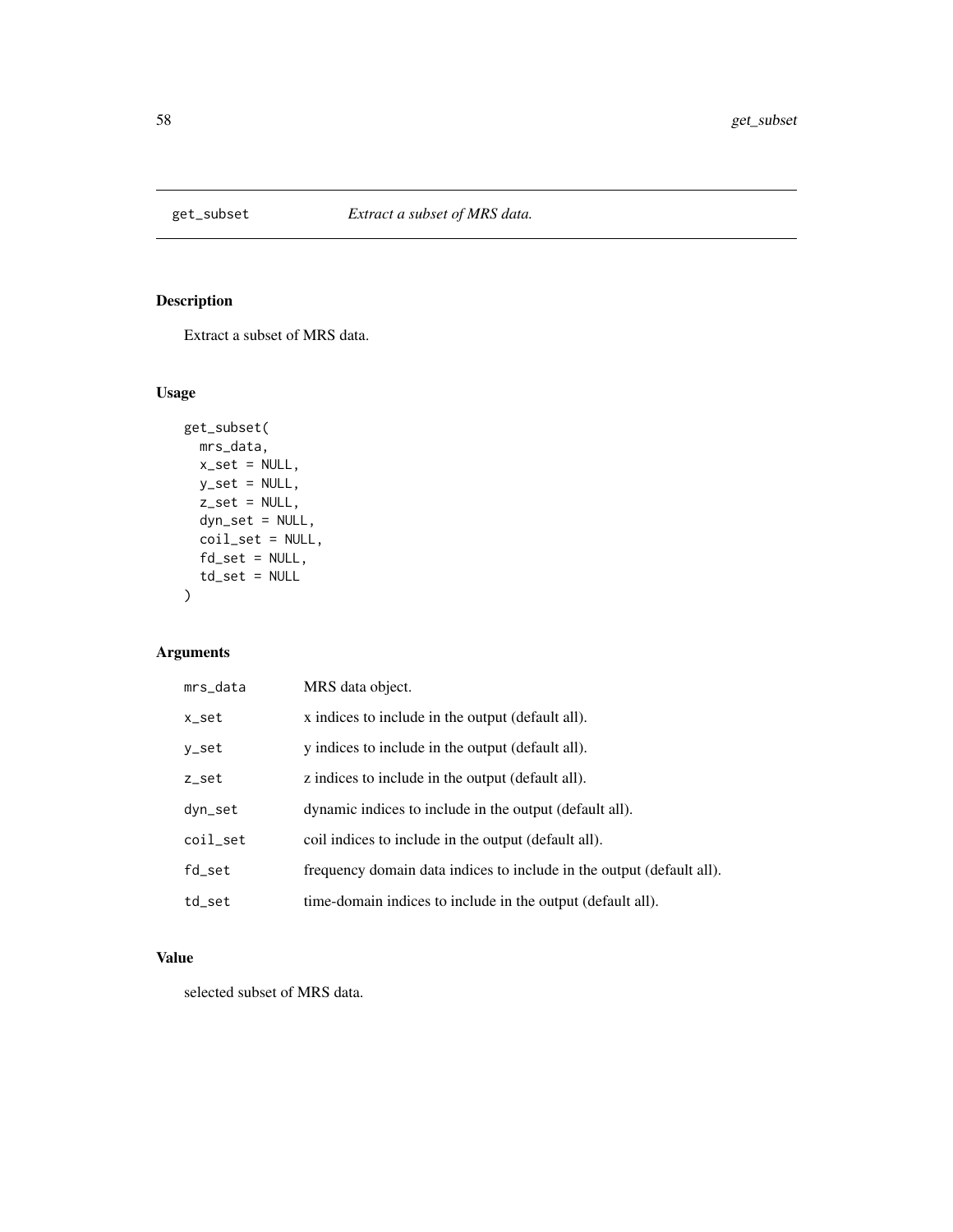# get_subset — *Extract a subset of MRS data.*

## Description

Extract a subset of MRS data.

## Usage

```
get_subset(
  mrs_data,
  x_set = NULL,
  y_set = NULL,
  z_set = NULL,
  dyn_set = NULL,
  coil_set = NULL,
  fd_set = NULL,
  td_set = NULL
)
```

## Arguments

| Argument | Description |
|---|---|
| `mrs_data` | MRS data object. |
| `x_set` | x indices to include in the output (default all). |
| `y_set` | y indices to include in the output (default all). |
| `z_set` | z indices to include in the output (default all). |
| `dyn_set` | dynamic indices to include in the output (default all). |
| `coil_set` | coil indices to include in the output (default all). |
| `fd_set` | frequency domain data indices to include in the output (default all). |
| `td_set` | time-domain indices to include in the output (default all). |

## Value

selected subset of MRS data.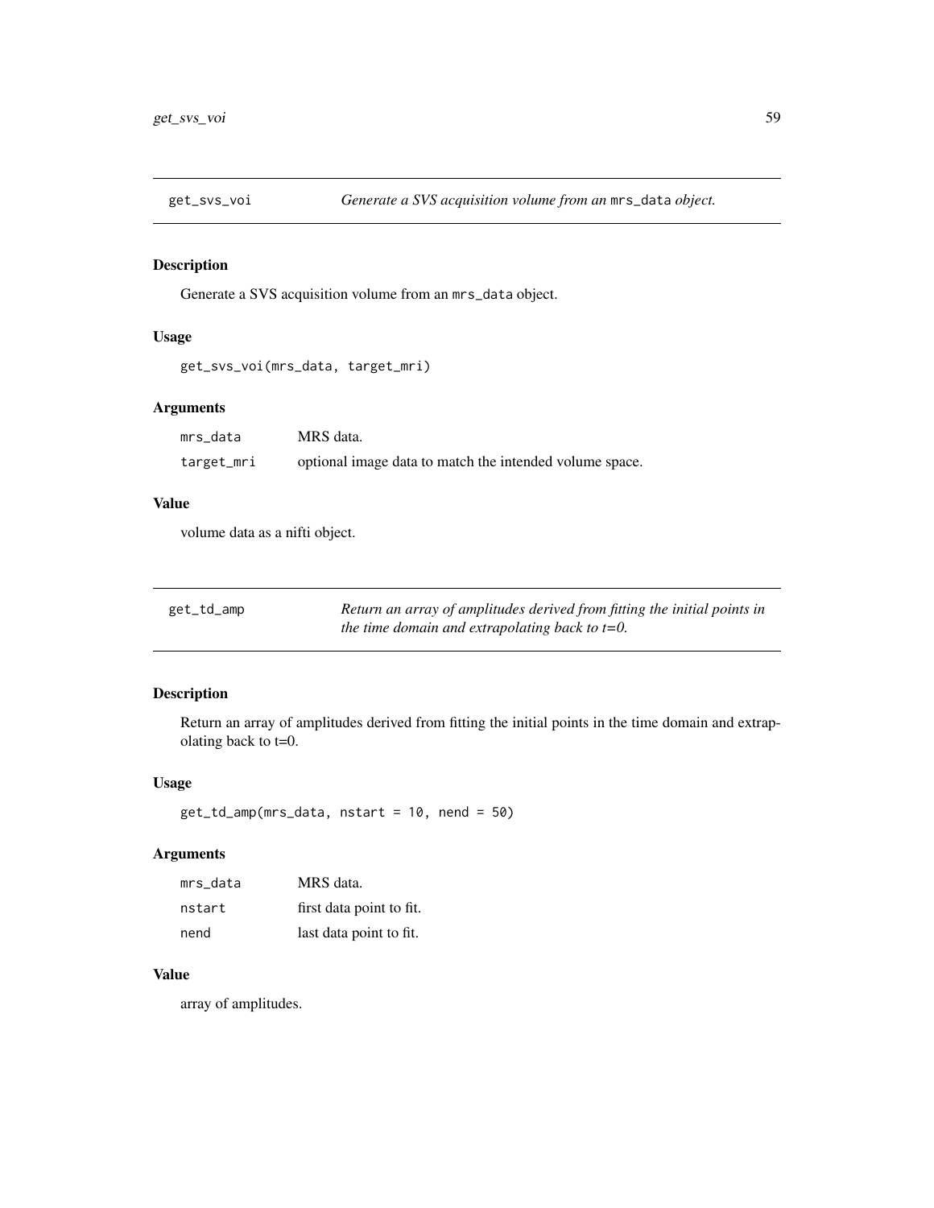## get_svs_voi — *Generate a SVS acquisition volume from an* `mrs_data` *object.*

### Description

Generate a SVS acquisition volume from an `mrs_data` object.

### Usage

```
get_svs_voi(mrs_data, target_mri)
```

### Arguments

| | |
|---|---|
| `mrs_data` | MRS data. |
| `target_mri` | optional image data to match the intended volume space. |

### Value

volume data as a nifti object.

## get_td_amp — *Return an array of amplitudes derived from fitting the initial points in the time domain and extrapolating back to t=0.*

### Description

Return an array of amplitudes derived from fitting the initial points in the time domain and extrapolating back to t=0.

### Usage

```
get_td_amp(mrs_data, nstart = 10, nend = 50)
```

### Arguments

| | |
|---|---|
| `mrs_data` | MRS data. |
| `nstart` | first data point to fit. |
| `nend` | last data point to fit. |

### Value

array of amplitudes.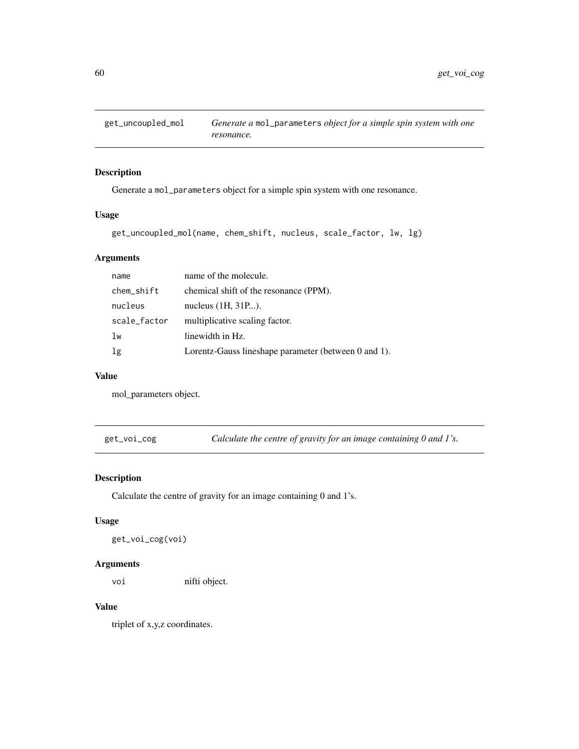## get_uncoupled_mol

*Generate a* `mol_parameters` *object for a simple spin system with one resonance.*

### Description

Generate a `mol_parameters` object for a simple spin system with one resonance.

### Usage

```
get_uncoupled_mol(name, chem_shift, nucleus, scale_factor, lw, lg)
```

### Arguments

| | |
|---|---|
| `name` | name of the molecule. |
| `chem_shift` | chemical shift of the resonance (PPM). |
| `nucleus` | nucleus (1H, 31P...). |
| `scale_factor` | multiplicative scaling factor. |
| `lw` | linewidth in Hz. |
| `lg` | Lorentz-Gauss lineshape parameter (between 0 and 1). |

### Value

mol_parameters object.

## get_voi_cog

*Calculate the centre of gravity for an image containing 0 and 1's.*

### Description

Calculate the centre of gravity for an image containing 0 and 1's.

### Usage

```
get_voi_cog(voi)
```

### Arguments

| | |
|---|---|
| `voi` | nifti object. |

### Value

triplet of x,y,z coordinates.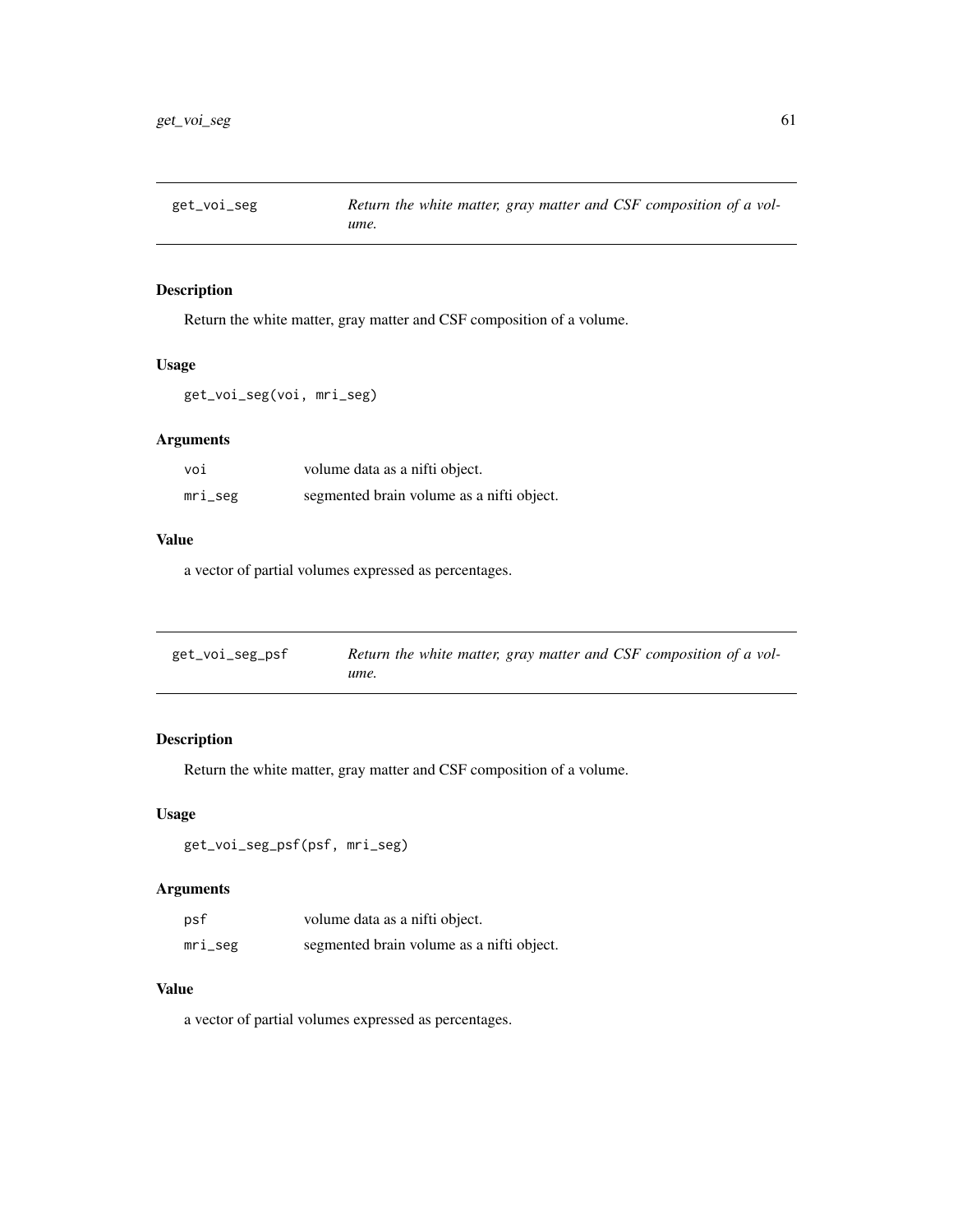## get_voi_seg — *Return the white matter, gray matter and CSF composition of a volume.*

### Description

Return the white matter, gray matter and CSF composition of a volume.

### Usage

```
get_voi_seg(voi, mri_seg)
```

### Arguments

| | |
|---|---|
| voi | volume data as a nifti object. |
| mri_seg | segmented brain volume as a nifti object. |

### Value

a vector of partial volumes expressed as percentages.

## get_voi_seg_psf — *Return the white matter, gray matter and CSF composition of a volume.*

### Description

Return the white matter, gray matter and CSF composition of a volume.

### Usage

```
get_voi_seg_psf(psf, mri_seg)
```

### Arguments

| | |
|---|---|
| psf | volume data as a nifti object. |
| mri_seg | segmented brain volume as a nifti object. |

### Value

a vector of partial volumes expressed as percentages.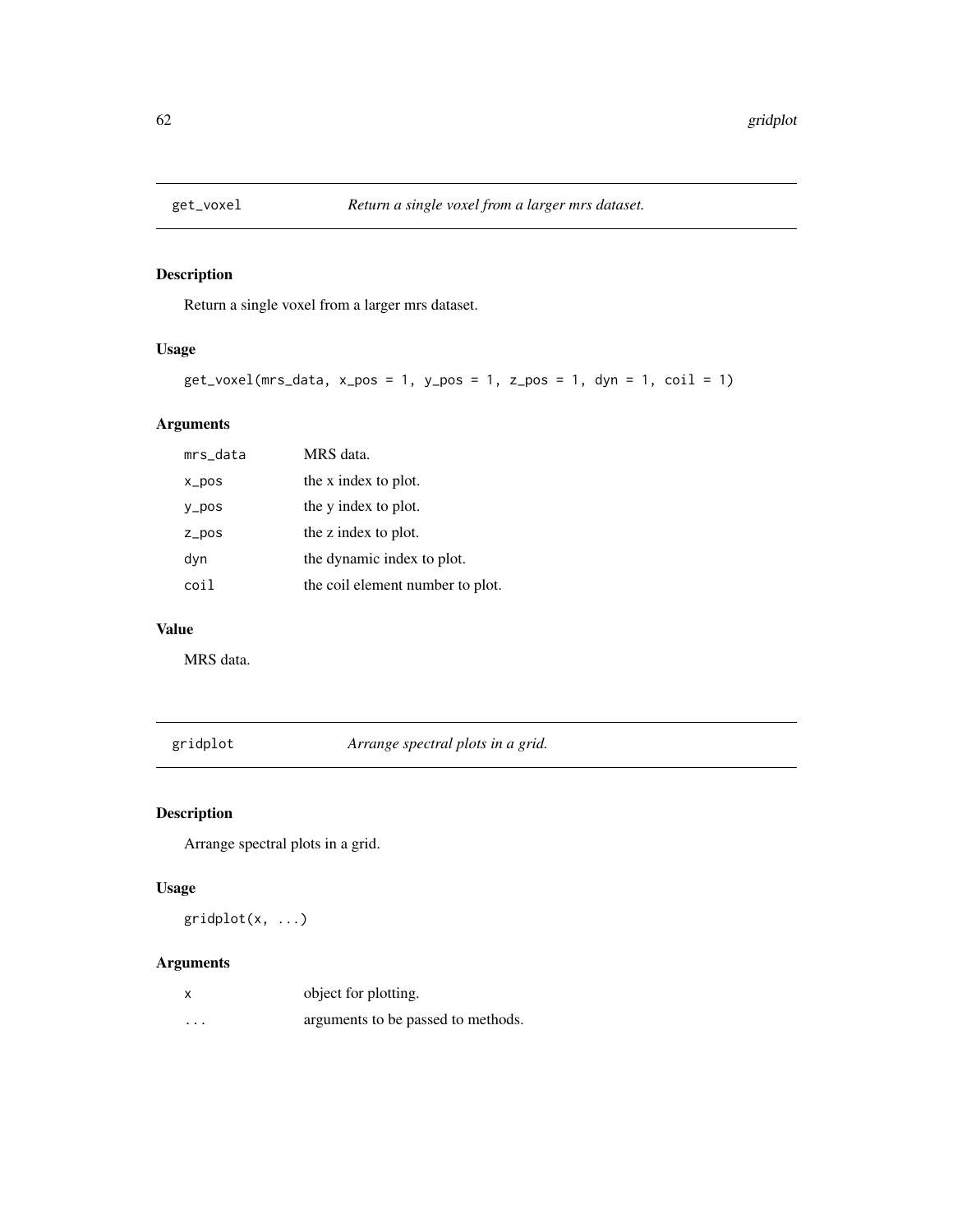## get_voxel — *Return a single voxel from a larger mrs dataset.*

### Description

Return a single voxel from a larger mrs dataset.

### Usage

```
get_voxel(mrs_data, x_pos = 1, y_pos = 1, z_pos = 1, dyn = 1, coil = 1)
```

### Arguments

| Argument | Description |
|---|---|
| `mrs_data` | MRS data. |
| `x_pos` | the x index to plot. |
| `y_pos` | the y index to plot. |
| `z_pos` | the z index to plot. |
| `dyn` | the dynamic index to plot. |
| `coil` | the coil element number to plot. |

### Value

MRS data.

## gridplot — *Arrange spectral plots in a grid.*

### Description

Arrange spectral plots in a grid.

### Usage

```
gridplot(x, ...)
```

### Arguments

| Argument | Description |
|---|---|
| `x` | object for plotting. |
| `...` | arguments to be passed to methods. |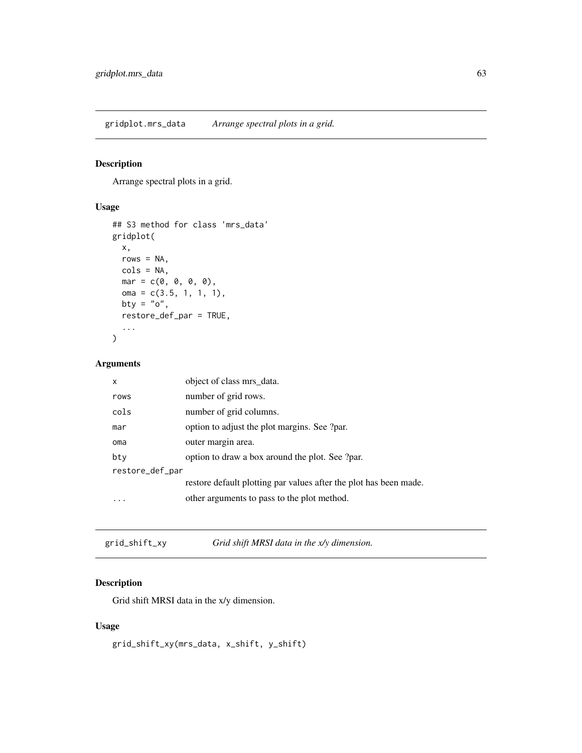## gridplot.mrs_data *Arrange spectral plots in a grid.*

### Description

Arrange spectral plots in a grid.

### Usage

```
## S3 method for class 'mrs_data'
gridplot(
  x,
  rows = NA,
  cols = NA,
  mar = c(0, 0, 0, 0),
  oma = c(3.5, 1, 1, 1),
  bty = "o",
  restore_def_par = TRUE,
  ...
)
```

### Arguments

| | |
|---|---|
| x | object of class mrs_data. |
| rows | number of grid rows. |
| cols | number of grid columns. |
| mar | option to adjust the plot margins. See ?par. |
| oma | outer margin area. |
| bty | option to draw a box around the plot. See ?par. |
| restore_def_par | restore default plotting par values after the plot has been made. |
| ... | other arguments to pass to the plot method. |

## grid_shift_xy *Grid shift MRSI data in the x/y dimension.*

### Description

Grid shift MRSI data in the x/y dimension.

### Usage

```
grid_shift_xy(mrs_data, x_shift, y_shift)
```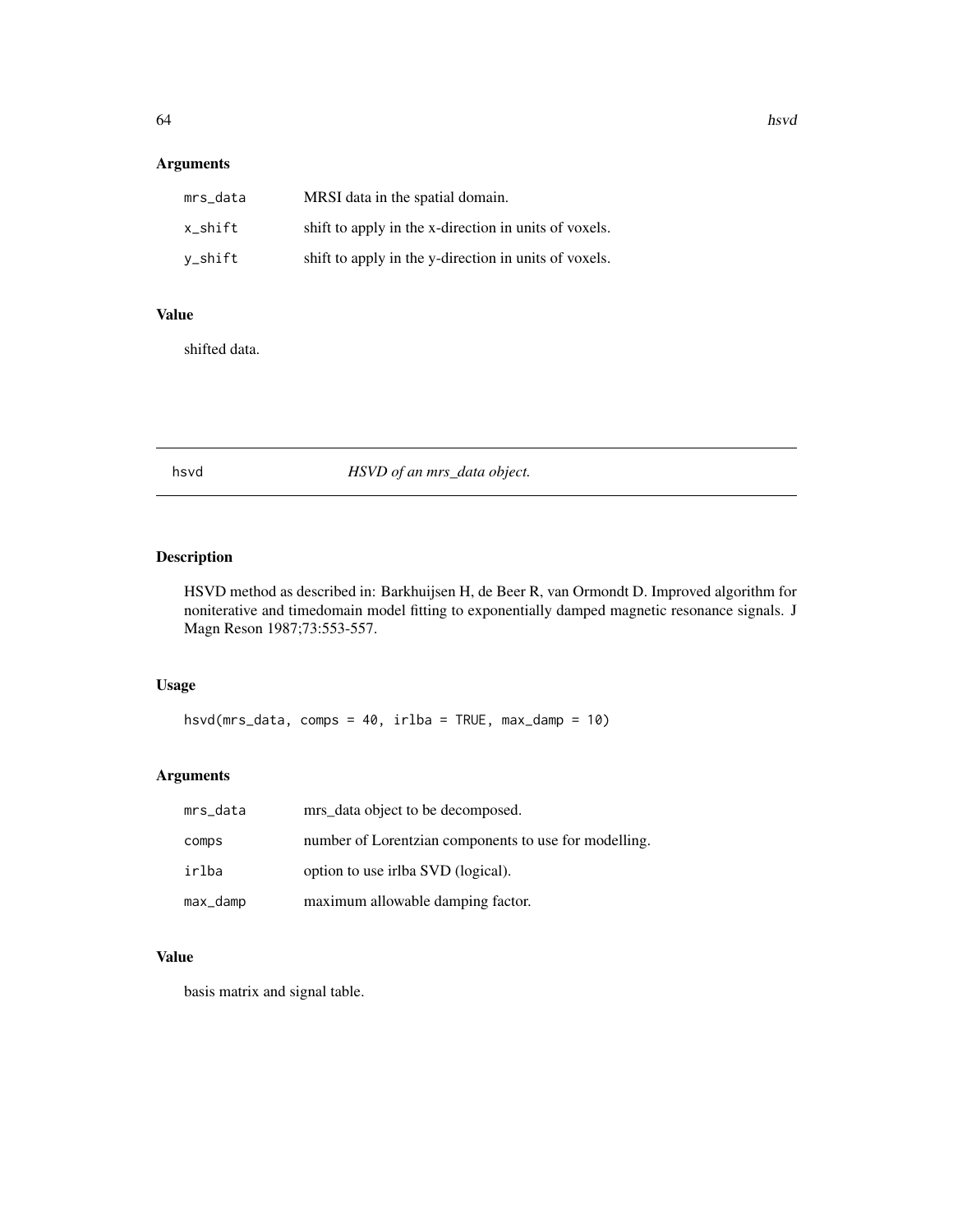## Arguments

| | |
|---|---|
| mrs_data | MRSI data in the spatial domain. |
| x_shift | shift to apply in the x-direction in units of voxels. |
| y_shift | shift to apply in the y-direction in units of voxels. |

## Value

shifted data.

---

# hsvd — *HSVD of an mrs_data object.*

---

## Description

HSVD method as described in: Barkhuijsen H, de Beer R, van Ormondt D. Improved algorithm for noniterative and timedomain model fitting to exponentially damped magnetic resonance signals. J Magn Reson 1987;73:553-557.

## Usage

```
hsvd(mrs_data, comps = 40, irlba = TRUE, max_damp = 10)
```

## Arguments

| | |
|---|---|
| mrs_data | mrs_data object to be decomposed. |
| comps | number of Lorentzian components to use for modelling. |
| irlba | option to use irlba SVD (logical). |
| max_damp | maximum allowable damping factor. |

## Value

basis matrix and signal table.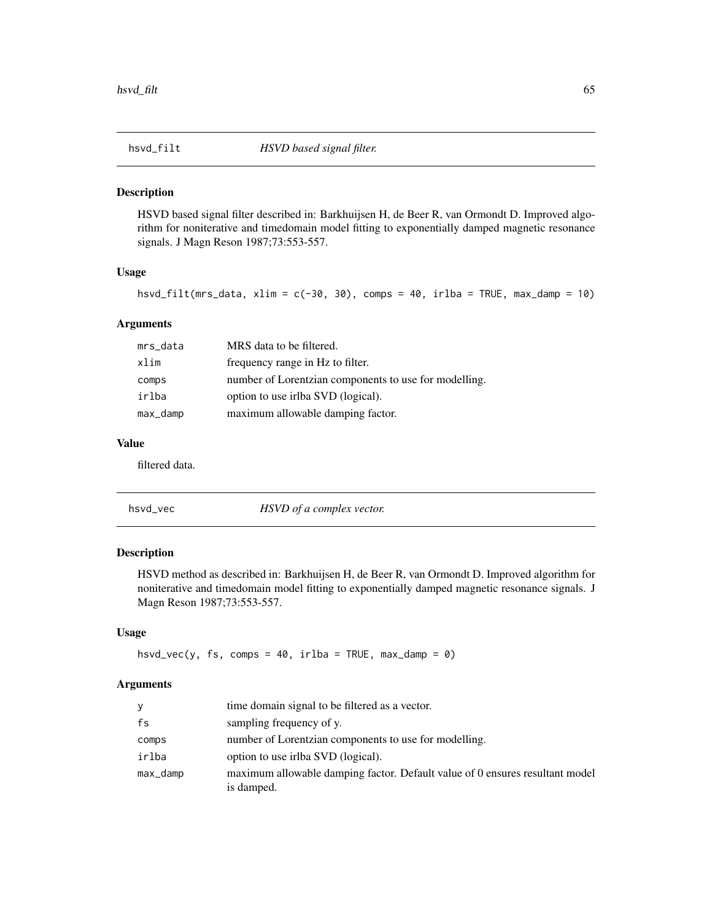## hsvd_filt — *HSVD based signal filter.*

### Description

HSVD based signal filter described in: Barkhuijsen H, de Beer R, van Ormondt D. Improved algorithm for noniterative and timedomain model fitting to exponentially damped magnetic resonance signals. J Magn Reson 1987;73:553-557.

### Usage

```
hsvd_filt(mrs_data, xlim = c(-30, 30), comps = 40, irlba = TRUE, max_damp = 10)
```

### Arguments

| | |
|---|---|
| mrs_data | MRS data to be filtered. |
| xlim | frequency range in Hz to filter. |
| comps | number of Lorentzian components to use for modelling. |
| irlba | option to use irlba SVD (logical). |
| max_damp | maximum allowable damping factor. |

### Value

filtered data.

## hsvd_vec — *HSVD of a complex vector.*

### Description

HSVD method as described in: Barkhuijsen H, de Beer R, van Ormondt D. Improved algorithm for noniterative and timedomain model fitting to exponentially damped magnetic resonance signals. J Magn Reson 1987;73:553-557.

### Usage

```
hsvd_vec(y, fs, comps = 40, irlba = TRUE, max_damp = 0)
```

### Arguments

| | |
|---|---|
| y | time domain signal to be filtered as a vector. |
| fs | sampling frequency of y. |
| comps | number of Lorentzian components to use for modelling. |
| irlba | option to use irlba SVD (logical). |
| max_damp | maximum allowable damping factor. Default value of 0 ensures resultant model is damped. |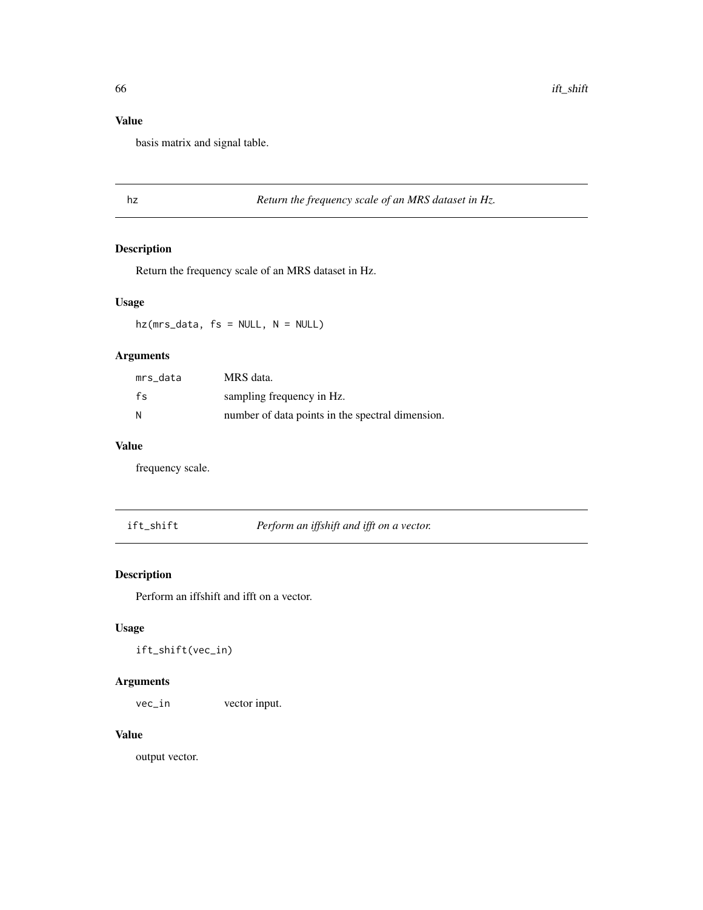## Value

basis matrix and signal table.

---

## hz — *Return the frequency scale of an MRS dataset in Hz.*

### Description

Return the frequency scale of an MRS dataset in Hz.

### Usage

```
hz(mrs_data, fs = NULL, N = NULL)
```

### Arguments

| | |
|---|---|
| `mrs_data` | MRS data. |
| `fs` | sampling frequency in Hz. |
| `N` | number of data points in the spectral dimension. |

### Value

frequency scale.

---

## ift_shift — *Perform an iffshift and ifft on a vector.*

### Description

Perform an iffshift and ifft on a vector.

### Usage

```
ift_shift(vec_in)
```

### Arguments

| | |
|---|---|
| `vec_in` | vector input. |

### Value

output vector.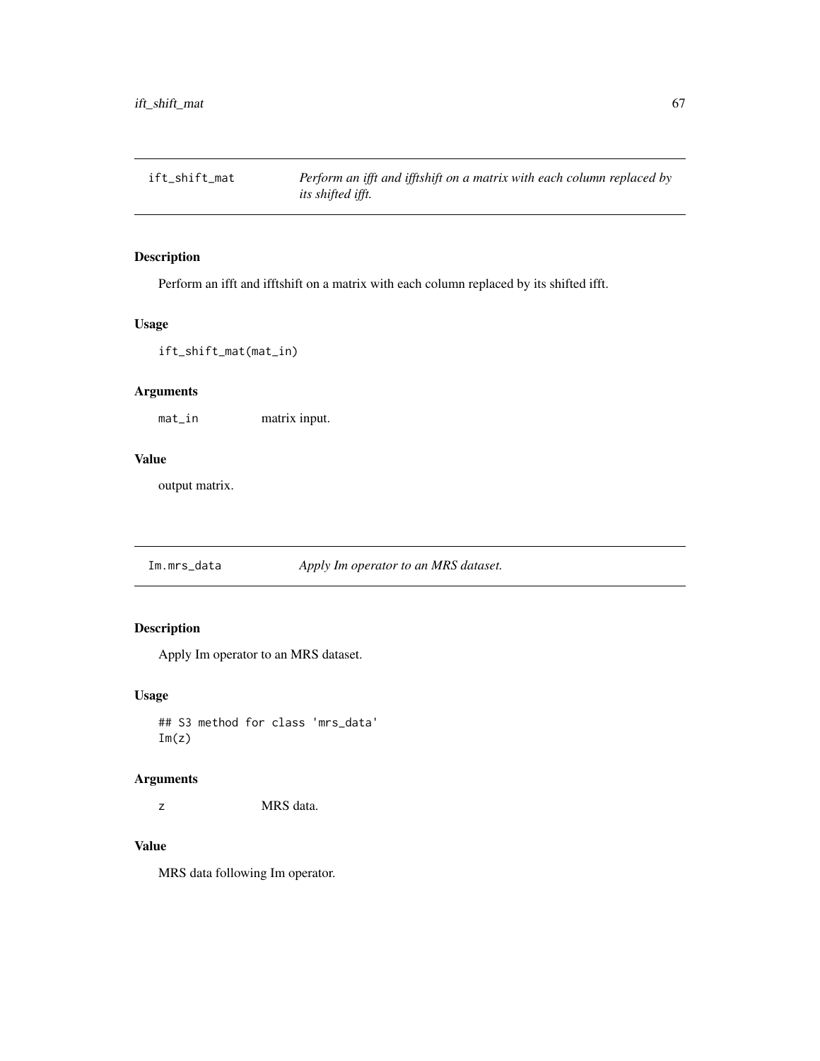## ift_shift_mat    *Perform an ifft and ifftshift on a matrix with each column replaced by its shifted ifft.*

### Description

Perform an ifft and ifftshift on a matrix with each column replaced by its shifted ifft.

### Usage

```
ift_shift_mat(mat_in)
```

### Arguments

| | |
|---|---|
| mat_in | matrix input. |

### Value

output matrix.

## Im.mrs_data    *Apply Im operator to an MRS dataset.*

### Description

Apply Im operator to an MRS dataset.

### Usage

```
## S3 method for class 'mrs_data'
Im(z)
```

### Arguments

| | |
|---|---|
| z | MRS data. |

### Value

MRS data following Im operator.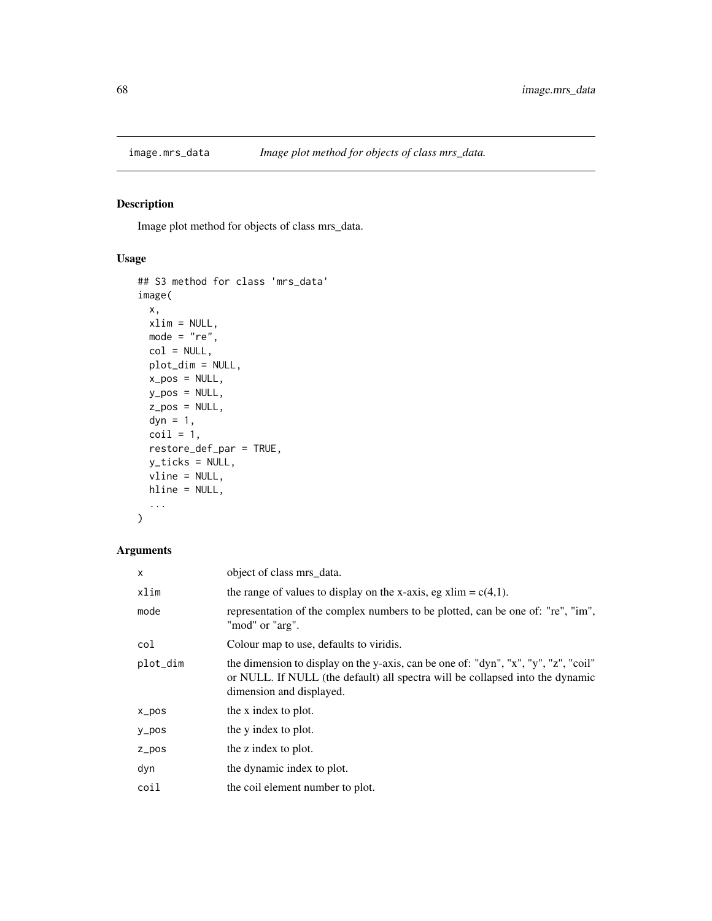# image.mrs_data — *Image plot method for objects of class mrs_data.*

## Description

Image plot method for objects of class mrs_data.

## Usage

```
## S3 method for class 'mrs_data'
image(
  x,
  xlim = NULL,
  mode = "re",
  col = NULL,
  plot_dim = NULL,
  x_pos = NULL,
  y_pos = NULL,
  z_pos = NULL,
  dyn = 1,
  coil = 1,
  restore_def_par = TRUE,
  y_ticks = NULL,
  vline = NULL,
  hline = NULL,
  ...
)
```

## Arguments

| | |
|---|---|
| x | object of class mrs_data. |
| xlim | the range of values to display on the x-axis, eg xlim = c(4,1). |
| mode | representation of the complex numbers to be plotted, can be one of: "re", "im", "mod" or "arg". |
| col | Colour map to use, defaults to viridis. |
| plot_dim | the dimension to display on the y-axis, can be one of: "dyn", "x", "y", "z", "coil" or NULL. If NULL (the default) all spectra will be collapsed into the dynamic dimension and displayed. |
| x_pos | the x index to plot. |
| y_pos | the y index to plot. |
| z_pos | the z index to plot. |
| dyn | the dynamic index to plot. |
| coil | the coil element number to plot. |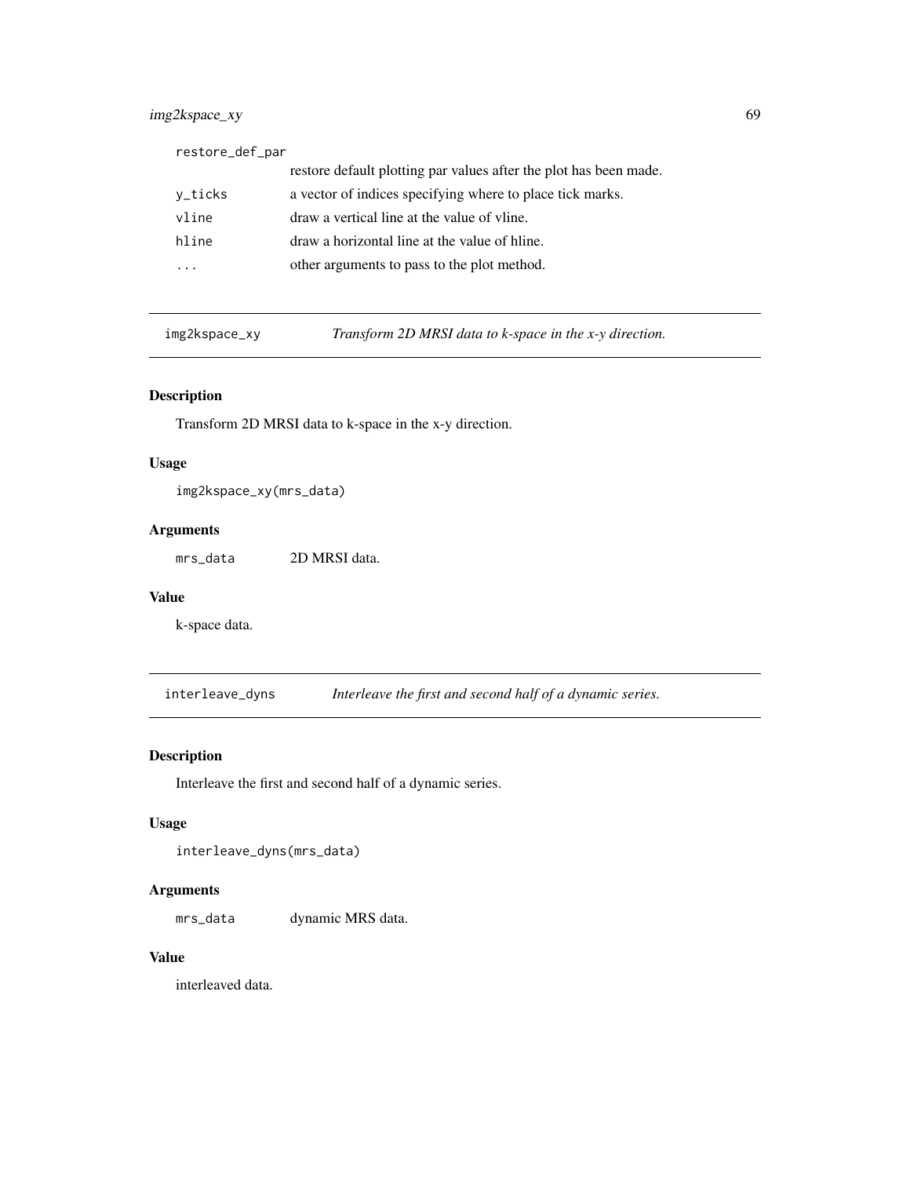| | |
|---|---|
| restore_def_par | restore default plotting par values after the plot has been made. |
| y_ticks | a vector of indices specifying where to place tick marks. |
| vline | draw a vertical line at the value of vline. |
| hline | draw a horizontal line at the value of hline. |
| ... | other arguments to pass to the plot method. |

## img2kspace_xy — *Transform 2D MRSI data to k-space in the x-y direction.*

### Description

Transform 2D MRSI data to k-space in the x-y direction.

### Usage

```
img2kspace_xy(mrs_data)
```

### Arguments

| | |
|---|---|
| mrs_data | 2D MRSI data. |

### Value

k-space data.

## interleave_dyns — *Interleave the first and second half of a dynamic series.*

### Description

Interleave the first and second half of a dynamic series.

### Usage

```
interleave_dyns(mrs_data)
```

### Arguments

| | |
|---|---|
| mrs_data | dynamic MRS data. |

### Value

interleaved data.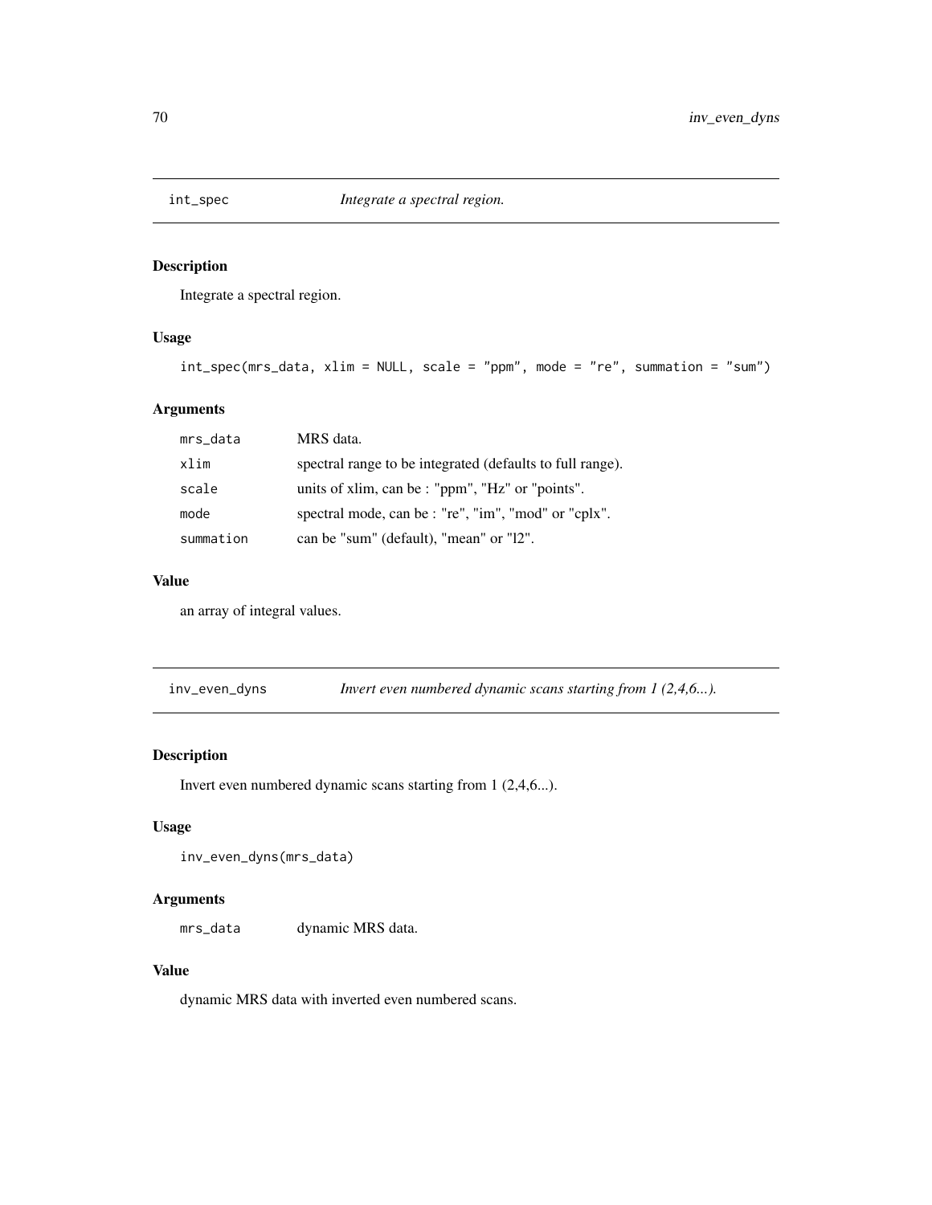## int_spec *Integrate a spectral region.*

### Description

Integrate a spectral region.

### Usage

```
int_spec(mrs_data, xlim = NULL, scale = "ppm", mode = "re", summation = "sum")
```

### Arguments

| | |
|---|---|
| mrs_data | MRS data. |
| xlim | spectral range to be integrated (defaults to full range). |
| scale | units of xlim, can be : "ppm", "Hz" or "points". |
| mode | spectral mode, can be : "re", "im", "mod" or "cplx". |
| summation | can be "sum" (default), "mean" or "l2". |

### Value

an array of integral values.

## inv_even_dyns *Invert even numbered dynamic scans starting from 1 (2,4,6...).*

### Description

Invert even numbered dynamic scans starting from 1 (2,4,6...).

### Usage

```
inv_even_dyns(mrs_data)
```

### Arguments

| | |
|---|---|
| mrs_data | dynamic MRS data. |

### Value

dynamic MRS data with inverted even numbered scans.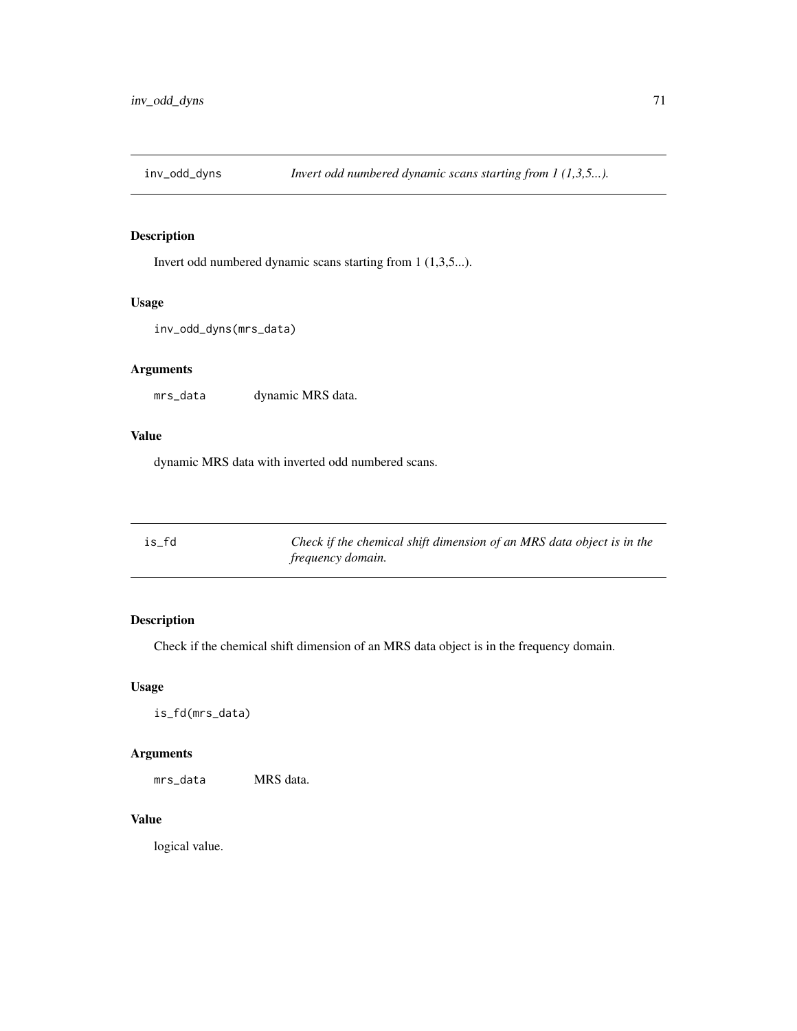## inv_odd_dyns — *Invert odd numbered dynamic scans starting from 1 (1,3,5...).*

### Description

Invert odd numbered dynamic scans starting from 1 (1,3,5...).

### Usage

```
inv_odd_dyns(mrs_data)
```

### Arguments

| | |
|---|---|
| `mrs_data` | dynamic MRS data. |

### Value

dynamic MRS data with inverted odd numbered scans.

## is_fd — *Check if the chemical shift dimension of an MRS data object is in the frequency domain.*

### Description

Check if the chemical shift dimension of an MRS data object is in the frequency domain.

### Usage

```
is_fd(mrs_data)
```

### Arguments

| | |
|---|---|
| `mrs_data` | MRS data. |

### Value

logical value.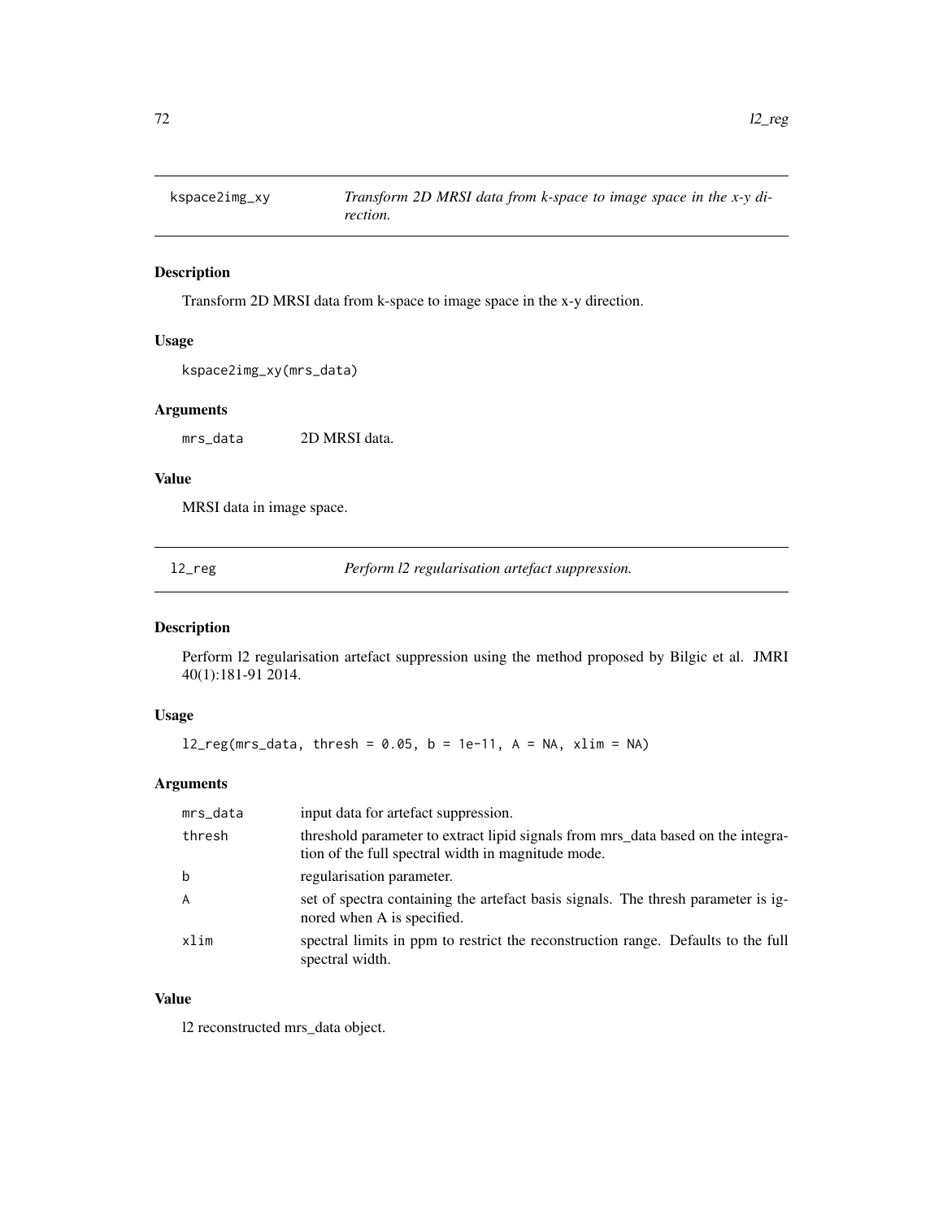## kspace2img_xy — *Transform 2D MRSI data from k-space to image space in the x-y direction.*

### Description

Transform 2D MRSI data from k-space to image space in the x-y direction.

### Usage

```
kspace2img_xy(mrs_data)
```

### Arguments

| | |
|---|---|
| mrs_data | 2D MRSI data. |

### Value

MRSI data in image space.

## l2_reg — *Perform l2 regularisation artefact suppression.*

### Description

Perform l2 regularisation artefact suppression using the method proposed by Bilgic et al. JMRI 40(1):181-91 2014.

### Usage

```
l2_reg(mrs_data, thresh = 0.05, b = 1e-11, A = NA, xlim = NA)
```

### Arguments

| | |
|---|---|
| mrs_data | input data for artefact suppression. |
| thresh | threshold parameter to extract lipid signals from mrs_data based on the integration of the full spectral width in magnitude mode. |
| b | regularisation parameter. |
| A | set of spectra containing the artefact basis signals. The thresh parameter is ignored when A is specified. |
| xlim | spectral limits in ppm to restrict the reconstruction range. Defaults to the full spectral width. |

### Value

l2 reconstructed mrs_data object.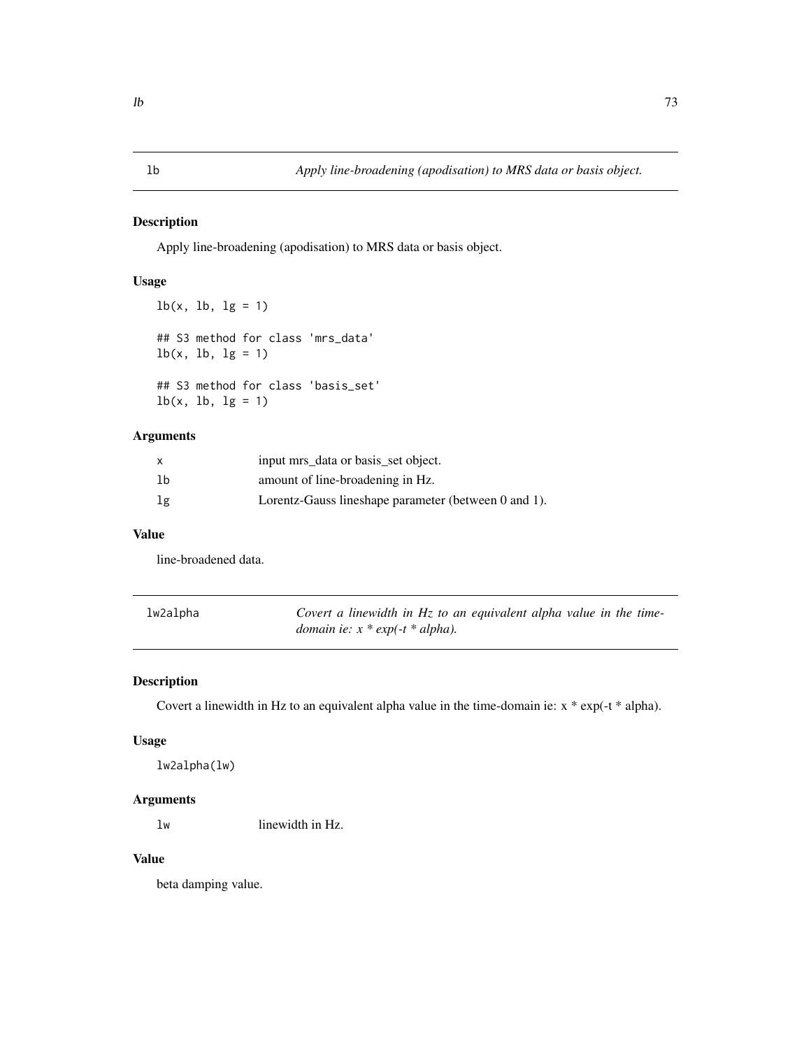## lb — *Apply line-broadening (apodisation) to MRS data or basis object.*

### Description

Apply line-broadening (apodisation) to MRS data or basis object.

### Usage

```
lb(x, lb, lg = 1)

## S3 method for class 'mrs_data'
lb(x, lb, lg = 1)

## S3 method for class 'basis_set'
lb(x, lb, lg = 1)
```

### Arguments

| | |
|---|---|
| `x` | input mrs_data or basis_set object. |
| `lb` | amount of line-broadening in Hz. |
| `lg` | Lorentz-Gauss lineshape parameter (between 0 and 1). |

### Value

line-broadened data.

## lw2alpha — *Covert a linewidth in Hz to an equivalent alpha value in the time-domain ie: x * exp(-t * alpha).*

### Description

Covert a linewidth in Hz to an equivalent alpha value in the time-domain ie: x * exp(-t * alpha).

### Usage

```
lw2alpha(lw)
```

### Arguments

| | |
|---|---|
| `lw` | linewidth in Hz. |

### Value

beta damping value.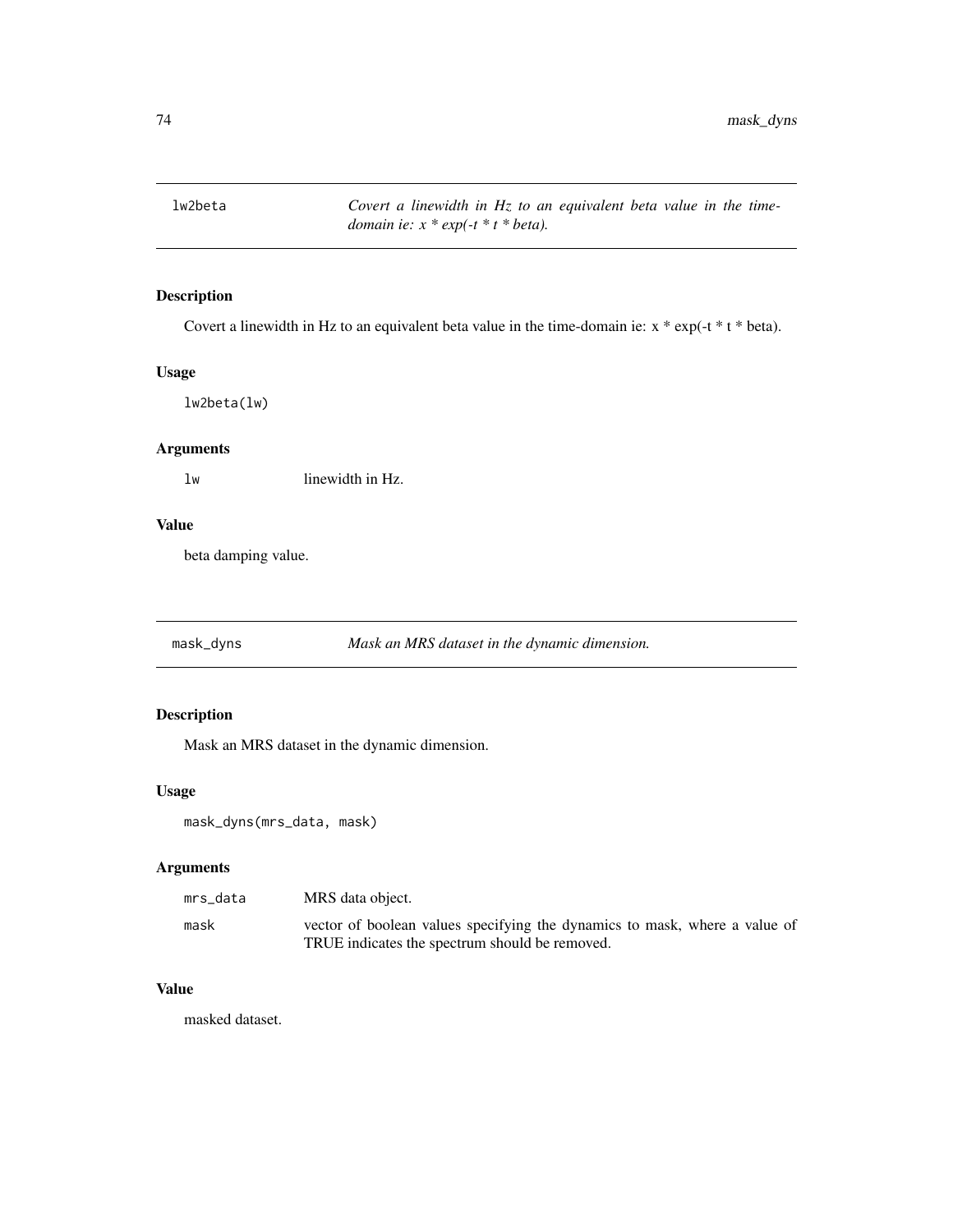## lw2beta — *Covert a linewidth in Hz to an equivalent beta value in the time-domain ie: x * exp(-t * t * beta).*

### Description

Covert a linewidth in Hz to an equivalent beta value in the time-domain ie: x * exp(-t * t * beta).

### Usage

```
lw2beta(lw)
```

### Arguments

| | |
|---|---|
| `lw` | linewidth in Hz. |

### Value

beta damping value.

## mask_dyns — *Mask an MRS dataset in the dynamic dimension.*

### Description

Mask an MRS dataset in the dynamic dimension.

### Usage

```
mask_dyns(mrs_data, mask)
```

### Arguments

| | |
|---|---|
| `mrs_data` | MRS data object. |
| `mask` | vector of boolean values specifying the dynamics to mask, where a value of TRUE indicates the spectrum should be removed. |

### Value

masked dataset.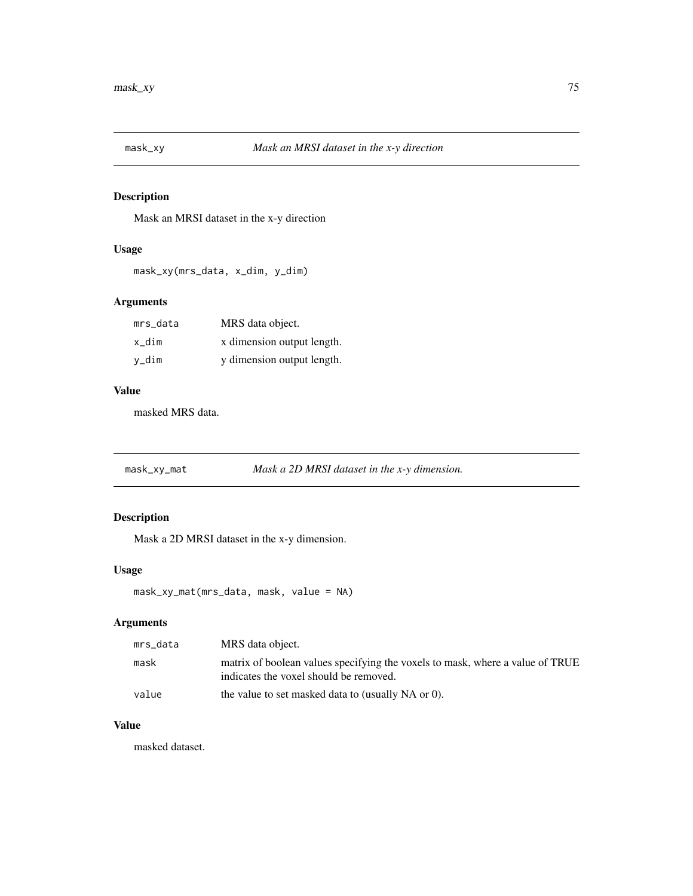## mask_xy — *Mask an MRSI dataset in the x-y direction*

### Description

Mask an MRSI dataset in the x-y direction

### Usage

```
mask_xy(mrs_data, x_dim, y_dim)
```

### Arguments

| | |
|---|---|
| `mrs_data` | MRS data object. |
| `x_dim` | x dimension output length. |
| `y_dim` | y dimension output length. |

### Value

masked MRS data.

## mask_xy_mat — *Mask a 2D MRSI dataset in the x-y dimension.*

### Description

Mask a 2D MRSI dataset in the x-y dimension.

### Usage

```
mask_xy_mat(mrs_data, mask, value = NA)
```

### Arguments

| | |
|---|---|
| `mrs_data` | MRS data object. |
| `mask` | matrix of boolean values specifying the voxels to mask, where a value of TRUE indicates the voxel should be removed. |
| `value` | the value to set masked data to (usually NA or 0). |

### Value

masked dataset.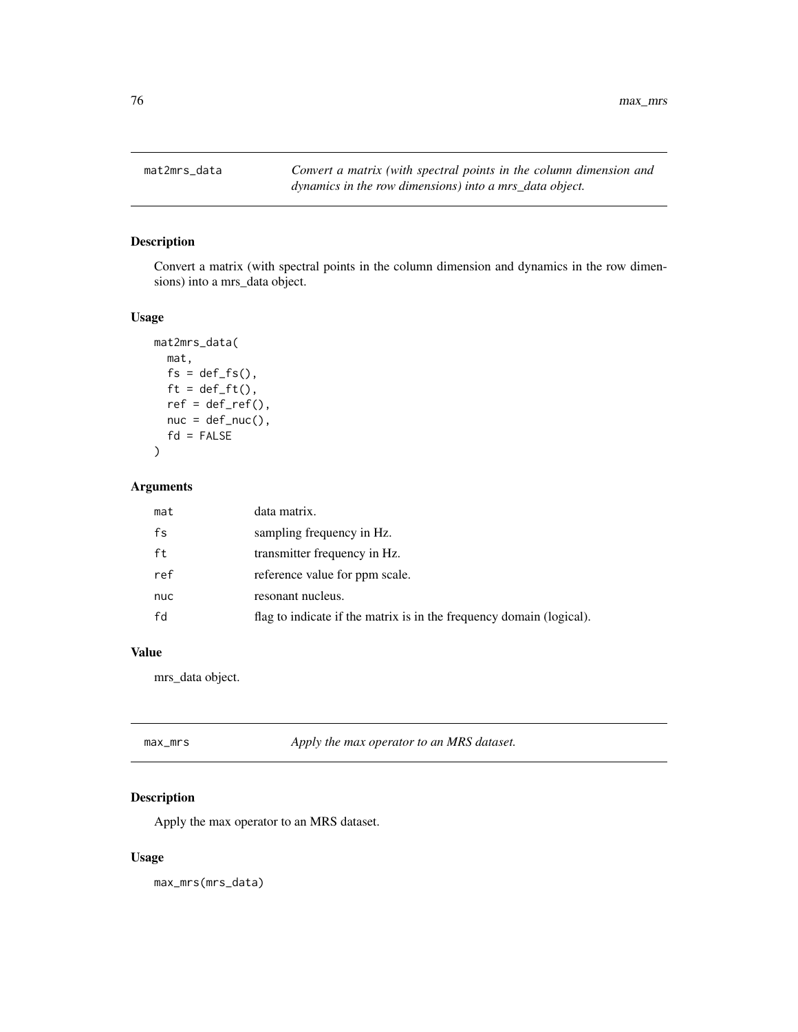## mat2mrs_data

*Convert a matrix (with spectral points in the column dimension and dynamics in the row dimensions) into a mrs_data object.*

### Description

Convert a matrix (with spectral points in the column dimension and dynamics in the row dimensions) into a mrs_data object.

### Usage

```
mat2mrs_data(
  mat,
  fs = def_fs(),
  ft = def_ft(),
  ref = def_ref(),
  nuc = def_nuc(),
  fd = FALSE
)
```

### Arguments

| | |
|---|---|
| mat | data matrix. |
| fs | sampling frequency in Hz. |
| ft | transmitter frequency in Hz. |
| ref | reference value for ppm scale. |
| nuc | resonant nucleus. |
| fd | flag to indicate if the matrix is in the frequency domain (logical). |

### Value

mrs_data object.

## max_mrs

*Apply the max operator to an MRS dataset.*

### Description

Apply the max operator to an MRS dataset.

### Usage

```
max_mrs(mrs_data)
```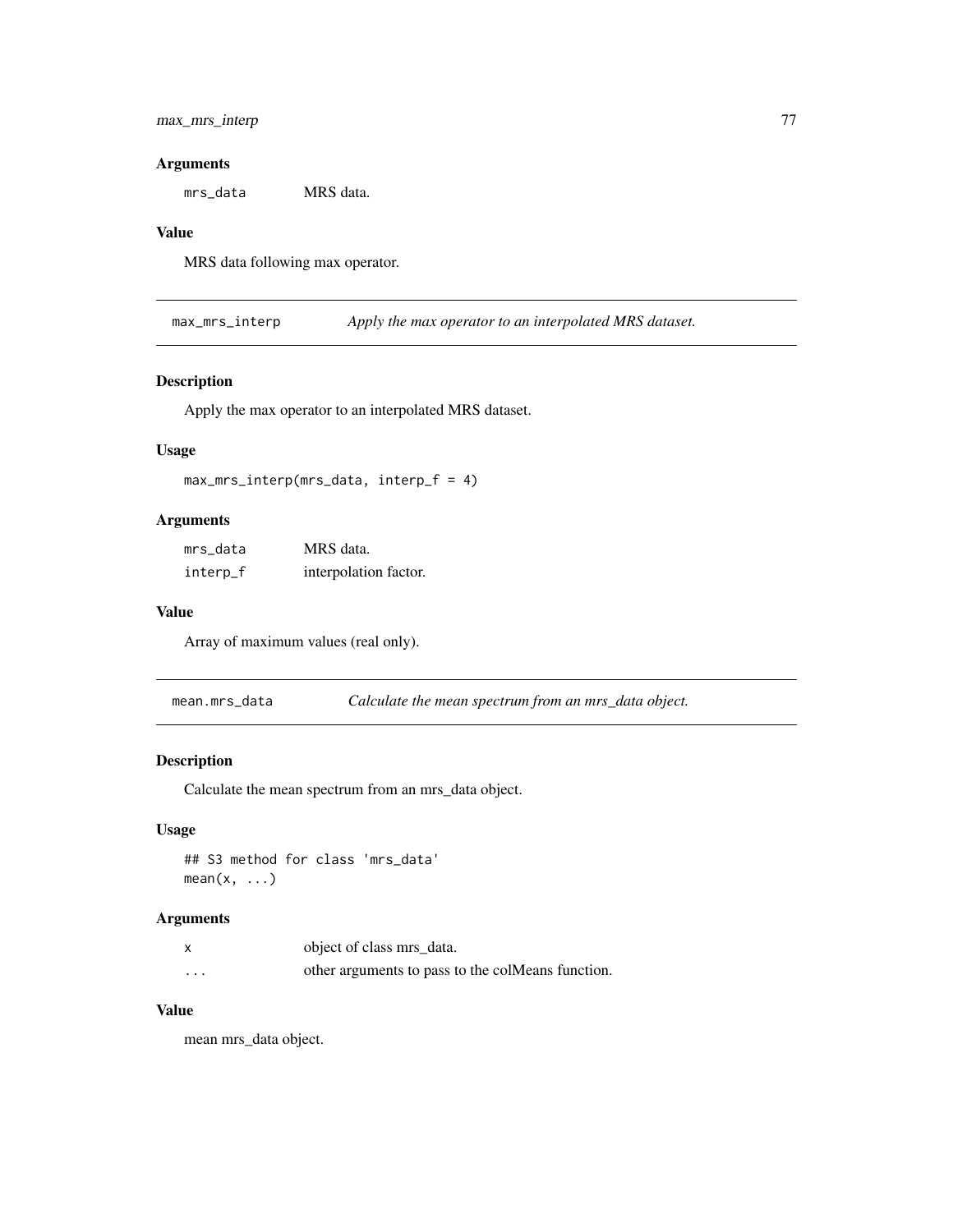### Arguments

| | |
|---|---|
| `mrs_data` | MRS data. |

### Value

MRS data following max operator.

---

## `max_mrs_interp` *Apply the max operator to an interpolated MRS dataset.*

### Description

Apply the max operator to an interpolated MRS dataset.

### Usage

```
max_mrs_interp(mrs_data, interp_f = 4)
```

### Arguments

| | |
|---|---|
| `mrs_data` | MRS data. |
| `interp_f` | interpolation factor. |

### Value

Array of maximum values (real only).

---

## `mean.mrs_data` *Calculate the mean spectrum from an mrs_data object.*

### Description

Calculate the mean spectrum from an mrs_data object.

### Usage

```
## S3 method for class 'mrs_data'
mean(x, ...)
```

### Arguments

| | |
|---|---|
| `x` | object of class mrs_data. |
| `...` | other arguments to pass to the colMeans function. |

### Value

mean mrs_data object.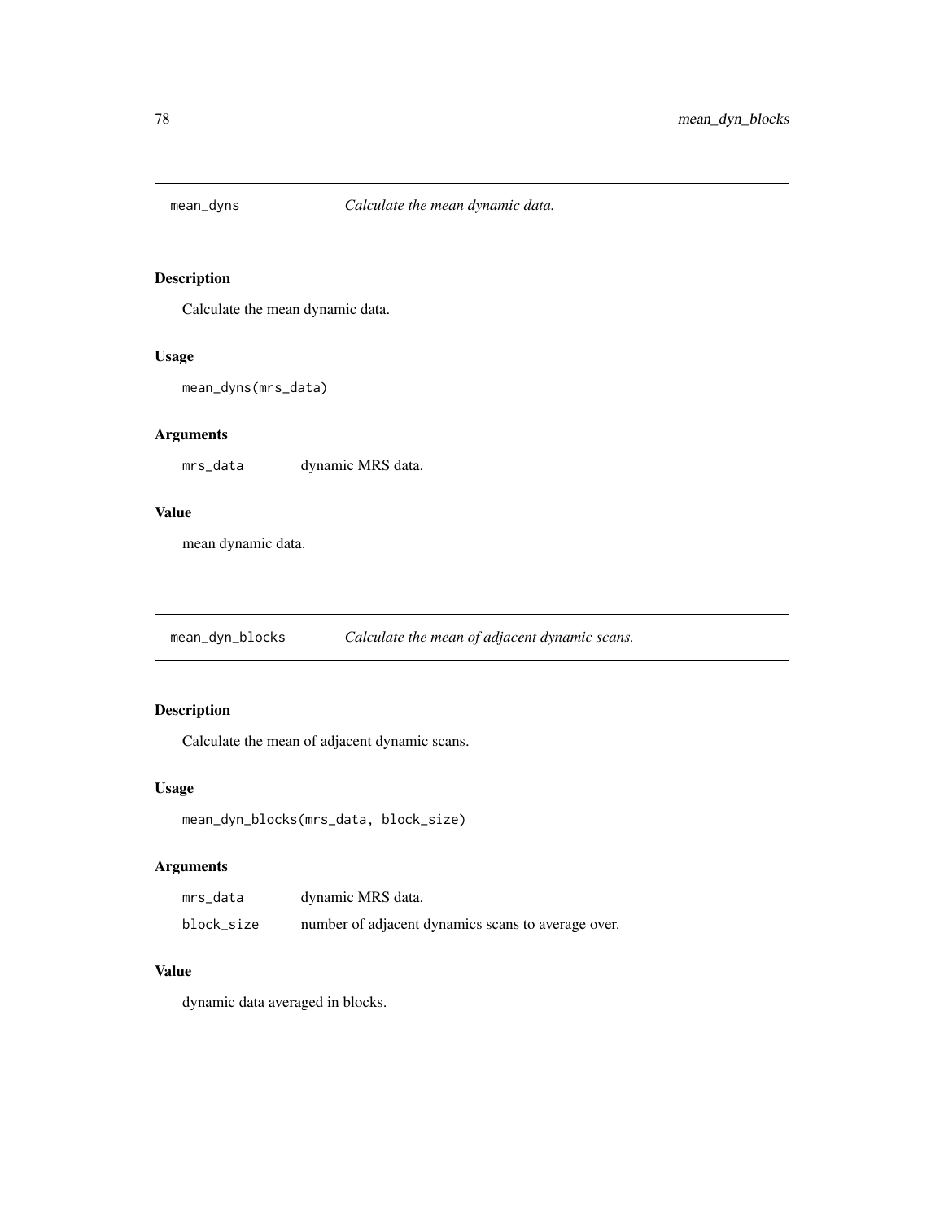## mean_dyns *Calculate the mean dynamic data.*

### Description

Calculate the mean dynamic data.

### Usage

```
mean_dyns(mrs_data)
```

### Arguments

| | |
|---|---|
| mrs_data | dynamic MRS data. |

### Value

mean dynamic data.

## mean_dyn_blocks *Calculate the mean of adjacent dynamic scans.*

### Description

Calculate the mean of adjacent dynamic scans.

### Usage

```
mean_dyn_blocks(mrs_data, block_size)
```

### Arguments

| | |
|---|---|
| mrs_data | dynamic MRS data. |
| block_size | number of adjacent dynamics scans to average over. |

### Value

dynamic data averaged in blocks.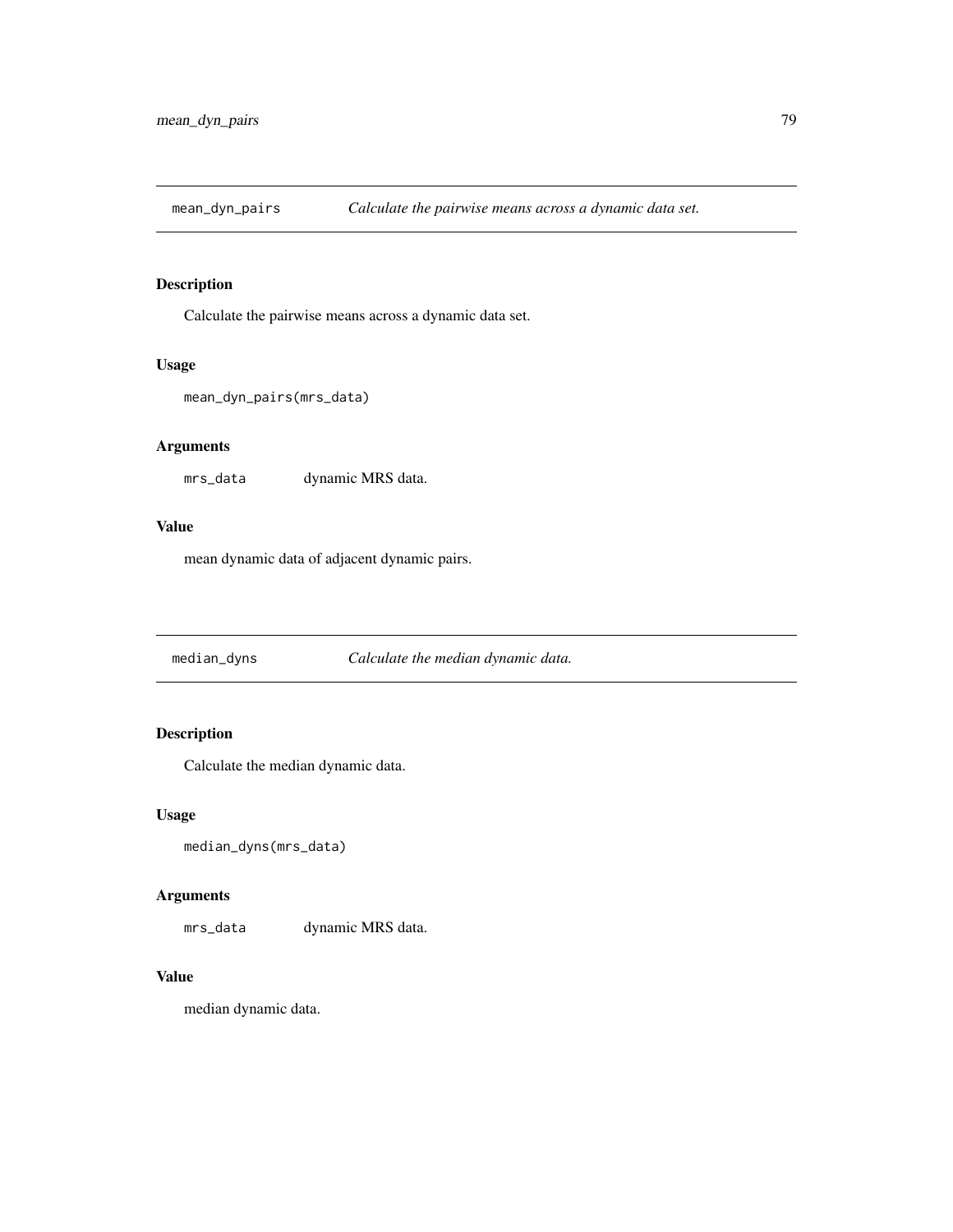## mean_dyn_pairs *Calculate the pairwise means across a dynamic data set.*

### Description

Calculate the pairwise means across a dynamic data set.

### Usage

```
mean_dyn_pairs(mrs_data)
```

### Arguments

| | |
|---|---|
| mrs_data | dynamic MRS data. |

### Value

mean dynamic data of adjacent dynamic pairs.

## median_dyns *Calculate the median dynamic data.*

### Description

Calculate the median dynamic data.

### Usage

```
median_dyns(mrs_data)
```

### Arguments

| | |
|---|---|
| mrs_data | dynamic MRS data. |

### Value

median dynamic data.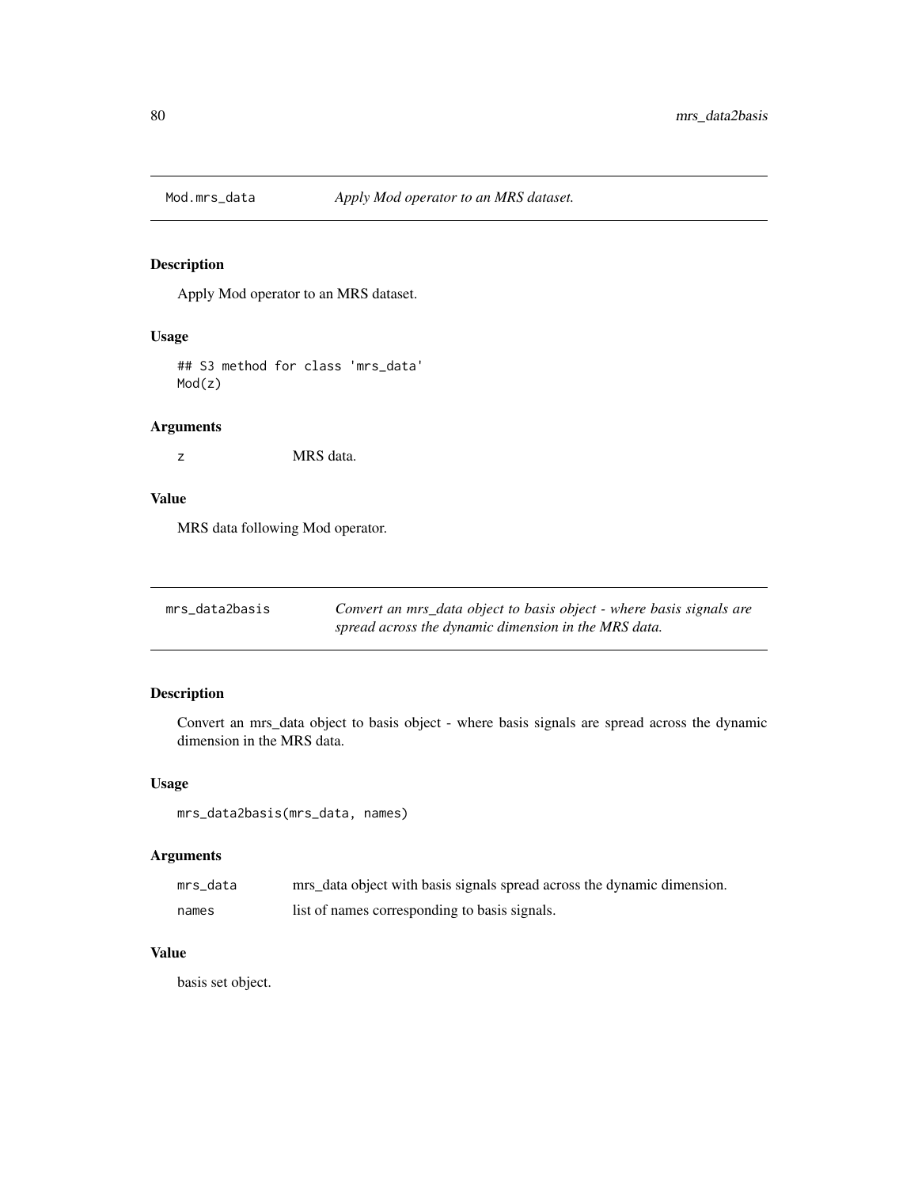## Mod.mrs_data — *Apply Mod operator to an MRS dataset.*

### Description

Apply Mod operator to an MRS dataset.

### Usage

```
## S3 method for class 'mrs_data'
Mod(z)
```

### Arguments

| | |
|---|---|
| z | MRS data. |

### Value

MRS data following Mod operator.

## mrs_data2basis — *Convert an mrs_data object to basis object - where basis signals are spread across the dynamic dimension in the MRS data.*

### Description

Convert an mrs_data object to basis object - where basis signals are spread across the dynamic dimension in the MRS data.

### Usage

```
mrs_data2basis(mrs_data, names)
```

### Arguments

| | |
|---|---|
| mrs_data | mrs_data object with basis signals spread across the dynamic dimension. |
| names | list of names corresponding to basis signals. |

### Value

basis set object.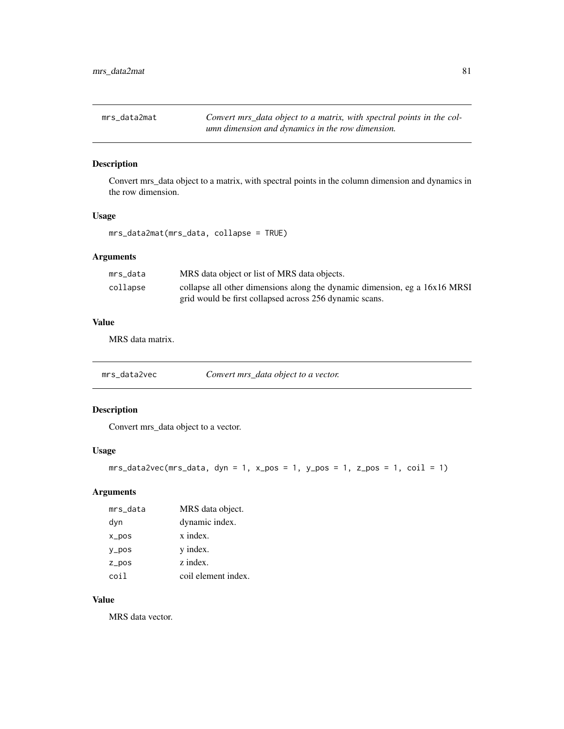## mrs_data2mat

*Convert mrs_data object to a matrix, with spectral points in the column dimension and dynamics in the row dimension.*

### Description

Convert mrs_data object to a matrix, with spectral points in the column dimension and dynamics in the row dimension.

### Usage

```
mrs_data2mat(mrs_data, collapse = TRUE)
```

### Arguments

| | |
|---|---|
| mrs_data | MRS data object or list of MRS data objects. |
| collapse | collapse all other dimensions along the dynamic dimension, eg a 16x16 MRSI grid would be first collapsed across 256 dynamic scans. |

### Value

MRS data matrix.

## mrs_data2vec

*Convert mrs_data object to a vector.*

### Description

Convert mrs_data object to a vector.

### Usage

```
mrs_data2vec(mrs_data, dyn = 1, x_pos = 1, y_pos = 1, z_pos = 1, coil = 1)
```

### Arguments

| | |
|---|---|
| mrs_data | MRS data object. |
| dyn | dynamic index. |
| x_pos | x index. |
| y_pos | y index. |
| z_pos | z index. |
| coil | coil element index. |

### Value

MRS data vector.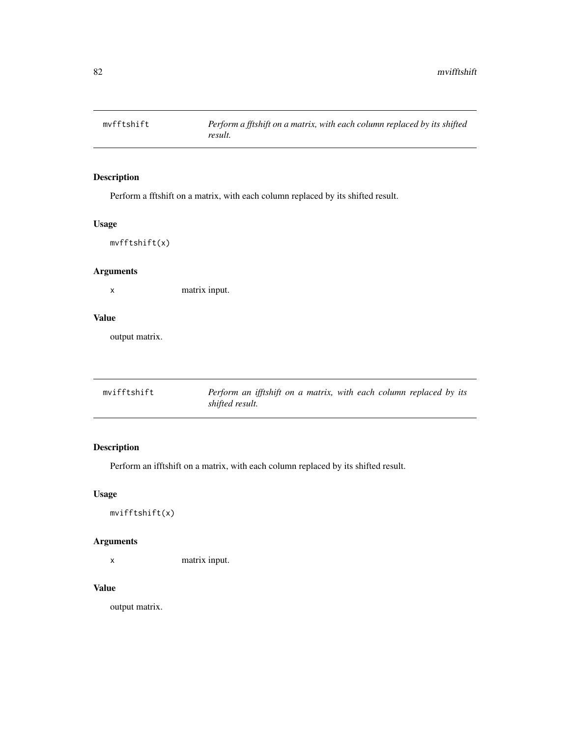## mvfftshift

*Perform a fftshift on a matrix, with each column replaced by its shifted result.*

### Description

Perform a fftshift on a matrix, with each column replaced by its shifted result.

### Usage

```
mvfftshift(x)
```

### Arguments

| | |
|---|---|
| x | matrix input. |

### Value

output matrix.

## mvifftshift

*Perform an ifftshift on a matrix, with each column replaced by its shifted result.*

### Description

Perform an ifftshift on a matrix, with each column replaced by its shifted result.

### Usage

```
mvifftshift(x)
```

### Arguments

| | |
|---|---|
| x | matrix input. |

### Value

output matrix.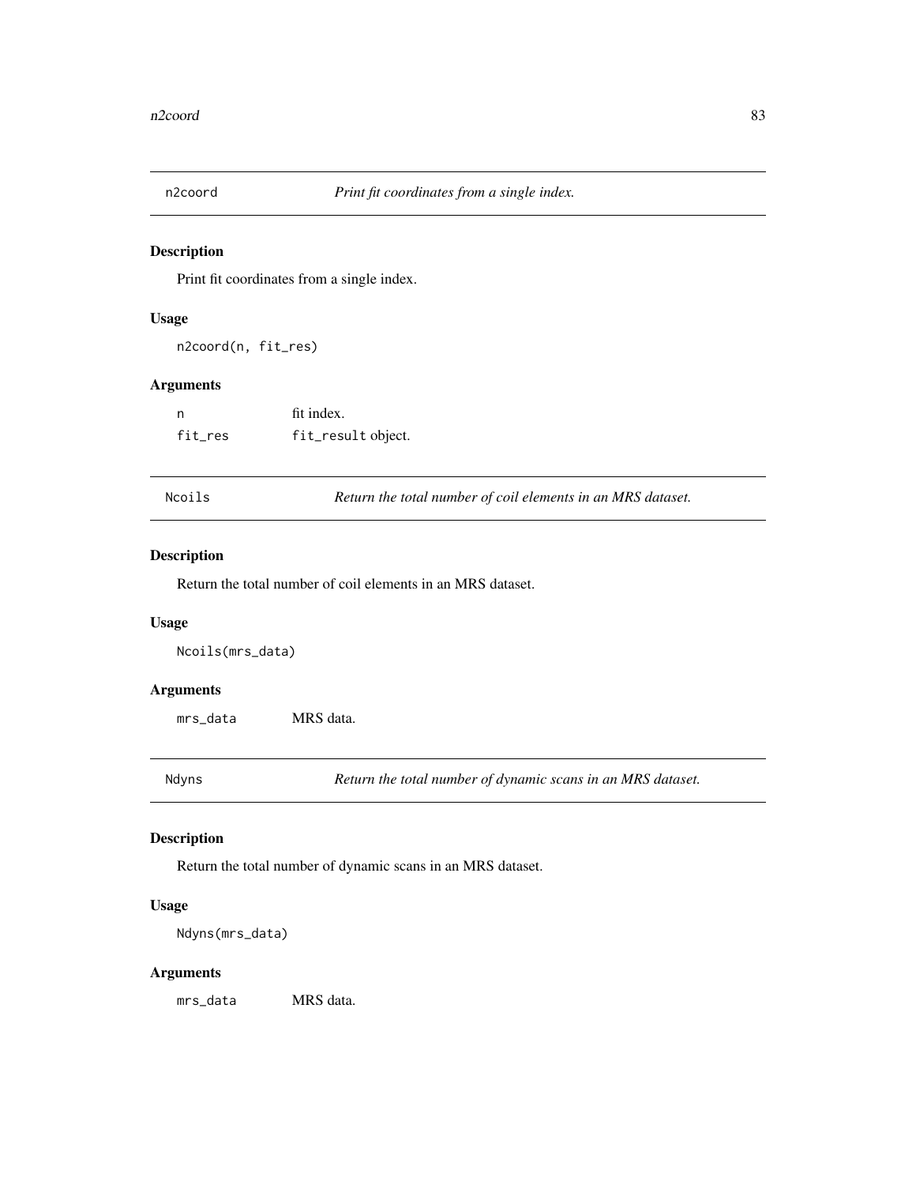## n2coord — *Print fit coordinates from a single index.*

### Description

Print fit coordinates from a single index.

### Usage

```
n2coord(n, fit_res)
```

### Arguments

| | |
|---|---|
| `n` | fit index. |
| `fit_res` | `fit_result` object. |

## Ncoils — *Return the total number of coil elements in an MRS dataset.*

### Description

Return the total number of coil elements in an MRS dataset.

### Usage

```
Ncoils(mrs_data)
```

### Arguments

| | |
|---|---|
| `mrs_data` | MRS data. |

## Ndyns — *Return the total number of dynamic scans in an MRS dataset.*

### Description

Return the total number of dynamic scans in an MRS dataset.

### Usage

```
Ndyns(mrs_data)
```

### Arguments

| | |
|---|---|
| `mrs_data` | MRS data. |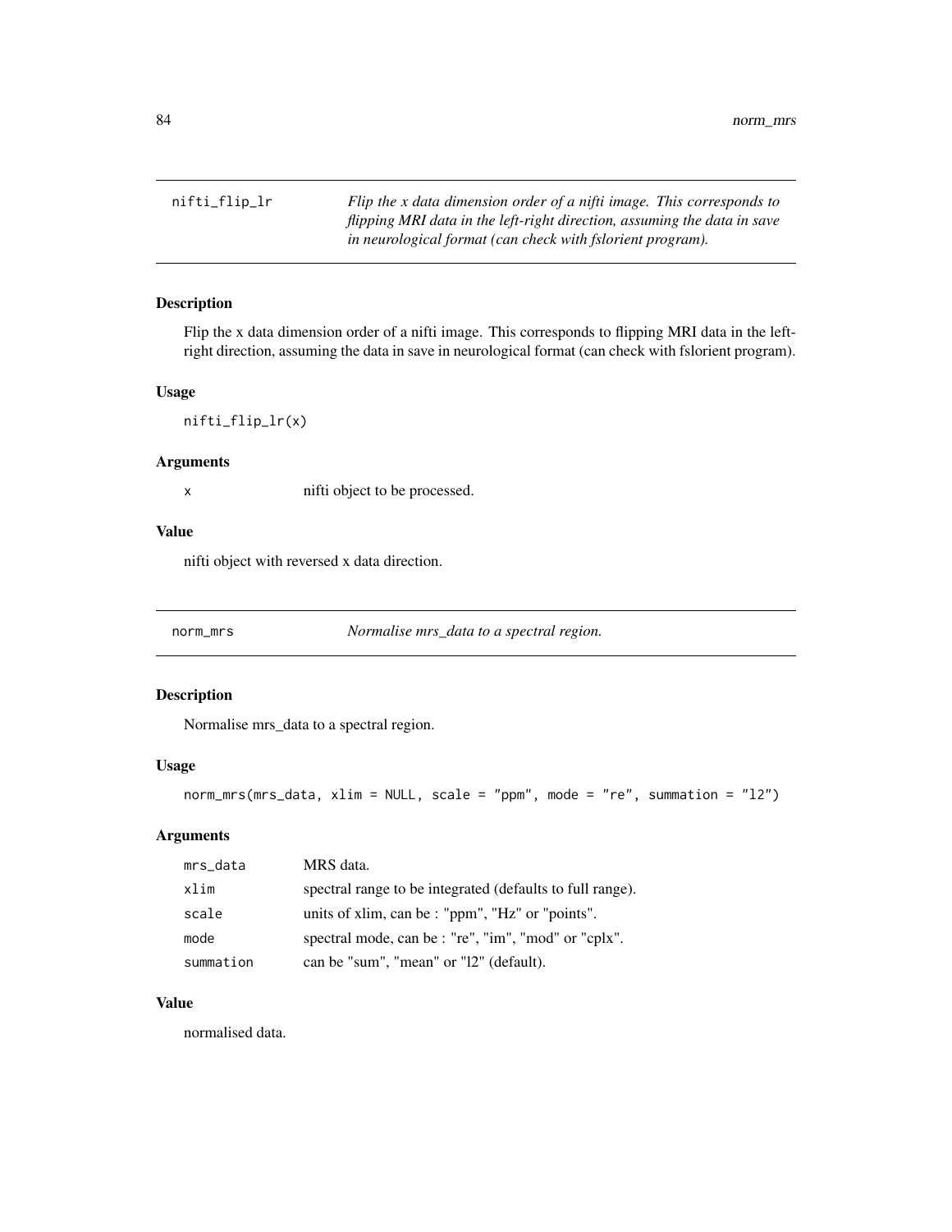## nifti_flip_lr

*Flip the x data dimension order of a nifti image. This corresponds to flipping MRI data in the left-right direction, assuming the data in save in neurological format (can check with fslorient program).*

### Description

Flip the x data dimension order of a nifti image. This corresponds to flipping MRI data in the left-right direction, assuming the data in save in neurological format (can check with fslorient program).

### Usage

```
nifti_flip_lr(x)
```

### Arguments

| | |
|---|---|
| x | nifti object to be processed. |

### Value

nifti object with reversed x data direction.

## norm_mrs

*Normalise mrs_data to a spectral region.*

### Description

Normalise mrs_data to a spectral region.

### Usage

```
norm_mrs(mrs_data, xlim = NULL, scale = "ppm", mode = "re", summation = "l2")
```

### Arguments

| | |
|---|---|
| mrs_data | MRS data. |
| xlim | spectral range to be integrated (defaults to full range). |
| scale | units of xlim, can be : "ppm", "Hz" or "points". |
| mode | spectral mode, can be : "re", "im", "mod" or "cplx". |
| summation | can be "sum", "mean" or "l2" (default). |

### Value

normalised data.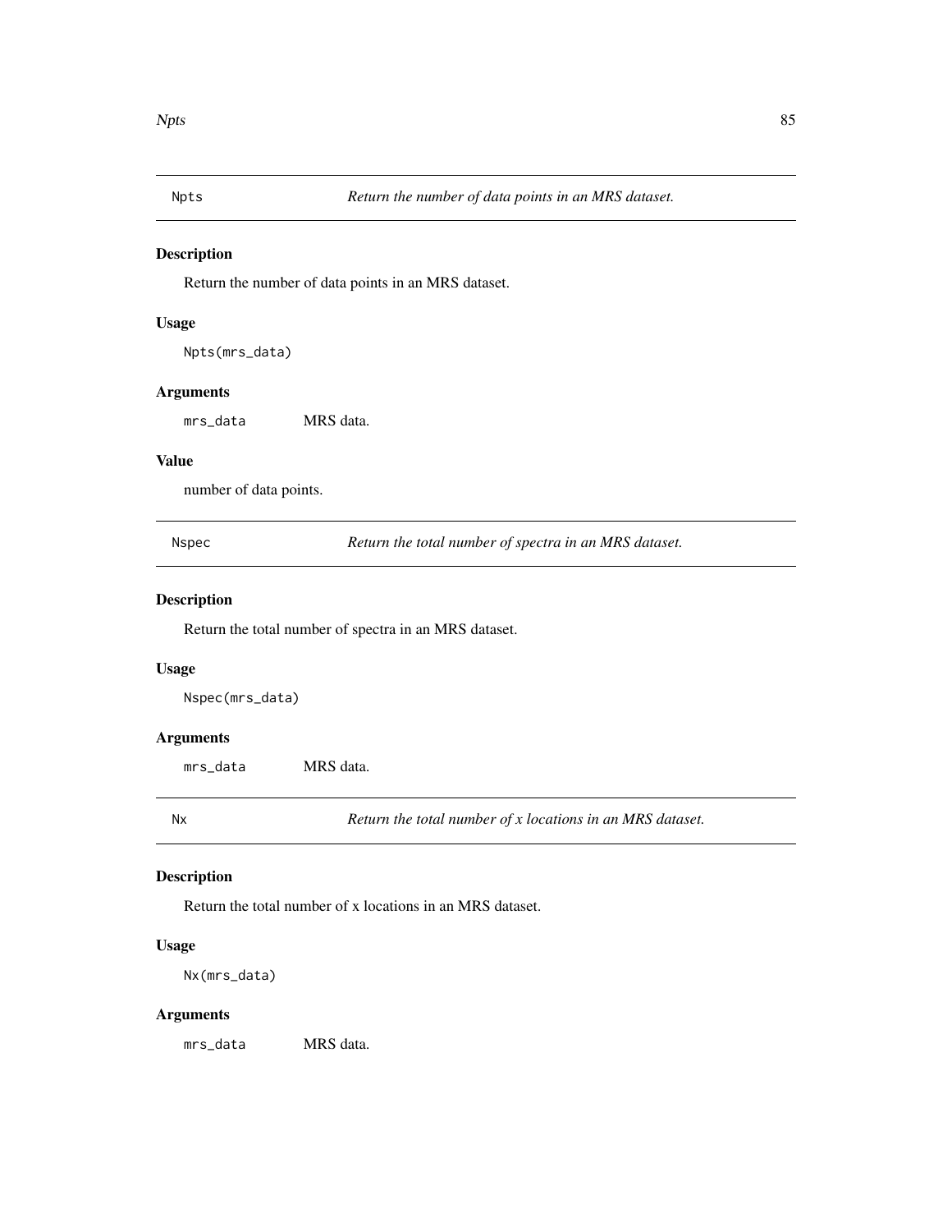## Npts — *Return the number of data points in an MRS dataset.*

### Description

Return the number of data points in an MRS dataset.

### Usage

```
Npts(mrs_data)
```

### Arguments

| | |
|---|---|
| mrs_data | MRS data. |

### Value

number of data points.

## Nspec — *Return the total number of spectra in an MRS dataset.*

### Description

Return the total number of spectra in an MRS dataset.

### Usage

```
Nspec(mrs_data)
```

### Arguments

| | |
|---|---|
| mrs_data | MRS data. |

## Nx — *Return the total number of x locations in an MRS dataset.*

### Description

Return the total number of x locations in an MRS dataset.

### Usage

```
Nx(mrs_data)
```

### Arguments

| | |
|---|---|
| mrs_data | MRS data. |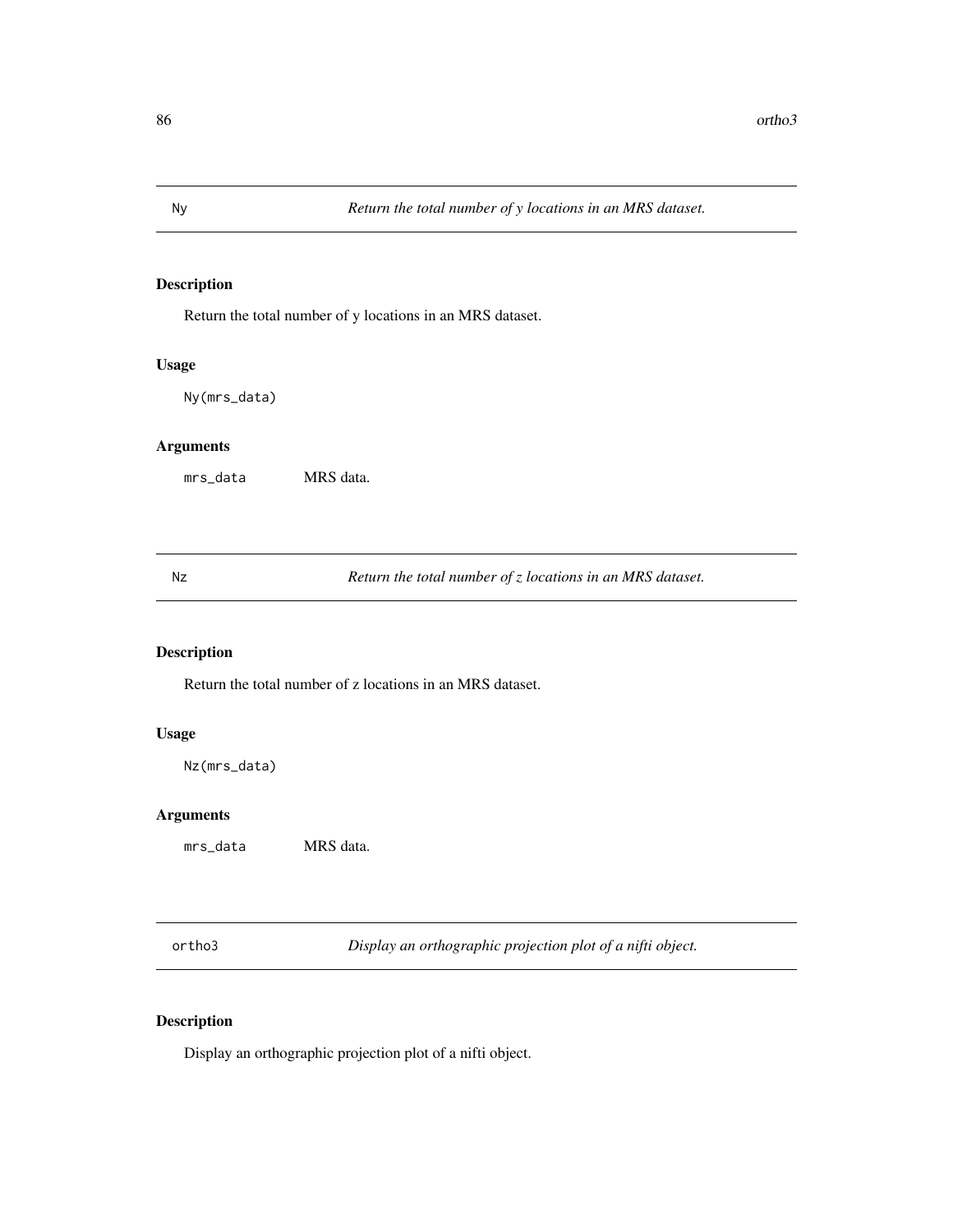## Ny — *Return the total number of y locations in an MRS dataset.*

### Description

Return the total number of y locations in an MRS dataset.

### Usage

```
Ny(mrs_data)
```

### Arguments

| | |
|---|---|
| mrs_data | MRS data. |

## Nz — *Return the total number of z locations in an MRS dataset.*

### Description

Return the total number of z locations in an MRS dataset.

### Usage

```
Nz(mrs_data)
```

### Arguments

| | |
|---|---|
| mrs_data | MRS data. |

## ortho3 — *Display an orthographic projection plot of a nifti object.*

### Description

Display an orthographic projection plot of a nifti object.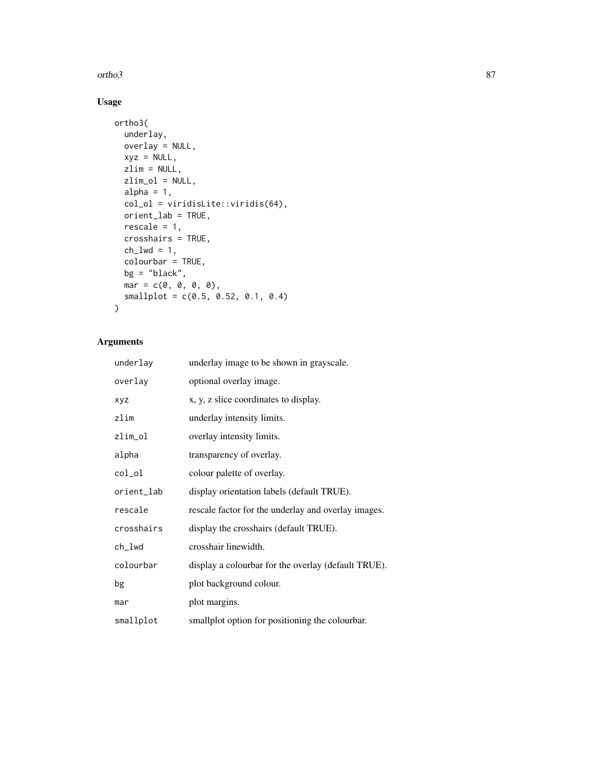## Usage

```
ortho3(
  underlay,
  overlay = NULL,
  xyz = NULL,
  zlim = NULL,
  zlim_ol = NULL,
  alpha = 1,
  col_ol = viridisLite::viridis(64),
  orient_lab = TRUE,
  rescale = 1,
  crosshairs = TRUE,
  ch_lwd = 1,
  colourbar = TRUE,
  bg = "black",
  mar = c(0, 0, 0, 0),
  smallplot = c(0.5, 0.52, 0.1, 0.4)
)
```

## Arguments

| | |
|---|---|
| `underlay` | underlay image to be shown in grayscale. |
| `overlay` | optional overlay image. |
| `xyz` | x, y, z slice coordinates to display. |
| `zlim` | underlay intensity limits. |
| `zlim_ol` | overlay intensity limits. |
| `alpha` | transparency of overlay. |
| `col_ol` | colour palette of overlay. |
| `orient_lab` | display orientation labels (default TRUE). |
| `rescale` | rescale factor for the underlay and overlay images. |
| `crosshairs` | display the crosshairs (default TRUE). |
| `ch_lwd` | crosshair linewidth. |
| `colourbar` | display a colourbar for the overlay (default TRUE). |
| `bg` | plot background colour. |
| `mar` | plot margins. |
| `smallplot` | smallplot option for positioning the colourbar. |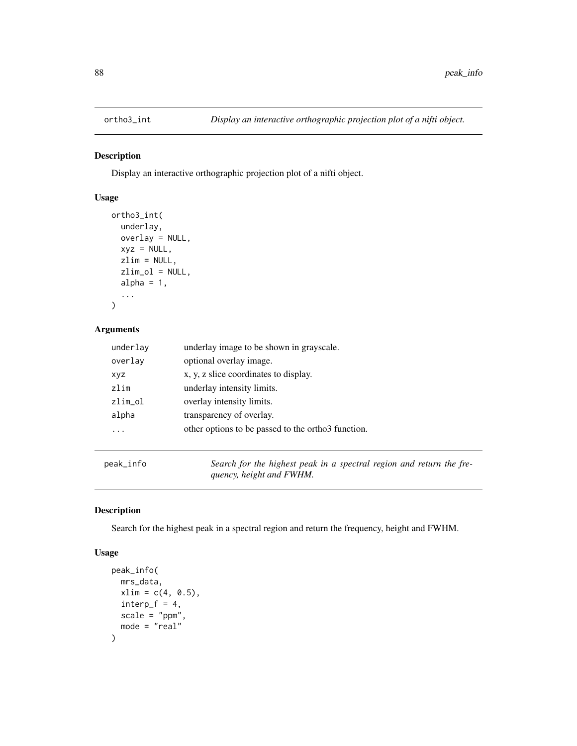## ortho3_int *Display an interactive orthographic projection plot of a nifti object.*

### Description

Display an interactive orthographic projection plot of a nifti object.

### Usage

```
ortho3_int(
  underlay,
  overlay = NULL,
  xyz = NULL,
  zlim = NULL,
  zlim_ol = NULL,
  alpha = 1,
  ...
)
```

### Arguments

| | |
|---|---|
| underlay | underlay image to be shown in grayscale. |
| overlay | optional overlay image. |
| xyz | x, y, z slice coordinates to display. |
| zlim | underlay intensity limits. |
| zlim_ol | overlay intensity limits. |
| alpha | transparency of overlay. |
| ... | other options to be passed to the ortho3 function. |

## peak_info *Search for the highest peak in a spectral region and return the frequency, height and FWHM.*

### Description

Search for the highest peak in a spectral region and return the frequency, height and FWHM.

### Usage

```
peak_info(
  mrs_data,
  xlim = c(4, 0.5),
  interp_f = 4,
  scale = "ppm",
  mode = "real"
)
```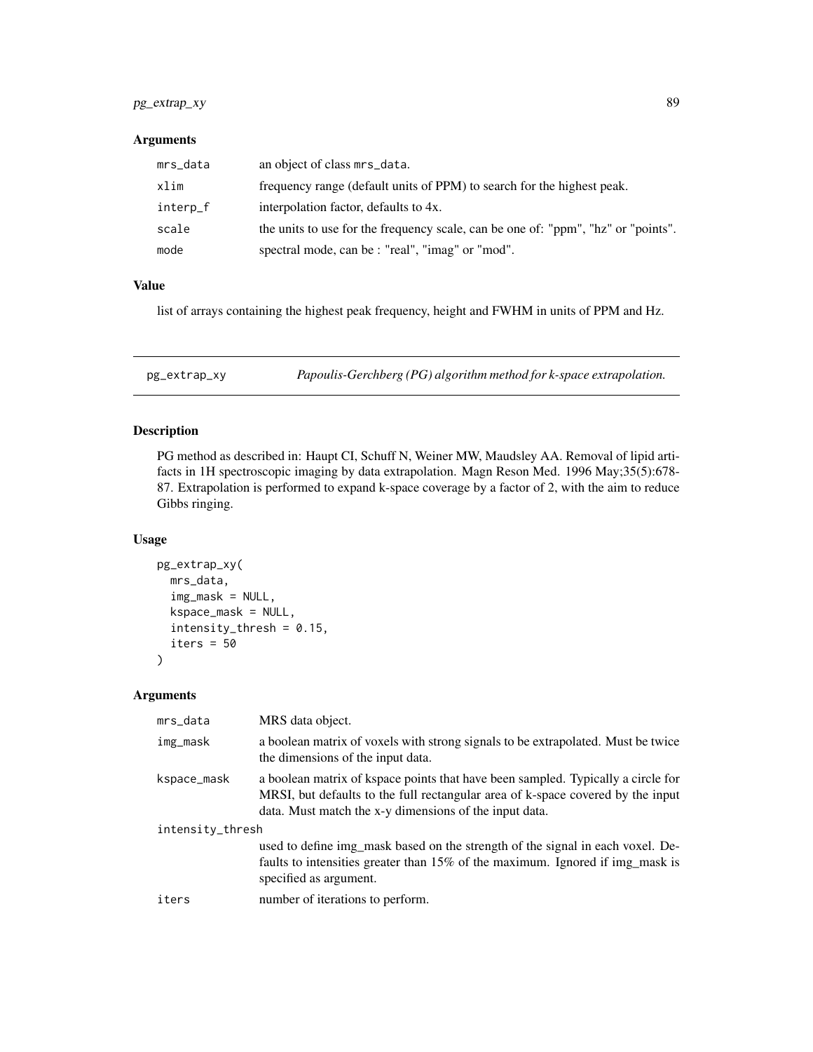### Arguments

| | |
|---|---|
| `mrs_data` | an object of class `mrs_data`. |
| `xlim` | frequency range (default units of PPM) to search for the highest peak. |
| `interp_f` | interpolation factor, defaults to 4x. |
| `scale` | the units to use for the frequency scale, can be one of: "ppm", "hz" or "points". |
| `mode` | spectral mode, can be : "real", "imag" or "mod". |

### Value

list of arrays containing the highest peak frequency, height and FWHM in units of PPM and Hz.

---

## `pg_extrap_xy` — *Papoulis-Gerchberg (PG) algorithm method for k-space extrapolation.*

### Description

PG method as described in: Haupt CI, Schuff N, Weiner MW, Maudsley AA. Removal of lipid artifacts in 1H spectroscopic imaging by data extrapolation. Magn Reson Med. 1996 May;35(5):678-87. Extrapolation is performed to expand k-space coverage by a factor of 2, with the aim to reduce Gibbs ringing.

### Usage

```
pg_extrap_xy(
  mrs_data,
  img_mask = NULL,
  kspace_mask = NULL,
  intensity_thresh = 0.15,
  iters = 50
)
```

### Arguments

| | |
|---|---|
| `mrs_data` | MRS data object. |
| `img_mask` | a boolean matrix of voxels with strong signals to be extrapolated. Must be twice the dimensions of the input data. |
| `kspace_mask` | a boolean matrix of kspace points that have been sampled. Typically a circle for MRSI, but defaults to the full rectangular area of k-space covered by the input data. Must match the x-y dimensions of the input data. |
| `intensity_thresh` | used to define img_mask based on the strength of the signal in each voxel. Defaults to intensities greater than 15% of the maximum. Ignored if img_mask is specified as argument. |
| `iters` | number of iterations to perform. |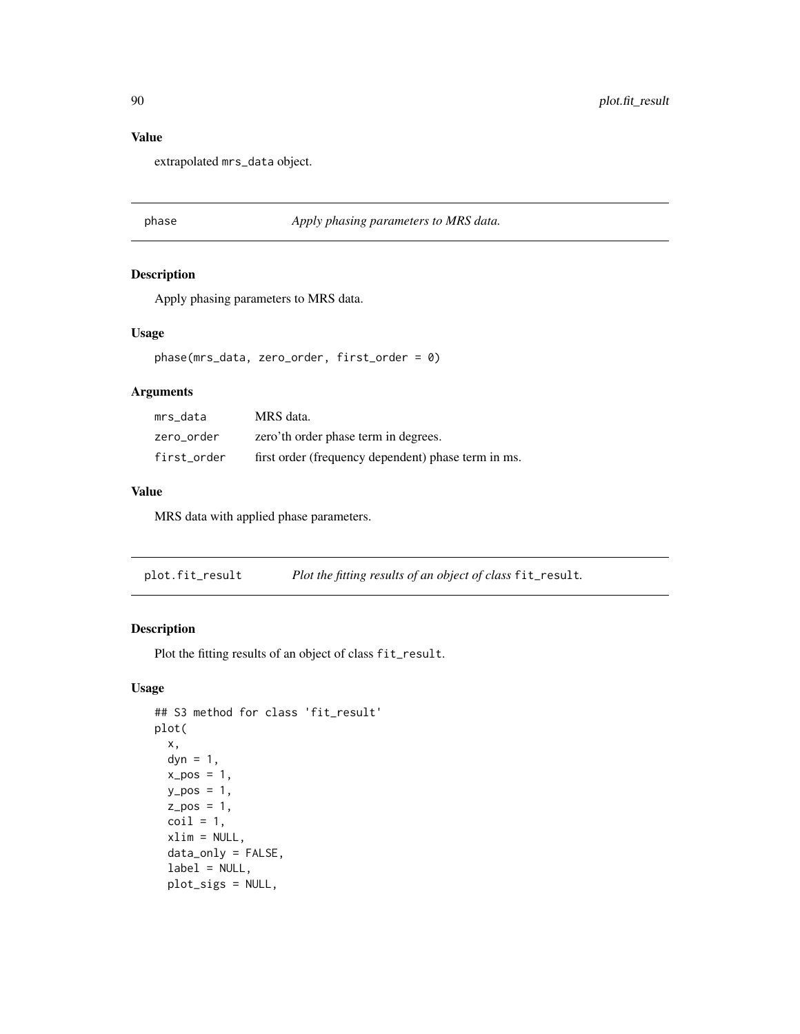### Value

extrapolated mrs_data object.

---

## phase — *Apply phasing parameters to MRS data.*

### Description

Apply phasing parameters to MRS data.

### Usage

```
phase(mrs_data, zero_order, first_order = 0)
```

### Arguments

| | |
|---|---|
| mrs_data | MRS data. |
| zero_order | zero'th order phase term in degrees. |
| first_order | first order (frequency dependent) phase term in ms. |

### Value

MRS data with applied phase parameters.

---

## plot.fit_result — *Plot the fitting results of an object of class* fit_result*.*

### Description

Plot the fitting results of an object of class fit_result.

### Usage

```
## S3 method for class 'fit_result'
plot(
  x,
  dyn = 1,
  x_pos = 1,
  y_pos = 1,
  z_pos = 1,
  coil = 1,
  xlim = NULL,
  data_only = FALSE,
  label = NULL,
  plot_sigs = NULL,
```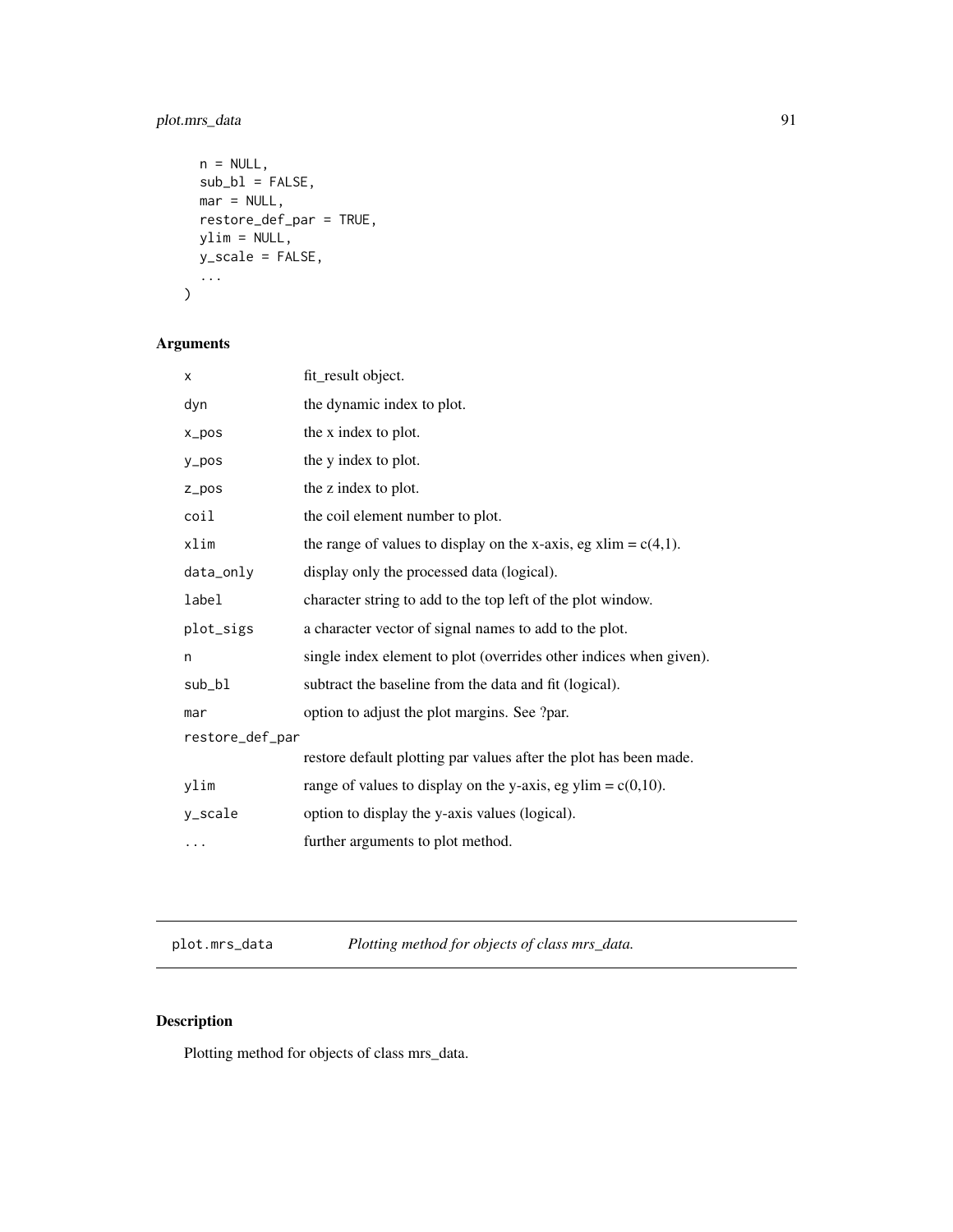```
  n = NULL,
  sub_bl = FALSE,
  mar = NULL,
  restore_def_par = TRUE,
  ylim = NULL,
  y_scale = FALSE,
  ...
)
```

## Arguments

| | |
|---|---|
| x | fit_result object. |
| dyn | the dynamic index to plot. |
| x_pos | the x index to plot. |
| y_pos | the y index to plot. |
| z_pos | the z index to plot. |
| coil | the coil element number to plot. |
| xlim | the range of values to display on the x-axis, eg xlim = c(4,1). |
| data_only | display only the processed data (logical). |
| label | character string to add to the top left of the plot window. |
| plot_sigs | a character vector of signal names to add to the plot. |
| n | single index element to plot (overrides other indices when given). |
| sub_bl | subtract the baseline from the data and fit (logical). |
| mar | option to adjust the plot margins. See ?par. |
| restore_def_par | restore default plotting par values after the plot has been made. |
| ylim | range of values to display on the y-axis, eg ylim = c(0,10). |
| y_scale | option to display the y-axis values (logical). |
| ... | further arguments to plot method. |

---

# plot.mrs_data — *Plotting method for objects of class mrs_data.*

## Description

Plotting method for objects of class mrs_data.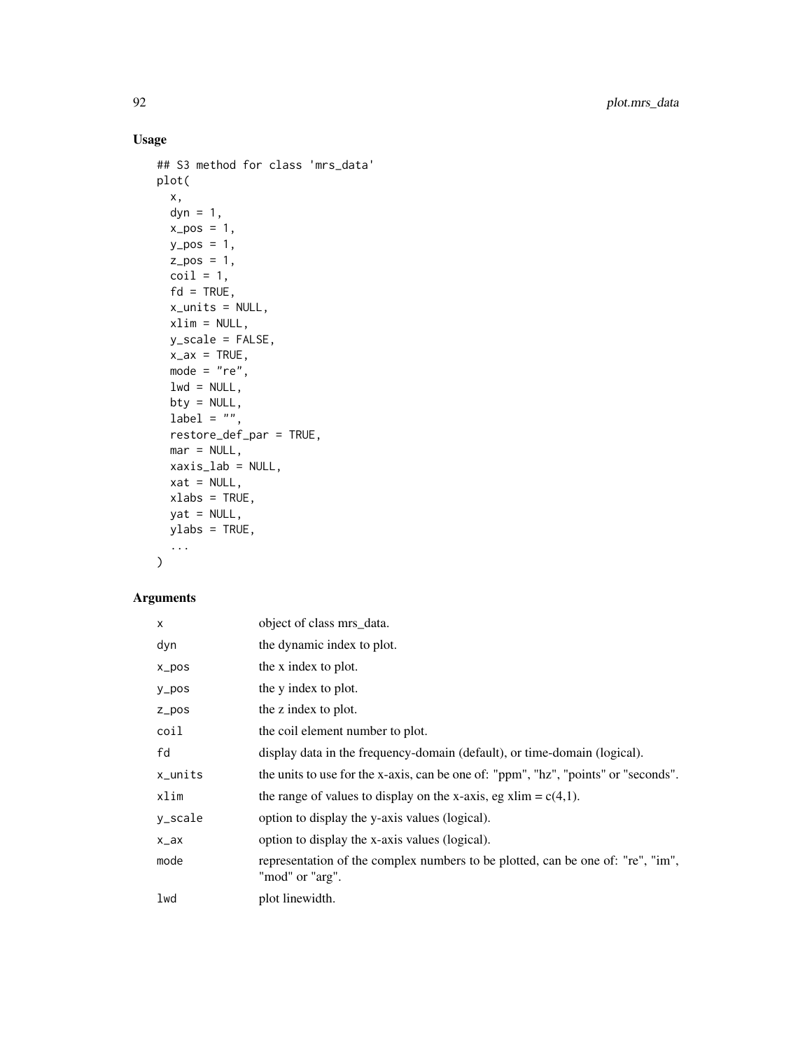## Usage

```
## S3 method for class 'mrs_data'
plot(
  x,
  dyn = 1,
  x_pos = 1,
  y_pos = 1,
  z_pos = 1,
  coil = 1,
  fd = TRUE,
  x_units = NULL,
  xlim = NULL,
  y_scale = FALSE,
  x_ax = TRUE,
  mode = "re",
  lwd = NULL,
  bty = NULL,
  label = "",
  restore_def_par = TRUE,
  mar = NULL,
  xaxis_lab = NULL,
  xat = NULL,
  xlabs = TRUE,
  yat = NULL,
  ylabs = TRUE,
  ...
)
```

## Arguments

| | |
|---|---|
| x | object of class mrs_data. |
| dyn | the dynamic index to plot. |
| x_pos | the x index to plot. |
| y_pos | the y index to plot. |
| z_pos | the z index to plot. |
| coil | the coil element number to plot. |
| fd | display data in the frequency-domain (default), or time-domain (logical). |
| x_units | the units to use for the x-axis, can be one of: "ppm", "hz", "points" or "seconds". |
| xlim | the range of values to display on the x-axis, eg xlim = c(4,1). |
| y_scale | option to display the y-axis values (logical). |
| x_ax | option to display the x-axis values (logical). |
| mode | representation of the complex numbers to be plotted, can be one of: "re", "im", "mod" or "arg". |
| lwd | plot linewidth. |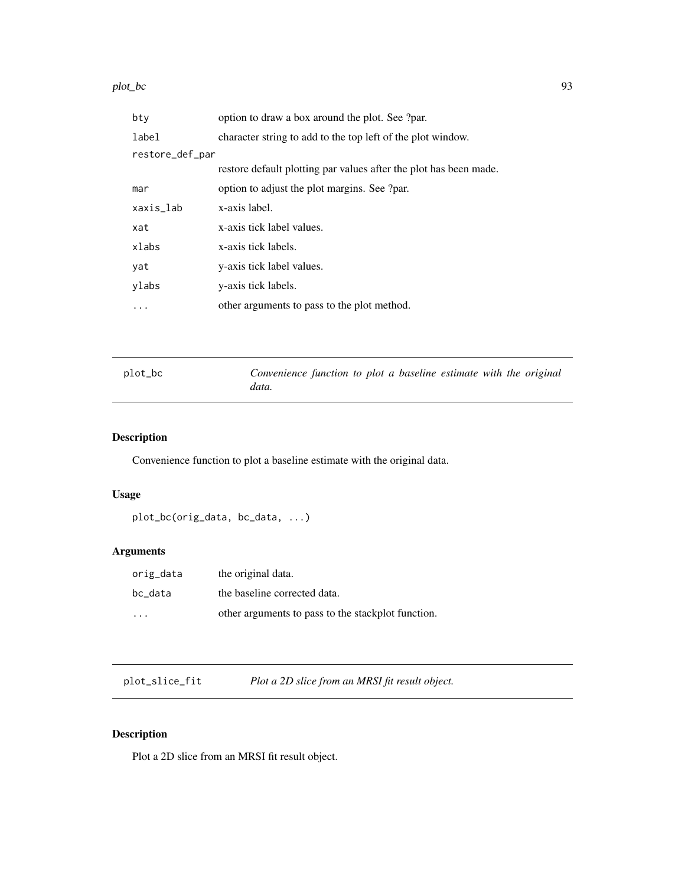| | |
|---|---|
| bty | option to draw a box around the plot. See ?par. |
| label | character string to add to the top left of the plot window. |
| restore_def_par | restore default plotting par values after the plot has been made. |
| mar | option to adjust the plot margins. See ?par. |
| xaxis_lab | x-axis label. |
| xat | x-axis tick label values. |
| xlabs | x-axis tick labels. |
| yat | y-axis tick label values. |
| ylabs | y-axis tick labels. |
| ... | other arguments to pass to the plot method. |

## plot_bc — *Convenience function to plot a baseline estimate with the original data.*

### Description

Convenience function to plot a baseline estimate with the original data.

### Usage

```
plot_bc(orig_data, bc_data, ...)
```

### Arguments

| | |
|---|---|
| orig_data | the original data. |
| bc_data | the baseline corrected data. |
| ... | other arguments to pass to the stackplot function. |

## plot_slice_fit — *Plot a 2D slice from an MRSI fit result object.*

### Description

Plot a 2D slice from an MRSI fit result object.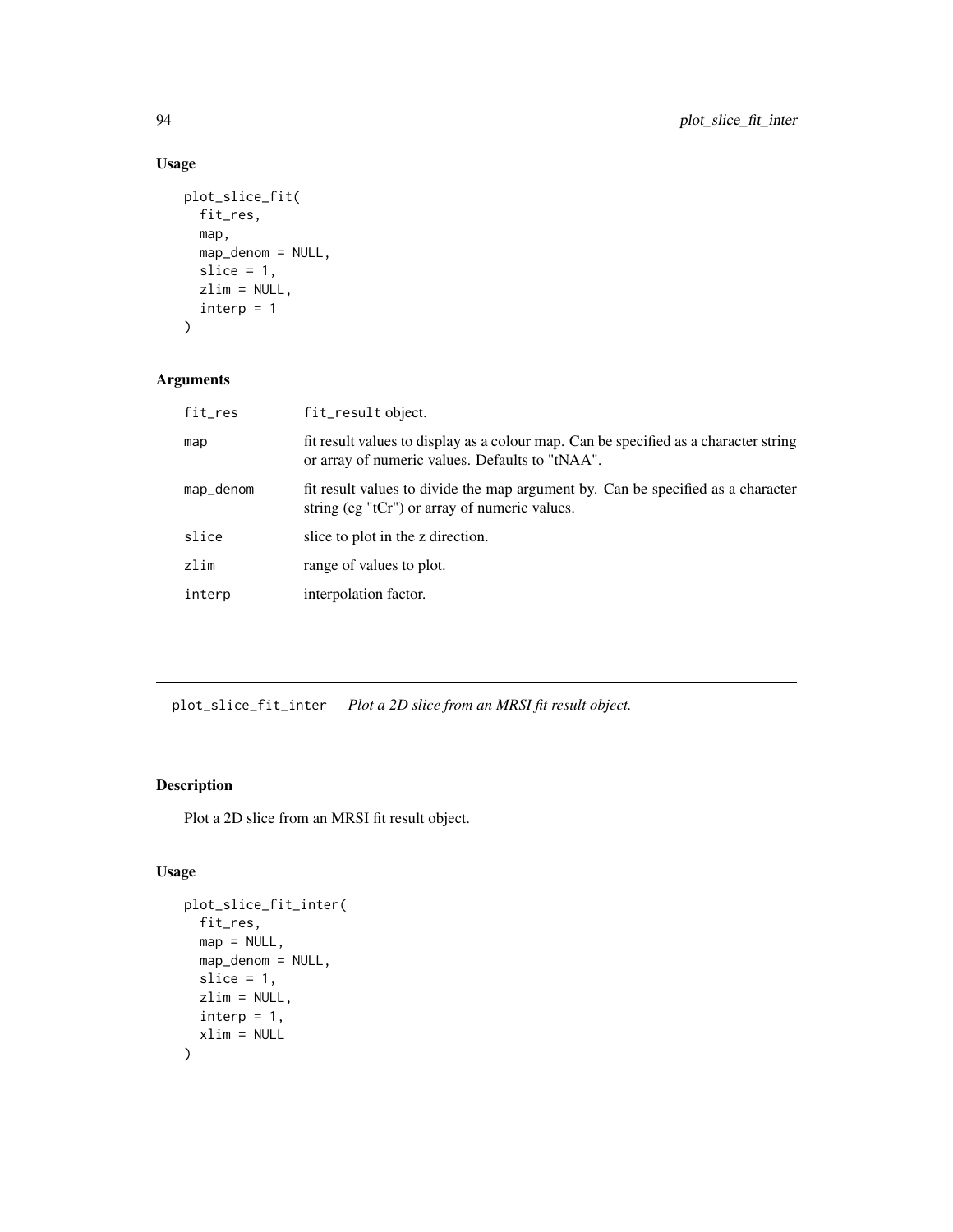## Usage

```
plot_slice_fit(
  fit_res,
  map,
  map_denom = NULL,
  slice = 1,
  zlim = NULL,
  interp = 1
)
```

## Arguments

| | |
|---|---|
| fit_res | fit_result object. |
| map | fit result values to display as a colour map. Can be specified as a character string or array of numeric values. Defaults to "tNAA". |
| map_denom | fit result values to divide the map argument by. Can be specified as a character string (eg "tCr") or array of numeric values. |
| slice | slice to plot in the z direction. |
| zlim | range of values to plot. |
| interp | interpolation factor. |

---

# plot_slice_fit_inter *Plot a 2D slice from an MRSI fit result object.*

---

## Description

Plot a 2D slice from an MRSI fit result object.

## Usage

```
plot_slice_fit_inter(
  fit_res,
  map = NULL,
  map_denom = NULL,
  slice = 1,
  zlim = NULL,
  interp = 1,
  xlim = NULL
)
```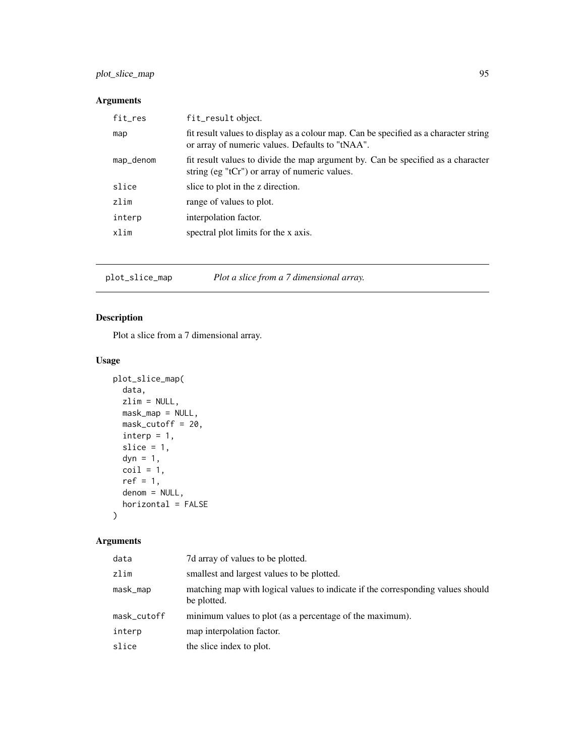## Arguments

| | |
|---|---|
| `fit_res` | `fit_result` object. |
| `map` | fit result values to display as a colour map. Can be specified as a character string or array of numeric values. Defaults to "tNAA". |
| `map_denom` | fit result values to divide the map argument by. Can be specified as a character string (eg "tCr") or array of numeric values. |
| `slice` | slice to plot in the z direction. |
| `zlim` | range of values to plot. |
| `interp` | interpolation factor. |
| `xlim` | spectral plot limits for the x axis. |

---

# plot_slice_map — *Plot a slice from a 7 dimensional array.*

## Description

Plot a slice from a 7 dimensional array.

## Usage

```
plot_slice_map(
  data,
  zlim = NULL,
  mask_map = NULL,
  mask_cutoff = 20,
  interp = 1,
  slice = 1,
  dyn = 1,
  coil = 1,
  ref = 1,
  denom = NULL,
  horizontal = FALSE
)
```

## Arguments

| | |
|---|---|
| `data` | 7d array of values to be plotted. |
| `zlim` | smallest and largest values to be plotted. |
| `mask_map` | matching map with logical values to indicate if the corresponding values should be plotted. |
| `mask_cutoff` | minimum values to plot (as a percentage of the maximum). |
| `interp` | map interpolation factor. |
| `slice` | the slice index to plot. |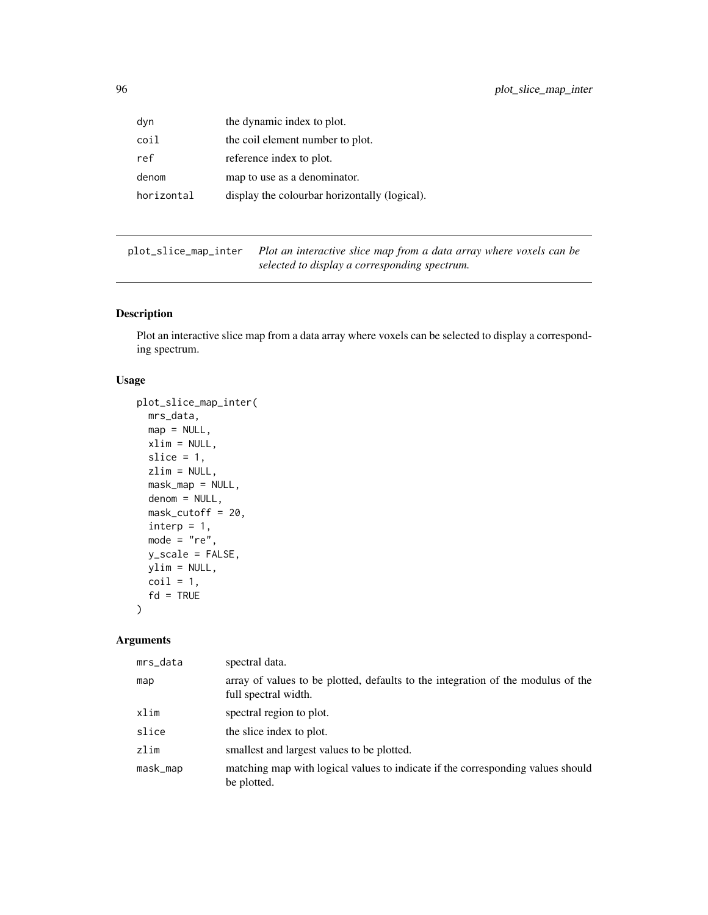| | |
|---|---|
| dyn | the dynamic index to plot. |
| coil | the coil element number to plot. |
| ref | reference index to plot. |
| denom | map to use as a denominator. |
| horizontal | display the colourbar horizontally (logical). |

## plot_slice_map_inter

*Plot an interactive slice map from a data array where voxels can be selected to display a corresponding spectrum.*

### Description

Plot an interactive slice map from a data array where voxels can be selected to display a corresponding spectrum.

### Usage

```
plot_slice_map_inter(
  mrs_data,
  map = NULL,
  xlim = NULL,
  slice = 1,
  zlim = NULL,
  mask_map = NULL,
  denom = NULL,
  mask_cutoff = 20,
  interp = 1,
  mode = "re",
  y_scale = FALSE,
  ylim = NULL,
  coil = 1,
  fd = TRUE
)
```

### Arguments

| | |
|---|---|
| mrs_data | spectral data. |
| map | array of values to be plotted, defaults to the integration of the modulus of the full spectral width. |
| xlim | spectral region to plot. |
| slice | the slice index to plot. |
| zlim | smallest and largest values to be plotted. |
| mask_map | matching map with logical values to indicate if the corresponding values should be plotted. |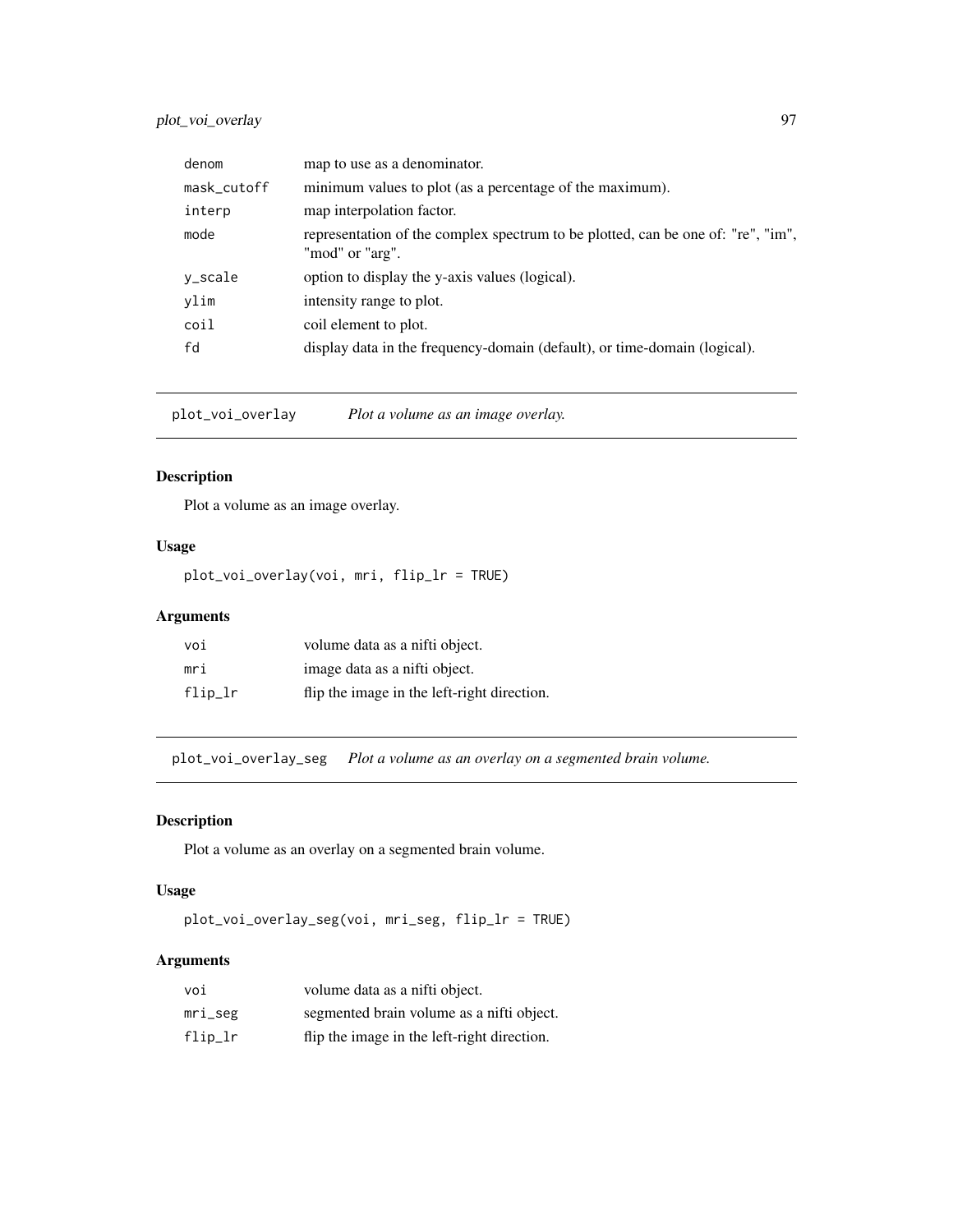| | |
|---|---|
| denom | map to use as a denominator. |
| mask_cutoff | minimum values to plot (as a percentage of the maximum). |
| interp | map interpolation factor. |
| mode | representation of the complex spectrum to be plotted, can be one of: "re", "im", "mod" or "arg". |
| y_scale | option to display the y-axis values (logical). |
| ylim | intensity range to plot. |
| coil | coil element to plot. |
| fd | display data in the frequency-domain (default), or time-domain (logical). |

## plot_voi_overlay — *Plot a volume as an image overlay.*

### Description

Plot a volume as an image overlay.

### Usage

```
plot_voi_overlay(voi, mri, flip_lr = TRUE)
```

### Arguments

| | |
|---|---|
| voi | volume data as a nifti object. |
| mri | image data as a nifti object. |
| flip_lr | flip the image in the left-right direction. |

## plot_voi_overlay_seg — *Plot a volume as an overlay on a segmented brain volume.*

### Description

Plot a volume as an overlay on a segmented brain volume.

### Usage

```
plot_voi_overlay_seg(voi, mri_seg, flip_lr = TRUE)
```

### Arguments

| | |
|---|---|
| voi | volume data as a nifti object. |
| mri_seg | segmented brain volume as a nifti object. |
| flip_lr | flip the image in the left-right direction. |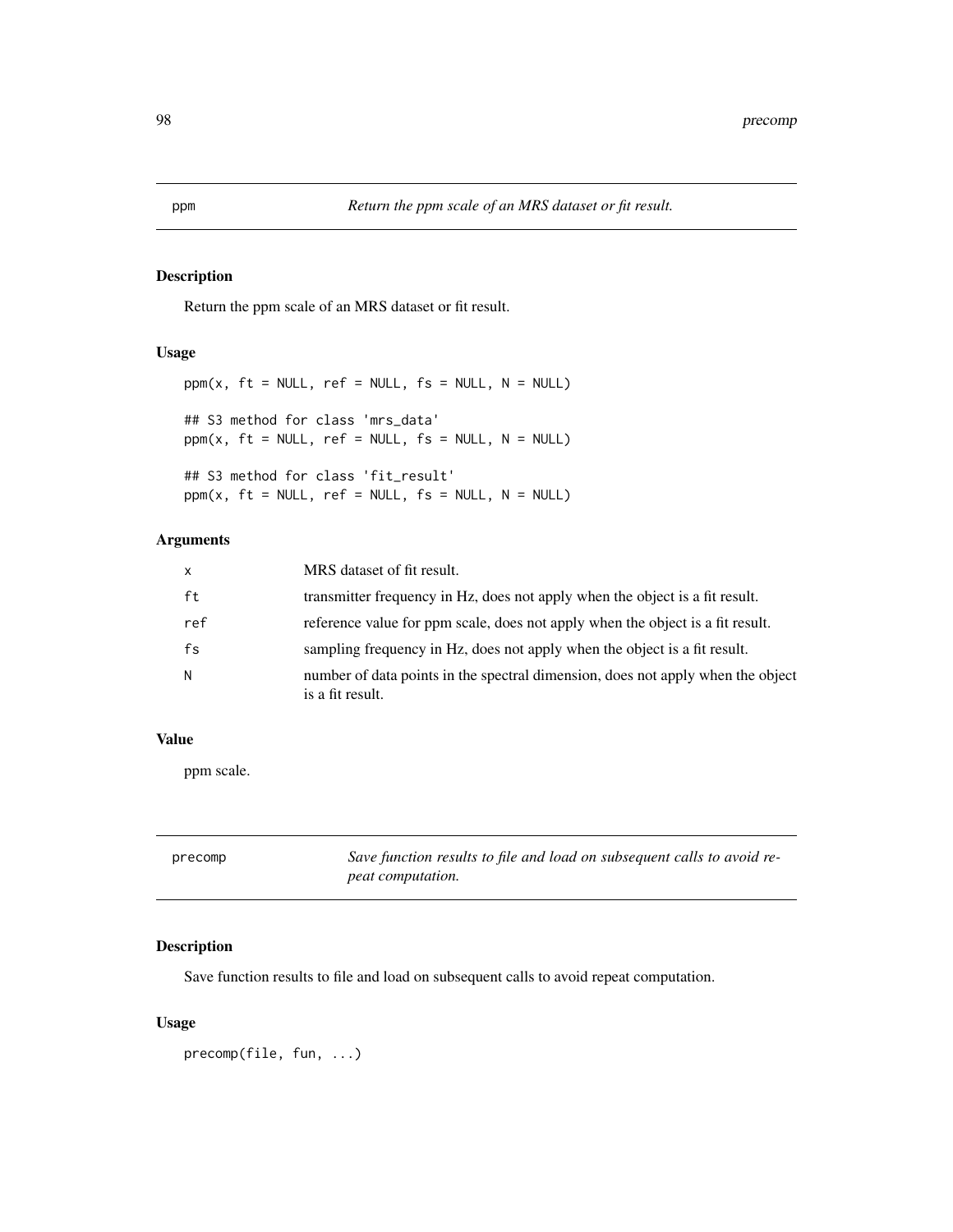## ppm

*Return the ppm scale of an MRS dataset or fit result.*

### Description

Return the ppm scale of an MRS dataset or fit result.

### Usage

```
ppm(x, ft = NULL, ref = NULL, fs = NULL, N = NULL)

## S3 method for class 'mrs_data'
ppm(x, ft = NULL, ref = NULL, fs = NULL, N = NULL)

## S3 method for class 'fit_result'
ppm(x, ft = NULL, ref = NULL, fs = NULL, N = NULL)
```

### Arguments

| | |
|---|---|
| x | MRS dataset of fit result. |
| ft | transmitter frequency in Hz, does not apply when the object is a fit result. |
| ref | reference value for ppm scale, does not apply when the object is a fit result. |
| fs | sampling frequency in Hz, does not apply when the object is a fit result. |
| N | number of data points in the spectral dimension, does not apply when the object is a fit result. |

### Value

ppm scale.

## precomp

*Save function results to file and load on subsequent calls to avoid repeat computation.*

### Description

Save function results to file and load on subsequent calls to avoid repeat computation.

### Usage

```
precomp(file, fun, ...)
```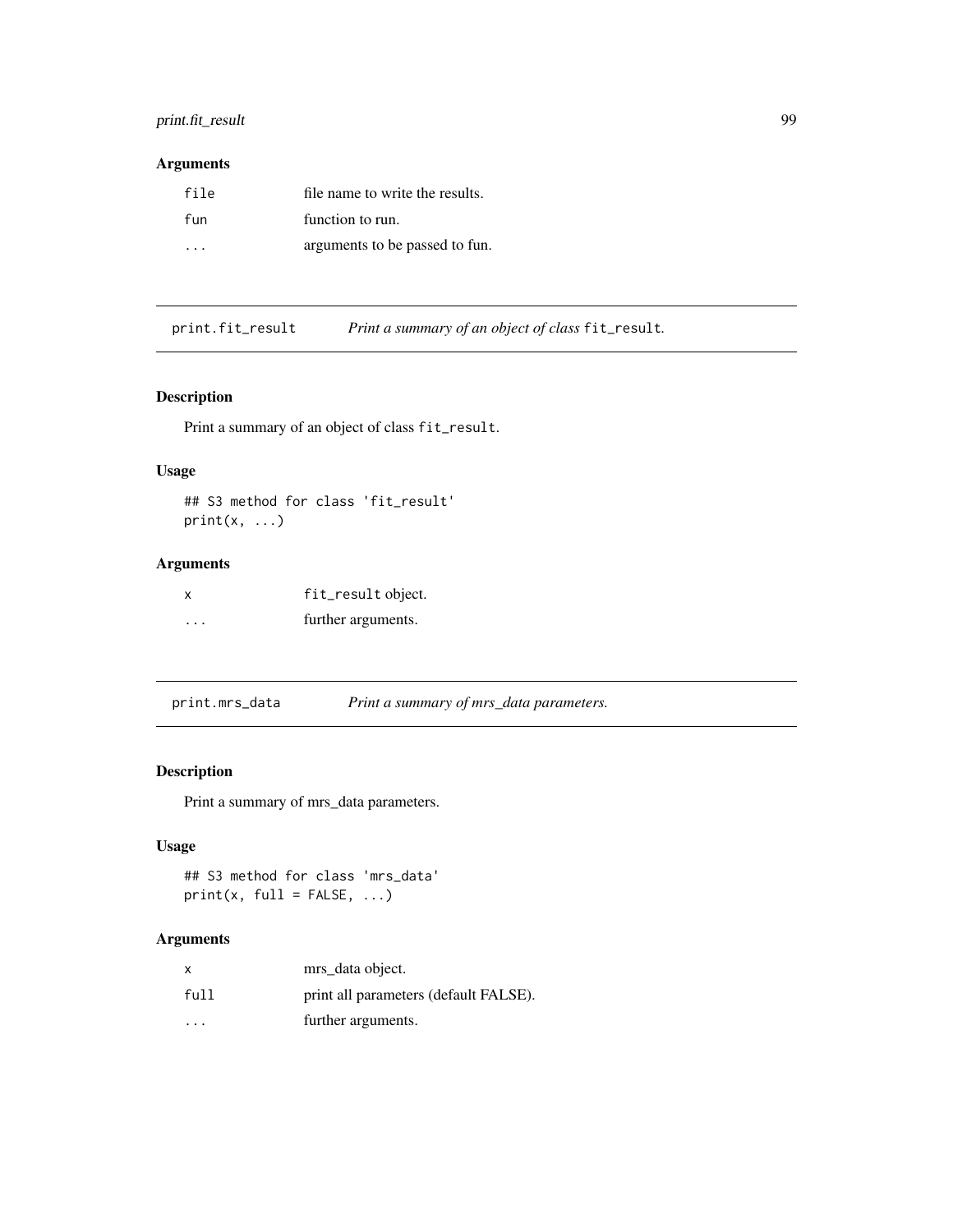## Arguments

| | |
|---|---|
| file | file name to write the results. |
| fun | function to run. |
| ... | arguments to be passed to fun. |

---

## print.fit_result — *Print a summary of an object of class* fit_result.

### Description

Print a summary of an object of class fit_result.

### Usage

```
## S3 method for class 'fit_result'
print(x, ...)
```

### Arguments

| | |
|---|---|
| x | fit_result object. |
| ... | further arguments. |

---

## print.mrs_data — *Print a summary of mrs_data parameters.*

### Description

Print a summary of mrs_data parameters.

### Usage

```
## S3 method for class 'mrs_data'
print(x, full = FALSE, ...)
```

### Arguments

| | |
|---|---|
| x | mrs_data object. |
| full | print all parameters (default FALSE). |
| ... | further arguments. |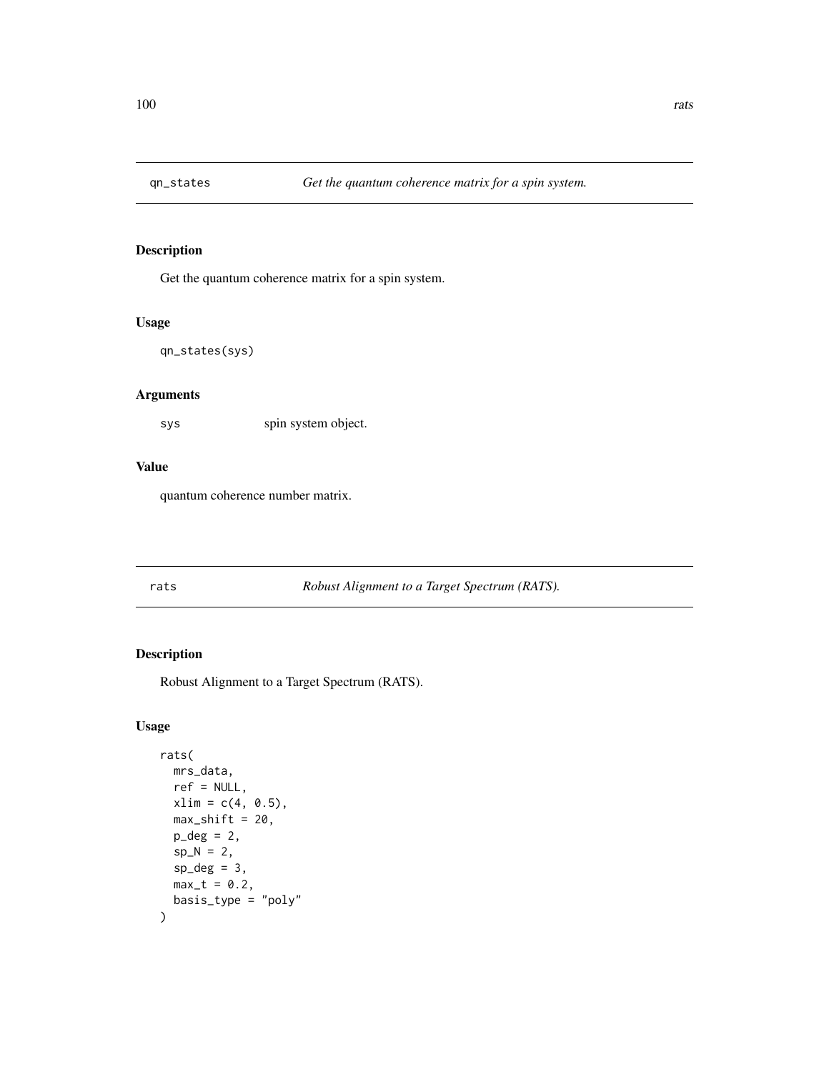## qn_states — *Get the quantum coherence matrix for a spin system.*

### Description

Get the quantum coherence matrix for a spin system.

### Usage

```
qn_states(sys)
```

### Arguments

| | |
|---|---|
| sys | spin system object. |

### Value

quantum coherence number matrix.

## rats — *Robust Alignment to a Target Spectrum (RATS).*

### Description

Robust Alignment to a Target Spectrum (RATS).

### Usage

```
rats(
  mrs_data,
  ref = NULL,
  xlim = c(4, 0.5),
  max_shift = 20,
  p_deg = 2,
  sp_N = 2,
  sp_deg = 3,
  max_t = 0.2,
  basis_type = "poly"
)
```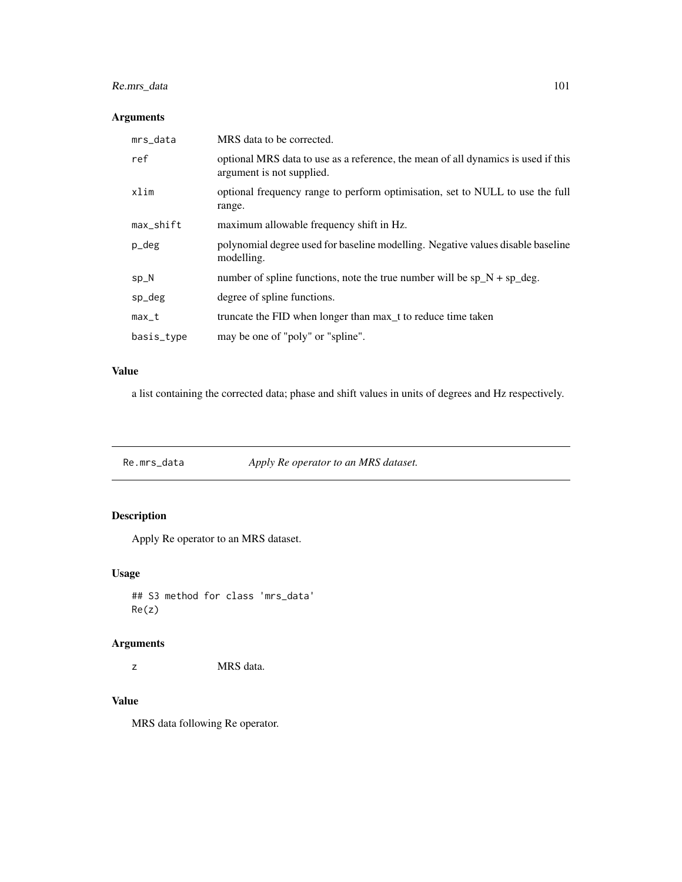### Arguments

| | |
|---|---|
| mrs_data | MRS data to be corrected. |
| ref | optional MRS data to use as a reference, the mean of all dynamics is used if this argument is not supplied. |
| xlim | optional frequency range to perform optimisation, set to NULL to use the full range. |
| max_shift | maximum allowable frequency shift in Hz. |
| p_deg | polynomial degree used for baseline modelling. Negative values disable baseline modelling. |
| sp_N | number of spline functions, note the true number will be sp_N + sp_deg. |
| sp_deg | degree of spline functions. |
| max_t | truncate the FID when longer than max_t to reduce time taken |
| basis_type | may be one of "poly" or "spline". |

### Value

a list containing the corrected data; phase and shift values in units of degrees and Hz respectively.

---

## Re.mrs_data — *Apply Re operator to an MRS dataset.*

---

### Description

Apply Re operator to an MRS dataset.

### Usage

```
## S3 method for class 'mrs_data'
Re(z)
```

### Arguments

| | |
|---|---|
| z | MRS data. |

### Value

MRS data following Re operator.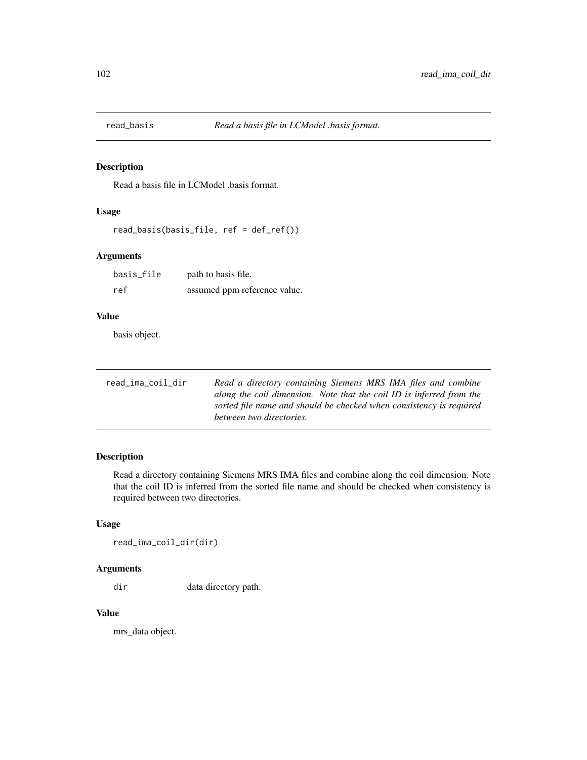## read_basis — *Read a basis file in LCModel .basis format.*

### Description

Read a basis file in LCModel .basis format.

### Usage

```
read_basis(basis_file, ref = def_ref())
```

### Arguments

| | |
|---|---|
| basis_file | path to basis file. |
| ref | assumed ppm reference value. |

### Value

basis object.

## read_ima_coil_dir — *Read a directory containing Siemens MRS IMA files and combine along the coil dimension. Note that the coil ID is inferred from the sorted file name and should be checked when consistency is required between two directories.*

### Description

Read a directory containing Siemens MRS IMA files and combine along the coil dimension. Note that the coil ID is inferred from the sorted file name and should be checked when consistency is required between two directories.

### Usage

```
read_ima_coil_dir(dir)
```

### Arguments

| | |
|---|---|
| dir | data directory path. |

### Value

mrs_data object.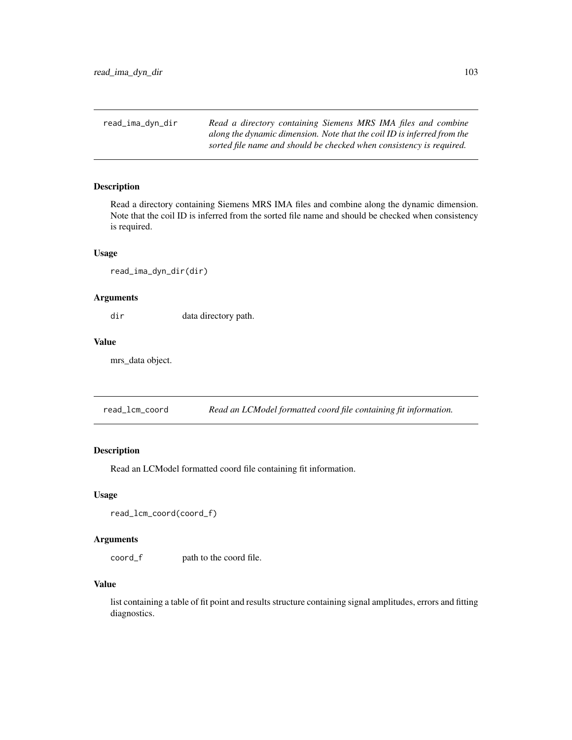## read_ima_dyn_dir

*Read a directory containing Siemens MRS IMA files and combine along the dynamic dimension. Note that the coil ID is inferred from the sorted file name and should be checked when consistency is required.*

### Description

Read a directory containing Siemens MRS IMA files and combine along the dynamic dimension. Note that the coil ID is inferred from the sorted file name and should be checked when consistency is required.

### Usage

```
read_ima_dyn_dir(dir)
```

### Arguments

| | |
|---|---|
| dir | data directory path. |

### Value

mrs_data object.

## read_lcm_coord

*Read an LCModel formatted coord file containing fit information.*

### Description

Read an LCModel formatted coord file containing fit information.

### Usage

```
read_lcm_coord(coord_f)
```

### Arguments

| | |
|---|---|
| coord_f | path to the coord file. |

### Value

list containing a table of fit point and results structure containing signal amplitudes, errors and fitting diagnostics.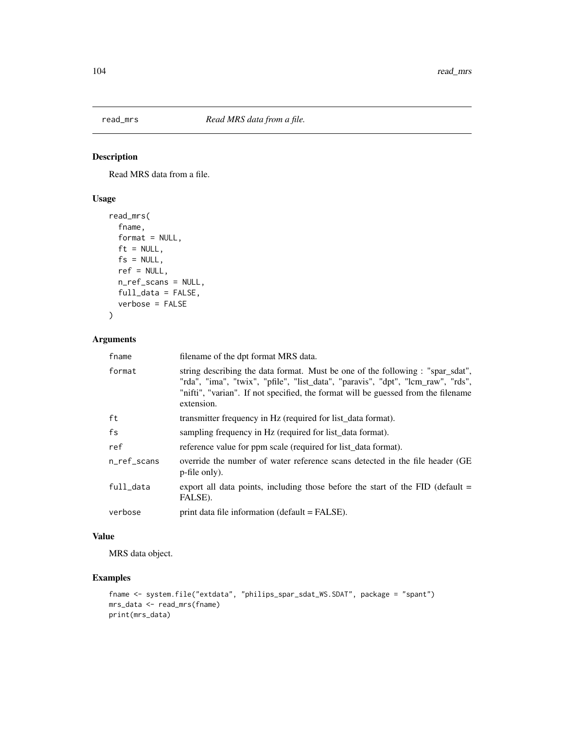# read_mrs — *Read MRS data from a file.*

## Description

Read MRS data from a file.

## Usage

```
read_mrs(
  fname,
  format = NULL,
  ft = NULL,
  fs = NULL,
  ref = NULL,
  n_ref_scans = NULL,
  full_data = FALSE,
  verbose = FALSE
)
```

## Arguments

| | |
|---|---|
| fname | filename of the dpt format MRS data. |
| format | string describing the data format. Must be one of the following : "spar_sdat", "rda", "ima", "twix", "pfile", "list_data", "paravis", "dpt", "lcm_raw", "rds", "nifti", "varian". If not specified, the format will be guessed from the filename extension. |
| ft | transmitter frequency in Hz (required for list_data format). |
| fs | sampling frequency in Hz (required for list_data format). |
| ref | reference value for ppm scale (required for list_data format). |
| n_ref_scans | override the number of water reference scans detected in the file header (GE p-file only). |
| full_data | export all data points, including those before the start of the FID (default = FALSE). |
| verbose | print data file information (default = FALSE). |

## Value

MRS data object.

## Examples

```
fname <- system.file("extdata", "philips_spar_sdat_WS.SDAT", package = "spant")
mrs_data <- read_mrs(fname)
print(mrs_data)
```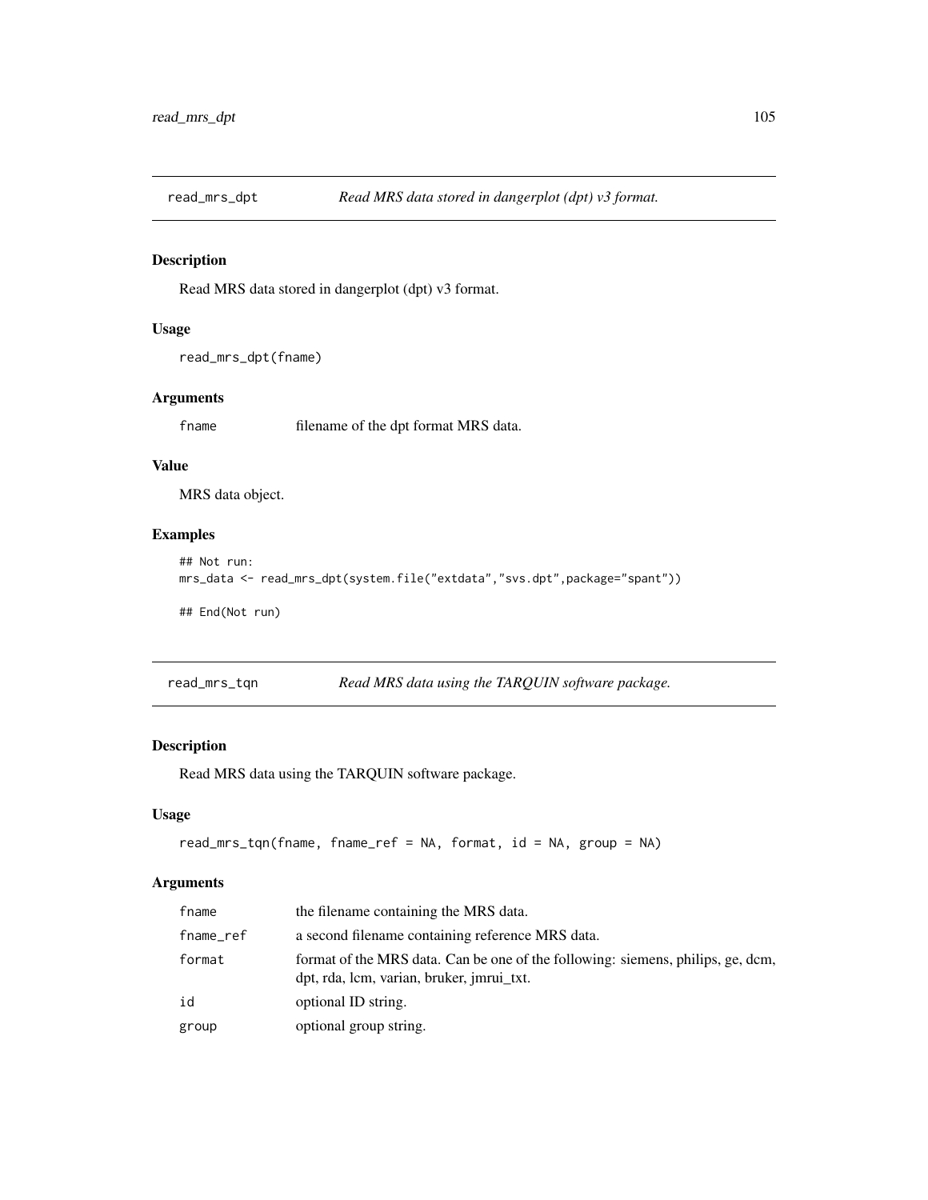## read_mrs_dpt — *Read MRS data stored in dangerplot (dpt) v3 format.*

### Description

Read MRS data stored in dangerplot (dpt) v3 format.

### Usage

```
read_mrs_dpt(fname)
```

### Arguments

| | |
|---|---|
| fname | filename of the dpt format MRS data. |

### Value

MRS data object.

### Examples

```
## Not run:
mrs_data <- read_mrs_dpt(system.file("extdata","svs.dpt",package="spant"))

## End(Not run)
```

## read_mrs_tqn — *Read MRS data using the TARQUIN software package.*

### Description

Read MRS data using the TARQUIN software package.

### Usage

```
read_mrs_tqn(fname, fname_ref = NA, format, id = NA, group = NA)
```

### Arguments

| | |
|---|---|
| fname | the filename containing the MRS data. |
| fname_ref | a second filename containing reference MRS data. |
| format | format of the MRS data. Can be one of the following: siemens, philips, ge, dcm, dpt, rda, lcm, varian, bruker, jmrui_txt. |
| id | optional ID string. |
| group | optional group string. |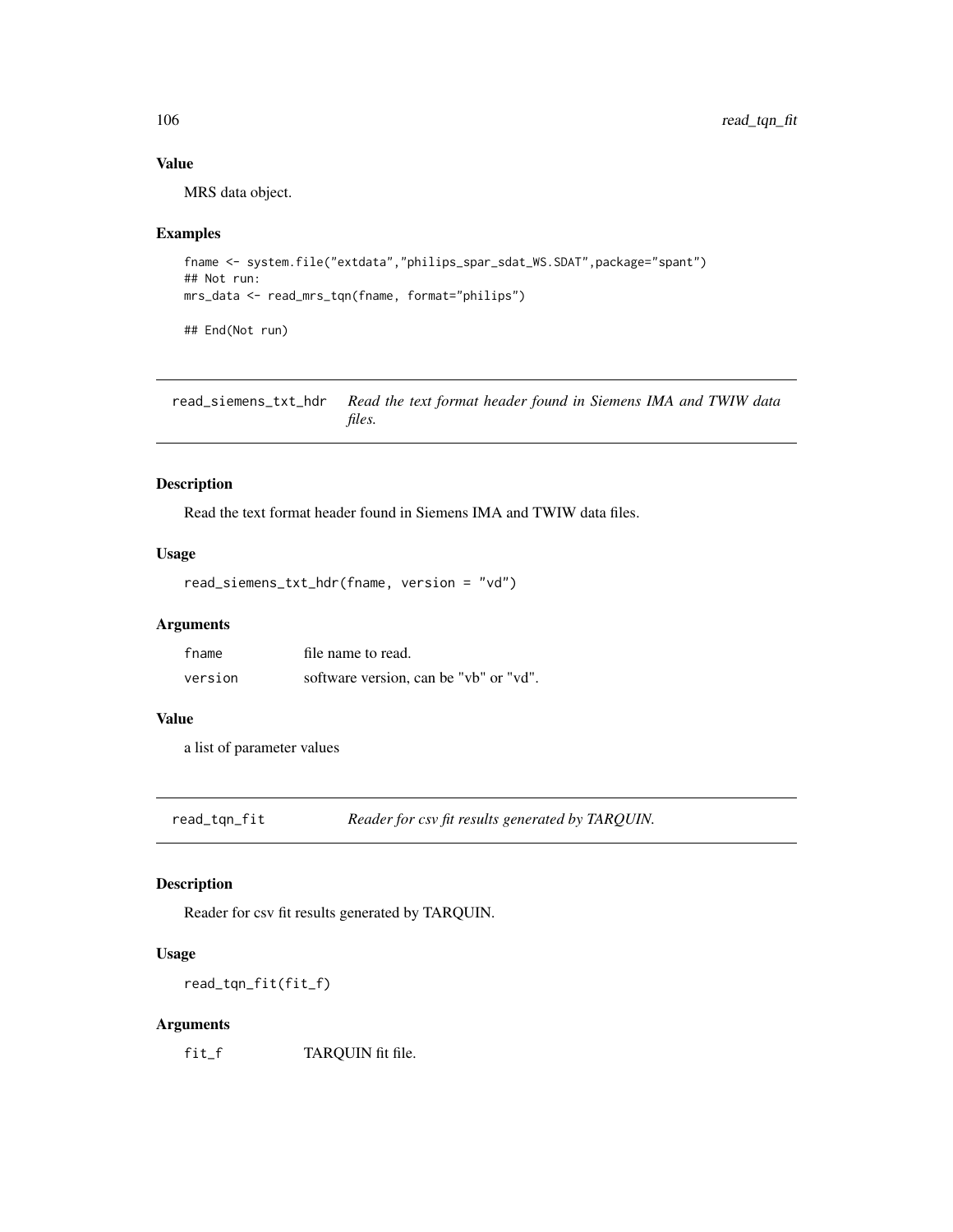### Value

MRS data object.

### Examples

```
fname <- system.file("extdata","philips_spar_sdat_WS.SDAT",package="spant")
## Not run:
mrs_data <- read_mrs_tqn(fname, format="philips")

## End(Not run)
```

---

## read_siemens_txt_hdr — *Read the text format header found in Siemens IMA and TWIW data files.*

### Description

Read the text format header found in Siemens IMA and TWIW data files.

### Usage

```
read_siemens_txt_hdr(fname, version = "vd")
```

### Arguments

| | |
|---|---|
| fname | file name to read. |
| version | software version, can be "vb" or "vd". |

### Value

a list of parameter values

---

## read_tqn_fit — *Reader for csv fit results generated by TARQUIN.*

### Description

Reader for csv fit results generated by TARQUIN.

### Usage

```
read_tqn_fit(fit_f)
```

### Arguments

| | |
|---|---|
| fit_f | TARQUIN fit file. |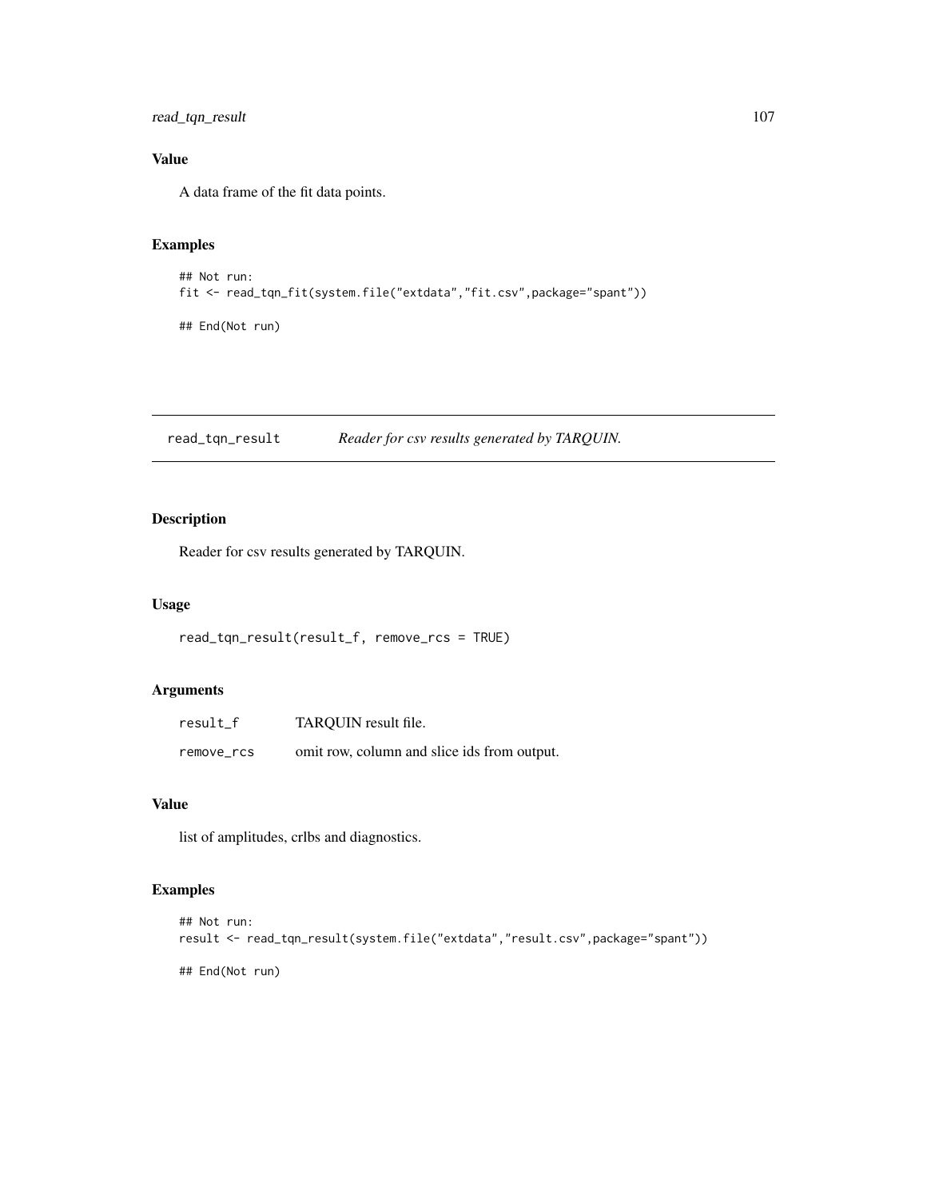### Value

A data frame of the fit data points.

### Examples

```
## Not run:
fit <- read_tqn_fit(system.file("extdata","fit.csv",package="spant"))

## End(Not run)
```

---

## read_tqn_result    *Reader for csv results generated by TARQUIN.*

---

### Description

Reader for csv results generated by TARQUIN.

### Usage

```
read_tqn_result(result_f, remove_rcs = TRUE)
```

### Arguments

| | |
|---|---|
| result_f | TARQUIN result file. |
| remove_rcs | omit row, column and slice ids from output. |

### Value

list of amplitudes, crlbs and diagnostics.

### Examples

```
## Not run:
result <- read_tqn_result(system.file("extdata","result.csv",package="spant"))

## End(Not run)
```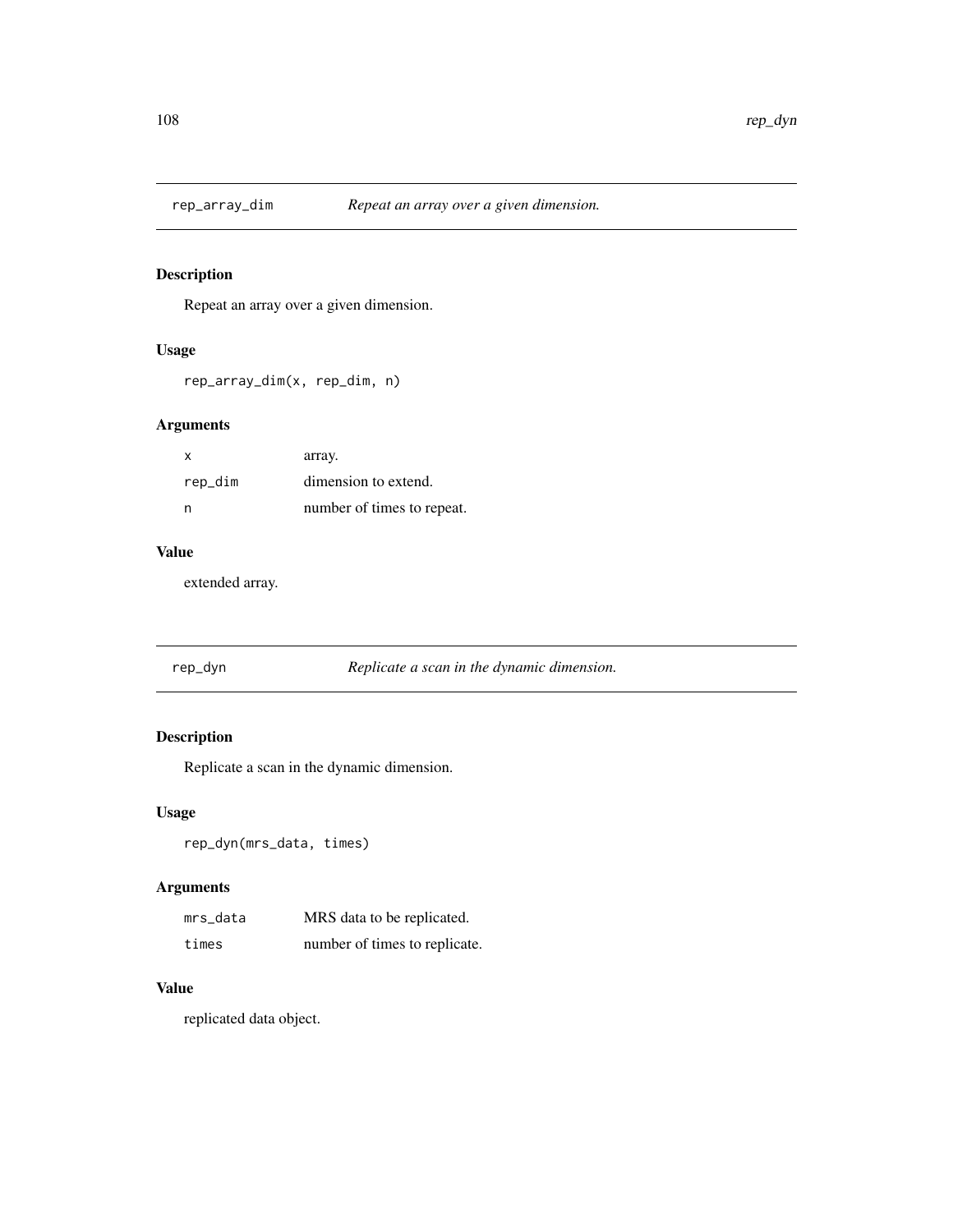## rep_array_dim — *Repeat an array over a given dimension.*

### Description

Repeat an array over a given dimension.

### Usage

```
rep_array_dim(x, rep_dim, n)
```

### Arguments

| | |
|---|---|
| x | array. |
| rep_dim | dimension to extend. |
| n | number of times to repeat. |

### Value

extended array.

## rep_dyn — *Replicate a scan in the dynamic dimension.*

### Description

Replicate a scan in the dynamic dimension.

### Usage

```
rep_dyn(mrs_data, times)
```

### Arguments

| | |
|---|---|
| mrs_data | MRS data to be replicated. |
| times | number of times to replicate. |

### Value

replicated data object.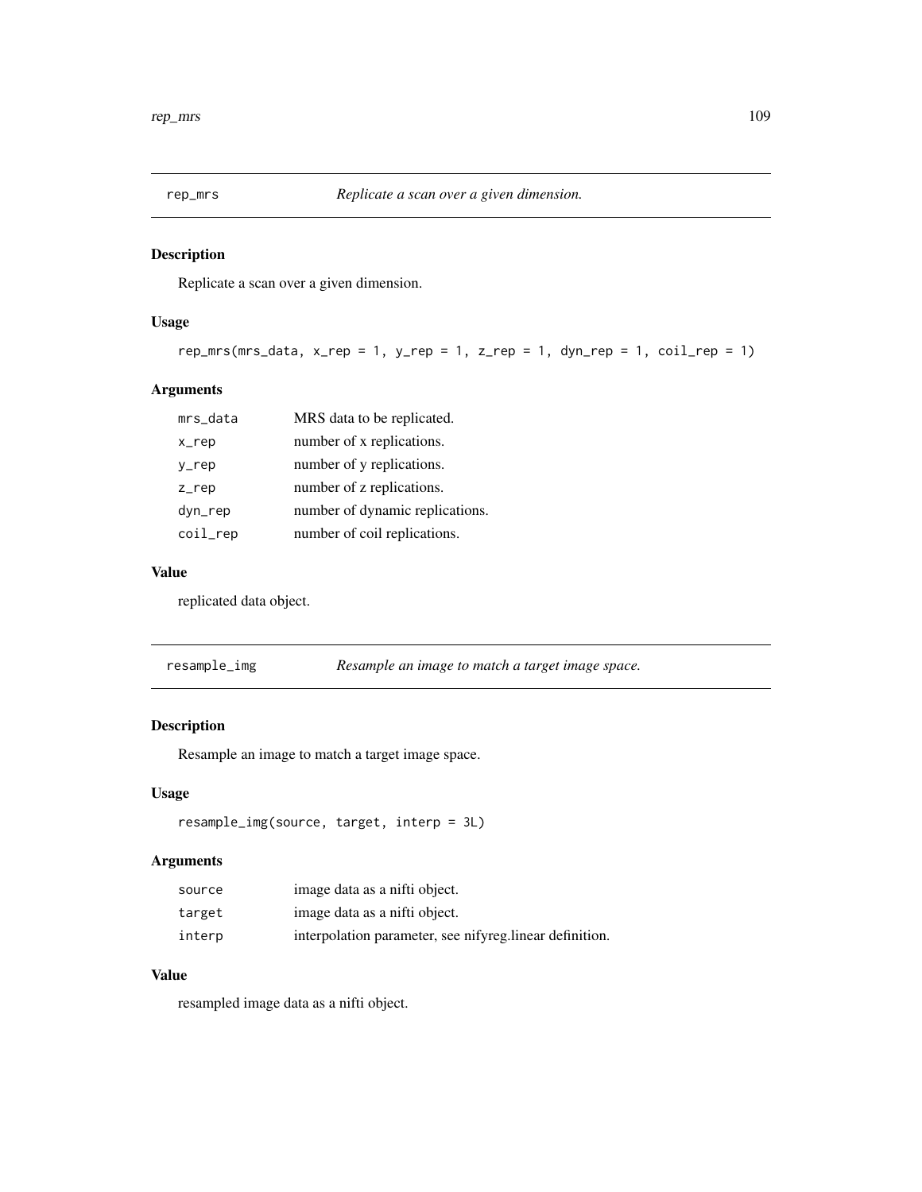## rep_mrs — *Replicate a scan over a given dimension.*

### Description

Replicate a scan over a given dimension.

### Usage

```
rep_mrs(mrs_data, x_rep = 1, y_rep = 1, z_rep = 1, dyn_rep = 1, coil_rep = 1)
```

### Arguments

| | |
|---|---|
| mrs_data | MRS data to be replicated. |
| x_rep | number of x replications. |
| y_rep | number of y replications. |
| z_rep | number of z replications. |
| dyn_rep | number of dynamic replications. |
| coil_rep | number of coil replications. |

### Value

replicated data object.

## resample_img — *Resample an image to match a target image space.*

### Description

Resample an image to match a target image space.

### Usage

```
resample_img(source, target, interp = 3L)
```

### Arguments

| | |
|---|---|
| source | image data as a nifti object. |
| target | image data as a nifti object. |
| interp | interpolation parameter, see nifyreg.linear definition. |

### Value

resampled image data as a nifti object.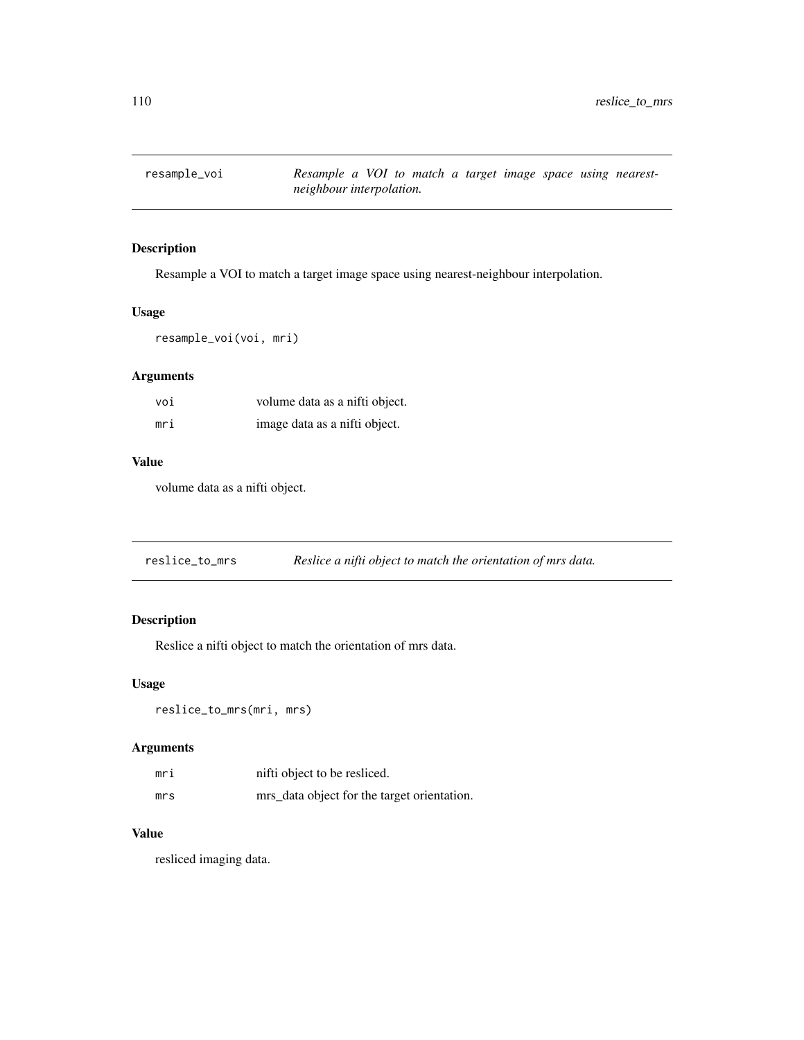## resample_voi — *Resample a VOI to match a target image space using nearest-neighbour interpolation.*

### Description

Resample a VOI to match a target image space using nearest-neighbour interpolation.

### Usage

```
resample_voi(voi, mri)
```

### Arguments

| | |
|---|---|
| voi | volume data as a nifti object. |
| mri | image data as a nifti object. |

### Value

volume data as a nifti object.

## reslice_to_mrs — *Reslice a nifti object to match the orientation of mrs data.*

### Description

Reslice a nifti object to match the orientation of mrs data.

### Usage

```
reslice_to_mrs(mri, mrs)
```

### Arguments

| | |
|---|---|
| mri | nifti object to be resliced. |
| mrs | mrs_data object for the target orientation. |

### Value

resliced imaging data.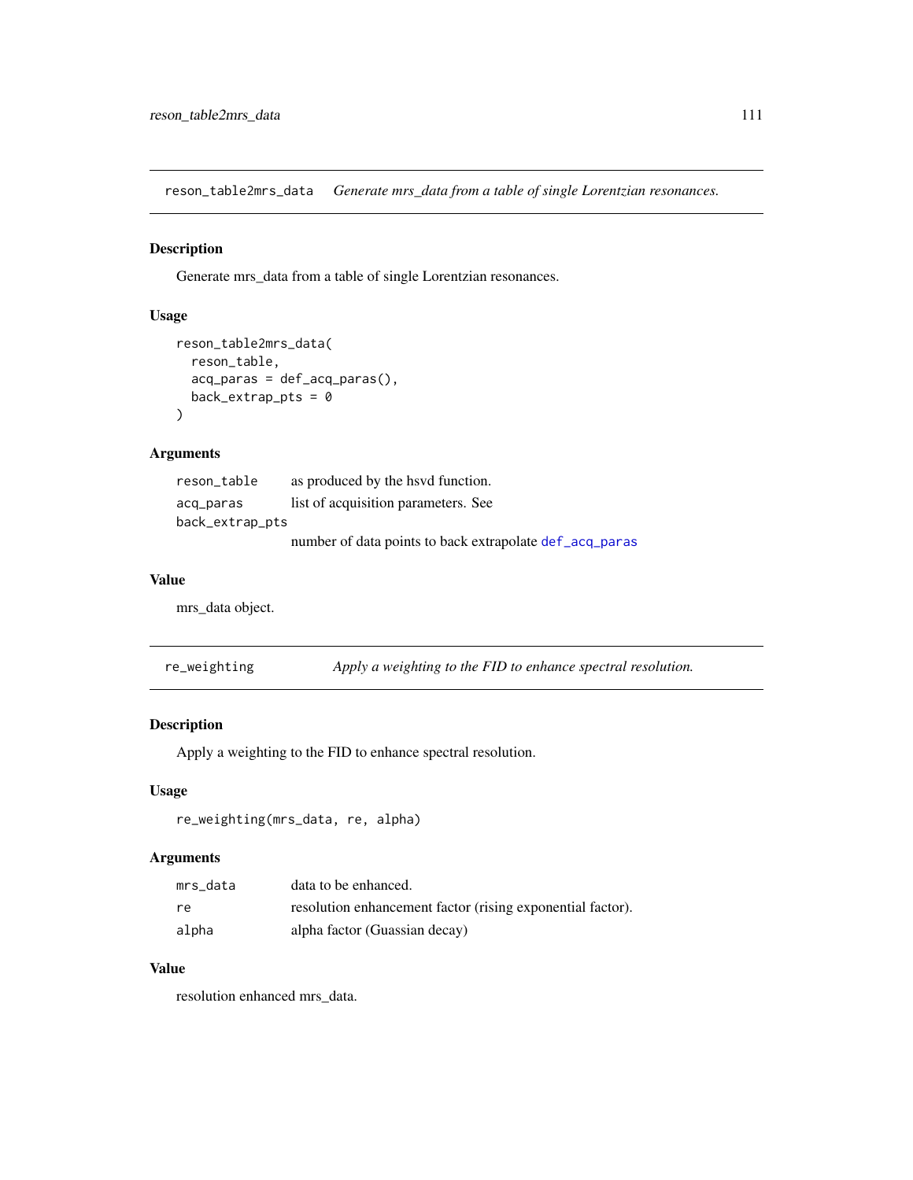## reson_table2mrs_data    *Generate mrs_data from a table of single Lorentzian resonances.*

### Description

Generate mrs_data from a table of single Lorentzian resonances.

### Usage

```
reson_table2mrs_data(
  reson_table,
  acq_paras = def_acq_paras(),
  back_extrap_pts = 0
)
```

### Arguments

| | |
|---|---|
| `reson_table` | as produced by the hsvd function. |
| `acq_paras` | list of acquisition parameters. See |
| `back_extrap_pts` | number of data points to back extrapolate `def_acq_paras` |

### Value

mrs_data object.

## re_weighting    *Apply a weighting to the FID to enhance spectral resolution.*

### Description

Apply a weighting to the FID to enhance spectral resolution.

### Usage

```
re_weighting(mrs_data, re, alpha)
```

### Arguments

| | |
|---|---|
| `mrs_data` | data to be enhanced. |
| `re` | resolution enhancement factor (rising exponential factor). |
| `alpha` | alpha factor (Guassian decay) |

### Value

resolution enhanced mrs_data.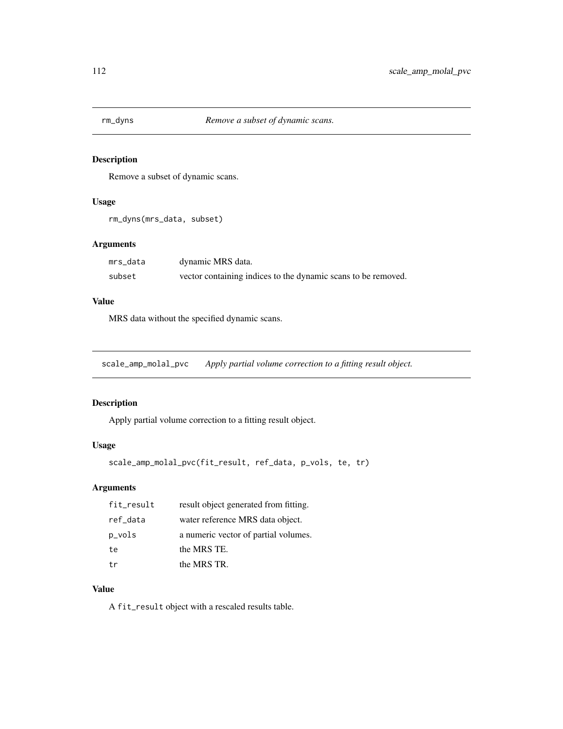## rm_dyns — *Remove a subset of dynamic scans.*

### Description

Remove a subset of dynamic scans.

### Usage

```
rm_dyns(mrs_data, subset)
```

### Arguments

| | |
|---|---|
| mrs_data | dynamic MRS data. |
| subset | vector containing indices to the dynamic scans to be removed. |

### Value

MRS data without the specified dynamic scans.

## scale_amp_molal_pvc — *Apply partial volume correction to a fitting result object.*

### Description

Apply partial volume correction to a fitting result object.

### Usage

```
scale_amp_molal_pvc(fit_result, ref_data, p_vols, te, tr)
```

### Arguments

| | |
|---|---|
| fit_result | result object generated from fitting. |
| ref_data | water reference MRS data object. |
| p_vols | a numeric vector of partial volumes. |
| te | the MRS TE. |
| tr | the MRS TR. |

### Value

A `fit_result` object with a rescaled results table.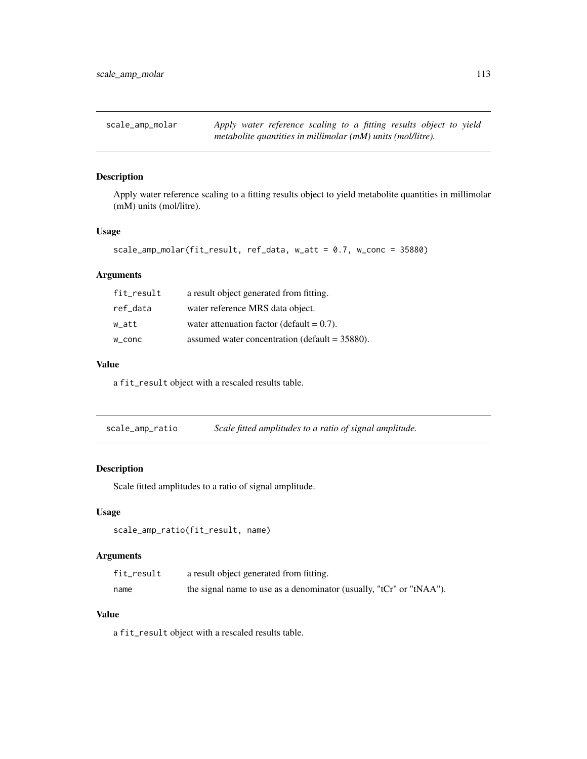## scale_amp_molar

*Apply water reference scaling to a fitting results object to yield metabolite quantities in millimolar (mM) units (mol/litre).*

### Description

Apply water reference scaling to a fitting results object to yield metabolite quantities in millimolar (mM) units (mol/litre).

### Usage

```
scale_amp_molar(fit_result, ref_data, w_att = 0.7, w_conc = 35880)
```

### Arguments

| | |
|---|---|
| fit_result | a result object generated from fitting. |
| ref_data | water reference MRS data object. |
| w_att | water attenuation factor (default = 0.7). |
| w_conc | assumed water concentration (default = 35880). |

### Value

a `fit_result` object with a rescaled results table.

## scale_amp_ratio

*Scale fitted amplitudes to a ratio of signal amplitude.*

### Description

Scale fitted amplitudes to a ratio of signal amplitude.

### Usage

```
scale_amp_ratio(fit_result, name)
```

### Arguments

| | |
|---|---|
| fit_result | a result object generated from fitting. |
| name | the signal name to use as a denominator (usually, "tCr" or "tNAA"). |

### Value

a `fit_result` object with a rescaled results table.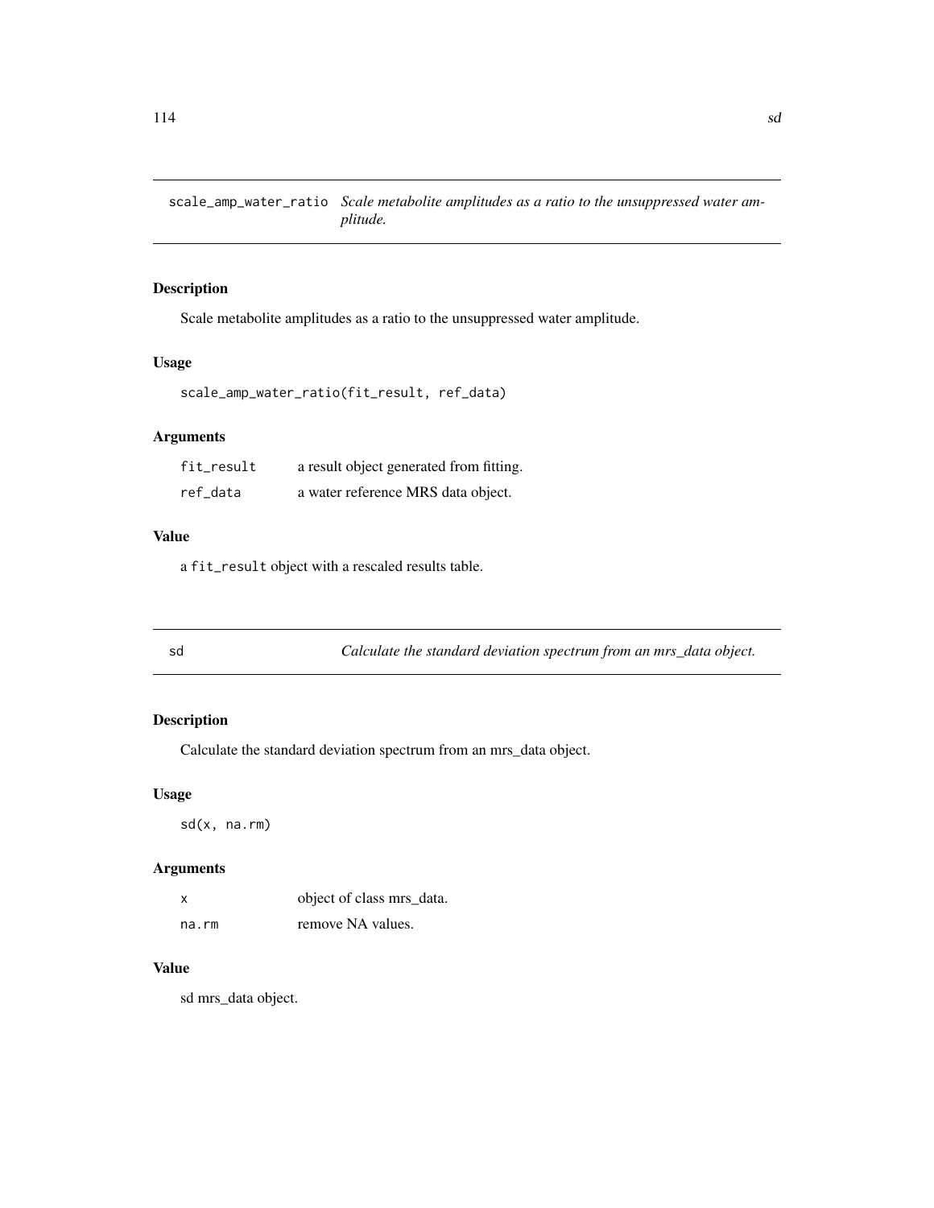## scale_amp_water_ratio — *Scale metabolite amplitudes as a ratio to the unsuppressed water amplitude.*

### Description

Scale metabolite amplitudes as a ratio to the unsuppressed water amplitude.

### Usage

```
scale_amp_water_ratio(fit_result, ref_data)
```

### Arguments

| | |
|---|---|
| `fit_result` | a result object generated from fitting. |
| `ref_data` | a water reference MRS data object. |

### Value

a `fit_result` object with a rescaled results table.

## sd — *Calculate the standard deviation spectrum from an mrs_data object.*

### Description

Calculate the standard deviation spectrum from an mrs_data object.

### Usage

```
sd(x, na.rm)
```

### Arguments

| | |
|---|---|
| `x` | object of class mrs_data. |
| `na.rm` | remove NA values. |

### Value

sd mrs_data object.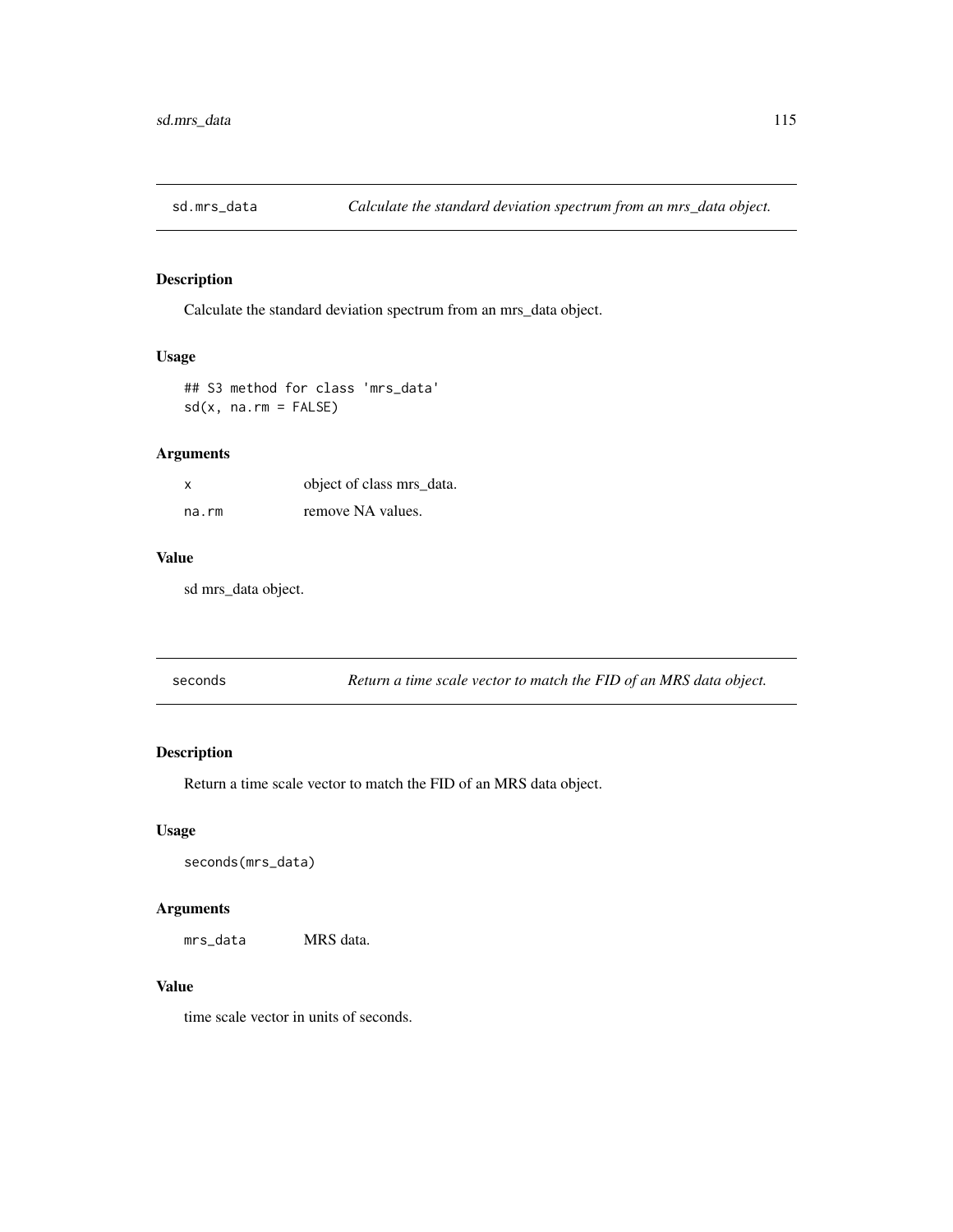## sd.mrs_data — *Calculate the standard deviation spectrum from an mrs_data object.*

### Description

Calculate the standard deviation spectrum from an mrs_data object.

### Usage

```
## S3 method for class 'mrs_data'
sd(x, na.rm = FALSE)
```

### Arguments

| | |
|---|---|
| `x` | object of class mrs_data. |
| `na.rm` | remove NA values. |

### Value

sd mrs_data object.

## seconds — *Return a time scale vector to match the FID of an MRS data object.*

### Description

Return a time scale vector to match the FID of an MRS data object.

### Usage

```
seconds(mrs_data)
```

### Arguments

| | |
|---|---|
| `mrs_data` | MRS data. |

### Value

time scale vector in units of seconds.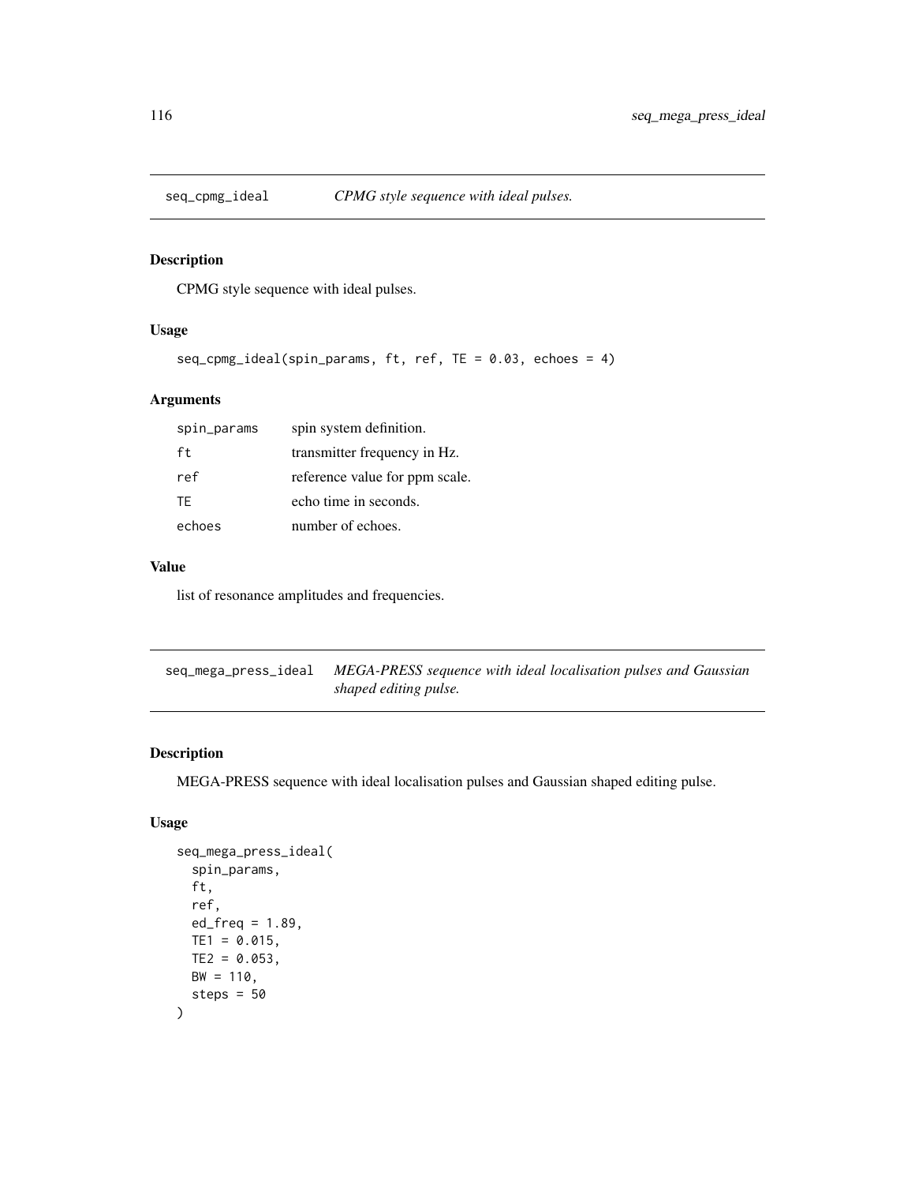## seq_cpmg_ideal *CPMG style sequence with ideal pulses.*

### Description

CPMG style sequence with ideal pulses.

### Usage

```
seq_cpmg_ideal(spin_params, ft, ref, TE = 0.03, echoes = 4)
```

### Arguments

| | |
|---|---|
| spin_params | spin system definition. |
| ft | transmitter frequency in Hz. |
| ref | reference value for ppm scale. |
| TE | echo time in seconds. |
| echoes | number of echoes. |

### Value

list of resonance amplitudes and frequencies.

## seq_mega_press_ideal *MEGA-PRESS sequence with ideal localisation pulses and Gaussian shaped editing pulse.*

### Description

MEGA-PRESS sequence with ideal localisation pulses and Gaussian shaped editing pulse.

### Usage

```
seq_mega_press_ideal(
  spin_params,
  ft,
  ref,
  ed_freq = 1.89,
  TE1 = 0.015,
  TE2 = 0.053,
  BW = 110,
  steps = 50
)
```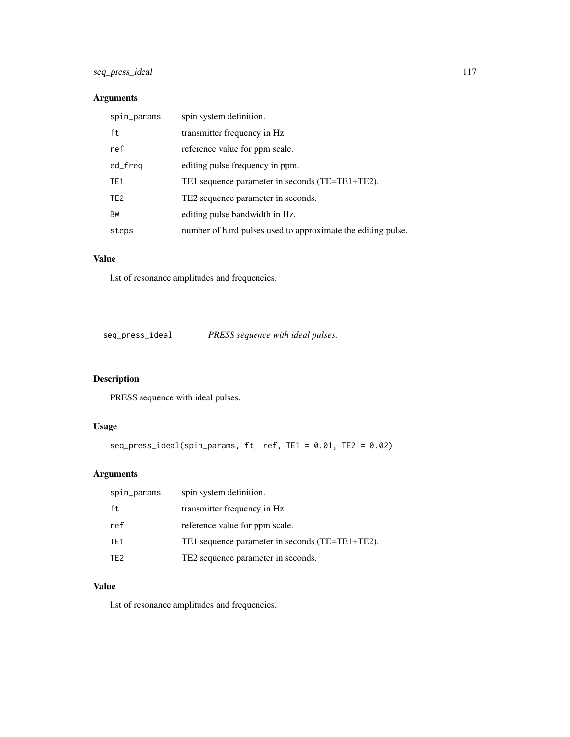## Arguments

| | |
|---|---|
| spin_params | spin system definition. |
| ft | transmitter frequency in Hz. |
| ref | reference value for ppm scale. |
| ed_freq | editing pulse frequency in ppm. |
| TE1 | TE1 sequence parameter in seconds (TE=TE1+TE2). |
| TE2 | TE2 sequence parameter in seconds. |
| BW | editing pulse bandwidth in Hz. |
| steps | number of hard pulses used to approximate the editing pulse. |

## Value

list of resonance amplitudes and frequencies.

---

# seq_press_ideal — *PRESS sequence with ideal pulses.*

## Description

PRESS sequence with ideal pulses.

## Usage

```
seq_press_ideal(spin_params, ft, ref, TE1 = 0.01, TE2 = 0.02)
```

## Arguments

| | |
|---|---|
| spin_params | spin system definition. |
| ft | transmitter frequency in Hz. |
| ref | reference value for ppm scale. |
| TE1 | TE1 sequence parameter in seconds (TE=TE1+TE2). |
| TE2 | TE2 sequence parameter in seconds. |

## Value

list of resonance amplitudes and frequencies.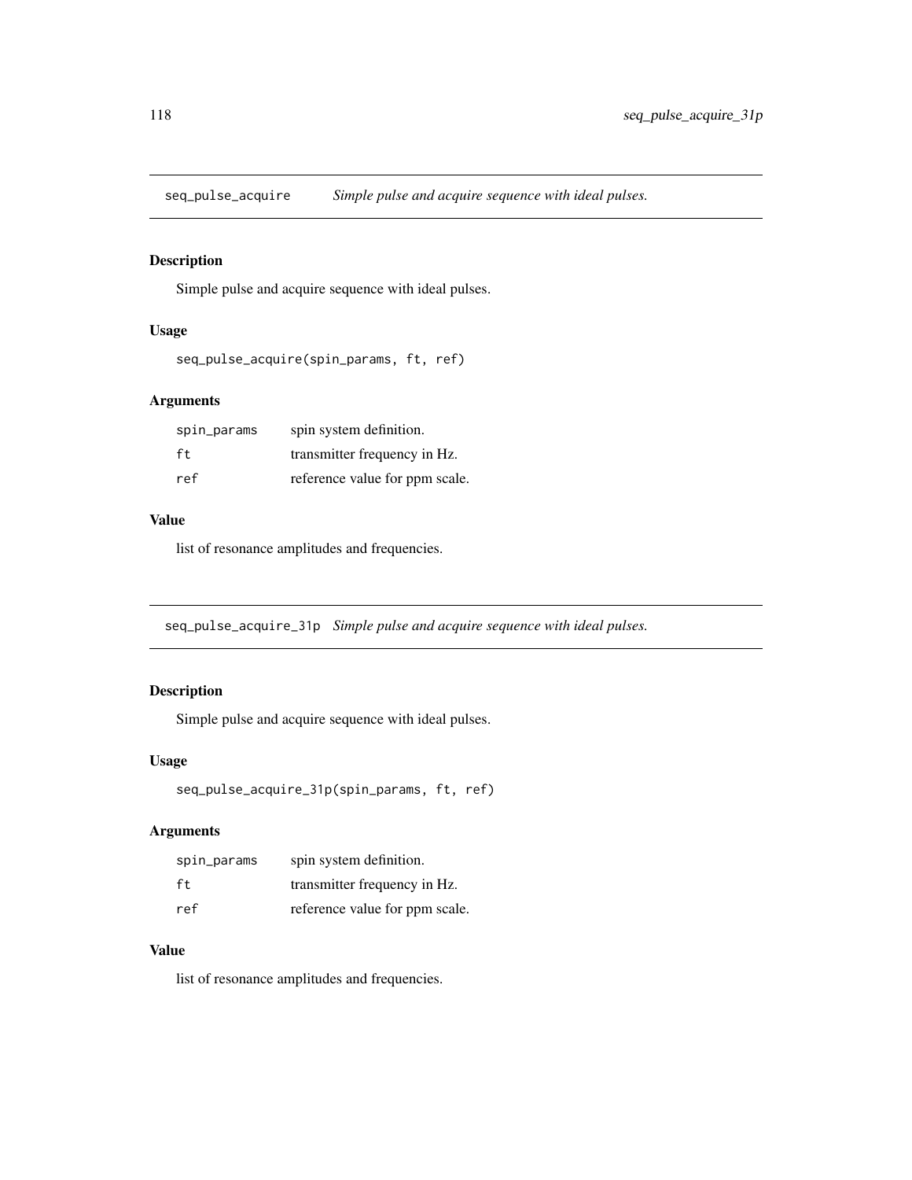## seq_pulse_acquire *Simple pulse and acquire sequence with ideal pulses.*

### Description

Simple pulse and acquire sequence with ideal pulses.

### Usage

```
seq_pulse_acquire(spin_params, ft, ref)
```

### Arguments

| | |
|---|---|
| spin_params | spin system definition. |
| ft | transmitter frequency in Hz. |
| ref | reference value for ppm scale. |

### Value

list of resonance amplitudes and frequencies.

## seq_pulse_acquire_31p *Simple pulse and acquire sequence with ideal pulses.*

### Description

Simple pulse and acquire sequence with ideal pulses.

### Usage

```
seq_pulse_acquire_31p(spin_params, ft, ref)
```

### Arguments

| | |
|---|---|
| spin_params | spin system definition. |
| ft | transmitter frequency in Hz. |
| ref | reference value for ppm scale. |

### Value

list of resonance amplitudes and frequencies.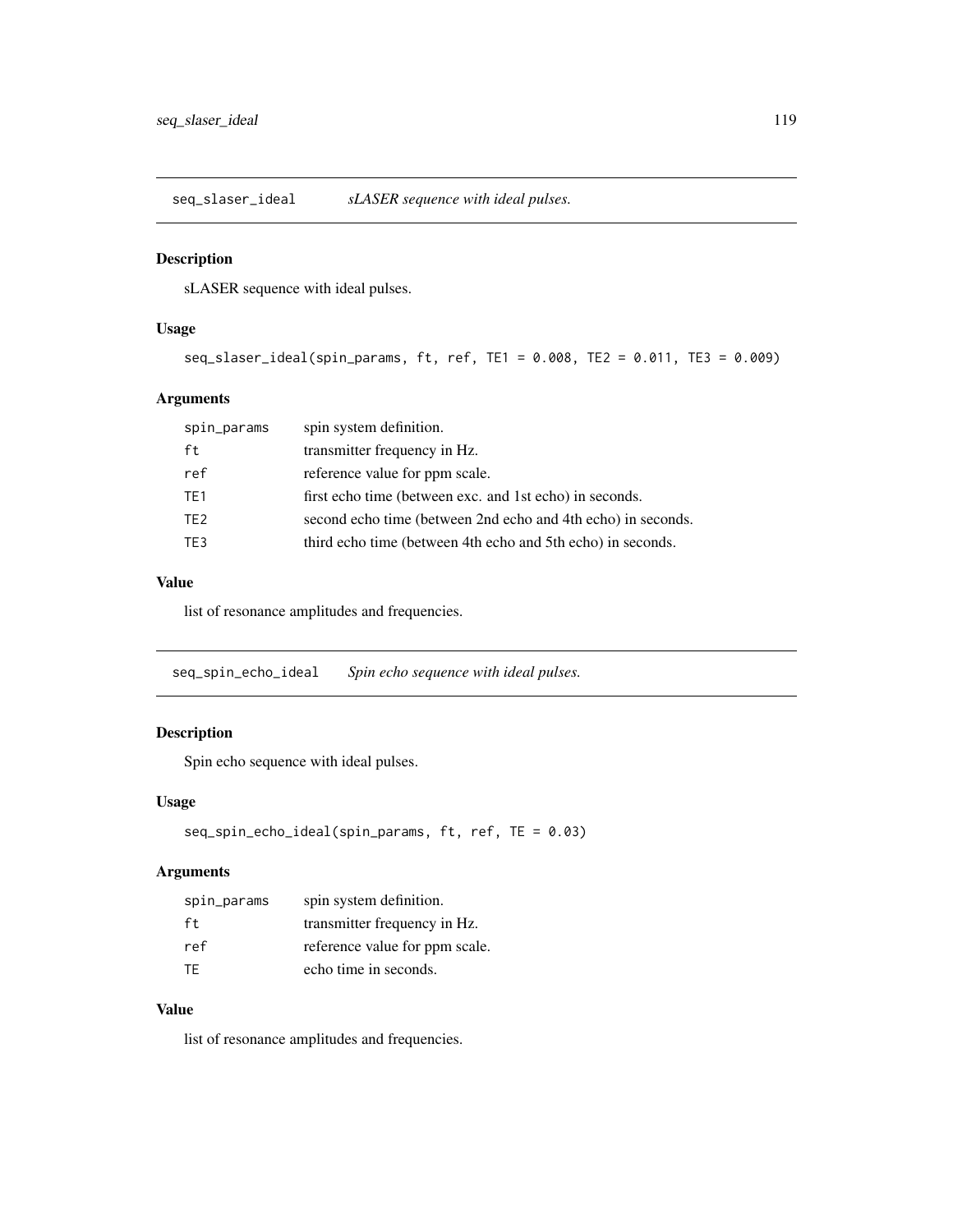## seq_slaser_ideal    *sLASER sequence with ideal pulses.*

### Description

sLASER sequence with ideal pulses.

### Usage

```
seq_slaser_ideal(spin_params, ft, ref, TE1 = 0.008, TE2 = 0.011, TE3 = 0.009)
```

### Arguments

| | |
|---|---|
| `spin_params` | spin system definition. |
| `ft` | transmitter frequency in Hz. |
| `ref` | reference value for ppm scale. |
| `TE1` | first echo time (between exc. and 1st echo) in seconds. |
| `TE2` | second echo time (between 2nd echo and 4th echo) in seconds. |
| `TE3` | third echo time (between 4th echo and 5th echo) in seconds. |

### Value

list of resonance amplitudes and frequencies.

## seq_spin_echo_ideal    *Spin echo sequence with ideal pulses.*

### Description

Spin echo sequence with ideal pulses.

### Usage

```
seq_spin_echo_ideal(spin_params, ft, ref, TE = 0.03)
```

### Arguments

| | |
|---|---|
| `spin_params` | spin system definition. |
| `ft` | transmitter frequency in Hz. |
| `ref` | reference value for ppm scale. |
| `TE` | echo time in seconds. |

### Value

list of resonance amplitudes and frequencies.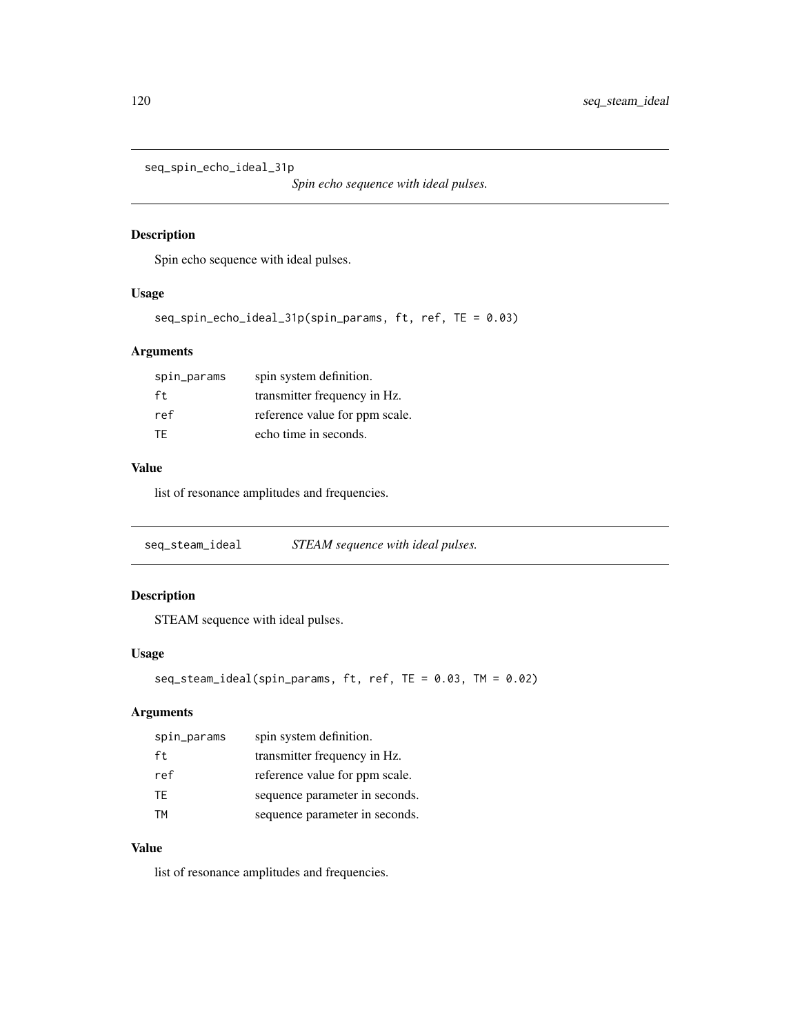## seq_spin_echo_ideal_31p

*Spin echo sequence with ideal pulses.*

### Description

Spin echo sequence with ideal pulses.

### Usage

```
seq_spin_echo_ideal_31p(spin_params, ft, ref, TE = 0.03)
```

### Arguments

| | |
|---|---|
| spin_params | spin system definition. |
| ft | transmitter frequency in Hz. |
| ref | reference value for ppm scale. |
| TE | echo time in seconds. |

### Value

list of resonance amplitudes and frequencies.

## seq_steam_ideal

*STEAM sequence with ideal pulses.*

### Description

STEAM sequence with ideal pulses.

### Usage

```
seq_steam_ideal(spin_params, ft, ref, TE = 0.03, TM = 0.02)
```

### Arguments

| | |
|---|---|
| spin_params | spin system definition. |
| ft | transmitter frequency in Hz. |
| ref | reference value for ppm scale. |
| TE | sequence parameter in seconds. |
| TM | sequence parameter in seconds. |

### Value

list of resonance amplitudes and frequencies.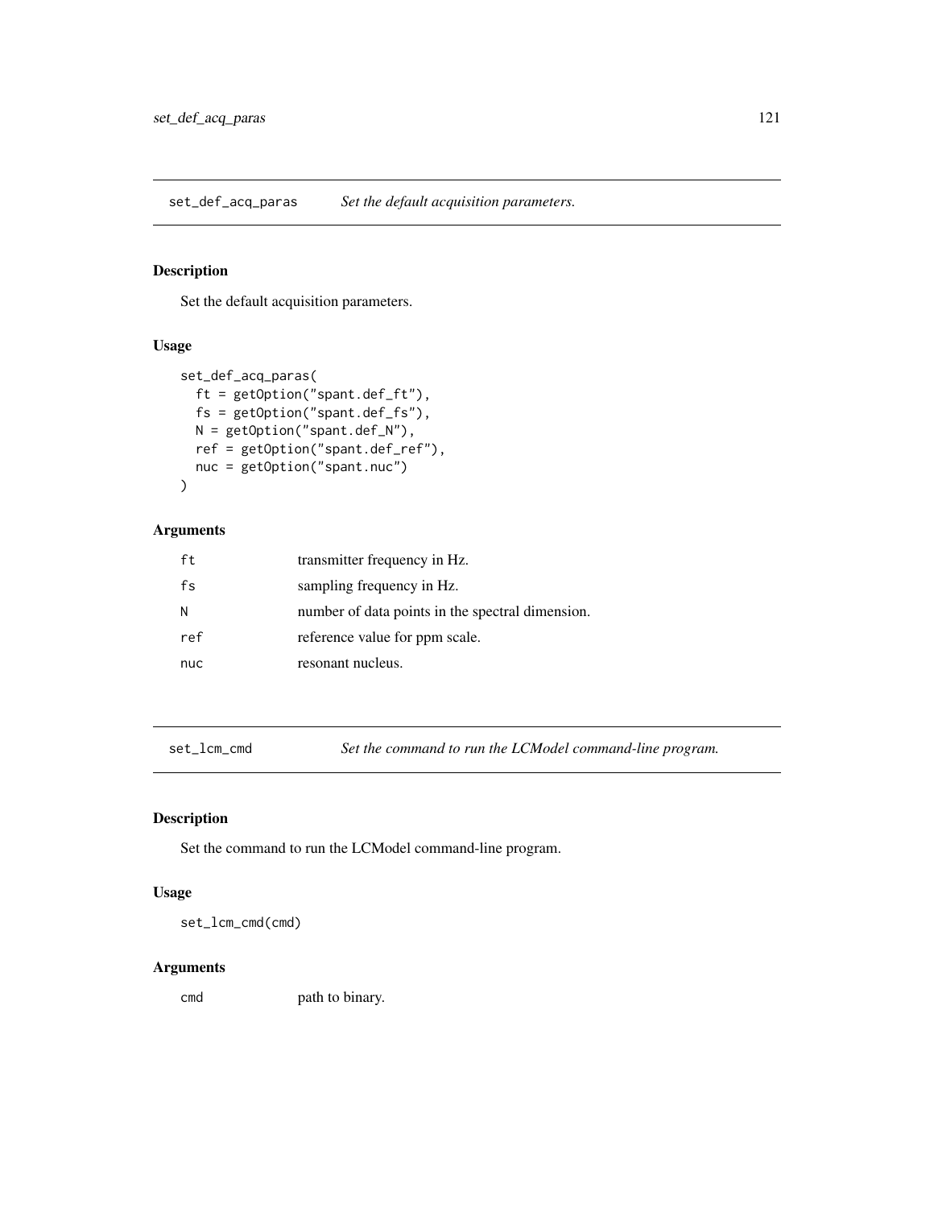## set_def_acq_paras — *Set the default acquisition parameters.*

### Description

Set the default acquisition parameters.

### Usage

```
set_def_acq_paras(
  ft = getOption("spant.def_ft"),
  fs = getOption("spant.def_fs"),
  N = getOption("spant.def_N"),
  ref = getOption("spant.def_ref"),
  nuc = getOption("spant.nuc")
)
```

### Arguments

| | |
|---|---|
| ft | transmitter frequency in Hz. |
| fs | sampling frequency in Hz. |
| N | number of data points in the spectral dimension. |
| ref | reference value for ppm scale. |
| nuc | resonant nucleus. |

## set_lcm_cmd — *Set the command to run the LCModel command-line program.*

### Description

Set the command to run the LCModel command-line program.

### Usage

```
set_lcm_cmd(cmd)
```

### Arguments

| | |
|---|---|
| cmd | path to binary. |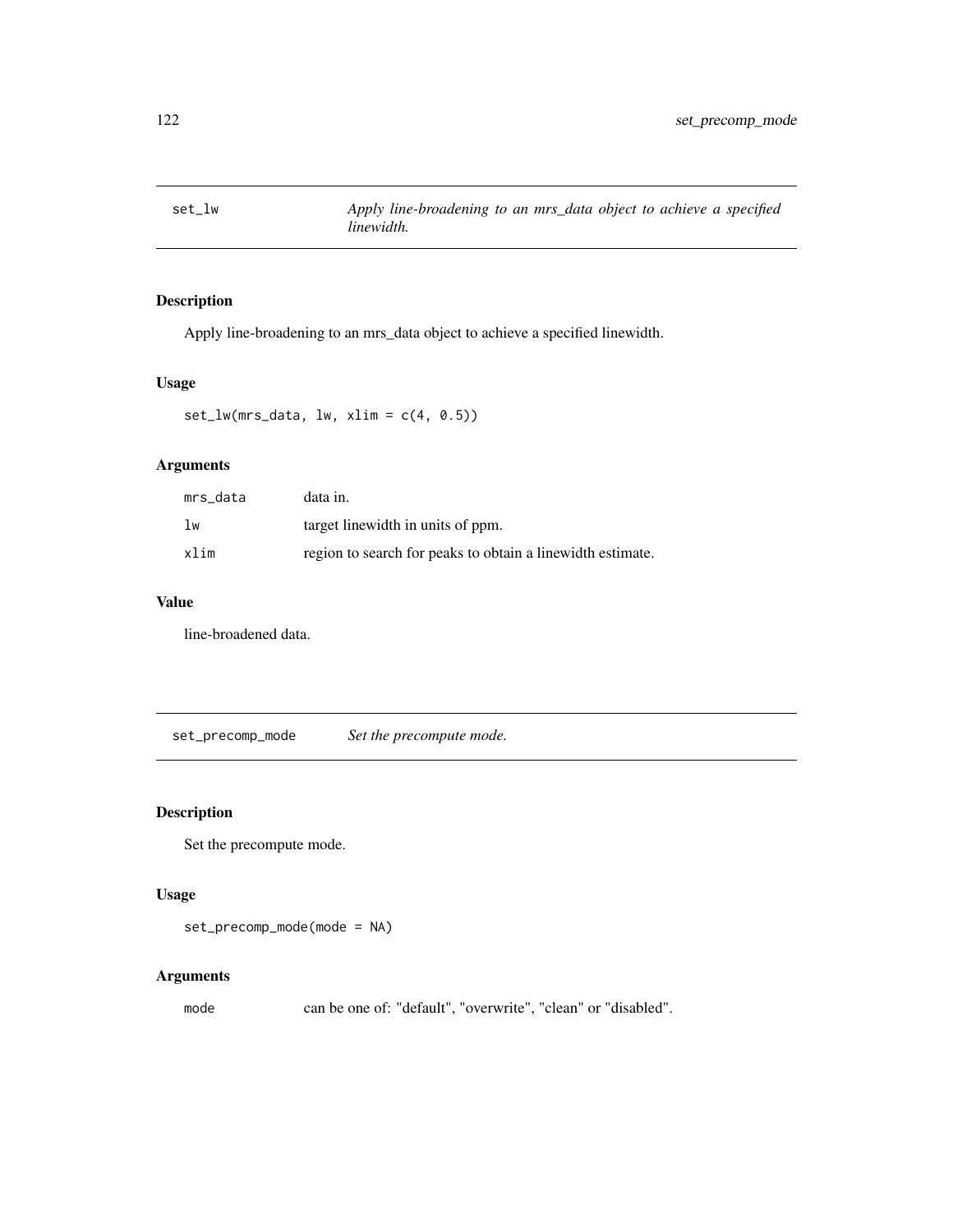## set_lw *Apply line-broadening to an mrs_data object to achieve a specified linewidth.*

### Description

Apply line-broadening to an mrs_data object to achieve a specified linewidth.

### Usage

```
set_lw(mrs_data, lw, xlim = c(4, 0.5))
```

### Arguments

| | |
|---|---|
| mrs_data | data in. |
| lw | target linewidth in units of ppm. |
| xlim | region to search for peaks to obtain a linewidth estimate. |

### Value

line-broadened data.

## set_precomp_mode *Set the precompute mode.*

### Description

Set the precompute mode.

### Usage

```
set_precomp_mode(mode = NA)
```

### Arguments

| | |
|---|---|
| mode | can be one of: "default", "overwrite", "clean" or "disabled". |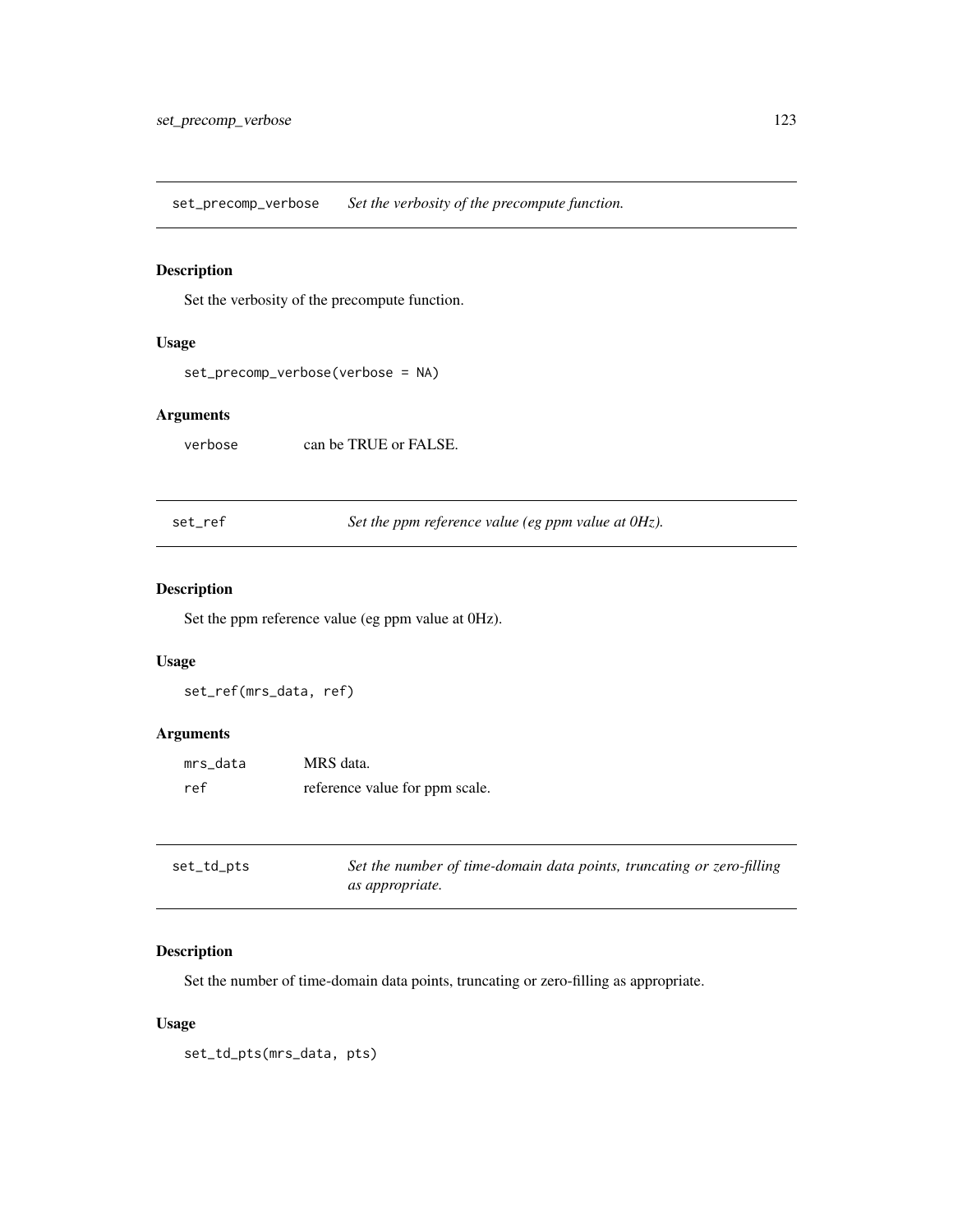## set_precomp_verbose *Set the verbosity of the precompute function.*

### Description

Set the verbosity of the precompute function.

### Usage

```
set_precomp_verbose(verbose = NA)
```

### Arguments

| | |
|---|---|
| verbose | can be TRUE or FALSE. |

## set_ref *Set the ppm reference value (eg ppm value at 0Hz).*

### Description

Set the ppm reference value (eg ppm value at 0Hz).

### Usage

```
set_ref(mrs_data, ref)
```

### Arguments

| | |
|---|---|
| mrs_data | MRS data. |
| ref | reference value for ppm scale. |

## set_td_pts *Set the number of time-domain data points, truncating or zero-filling as appropriate.*

### Description

Set the number of time-domain data points, truncating or zero-filling as appropriate.

### Usage

```
set_td_pts(mrs_data, pts)
```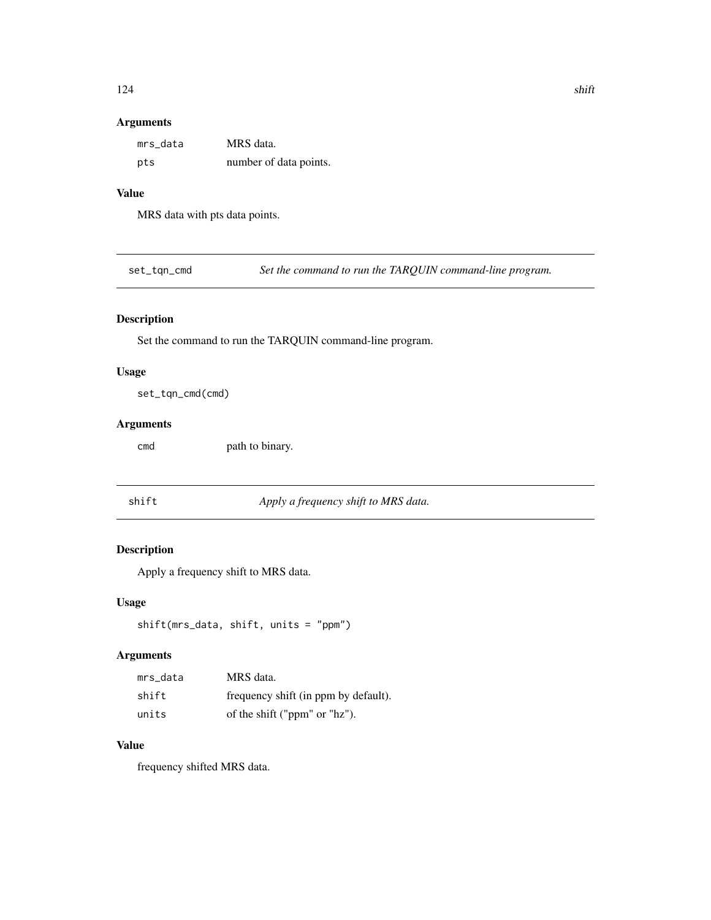### Arguments

| | |
|---|---|
| `mrs_data` | MRS data. |
| `pts` | number of data points. |

### Value

MRS data with pts data points.

---

## set_tqn_cmd — *Set the command to run the TARQUIN command-line program.*

### Description

Set the command to run the TARQUIN command-line program.

### Usage

```
set_tqn_cmd(cmd)
```

### Arguments

| | |
|---|---|
| `cmd` | path to binary. |

---

## shift — *Apply a frequency shift to MRS data.*

### Description

Apply a frequency shift to MRS data.

### Usage

```
shift(mrs_data, shift, units = "ppm")
```

### Arguments

| | |
|---|---|
| `mrs_data` | MRS data. |
| `shift` | frequency shift (in ppm by default). |
| `units` | of the shift ("ppm" or "hz"). |

### Value

frequency shifted MRS data.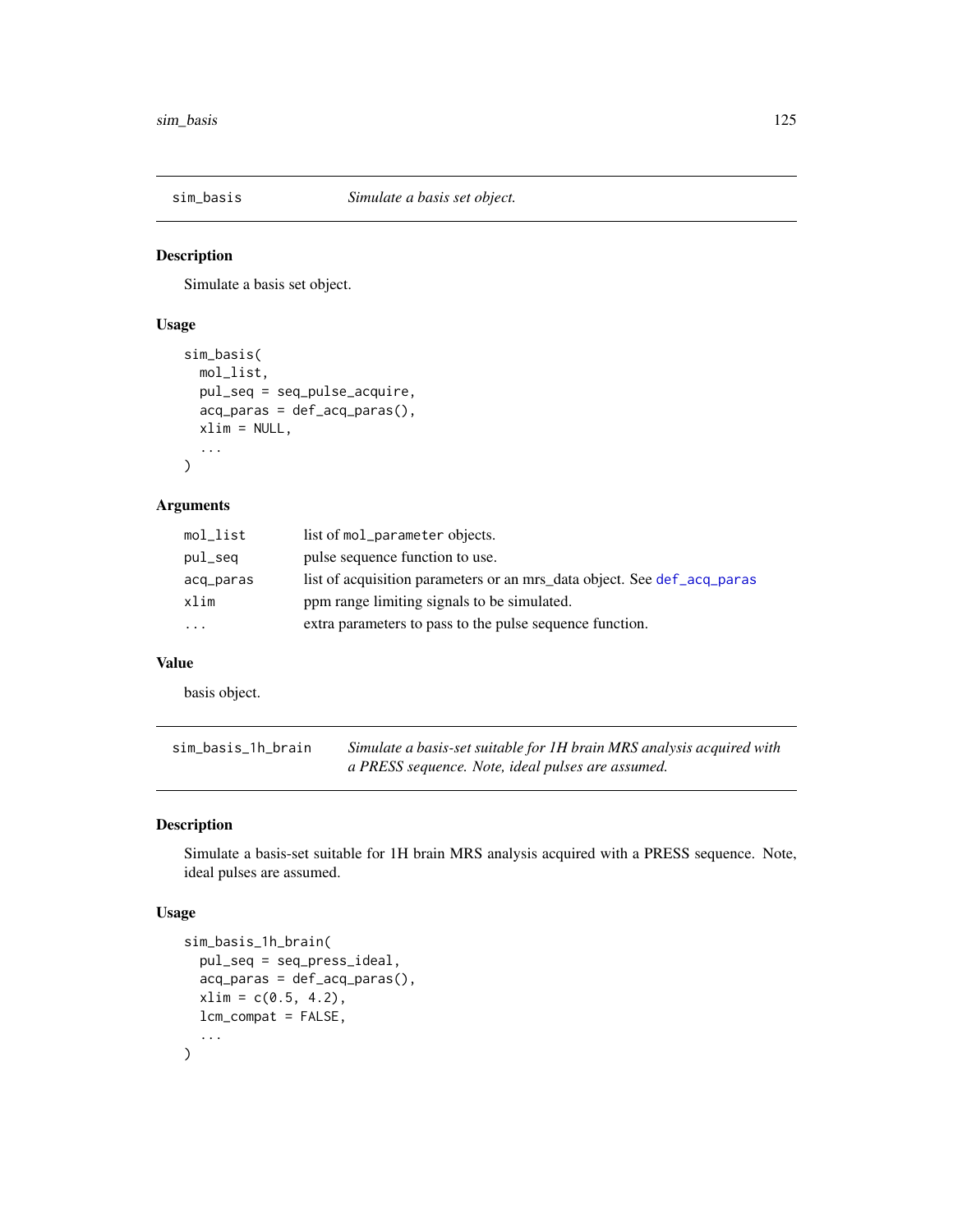## sim_basis — *Simulate a basis set object.*

### Description

Simulate a basis set object.

### Usage

```
sim_basis(
  mol_list,
  pul_seq = seq_pulse_acquire,
  acq_paras = def_acq_paras(),
  xlim = NULL,
  ...
)
```

### Arguments

| | |
|---|---|
| mol_list | list of mol_parameter objects. |
| pul_seq | pulse sequence function to use. |
| acq_paras | list of acquisition parameters or an mrs_data object. See def_acq_paras |
| xlim | ppm range limiting signals to be simulated. |
| ... | extra parameters to pass to the pulse sequence function. |

### Value

basis object.

## sim_basis_1h_brain — *Simulate a basis-set suitable for 1H brain MRS analysis acquired with a PRESS sequence. Note, ideal pulses are assumed.*

### Description

Simulate a basis-set suitable for 1H brain MRS analysis acquired with a PRESS sequence. Note, ideal pulses are assumed.

### Usage

```
sim_basis_1h_brain(
  pul_seq = seq_press_ideal,
  acq_paras = def_acq_paras(),
  xlim = c(0.5, 4.2),
  lcm_compat = FALSE,
  ...
)
```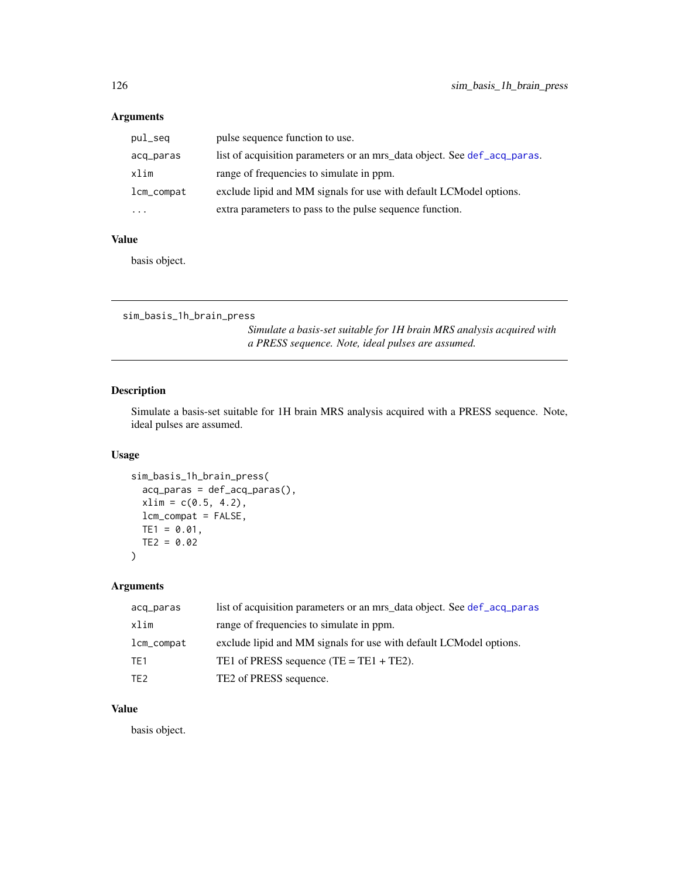## Arguments

| | |
|---|---|
| `pul_seq` | pulse sequence function to use. |
| `acq_paras` | list of acquisition parameters or an mrs_data object. See `def_acq_paras`. |
| `xlim` | range of frequencies to simulate in ppm. |
| `lcm_compat` | exclude lipid and MM signals for use with default LCModel options. |
| `...` | extra parameters to pass to the pulse sequence function. |

## Value

basis object.

---

`sim_basis_1h_brain_press`

*Simulate a basis-set suitable for 1H brain MRS analysis acquired with a PRESS sequence. Note, ideal pulses are assumed.*

---

## Description

Simulate a basis-set suitable for 1H brain MRS analysis acquired with a PRESS sequence. Note, ideal pulses are assumed.

## Usage

```
sim_basis_1h_brain_press(
  acq_paras = def_acq_paras(),
  xlim = c(0.5, 4.2),
  lcm_compat = FALSE,
  TE1 = 0.01,
  TE2 = 0.02
)
```

## Arguments

| | |
|---|---|
| `acq_paras` | list of acquisition parameters or an mrs_data object. See `def_acq_paras` |
| `xlim` | range of frequencies to simulate in ppm. |
| `lcm_compat` | exclude lipid and MM signals for use with default LCModel options. |
| `TE1` | TE1 of PRESS sequence (TE = TE1 + TE2). |
| `TE2` | TE2 of PRESS sequence. |

## Value

basis object.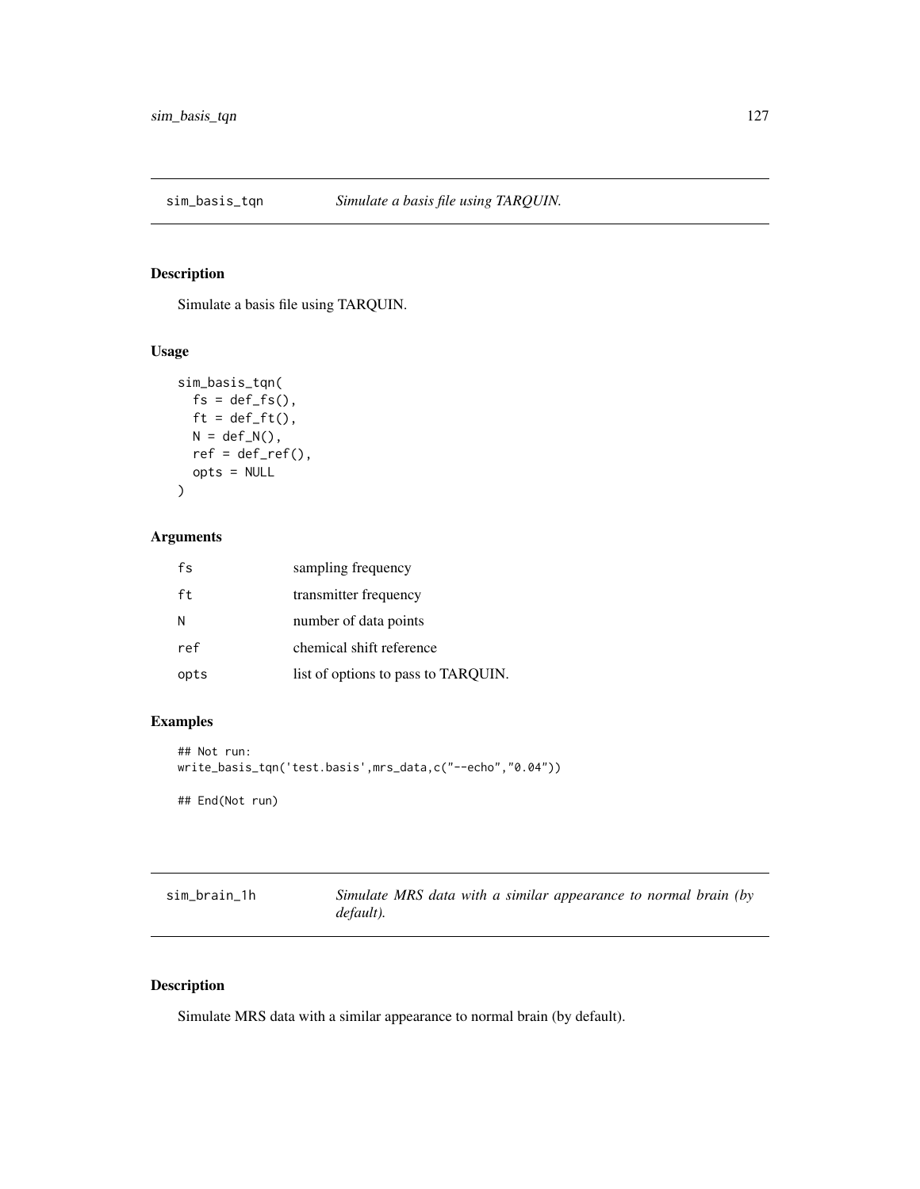## sim_basis_tqn — *Simulate a basis file using TARQUIN.*

### Description

Simulate a basis file using TARQUIN.

### Usage

```
sim_basis_tqn(
  fs = def_fs(),
  ft = def_ft(),
  N = def_N(),
  ref = def_ref(),
  opts = NULL
)
```

### Arguments

| | |
|---|---|
| fs | sampling frequency |
| ft | transmitter frequency |
| N | number of data points |
| ref | chemical shift reference |
| opts | list of options to pass to TARQUIN. |

### Examples

```
## Not run:
write_basis_tqn('test.basis',mrs_data,c("--echo","0.04"))

## End(Not run)
```

## sim_brain_1h — *Simulate MRS data with a similar appearance to normal brain (by default).*

### Description

Simulate MRS data with a similar appearance to normal brain (by default).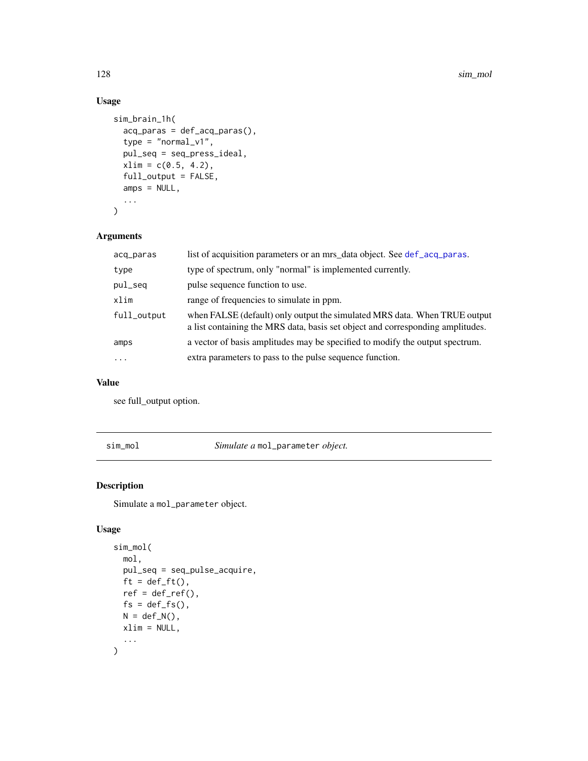## Usage

```
sim_brain_1h(
  acq_paras = def_acq_paras(),
  type = "normal_v1",
  pul_seq = seq_press_ideal,
  xlim = c(0.5, 4.2),
  full_output = FALSE,
  amps = NULL,
  ...
)
```

## Arguments

| | |
|---|---|
| acq_paras | list of acquisition parameters or an mrs_data object. See def_acq_paras. |
| type | type of spectrum, only "normal" is implemented currently. |
| pul_seq | pulse sequence function to use. |
| xlim | range of frequencies to simulate in ppm. |
| full_output | when FALSE (default) only output the simulated MRS data. When TRUE output a list containing the MRS data, basis set object and corresponding amplitudes. |
| amps | a vector of basis amplitudes may be specified to modify the output spectrum. |
| ... | extra parameters to pass to the pulse sequence function. |

## Value

see full_output option.

---

# sim_mol — *Simulate a* `mol_parameter` *object.*

## Description

Simulate a `mol_parameter` object.

## Usage

```
sim_mol(
  mol,
  pul_seq = seq_pulse_acquire,
  ft = def_ft(),
  ref = def_ref(),
  fs = def_fs(),
  N = def_N(),
  xlim = NULL,
  ...
)
```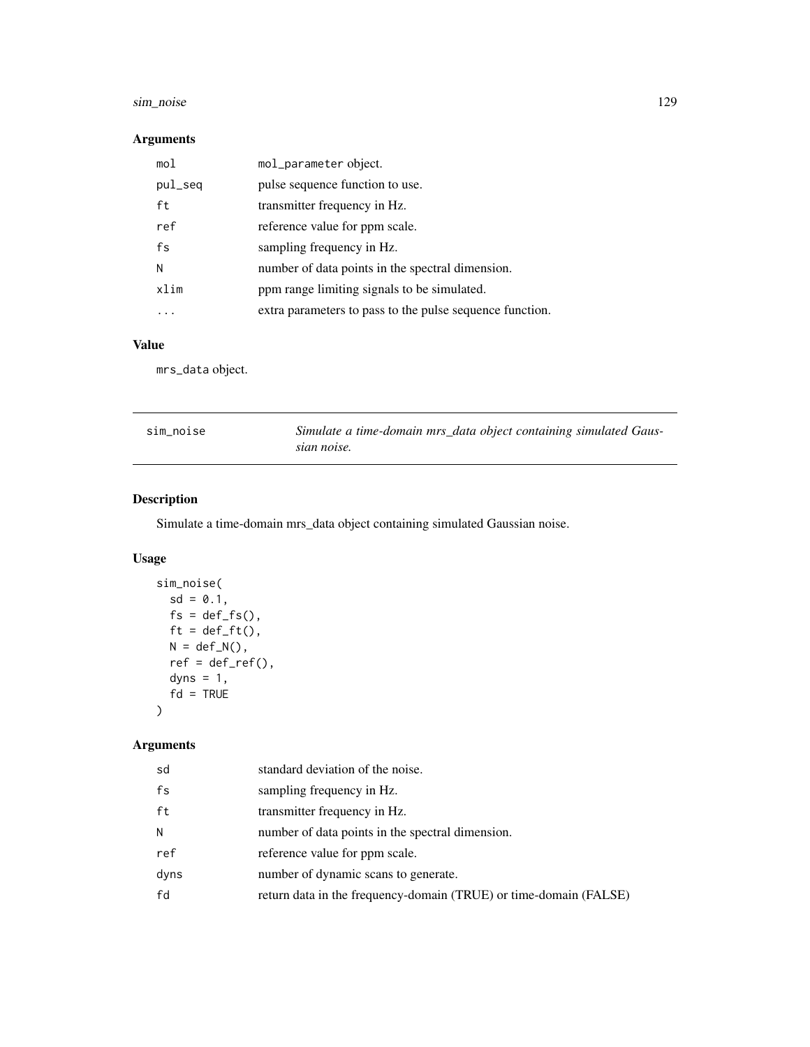## Arguments

| | |
|---|---|
| mol | mol_parameter object. |
| pul_seq | pulse sequence function to use. |
| ft | transmitter frequency in Hz. |
| ref | reference value for ppm scale. |
| fs | sampling frequency in Hz. |
| N | number of data points in the spectral dimension. |
| xlim | ppm range limiting signals to be simulated. |
| ... | extra parameters to pass to the pulse sequence function. |

## Value

mrs_data object.

---

# sim_noise — *Simulate a time-domain mrs_data object containing simulated Gaussian noise.*

## Description

Simulate a time-domain mrs_data object containing simulated Gaussian noise.

## Usage

```
sim_noise(
  sd = 0.1,
  fs = def_fs(),
  ft = def_ft(),
  N = def_N(),
  ref = def_ref(),
  dyns = 1,
  fd = TRUE
)
```

## Arguments

| | |
|---|---|
| sd | standard deviation of the noise. |
| fs | sampling frequency in Hz. |
| ft | transmitter frequency in Hz. |
| N | number of data points in the spectral dimension. |
| ref | reference value for ppm scale. |
| dyns | number of dynamic scans to generate. |
| fd | return data in the frequency-domain (TRUE) or time-domain (FALSE) |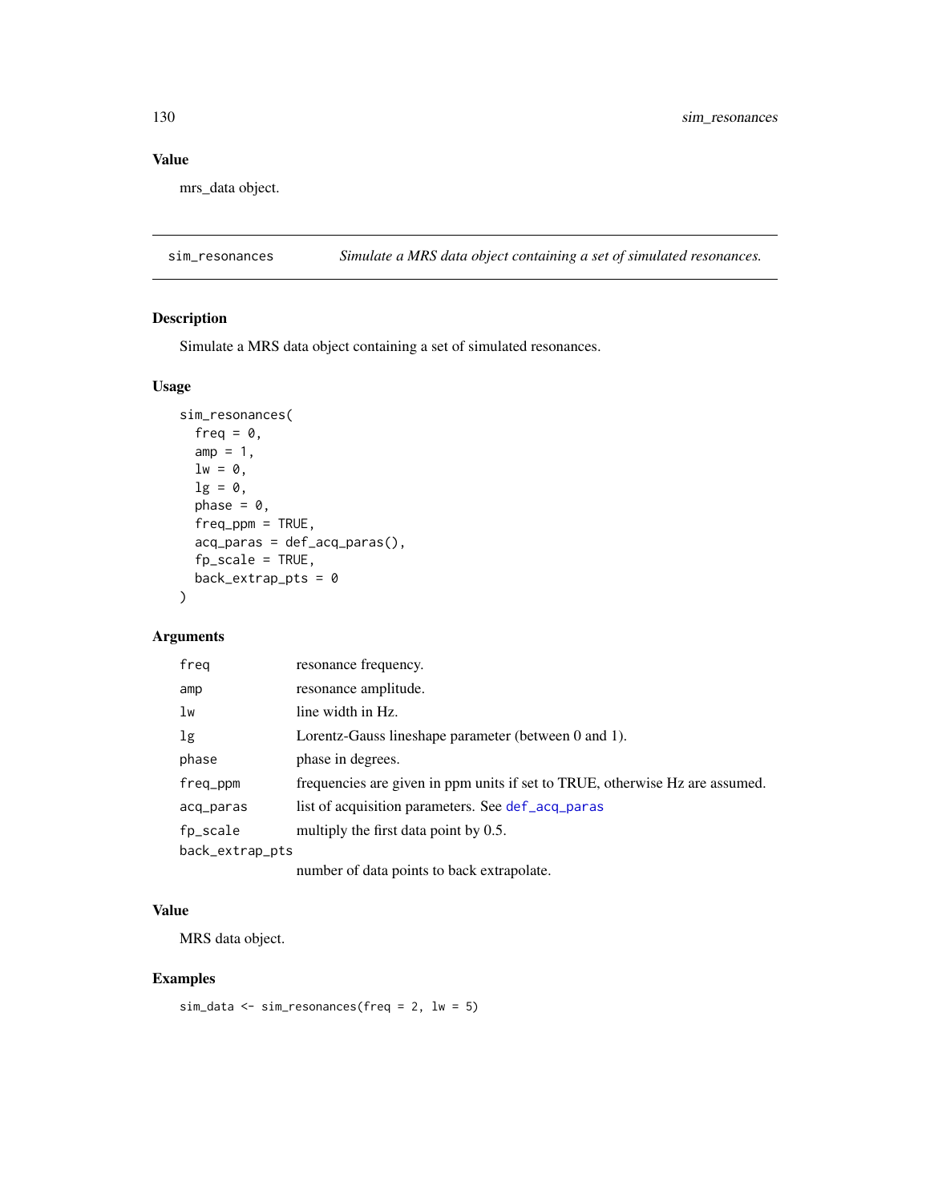### Value

mrs_data object.

---

## sim_resonances — *Simulate a MRS data object containing a set of simulated resonances.*

---

### Description

Simulate a MRS data object containing a set of simulated resonances.

### Usage

```
sim_resonances(
  freq = 0,
  amp = 1,
  lw = 0,
  lg = 0,
  phase = 0,
  freq_ppm = TRUE,
  acq_paras = def_acq_paras(),
  fp_scale = TRUE,
  back_extrap_pts = 0
)
```

### Arguments

| | |
|---|---|
| `freq` | resonance frequency. |
| `amp` | resonance amplitude. |
| `lw` | line width in Hz. |
| `lg` | Lorentz-Gauss lineshape parameter (between 0 and 1). |
| `phase` | phase in degrees. |
| `freq_ppm` | frequencies are given in ppm units if set to TRUE, otherwise Hz are assumed. |
| `acq_paras` | list of acquisition parameters. See `def_acq_paras` |
| `fp_scale` | multiply the first data point by 0.5. |
| `back_extrap_pts` | number of data points to back extrapolate. |

### Value

MRS data object.

### Examples

```
sim_data <- sim_resonances(freq = 2, lw = 5)
```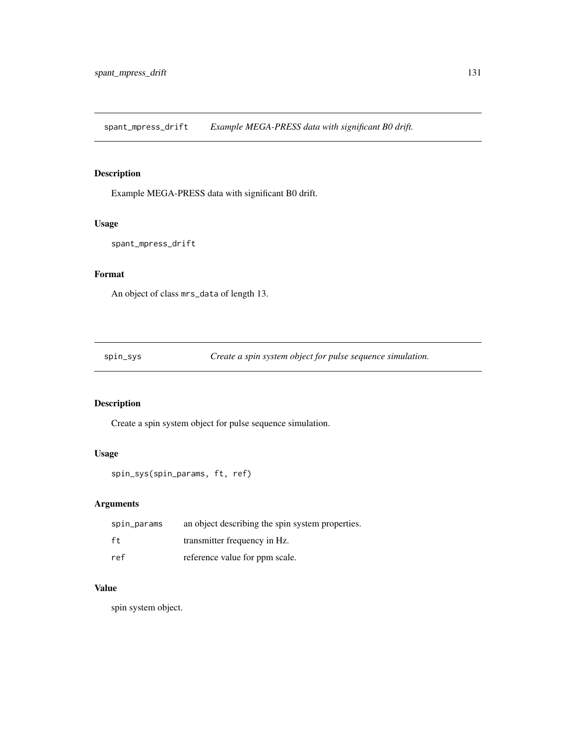## spant_mpress_drift — *Example MEGA-PRESS data with significant B0 drift.*

### Description

Example MEGA-PRESS data with significant B0 drift.

### Usage

```
spant_mpress_drift
```

### Format

An object of class `mrs_data` of length 13.

## spin_sys — *Create a spin system object for pulse sequence simulation.*

### Description

Create a spin system object for pulse sequence simulation.

### Usage

```
spin_sys(spin_params, ft, ref)
```

### Arguments

| | |
|---|---|
| spin_params | an object describing the spin system properties. |
| ft | transmitter frequency in Hz. |
| ref | reference value for ppm scale. |

### Value

spin system object.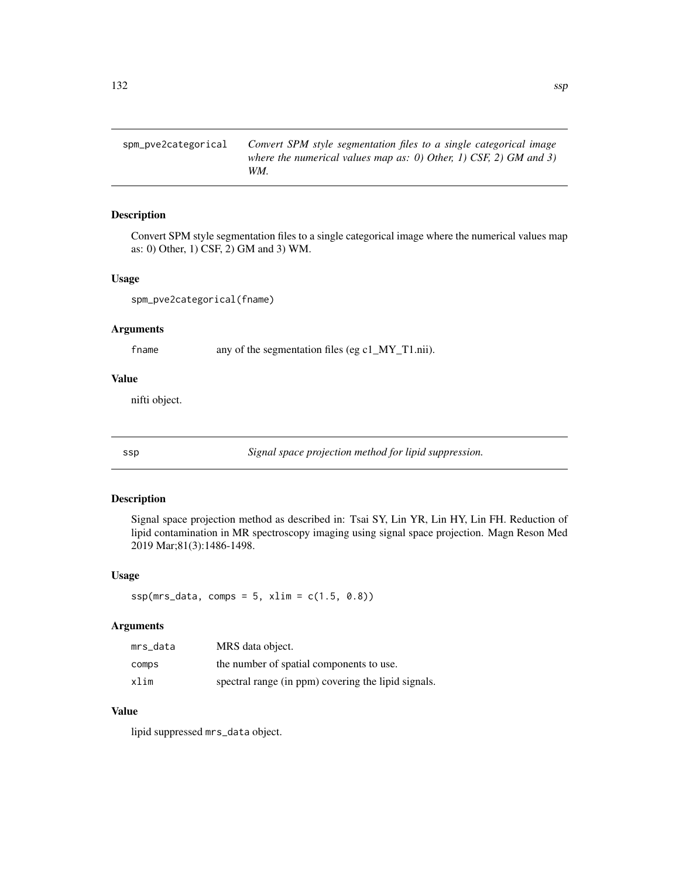## spm_pve2categorical

*Convert SPM style segmentation files to a single categorical image where the numerical values map as: 0) Other, 1) CSF, 2) GM and 3) WM.*

### Description

Convert SPM style segmentation files to a single categorical image where the numerical values map as: 0) Other, 1) CSF, 2) GM and 3) WM.

### Usage

```
spm_pve2categorical(fname)
```

### Arguments

| | |
|---|---|
| `fname` | any of the segmentation files (eg c1_MY_T1.nii). |

### Value

nifti object.

## ssp

*Signal space projection method for lipid suppression.*

### Description

Signal space projection method as described in: Tsai SY, Lin YR, Lin HY, Lin FH. Reduction of lipid contamination in MR spectroscopy imaging using signal space projection. Magn Reson Med 2019 Mar;81(3):1486-1498.

### Usage

```
ssp(mrs_data, comps = 5, xlim = c(1.5, 0.8))
```

### Arguments

| | |
|---|---|
| `mrs_data` | MRS data object. |
| `comps` | the number of spatial components to use. |
| `xlim` | spectral range (in ppm) covering the lipid signals. |

### Value

lipid suppressed `mrs_data` object.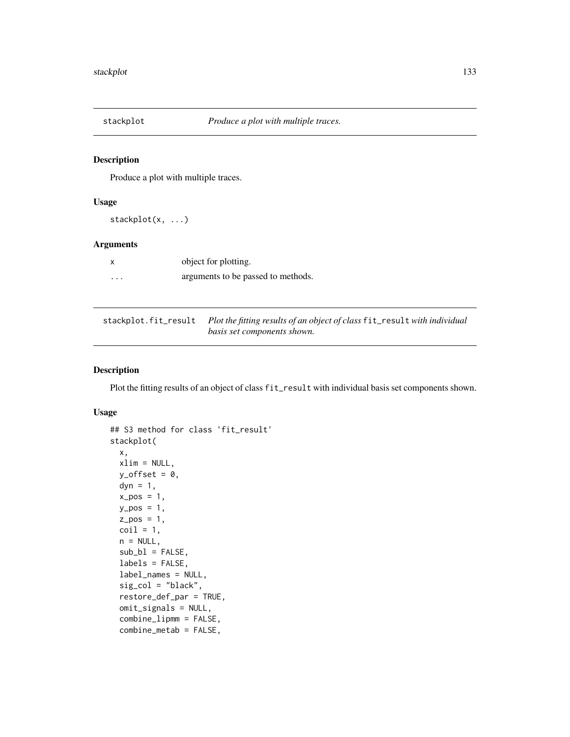## stackplot — *Produce a plot with multiple traces.*

### Description

Produce a plot with multiple traces.

### Usage

```
stackplot(x, ...)
```

### Arguments

| | |
|---|---|
| x | object for plotting. |
| ... | arguments to be passed to methods. |

## stackplot.fit_result — *Plot the fitting results of an object of class `fit_result` with individual basis set components shown.*

### Description

Plot the fitting results of an object of class `fit_result` with individual basis set components shown.

### Usage

```
## S3 method for class 'fit_result'
stackplot(
  x,
  xlim = NULL,
  y_offset = 0,
  dyn = 1,
  x_pos = 1,
  y_pos = 1,
  z_pos = 1,
  coil = 1,
  n = NULL,
  sub_bl = FALSE,
  labels = FALSE,
  label_names = NULL,
  sig_col = "black",
  restore_def_par = TRUE,
  omit_signals = NULL,
  combine_lipmm = FALSE,
  combine_metab = FALSE,
```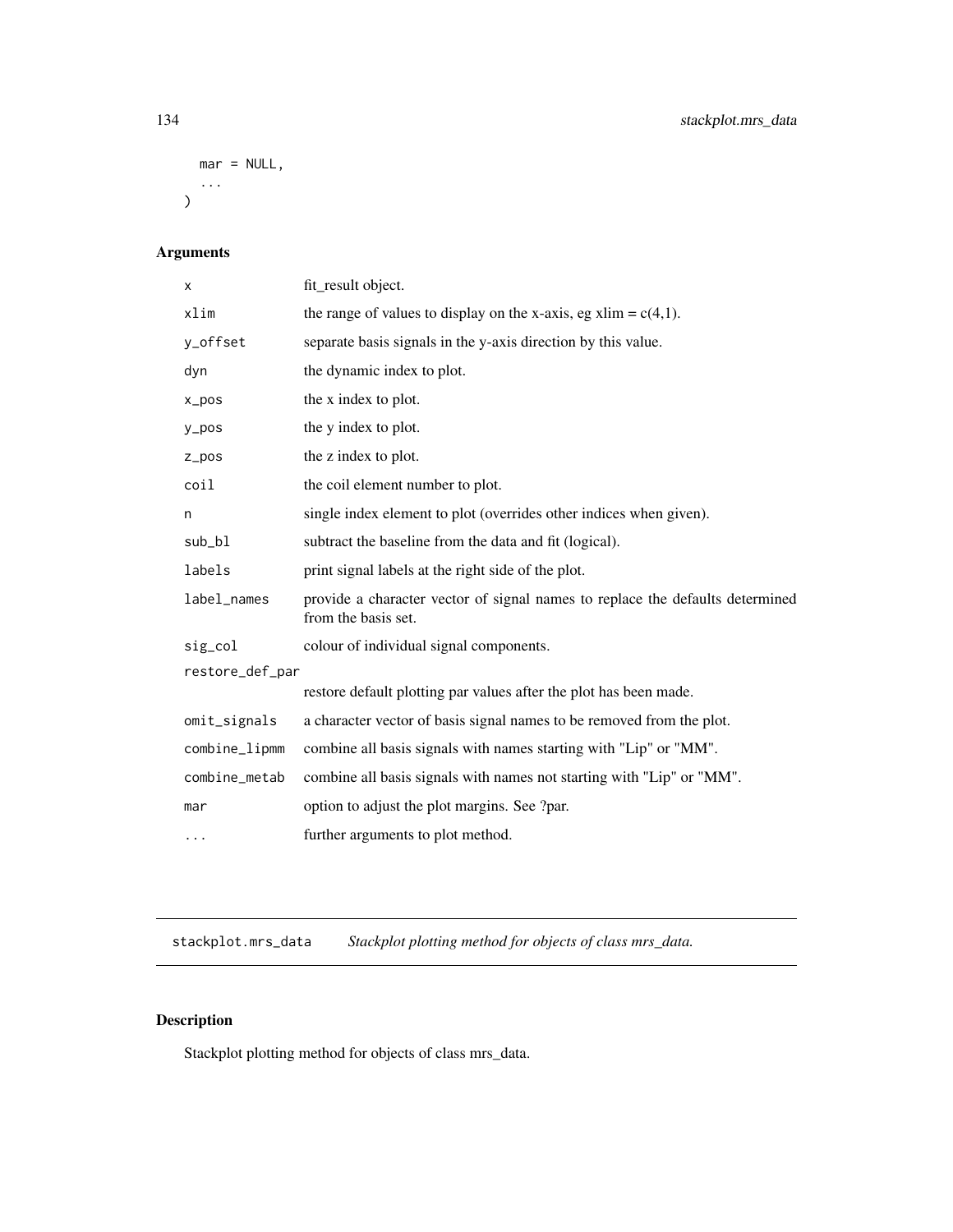```
  mar = NULL,
  ...
)
```

## Arguments

| | |
|---|---|
| x | fit_result object. |
| xlim | the range of values to display on the x-axis, eg xlim = c(4,1). |
| y_offset | separate basis signals in the y-axis direction by this value. |
| dyn | the dynamic index to plot. |
| x_pos | the x index to plot. |
| y_pos | the y index to plot. |
| z_pos | the z index to plot. |
| coil | the coil element number to plot. |
| n | single index element to plot (overrides other indices when given). |
| sub_bl | subtract the baseline from the data and fit (logical). |
| labels | print signal labels at the right side of the plot. |
| label_names | provide a character vector of signal names to replace the defaults determined from the basis set. |
| sig_col | colour of individual signal components. |
| restore_def_par | restore default plotting par values after the plot has been made. |
| omit_signals | a character vector of basis signal names to be removed from the plot. |
| combine_lipmm | combine all basis signals with names starting with "Lip" or "MM". |
| combine_metab | combine all basis signals with names not starting with "Lip" or "MM". |
| mar | option to adjust the plot margins. See ?par. |
| ... | further arguments to plot method. |

---

## stackplot.mrs_data — *Stackplot plotting method for objects of class mrs_data.*

### Description

Stackplot plotting method for objects of class mrs_data.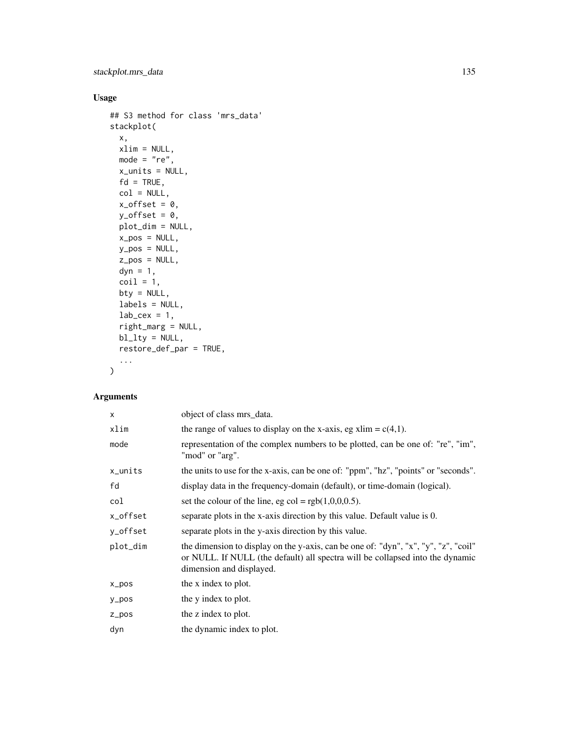## Usage

```
## S3 method for class 'mrs_data'
stackplot(
  x,
  xlim = NULL,
  mode = "re",
  x_units = NULL,
  fd = TRUE,
  col = NULL,
  x_offset = 0,
  y_offset = 0,
  plot_dim = NULL,
  x_pos = NULL,
  y_pos = NULL,
  z_pos = NULL,
  dyn = 1,
  coil = 1,
  bty = NULL,
  labels = NULL,
  lab_cex = 1,
  right_marg = NULL,
  bl_lty = NULL,
  restore_def_par = TRUE,
  ...
)
```

## Arguments

| | |
|---|---|
| x | object of class mrs_data. |
| xlim | the range of values to display on the x-axis, eg xlim = c(4,1). |
| mode | representation of the complex numbers to be plotted, can be one of: "re", "im", "mod" or "arg". |
| x_units | the units to use for the x-axis, can be one of: "ppm", "hz", "points" or "seconds". |
| fd | display data in the frequency-domain (default), or time-domain (logical). |
| col | set the colour of the line, eg col = rgb(1,0,0,0.5). |
| x_offset | separate plots in the x-axis direction by this value. Default value is 0. |
| y_offset | separate plots in the y-axis direction by this value. |
| plot_dim | the dimension to display on the y-axis, can be one of: "dyn", "x", "y", "z", "coil" or NULL. If NULL (the default) all spectra will be collapsed into the dynamic dimension and displayed. |
| x_pos | the x index to plot. |
| y_pos | the y index to plot. |
| z_pos | the z index to plot. |
| dyn | the dynamic index to plot. |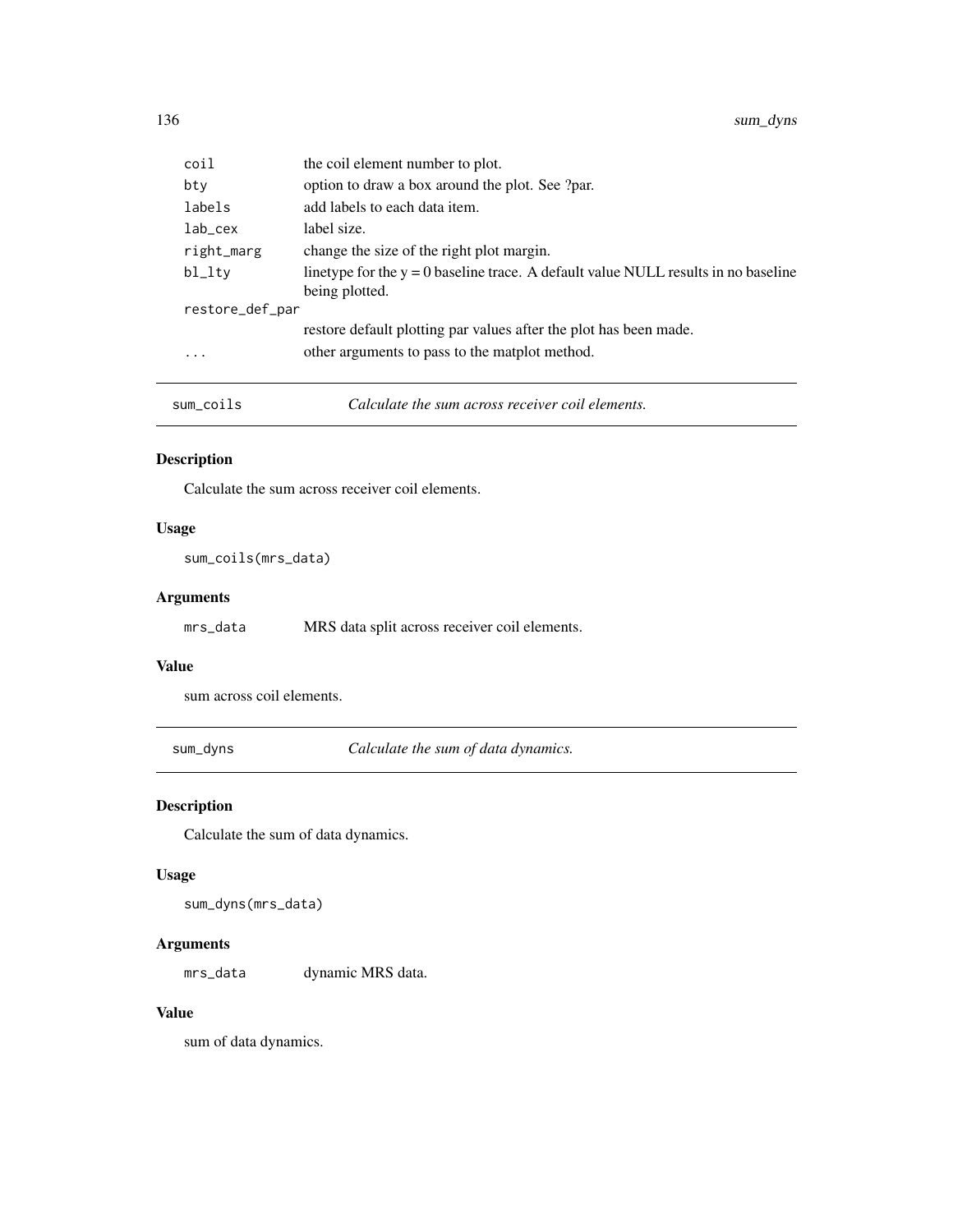| | |
|---|---|
| `coil` | the coil element number to plot. |
| `bty` | option to draw a box around the plot. See ?par. |
| `labels` | add labels to each data item. |
| `lab_cex` | label size. |
| `right_marg` | change the size of the right plot margin. |
| `bl_lty` | linetype for the y = 0 baseline trace. A default value NULL results in no baseline being plotted. |
| `restore_def_par` | restore default plotting par values after the plot has been made. |
| `...` | other arguments to pass to the matplot method. |

---

## sum_coils — *Calculate the sum across receiver coil elements.*

### Description

Calculate the sum across receiver coil elements.

### Usage

```
sum_coils(mrs_data)
```

### Arguments

| | |
|---|---|
| `mrs_data` | MRS data split across receiver coil elements. |

### Value

sum across coil elements.

---

## sum_dyns — *Calculate the sum of data dynamics.*

### Description

Calculate the sum of data dynamics.

### Usage

```
sum_dyns(mrs_data)
```

### Arguments

| | |
|---|---|
| `mrs_data` | dynamic MRS data. |

### Value

sum of data dynamics.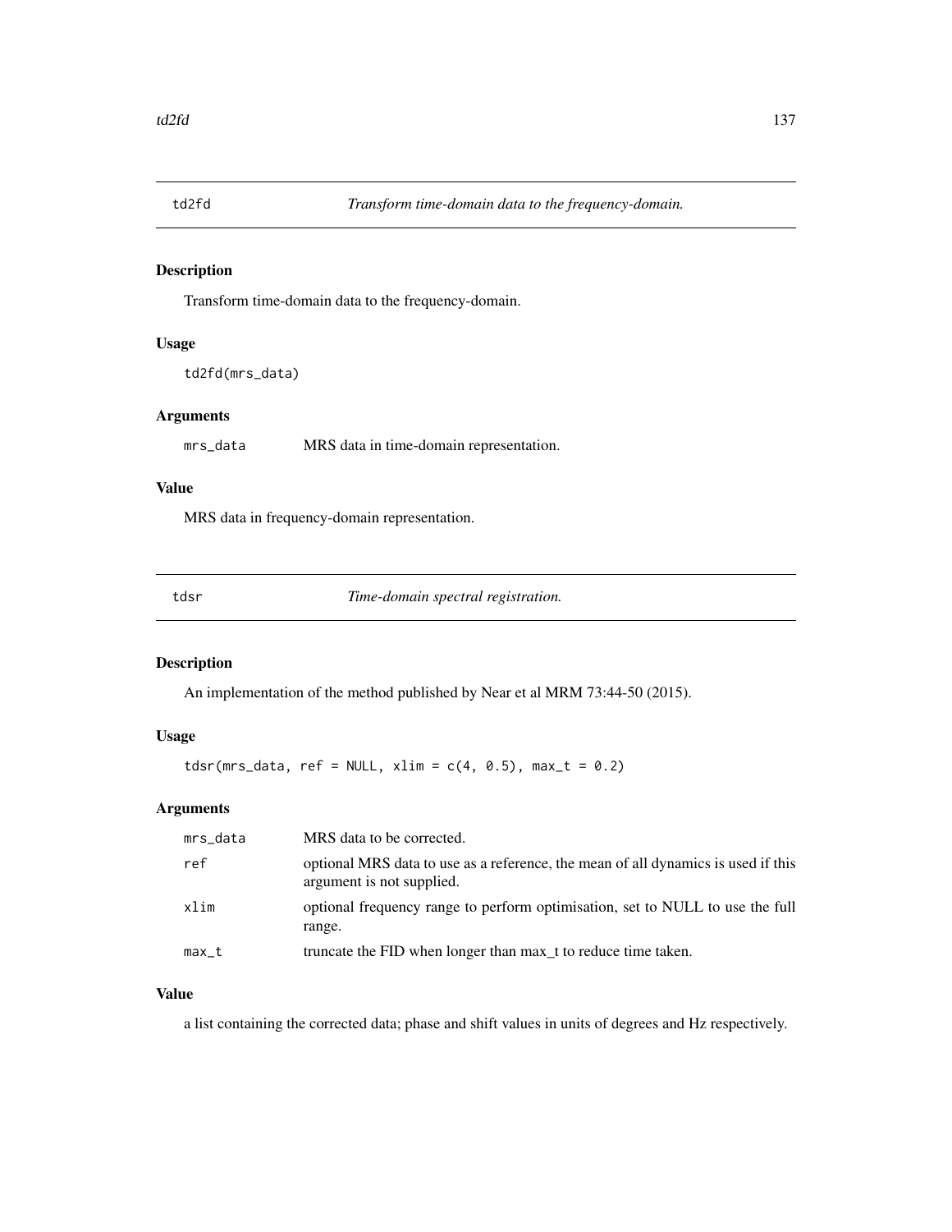## td2fd — *Transform time-domain data to the frequency-domain.*

### Description

Transform time-domain data to the frequency-domain.

### Usage

```
td2fd(mrs_data)
```

### Arguments

| | |
|---|---|
| mrs_data | MRS data in time-domain representation. |

### Value

MRS data in frequency-domain representation.

## tdsr — *Time-domain spectral registration.*

### Description

An implementation of the method published by Near et al MRM 73:44-50 (2015).

### Usage

```
tdsr(mrs_data, ref = NULL, xlim = c(4, 0.5), max_t = 0.2)
```

### Arguments

| | |
|---|---|
| mrs_data | MRS data to be corrected. |
| ref | optional MRS data to use as a reference, the mean of all dynamics is used if this argument is not supplied. |
| xlim | optional frequency range to perform optimisation, set to NULL to use the full range. |
| max_t | truncate the FID when longer than max_t to reduce time taken. |

### Value

a list containing the corrected data; phase and shift values in units of degrees and Hz respectively.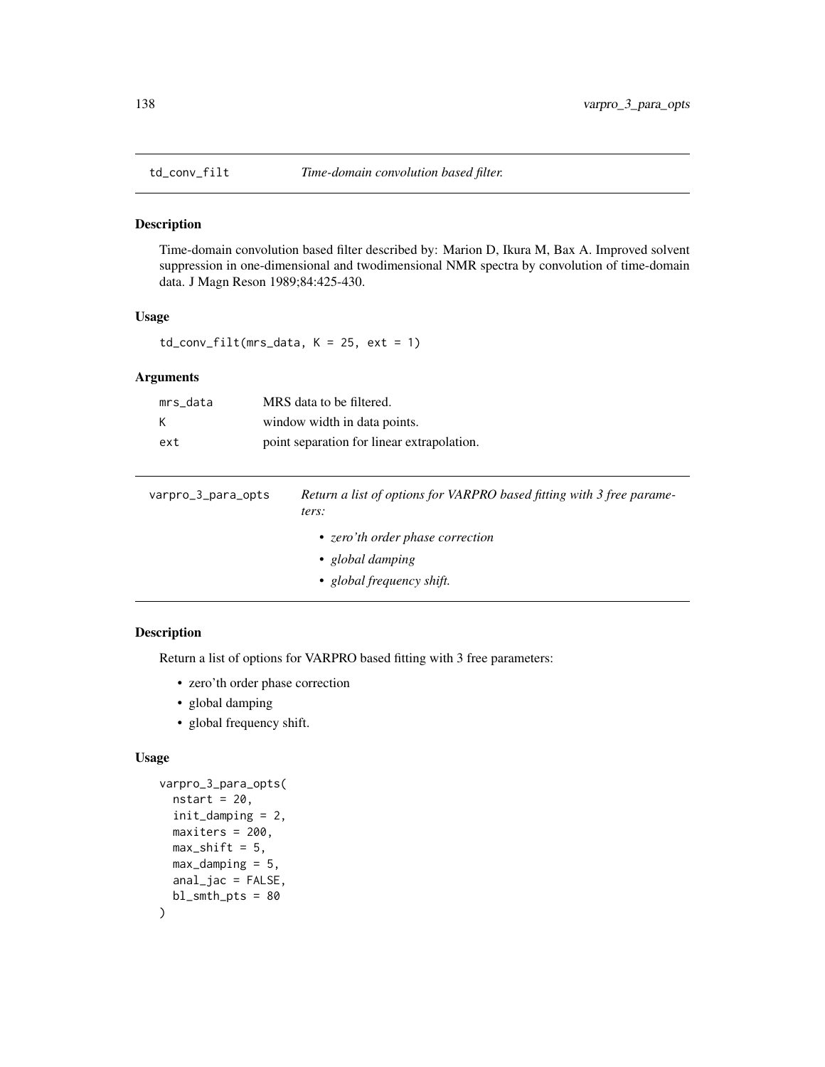## td_conv_filt — *Time-domain convolution based filter.*

### Description

Time-domain convolution based filter described by: Marion D, Ikura M, Bax A. Improved solvent suppression in one-dimensional and twodimensional NMR spectra by convolution of time-domain data. J Magn Reson 1989;84:425-430.

### Usage

```
td_conv_filt(mrs_data, K = 25, ext = 1)
```

### Arguments

| | |
|---|---|
| mrs_data | MRS data to be filtered. |
| K | window width in data points. |
| ext | point separation for linear extrapolation. |

## varpro_3_para_opts — *Return a list of options for VARPRO based fitting with 3 free parameters:*

- *zero'th order phase correction*
- *global damping*
- *global frequency shift.*

### Description

Return a list of options for VARPRO based fitting with 3 free parameters:

- zero'th order phase correction
- global damping
- global frequency shift.

### Usage

```
varpro_3_para_opts(
  nstart = 20,
  init_damping = 2,
  maxiters = 200,
  max_shift = 5,
  max_damping = 5,
  anal_jac = FALSE,
  bl_smth_pts = 80
)
```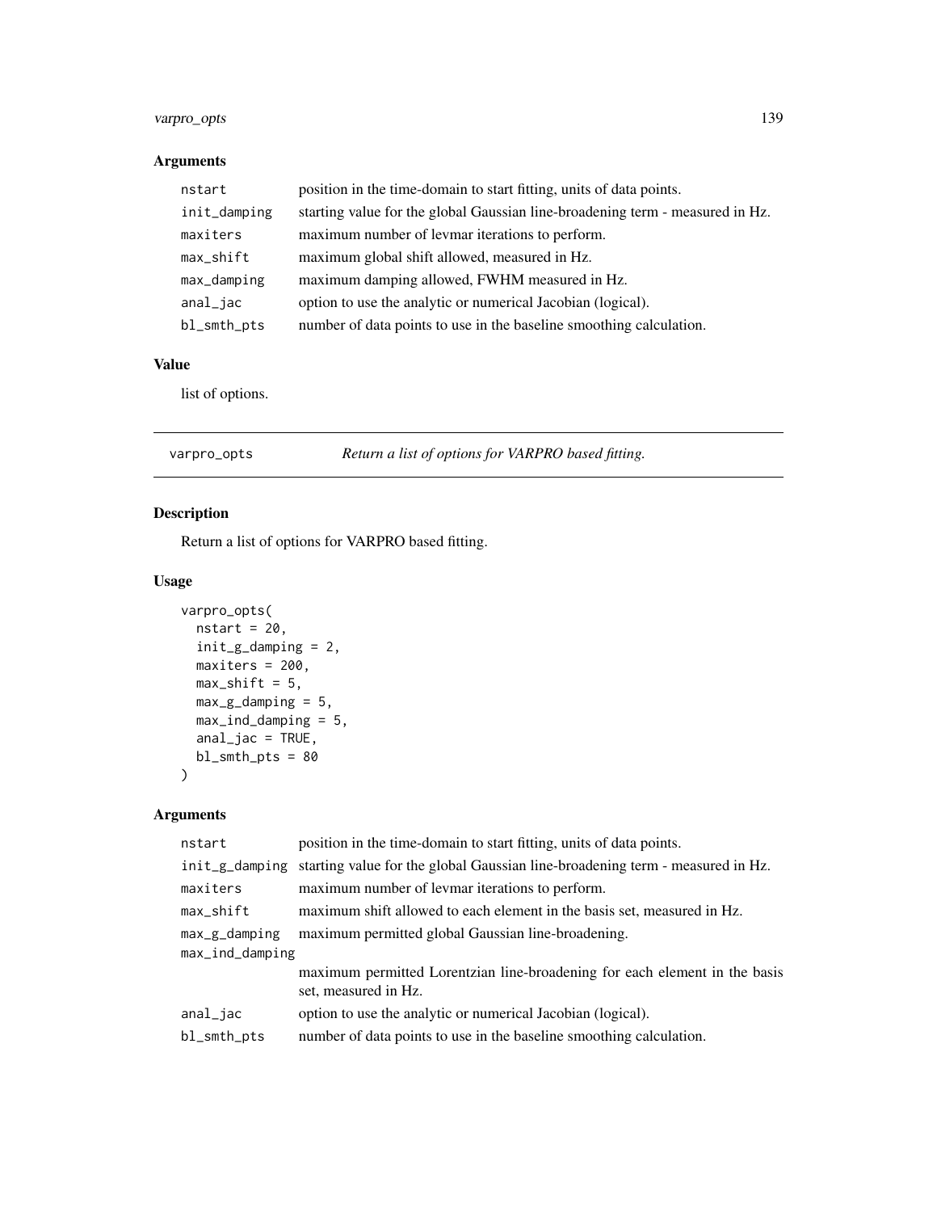## Arguments

| | |
|---|---|
| `nstart` | position in the time-domain to start fitting, units of data points. |
| `init_damping` | starting value for the global Gaussian line-broadening term - measured in Hz. |
| `maxiters` | maximum number of levmar iterations to perform. |
| `max_shift` | maximum global shift allowed, measured in Hz. |
| `max_damping` | maximum damping allowed, FWHM measured in Hz. |
| `anal_jac` | option to use the analytic or numerical Jacobian (logical). |
| `bl_smth_pts` | number of data points to use in the baseline smoothing calculation. |

## Value

list of options.

---

# varpro_opts — *Return a list of options for VARPRO based fitting.*

## Description

Return a list of options for VARPRO based fitting.

## Usage

```
varpro_opts(
  nstart = 20,
  init_g_damping = 2,
  maxiters = 200,
  max_shift = 5,
  max_g_damping = 5,
  max_ind_damping = 5,
  anal_jac = TRUE,
  bl_smth_pts = 80
)
```

## Arguments

| | |
|---|---|
| `nstart` | position in the time-domain to start fitting, units of data points. |
| `init_g_damping` | starting value for the global Gaussian line-broadening term - measured in Hz. |
| `maxiters` | maximum number of levmar iterations to perform. |
| `max_shift` | maximum shift allowed to each element in the basis set, measured in Hz. |
| `max_g_damping` | maximum permitted global Gaussian line-broadening. |
| `max_ind_damping` | maximum permitted Lorentzian line-broadening for each element in the basis set, measured in Hz. |
| `anal_jac` | option to use the analytic or numerical Jacobian (logical). |
| `bl_smth_pts` | number of data points to use in the baseline smoothing calculation. |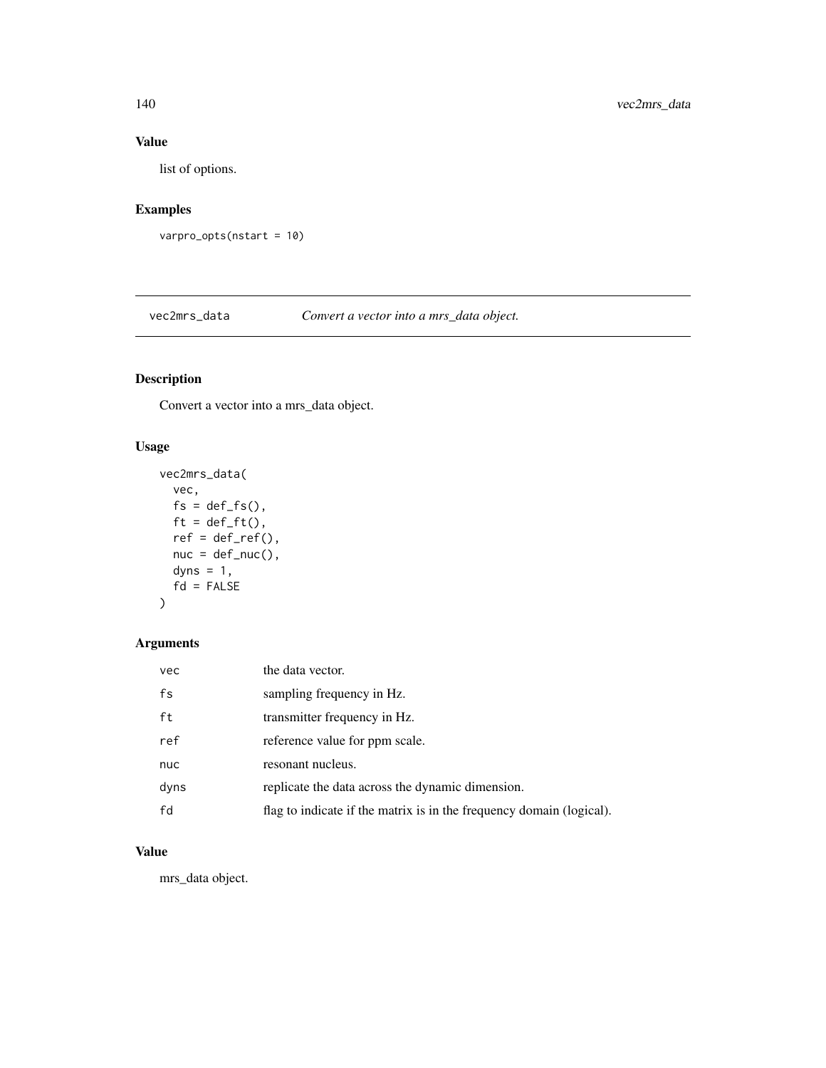### Value

list of options.

### Examples

```
varpro_opts(nstart = 10)
```

---

## vec2mrs_data — *Convert a vector into a mrs_data object.*

### Description

Convert a vector into a mrs_data object.

### Usage

```
vec2mrs_data(
  vec,
  fs = def_fs(),
  ft = def_ft(),
  ref = def_ref(),
  nuc = def_nuc(),
  dyns = 1,
  fd = FALSE
)
```

### Arguments

| | |
|---|---|
| vec | the data vector. |
| fs | sampling frequency in Hz. |
| ft | transmitter frequency in Hz. |
| ref | reference value for ppm scale. |
| nuc | resonant nucleus. |
| dyns | replicate the data across the dynamic dimension. |
| fd | flag to indicate if the matrix is in the frequency domain (logical). |

### Value

mrs_data object.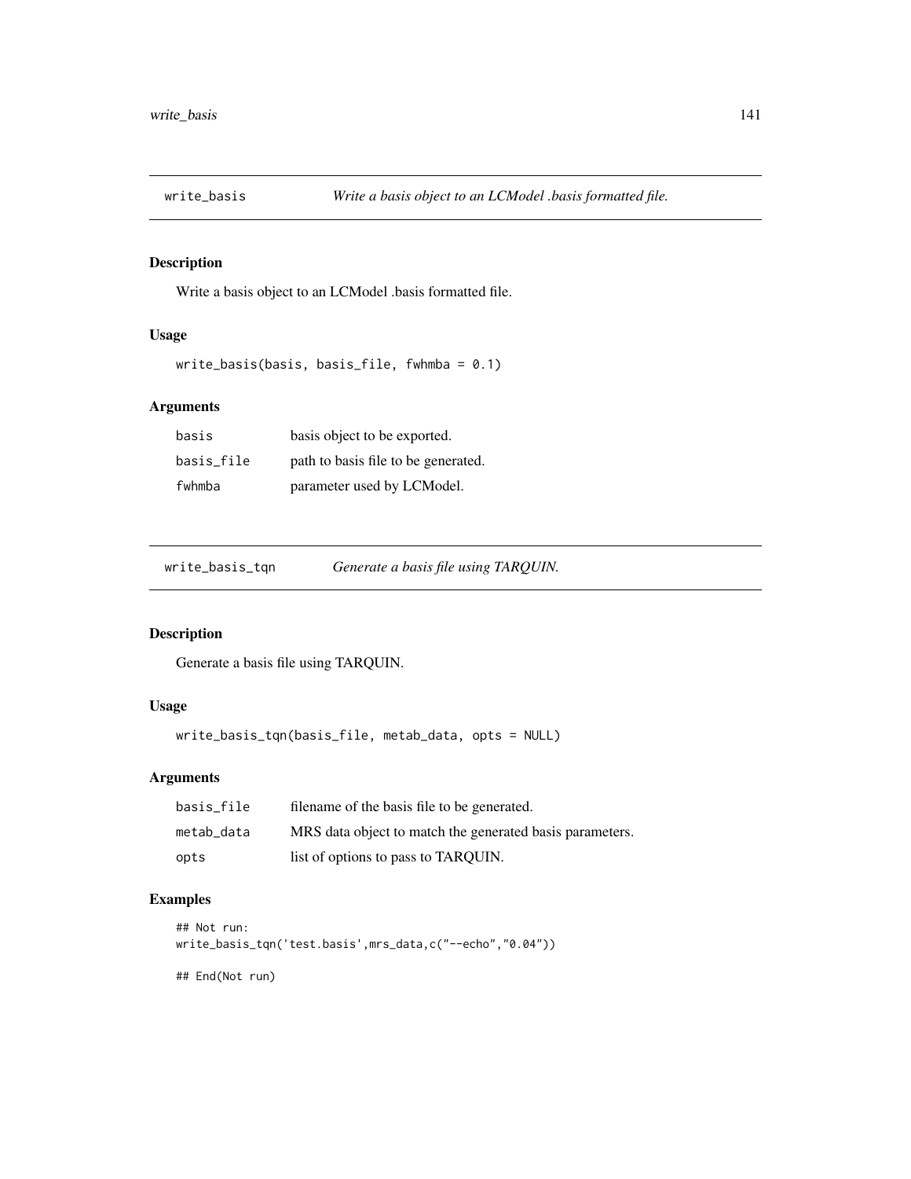## write_basis *Write a basis object to an LCModel .basis formatted file.*

### Description

Write a basis object to an LCModel .basis formatted file.

### Usage

```
write_basis(basis, basis_file, fwhmba = 0.1)
```

### Arguments

| | |
|---|---|
| basis | basis object to be exported. |
| basis_file | path to basis file to be generated. |
| fwhmba | parameter used by LCModel. |

## write_basis_tqn *Generate a basis file using TARQUIN.*

### Description

Generate a basis file using TARQUIN.

### Usage

```
write_basis_tqn(basis_file, metab_data, opts = NULL)
```

### Arguments

| | |
|---|---|
| basis_file | filename of the basis file to be generated. |
| metab_data | MRS data object to match the generated basis parameters. |
| opts | list of options to pass to TARQUIN. |

### Examples

```
## Not run:
write_basis_tqn('test.basis',mrs_data,c("--echo","0.04"))

## End(Not run)
```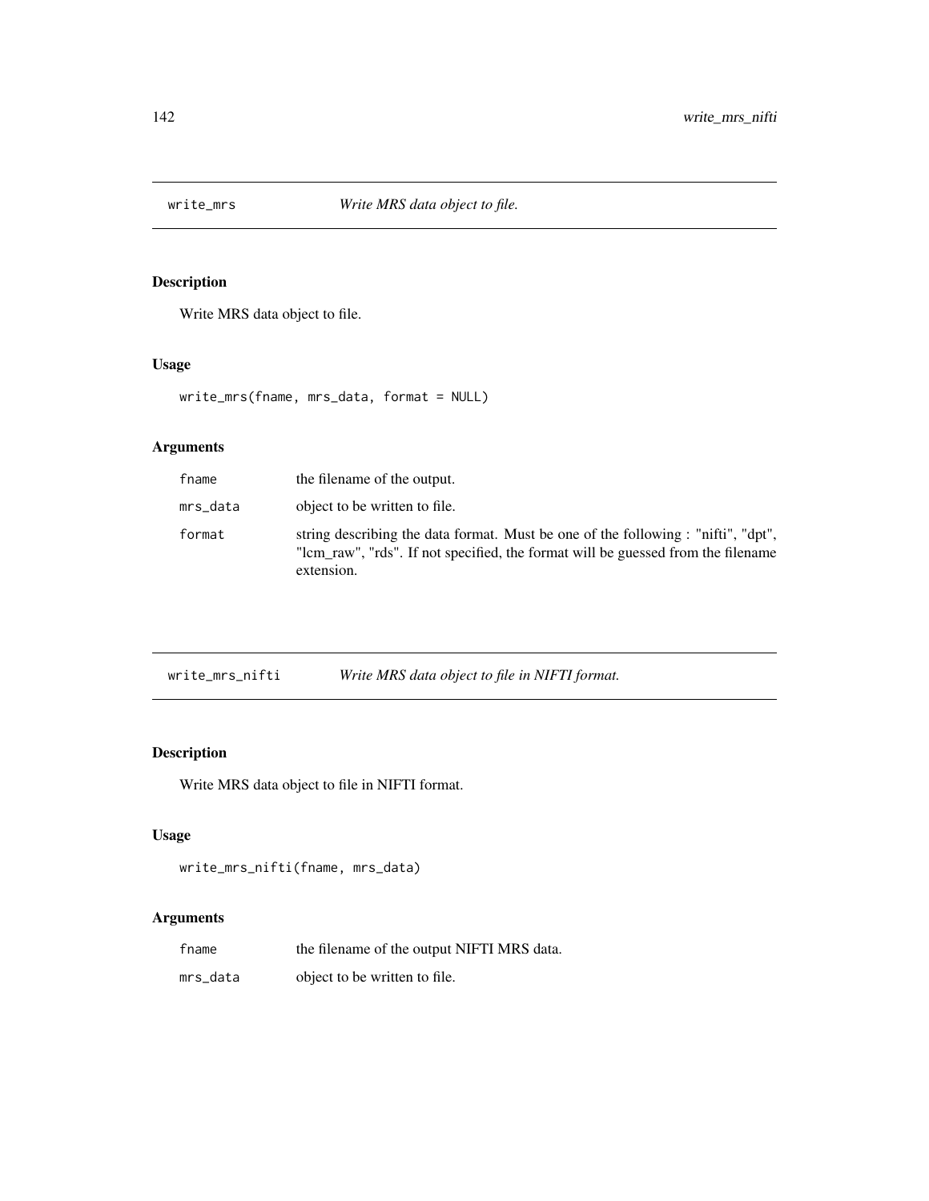## write_mrs — *Write MRS data object to file.*

### Description

Write MRS data object to file.

### Usage

```
write_mrs(fname, mrs_data, format = NULL)
```

### Arguments

| | |
|---|---|
| fname | the filename of the output. |
| mrs_data | object to be written to file. |
| format | string describing the data format. Must be one of the following : "nifti", "dpt", "lcm_raw", "rds". If not specified, the format will be guessed from the filename extension. |

## write_mrs_nifti — *Write MRS data object to file in NIFTI format.*

### Description

Write MRS data object to file in NIFTI format.

### Usage

```
write_mrs_nifti(fname, mrs_data)
```

### Arguments

| | |
|---|---|
| fname | the filename of the output NIFTI MRS data. |
| mrs_data | object to be written to file. |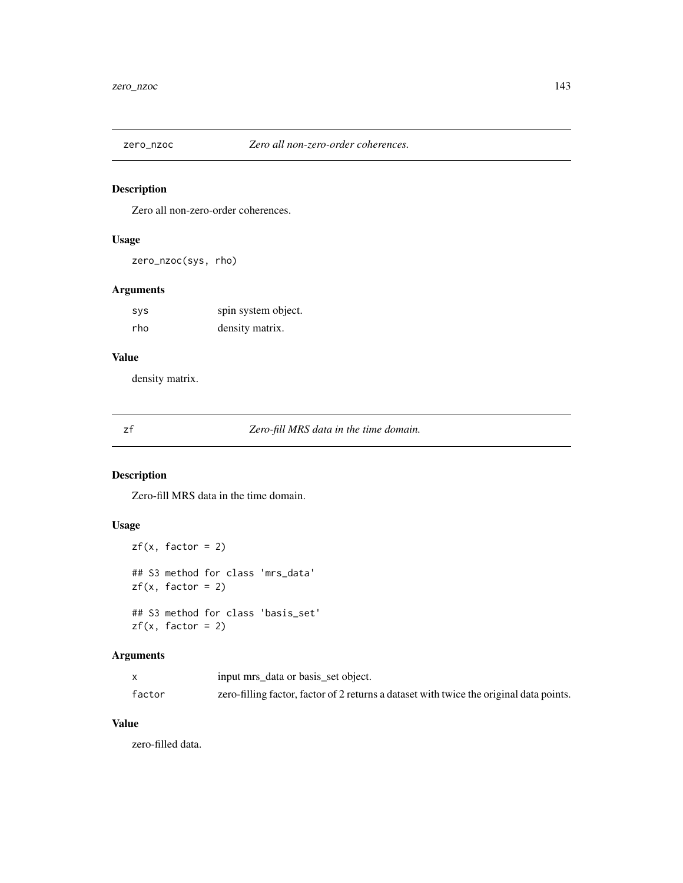## zero_nzoc — *Zero all non-zero-order coherences.*

### Description

Zero all non-zero-order coherences.

### Usage

```
zero_nzoc(sys, rho)
```

### Arguments

| | |
|---|---|
| sys | spin system object. |
| rho | density matrix. |

### Value

density matrix.

## zf — *Zero-fill MRS data in the time domain.*

### Description

Zero-fill MRS data in the time domain.

### Usage

```
zf(x, factor = 2)

## S3 method for class 'mrs_data'
zf(x, factor = 2)

## S3 method for class 'basis_set'
zf(x, factor = 2)
```

### Arguments

| | |
|---|---|
| x | input mrs_data or basis_set object. |
| factor | zero-filling factor, factor of 2 returns a dataset with twice the original data points. |

### Value

zero-filled data.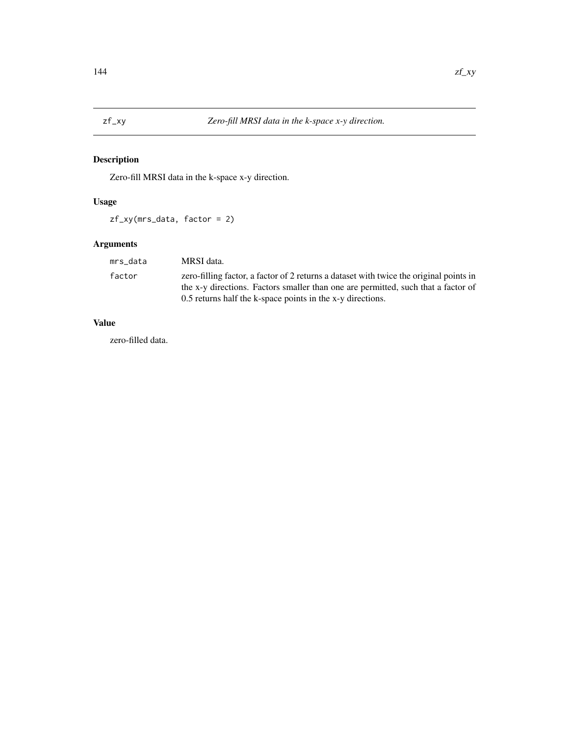## zf_xy

*Zero-fill MRSI data in the k-space x-y direction.*

### Description

Zero-fill MRSI data in the k-space x-y direction.

### Usage

```
zf_xy(mrs_data, factor = 2)
```

### Arguments

| | |
|---|---|
| mrs_data | MRSI data. |
| factor | zero-filling factor, a factor of 2 returns a dataset with twice the original points in the x-y directions. Factors smaller than one are permitted, such that a factor of 0.5 returns half the k-space points in the x-y directions. |

### Value

zero-filled data.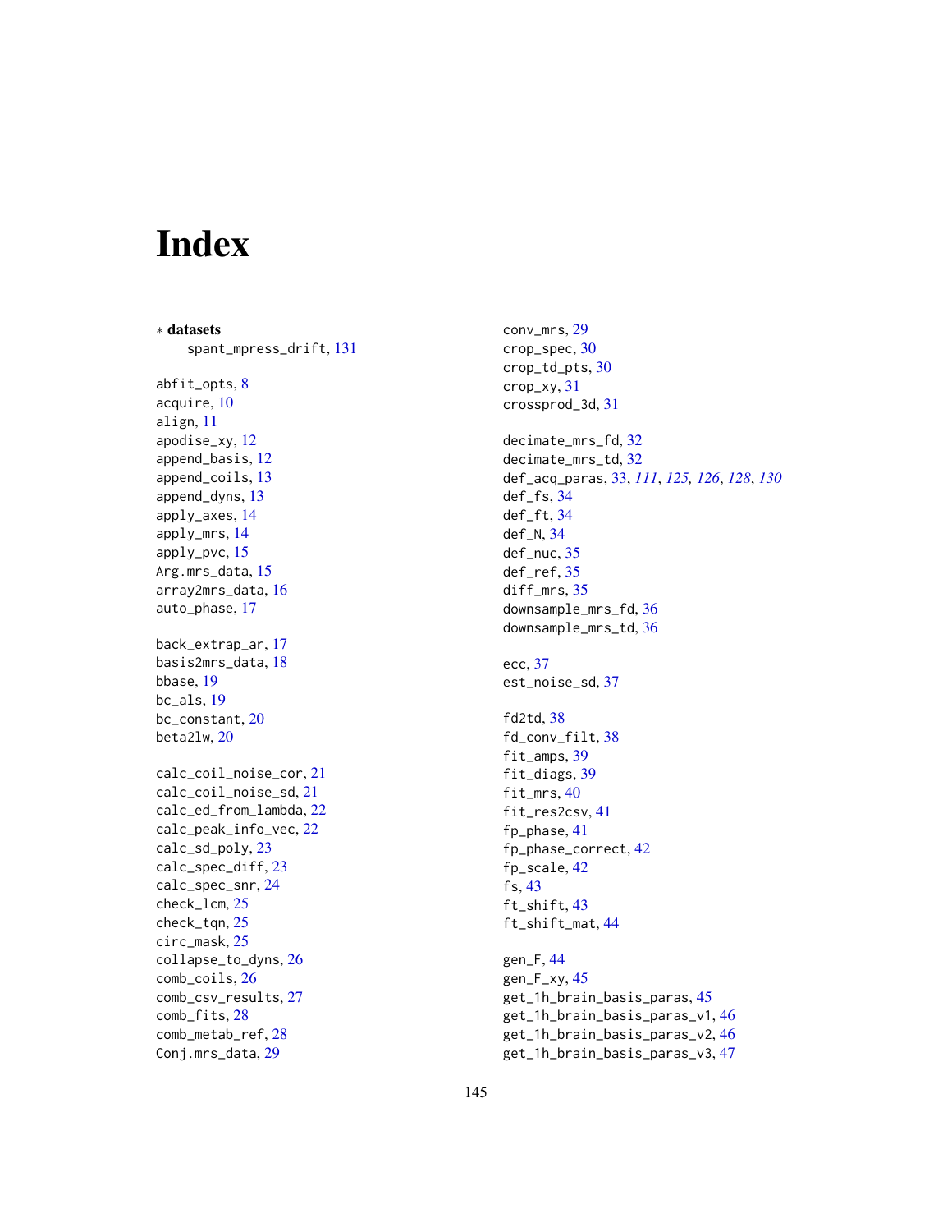# Index

∗ **datasets**
spant_mpress_drift, 131

abfit_opts, 8
acquire, 10
align, 11
apodise_xy, 12
append_basis, 12
append_coils, 13
append_dyns, 13
apply_axes, 14
apply_mrs, 14
apply_pvc, 15
Arg.mrs_data, 15
array2mrs_data, 16
auto_phase, 17

back_extrap_ar, 17
basis2mrs_data, 18
bbase, 19
bc_als, 19
bc_constant, 20
beta2lw, 20

calc_coil_noise_cor, 21
calc_coil_noise_sd, 21
calc_ed_from_lambda, 22
calc_peak_info_vec, 22
calc_sd_poly, 23
calc_spec_diff, 23
calc_spec_snr, 24
check_lcm, 25
check_tqn, 25
circ_mask, 25
collapse_to_dyns, 26
comb_coils, 26
comb_csv_results, 27
comb_fits, 28
comb_metab_ref, 28
Conj.mrs_data, 29
conv_mrs, 29
crop_spec, 30
crop_td_pts, 30
crop_xy, 31
crossprod_3d, 31

decimate_mrs_fd, 32
decimate_mrs_td, 32
def_acq_paras, 33, *111*, *125, 126*, *128*, *130*
def_fs, 34
def_ft, 34
def_N, 34
def_nuc, 35
def_ref, 35
diff_mrs, 35
downsample_mrs_fd, 36
downsample_mrs_td, 36

ecc, 37
est_noise_sd, 37

fd2td, 38
fd_conv_filt, 38
fit_amps, 39
fit_diags, 39
fit_mrs, 40
fit_res2csv, 41
fp_phase, 41
fp_phase_correct, 42
fp_scale, 42
fs, 43
ft_shift, 43
ft_shift_mat, 44

gen_F, 44
gen_F_xy, 45
get_1h_brain_basis_paras, 45
get_1h_brain_basis_paras_v1, 46
get_1h_brain_basis_paras_v2, 46
get_1h_brain_basis_paras_v3, 47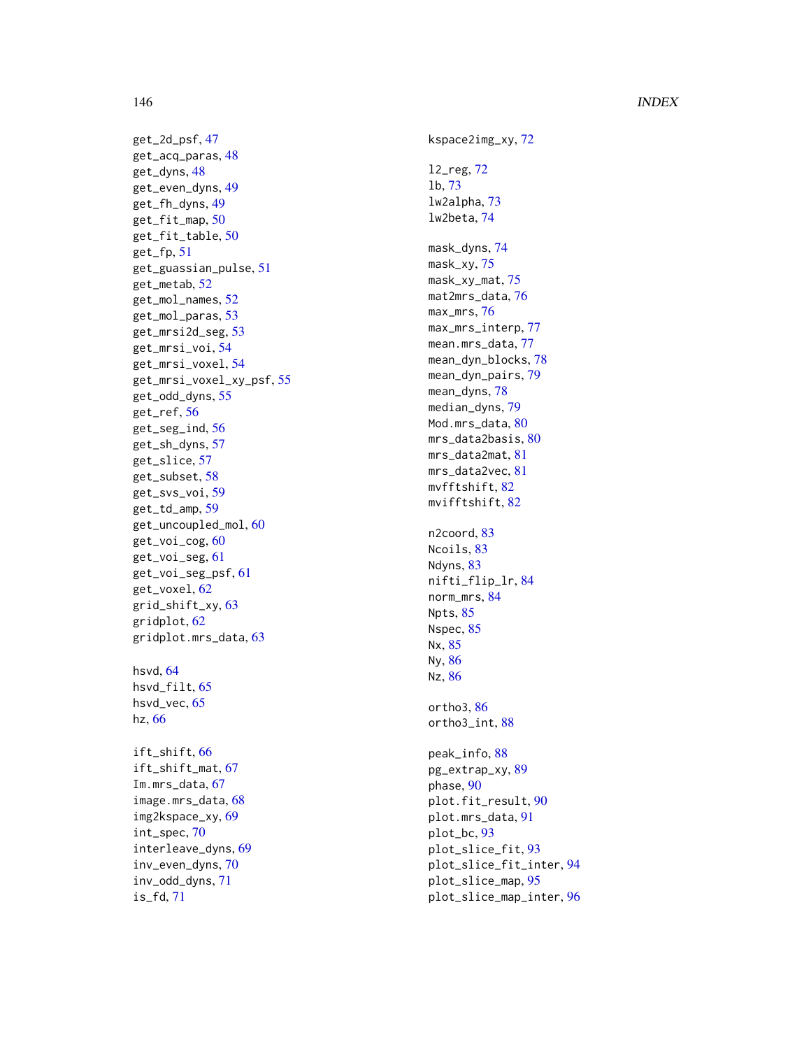get_2d_psf, 47
get_acq_paras, 48
get_dyns, 48
get_even_dyns, 49
get_fh_dyns, 49
get_fit_map, 50
get_fit_table, 50
get_fp, 51
get_guassian_pulse, 51
get_metab, 52
get_mol_names, 52
get_mol_paras, 53
get_mrsi2d_seg, 53
get_mrsi_voi, 54
get_mrsi_voxel, 54
get_mrsi_voxel_xy_psf, 55
get_odd_dyns, 55
get_ref, 56
get_seg_ind, 56
get_sh_dyns, 57
get_slice, 57
get_subset, 58
get_svs_voi, 59
get_td_amp, 59
get_uncoupled_mol, 60
get_voi_cog, 60
get_voi_seg, 61
get_voi_seg_psf, 61
get_voxel, 62
grid_shift_xy, 63
gridplot, 62
gridplot.mrs_data, 63

hsvd, 64
hsvd_filt, 65
hsvd_vec, 65
hz, 66

ift_shift, 66
ift_shift_mat, 67
Im.mrs_data, 67
image.mrs_data, 68
img2kspace_xy, 69
int_spec, 70
interleave_dyns, 69
inv_even_dyns, 70
inv_odd_dyns, 71
is_fd, 71

kspace2img_xy, 72

l2_reg, 72
lb, 73
lw2alpha, 73
lw2beta, 74

mask_dyns, 74
mask_xy, 75
mask_xy_mat, 75
mat2mrs_data, 76
max_mrs, 76
max_mrs_interp, 77
mean.mrs_data, 77
mean_dyn_blocks, 78
mean_dyn_pairs, 79
mean_dyns, 78
median_dyns, 79
Mod.mrs_data, 80
mrs_data2basis, 80
mrs_data2mat, 81
mrs_data2vec, 81
mvfftshift, 82
mvifftshift, 82

n2coord, 83
Ncoils, 83
Ndyns, 83
nifti_flip_lr, 84
norm_mrs, 84
Npts, 85
Nspec, 85
Nx, 85
Ny, 86
Nz, 86

ortho3, 86
ortho3_int, 88

peak_info, 88
pg_extrap_xy, 89
phase, 90
plot.fit_result, 90
plot.mrs_data, 91
plot_bc, 93
plot_slice_fit, 93
plot_slice_fit_inter, 94
plot_slice_map, 95
plot_slice_map_inter, 96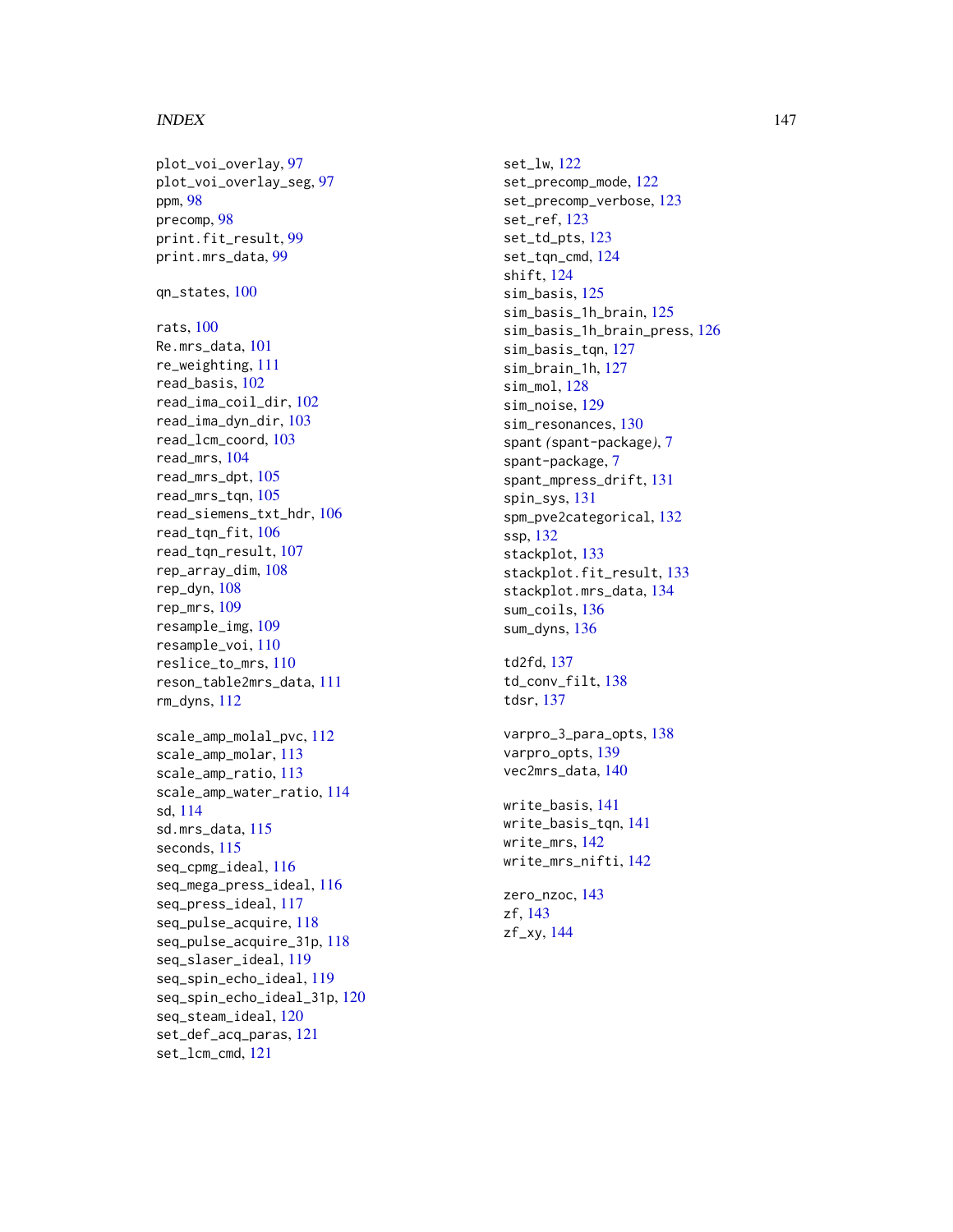plot_voi_overlay, 97
plot_voi_overlay_seg, 97
ppm, 98
precomp, 98
print.fit_result, 99
print.mrs_data, 99

qn_states, 100

rats, 100
Re.mrs_data, 101
re_weighting, 111
read_basis, 102
read_ima_coil_dir, 102
read_ima_dyn_dir, 103
read_lcm_coord, 103
read_mrs, 104
read_mrs_dpt, 105
read_mrs_tqn, 105
read_siemens_txt_hdr, 106
read_tqn_fit, 106
read_tqn_result, 107
rep_array_dim, 108
rep_dyn, 108
rep_mrs, 109
resample_img, 109
resample_voi, 110
reslice_to_mrs, 110
reson_table2mrs_data, 111
rm_dyns, 112

scale_amp_molal_pvc, 112
scale_amp_molar, 113
scale_amp_ratio, 113
scale_amp_water_ratio, 114
sd, 114
sd.mrs_data, 115
seconds, 115
seq_cpmg_ideal, 116
seq_mega_press_ideal, 116
seq_press_ideal, 117
seq_pulse_acquire, 118
seq_pulse_acquire_31p, 118
seq_slaser_ideal, 119
seq_spin_echo_ideal, 119
seq_spin_echo_ideal_31p, 120
seq_steam_ideal, 120
set_def_acq_paras, 121
set_lcm_cmd, 121
set_lw, 122
set_precomp_mode, 122
set_precomp_verbose, 123
set_ref, 123
set_td_pts, 123
set_tqn_cmd, 124
shift, 124
sim_basis, 125
sim_basis_1h_brain, 125
sim_basis_1h_brain_press, 126
sim_basis_tqn, 127
sim_brain_1h, 127
sim_mol, 128
sim_noise, 129
sim_resonances, 130
spant *(spant-package)*, 7
spant-package, 7
spant_mpress_drift, 131
spin_sys, 131
spm_pve2categorical, 132
ssp, 132
stackplot, 133
stackplot.fit_result, 133
stackplot.mrs_data, 134
sum_coils, 136
sum_dyns, 136

td2fd, 137
td_conv_filt, 138
tdsr, 137

varpro_3_para_opts, 138
varpro_opts, 139
vec2mrs_data, 140

write_basis, 141
write_basis_tqn, 141
write_mrs, 142
write_mrs_nifti, 142

zero_nzoc, 143
zf, 143
zf_xy, 144